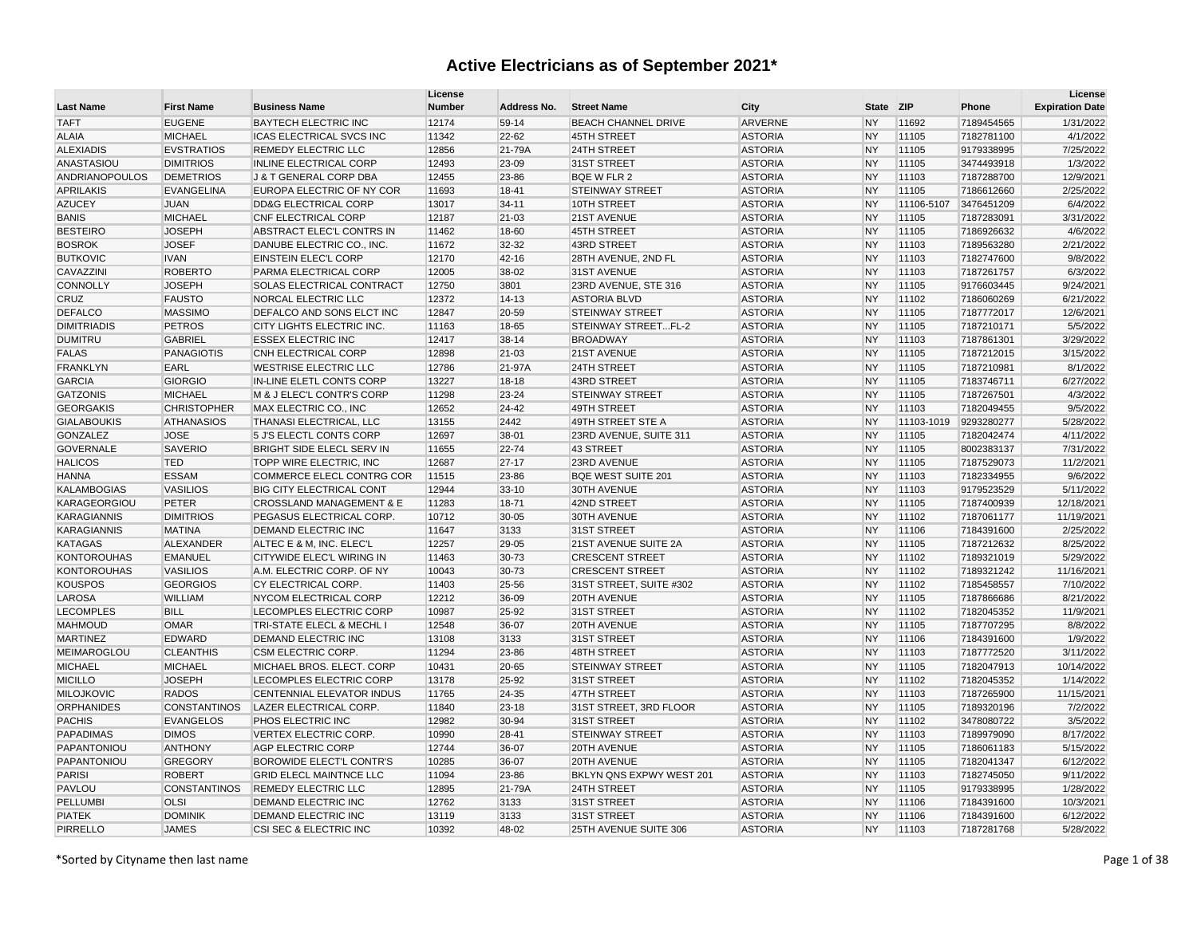# Active Electricians as of September 2021*

| Last Name | First Name | Business Name | License Number | Address No. | Street Name | City | State | ZIP | Phone | License Expiration Date |
|---|---|---|---|---|---|---|---|---|---|---|
| TAFT | EUGENE | BAYTECH ELECTRIC INC | 12174 | 59-14 | BEACH CHANNEL DRIVE | ARVERNE | NY | 11692 | 7189454565 | 1/31/2022 |
| ALAIA | MICHAEL | ICAS ELECTRICAL SVCS INC | 11342 | 22-62 | 45TH STREET | ASTORIA | NY | 11105 | 7182781100 | 4/1/2022 |
| ALEXIADIS | EVSTRATIOS | REMEDY ELECTRIC LLC | 12856 | 21-79A | 24TH STREET | ASTORIA | NY | 11105 | 9179338995 | 7/25/2022 |
| ANASTASIOU | DIMITRIOS | INLINE ELECTRICAL CORP | 12493 | 23-09 | 31ST STREET | ASTORIA | NY | 11105 | 3474493918 | 1/3/2022 |
| ANDRIANOPOULOS | DEMETRIOS | J & T GENERAL CORP DBA | 12455 | 23-86 | BQE W FLR 2 | ASTORIA | NY | 11103 | 7187288700 | 12/9/2021 |
| APRILAKIS | EVANGELINA | EUROPA ELECTRIC OF NY COR | 11693 | 18-41 | STEINWAY STREET | ASTORIA | NY | 11105 | 7186612660 | 2/25/2022 |
| AZUCEY | JUAN | DD&G ELECTRICAL CORP | 13017 | 34-11 | 10TH STREET | ASTORIA | NY | 11106-5107 | 3476451209 | 6/4/2022 |
| BANIS | MICHAEL | CNF ELECTRICAL CORP | 12187 | 21-03 | 21ST AVENUE | ASTORIA | NY | 11105 | 7187283091 | 3/31/2022 |
| BESTEIRO | JOSEPH | ABSTRACT ELEC'L CONTRS IN | 11462 | 18-60 | 45TH STREET | ASTORIA | NY | 11105 | 7186926632 | 4/6/2022 |
| BOSROK | JOSEF | DANUBE ELECTRIC CO., INC. | 11672 | 32-32 | 43RD STREET | ASTORIA | NY | 11103 | 7189563280 | 2/21/2022 |
| BUTKOVIC | IVAN | EINSTEIN ELEC'L CORP | 12170 | 42-16 | 28TH AVENUE, 2ND FL | ASTORIA | NY | 11103 | 7182747600 | 9/8/2022 |
| CAVAZZINI | ROBERTO | PARMA ELECTRICAL CORP | 12005 | 38-02 | 31ST AVENUE | ASTORIA | NY | 11103 | 7187261757 | 6/3/2022 |
| CONNOLLY | JOSEPH | SOLAS ELECTRICAL CONTRACT | 12750 | 3801 | 23RD AVENUE, STE 316 | ASTORIA | NY | 11105 | 9176603445 | 9/24/2021 |
| CRUZ | FAUSTO | NORCAL ELECTRIC LLC | 12372 | 14-13 | ASTORIA BLVD | ASTORIA | NY | 11102 | 7186060269 | 6/21/2022 |
| DEFALCO | MASSIMO | DEFALCO AND SONS ELCT INC | 12847 | 20-59 | STEINWAY STREET | ASTORIA | NY | 11105 | 7187772017 | 12/6/2021 |
| DIMITRIADIS | PETROS | CITY LIGHTS ELECTRIC INC. | 11163 | 18-65 | STEINWAY STREET...FL-2 | ASTORIA | NY | 11105 | 7187210171 | 5/5/2022 |
| DUMITRU | GABRIEL | ESSEX ELECTRIC INC | 12417 | 38-14 | BROADWAY | ASTORIA | NY | 11103 | 7187861301 | 3/29/2022 |
| FALAS | PANAGIOTIS | CNH ELECTRICAL CORP | 12898 | 21-03 | 21ST AVENUE | ASTORIA | NY | 11105 | 7187212015 | 3/15/2022 |
| FRANKLYN | EARL | WESTRISE ELECTRIC LLC | 12786 | 21-97A | 24TH STREET | ASTORIA | NY | 11105 | 7187210981 | 8/1/2022 |
| GARCIA | GIORGIO | IN-LINE ELETL CONTS CORP | 13227 | 18-18 | 43RD STREET | ASTORIA | NY | 11105 | 7183746711 | 6/27/2022 |
| GATZONIS | MICHAEL | M & J ELEC'L CONTR'S CORP | 11298 | 23-24 | STEINWAY STREET | ASTORIA | NY | 11105 | 7187267501 | 4/3/2022 |
| GEORGAKIS | CHRISTOPHER | MAX ELECTRIC CO., INC | 12652 | 24-42 | 49TH STREET | ASTORIA | NY | 11103 | 7182049455 | 9/5/2022 |
| GIALABOUKIS | ATHANASIOS | THANASI ELECTRICAL, LLC | 13155 | 2442 | 49TH STREET STE A | ASTORIA | NY | 11103-1019 | 9293280277 | 5/28/2022 |
| GONZALEZ | JOSE | 5 J'S ELECTL CONTS CORP | 12697 | 38-01 | 23RD AVENUE, SUITE 311 | ASTORIA | NY | 11105 | 7182042474 | 4/11/2022 |
| GOVERNALE | SAVERIO | BRIGHT SIDE ELECL SERV IN | 11655 | 22-74 | 43 STREET | ASTORIA | NY | 11105 | 8002383137 | 7/31/2022 |
| HALICOS | TED | TOPP WIRE ELECTRIC, INC | 12687 | 27-17 | 23RD AVENUE | ASTORIA | NY | 11105 | 7187529073 | 11/2/2021 |
| HANNA | ESSAM | COMMERCE ELECL CONTRG COR | 11515 | 23-86 | BQE WEST SUITE 201 | ASTORIA | NY | 11103 | 7182334955 | 9/6/2022 |
| KALAMBOGIAS | VASILIOS | BIG CITY ELECTRICAL CONT | 12944 | 33-10 | 30TH AVENUE | ASTORIA | NY | 11103 | 9179523529 | 5/11/2022 |
| KARAGEORGIOU | PETER | CROSSLAND MANAGEMENT & E | 11283 | 18-71 | 42ND STREET | ASTORIA | NY | 11105 | 7187400939 | 12/18/2021 |
| KARAGIANNIS | DIMITRIOS | PEGASUS ELECTRICAL CORP. | 10712 | 30-05 | 30TH AVENUE | ASTORIA | NY | 11102 | 7187061177 | 11/19/2021 |
| KARAGIANNIS | MATINA | DEMAND ELECTRIC INC | 11647 | 3133 | 31ST STREET | ASTORIA | NY | 11106 | 7184391600 | 2/25/2022 |
| KATAGAS | ALEXANDER | ALTEC E & M, INC. ELEC'L | 12257 | 29-05 | 21ST AVENUE SUITE 2A | ASTORIA | NY | 11105 | 7187212632 | 8/25/2022 |
| KONTOROUHAS | EMANUEL | CITYWIDE ELEC'L WIRING IN | 11463 | 30-73 | CRESCENT STREET | ASTORIA | NY | 11102 | 7189321019 | 5/29/2022 |
| KONTOROUHAS | VASILIOS | A.M. ELECTRIC CORP. OF NY | 10043 | 30-73 | CRESCENT STREET | ASTORIA | NY | 11102 | 7189321242 | 11/16/2021 |
| KOUSPOS | GEORGIOS | CY ELECTRICAL CORP. | 11403 | 25-56 | 31ST STREET, SUITE #302 | ASTORIA | NY | 11102 | 7185458557 | 7/10/2022 |
| LAROSA | WILLIAM | NYCOM ELECTRICAL CORP | 12212 | 36-09 | 20TH AVENUE | ASTORIA | NY | 11105 | 7187866686 | 8/21/2022 |
| LECOMPLES | BILL | LECOMPLES ELECTRIC CORP | 10987 | 25-92 | 31ST STREET | ASTORIA | NY | 11102 | 7182045352 | 11/9/2021 |
| MAHMOUD | OMAR | TRI-STATE ELECL & MECHL I | 12548 | 36-07 | 20TH AVENUE | ASTORIA | NY | 11105 | 7187707295 | 8/8/2022 |
| MARTINEZ | EDWARD | DEMAND ELECTRIC INC | 13108 | 3133 | 31ST STREET | ASTORIA | NY | 11106 | 7184391600 | 1/9/2022 |
| MEIMAROGLOU | CLEANTHIS | CSM ELECTRIC CORP. | 11294 | 23-86 | 48TH STREET | ASTORIA | NY | 11103 | 7187772520 | 3/11/2022 |
| MICHAEL | MICHAEL | MICHAEL BROS. ELECT. CORP | 10431 | 20-65 | STEINWAY STREET | ASTORIA | NY | 11105 | 7182047913 | 10/14/2022 |
| MICILLO | JOSEPH | LECOMPLES ELECTRIC CORP | 13178 | 25-92 | 31ST STREET | ASTORIA | NY | 11102 | 7182045352 | 1/14/2022 |
| MILOJKOVIC | RADOS | CENTENNIAL ELEVATOR INDUS | 11765 | 24-35 | 47TH STREET | ASTORIA | NY | 11103 | 7187265900 | 11/15/2021 |
| ORPHANIDES | CONSTANTINOS | LAZER ELECTRICAL CORP. | 11840 | 23-18 | 31ST STREET, 3RD FLOOR | ASTORIA | NY | 11105 | 7189320196 | 7/2/2022 |
| PACHIS | EVANGELOS | PHOS ELECTRIC INC | 12982 | 30-94 | 31ST STREET | ASTORIA | NY | 11102 | 3478080722 | 3/5/2022 |
| PAPADIMAS | DIMOS | VERTEX ELECTRIC CORP. | 10990 | 28-41 | STEINWAY STREET | ASTORIA | NY | 11103 | 7189979090 | 8/17/2022 |
| PAPANTONIOU | ANTHONY | AGP ELECTRIC CORP | 12744 | 36-07 | 20TH AVENUE | ASTORIA | NY | 11105 | 7186061183 | 5/15/2022 |
| PAPANTONIOU | GREGORY | BOROWIDE ELECT'L CONTR'S | 10285 | 36-07 | 20TH AVENUE | ASTORIA | NY | 11105 | 7182041347 | 6/12/2022 |
| PARISI | ROBERT | GRID ELECL MAINTNCE LLC | 11094 | 23-86 | BKLYN QNS EXPWY WEST 201 | ASTORIA | NY | 11103 | 7182745050 | 9/11/2022 |
| PAVLOU | CONSTANTINOS | REMEDY ELECTRIC LLC | 12895 | 21-79A | 24TH STREET | ASTORIA | NY | 11105 | 9179338995 | 1/28/2022 |
| PELLUMBI | OLSI | DEMAND ELECTRIC INC | 12762 | 3133 | 31ST STREET | ASTORIA | NY | 11106 | 7184391600 | 10/3/2021 |
| PIATEK | DOMINIK | DEMAND ELECTRIC INC | 13119 | 3133 | 31ST STREET | ASTORIA | NY | 11106 | 7184391600 | 6/12/2022 |
| PIRRELLO | JAMES | CSI SEC & ELECTRIC INC | 10392 | 48-02 | 25TH AVENUE SUITE 306 | ASTORIA | NY | 11103 | 7187281768 | 5/28/2022 |

*Sorted by Cityname then last name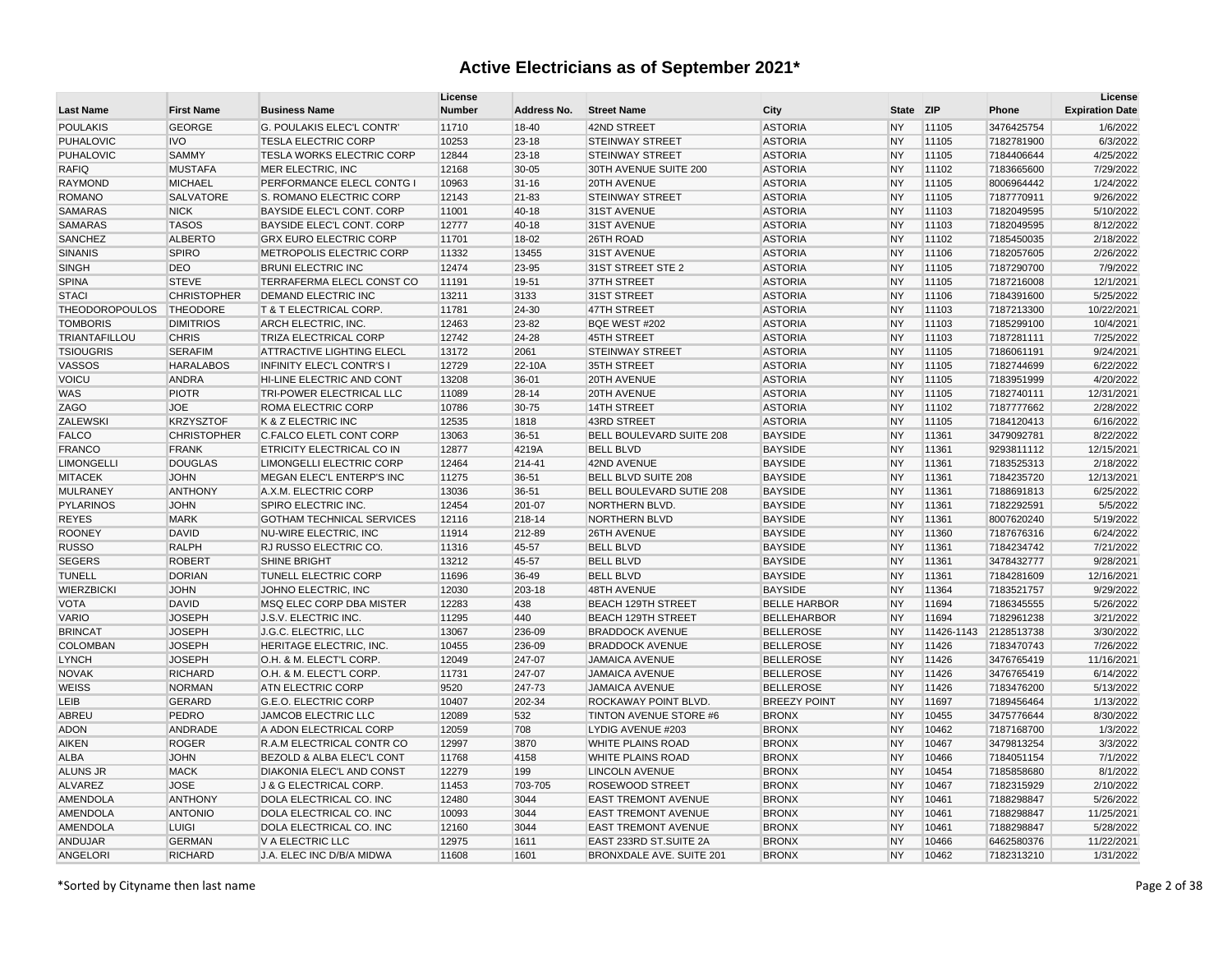# Active Electricians as of September 2021*

| Last Name | First Name | Business Name | License Number | Address No. | Street Name | City | State | ZIP | Phone | License Expiration Date |
|---|---|---|---|---|---|---|---|---|---|---|
| POULAKIS | GEORGE | G. POULAKIS ELEC'L CONTR' | 11710 | 18-40 | 42ND STREET | ASTORIA | NY | 11105 | 3476425754 | 1/6/2022 |
| PUHALOVIC | IVO | TESLA ELECTRIC CORP | 10253 | 23-18 | STEINWAY STREET | ASTORIA | NY | 11105 | 7182781900 | 6/3/2022 |
| PUHALOVIC | SAMMY | TESLA WORKS ELECTRIC CORP | 12844 | 23-18 | STEINWAY STREET | ASTORIA | NY | 11105 | 7184406644 | 4/25/2022 |
| RAFIQ | MUSTAFA | MER ELECTRIC, INC | 12168 | 30-05 | 30TH AVENUE SUITE 200 | ASTORIA | NY | 11102 | 7183665600 | 7/29/2022 |
| RAYMOND | MICHAEL | PERFORMANCE ELECL CONTG I | 10963 | 31-16 | 20TH AVENUE | ASTORIA | NY | 11105 | 8006964442 | 1/24/2022 |
| ROMANO | SALVATORE | S. ROMANO ELECTRIC CORP | 12143 | 21-83 | STEINWAY STREET | ASTORIA | NY | 11105 | 7187770911 | 9/26/2022 |
| SAMARAS | NICK | BAYSIDE ELEC'L CONT. CORP | 11001 | 40-18 | 31ST AVENUE | ASTORIA | NY | 11103 | 7182049595 | 5/10/2022 |
| SAMARAS | TASOS | BAYSIDE ELEC'L CONT. CORP | 12777 | 40-18 | 31ST AVENUE | ASTORIA | NY | 11103 | 7182049595 | 8/12/2022 |
| SANCHEZ | ALBERTO | GRX EURO ELECTRIC CORP | 11701 | 18-02 | 26TH ROAD | ASTORIA | NY | 11102 | 7185450035 | 2/18/2022 |
| SINANIS | SPIRO | METROPOLIS ELECTRIC CORP | 11332 | 13455 | 31ST AVENUE | ASTORIA | NY | 11106 | 7182057605 | 2/26/2022 |
| SINGH | DEO | BRUNI ELECTRIC INC | 12474 | 23-95 | 31ST STREET STE 2 | ASTORIA | NY | 11105 | 7187290700 | 7/9/2022 |
| SPINA | STEVE | TERRAFERMA ELECL CONST CO | 11191 | 19-51 | 37TH STREET | ASTORIA | NY | 11105 | 7187216008 | 12/1/2021 |
| STACI | CHRISTOPHER | DEMAND ELECTRIC INC | 13211 | 3133 | 31ST STREET | ASTORIA | NY | 11106 | 7184391600 | 5/25/2022 |
| THEODOROPOULOS | THEODORE | T & T ELECTRICAL CORP. | 11781 | 24-30 | 47TH STREET | ASTORIA | NY | 11103 | 7187213300 | 10/22/2021 |
| TOMBORIS | DIMITRIOS | ARCH ELECTRIC, INC. | 12463 | 23-82 | BQE WEST #202 | ASTORIA | NY | 11103 | 7185299100 | 10/4/2021 |
| TRIANTAFILLOU | CHRIS | TRIZA ELECTRICAL CORP | 12742 | 24-28 | 45TH STREET | ASTORIA | NY | 11103 | 7187281111 | 7/25/2022 |
| TSIOUGRIS | SERAFIM | ATTRACTIVE LIGHTING ELECL | 13172 | 2061 | STEINWAY STREET | ASTORIA | NY | 11105 | 7186061191 | 9/24/2021 |
| VASSOS | HARALABOS | INFINITY ELEC'L CONTR'S I | 12729 | 22-10A | 35TH STREET | ASTORIA | NY | 11105 | 7182744699 | 6/22/2022 |
| VOICU | ANDRA | HI-LINE ELECTRIC AND CONT | 13208 | 36-01 | 20TH AVENUE | ASTORIA | NY | 11105 | 7183951999 | 4/20/2022 |
| WAS | PIOTR | TRI-POWER ELECTRICAL LLC | 11089 | 28-14 | 20TH AVENUE | ASTORIA | NY | 11105 | 7182740111 | 12/31/2021 |
| ZAGO | JOE | ROMA ELECTRIC CORP | 10786 | 30-75 | 14TH STREET | ASTORIA | NY | 11102 | 7187777662 | 2/28/2022 |
| ZALEWSKI | KRZYSZTOF | K & Z ELECTRIC INC | 12535 | 1818 | 43RD STREET | ASTORIA | NY | 11105 | 7184120413 | 6/16/2022 |
| FALCO | CHRISTOPHER | C.FALCO ELETL CONT CORP | 13063 | 36-51 | BELL BOULEVARD SUITE 208 | BAYSIDE | NY | 11361 | 3479092781 | 8/22/2022 |
| FRANCO | FRANK | ETRICITY ELECTRICAL CO IN | 12877 | 4219A | BELL BLVD | BAYSIDE | NY | 11361 | 9293811112 | 12/15/2021 |
| LIMONGELLI | DOUGLAS | LIMONGELLI ELECTRIC CORP | 12464 | 214-41 | 42ND AVENUE | BAYSIDE | NY | 11361 | 7183525313 | 2/18/2022 |
| MITACEK | JOHN | MEGAN ELEC'L ENTERP'S INC | 11275 | 36-51 | BELL BLVD SUITE 208 | BAYSIDE | NY | 11361 | 7184235720 | 12/13/2021 |
| MULRANEY | ANTHONY | A.X.M. ELECTRIC CORP | 13036 | 36-51 | BELL BOULEVARD SUTIE 208 | BAYSIDE | NY | 11361 | 7188691813 | 6/25/2022 |
| PYLARINOS | JOHN | SPIRO ELECTRIC INC. | 12454 | 201-07 | NORTHERN BLVD. | BAYSIDE | NY | 11361 | 7182292591 | 5/5/2022 |
| REYES | MARK | GOTHAM TECHNICAL SERVICES | 12116 | 218-14 | NORTHERN BLVD | BAYSIDE | NY | 11361 | 8007620240 | 5/19/2022 |
| ROONEY | DAVID | NU-WIRE ELECTRIC, INC | 11914 | 212-89 | 26TH AVENUE | BAYSIDE | NY | 11360 | 7187676316 | 6/24/2022 |
| RUSSO | RALPH | RJ RUSSO ELECTRIC CO. | 11316 | 45-57 | BELL BLVD | BAYSIDE | NY | 11361 | 7184234742 | 7/21/2022 |
| SEGERS | ROBERT | SHINE BRIGHT | 13212 | 45-57 | BELL BLVD | BAYSIDE | NY | 11361 | 3478432777 | 9/28/2021 |
| TUNELL | DORIAN | TUNELL ELECTRIC CORP | 11696 | 36-49 | BELL BLVD | BAYSIDE | NY | 11361 | 7184281609 | 12/16/2021 |
| WIERZBICKI | JOHN | JOHNO ELECTRIC, INC | 12030 | 203-18 | 48TH AVENUE | BAYSIDE | NY | 11364 | 7183521757 | 9/29/2022 |
| VOTA | DAVID | MSQ ELEC CORP DBA MISTER | 12283 | 438 | BEACH 129TH STREET | BELLE HARBOR | NY | 11694 | 7186345555 | 5/26/2022 |
| VARIO | JOSEPH | J.S.V. ELECTRIC INC. | 11295 | 440 | BEACH 129TH STREET | BELLEHARBOR | NY | 11694 | 7182961238 | 3/21/2022 |
| BRINCAT | JOSEPH | J.G.C. ELECTRIC, LLC | 13067 | 236-09 | BRADDOCK AVENUE | BELLEROSE | NY | 11426-1143 | 2128513738 | 3/30/2022 |
| COLOMBAN | JOSEPH | HERITAGE ELECTRIC, INC. | 10455 | 236-09 | BRADDOCK AVENUE | BELLEROSE | NY | 11426 | 7183470743 | 7/26/2022 |
| LYNCH | JOSEPH | O.H. & M. ELECT'L CORP. | 12049 | 247-07 | JAMAICA AVENUE | BELLEROSE | NY | 11426 | 3476765419 | 11/16/2021 |
| NOVAK | RICHARD | O.H. & M. ELECT'L CORP. | 11731 | 247-07 | JAMAICA AVENUE | BELLEROSE | NY | 11426 | 3476765419 | 6/14/2022 |
| WEISS | NORMAN | ATN ELECTRIC CORP | 9520 | 247-73 | JAMAICA AVENUE | BELLEROSE | NY | 11426 | 7183476200 | 5/13/2022 |
| LEIB | GERARD | G.E.O. ELECTRIC CORP | 10407 | 202-34 | ROCKAWAY POINT BLVD. | BREEZY POINT | NY | 11697 | 7189456464 | 1/13/2022 |
| ABREU | PEDRO | JAMCOB ELECTRIC LLC | 12089 | 532 | TINTON AVENUE STORE #6 | BRONX | NY | 10455 | 3475776644 | 8/30/2022 |
| ADON | ANDRADE | A ADON ELECTRICAL CORP | 12059 | 708 | LYDIG AVENUE #203 | BRONX | NY | 10462 | 7187168700 | 1/3/2022 |
| AIKEN | ROGER | R.A.M ELECTRICAL CONTR CO | 12997 | 3870 | WHITE PLAINS ROAD | BRONX | NY | 10467 | 3479813254 | 3/3/2022 |
| ALBA | JOHN | BEZOLD & ALBA ELEC'L CONT | 11768 | 4158 | WHITE PLAINS ROAD | BRONX | NY | 10466 | 7184051154 | 7/1/2022 |
| ALUNS JR | MACK | DIAKONIA ELEC'L AND CONST | 12279 | 199 | LINCOLN AVENUE | BRONX | NY | 10454 | 7185858680 | 8/1/2022 |
| ALVAREZ | JOSE | J & G ELECTRICAL CORP. | 11453 | 703-705 | ROSEWOOD STREET | BRONX | NY | 10467 | 7182315929 | 2/10/2022 |
| AMENDOLA | ANTHONY | DOLA ELECTRICAL CO. INC | 12480 | 3044 | EAST TREMONT AVENUE | BRONX | NY | 10461 | 7188298847 | 5/26/2022 |
| AMENDOLA | ANTONIO | DOLA ELECTRICAL CO. INC | 10093 | 3044 | EAST TREMONT AVENUE | BRONX | NY | 10461 | 7188298847 | 11/25/2021 |
| AMENDOLA | LUIGI | DOLA ELECTRICAL CO. INC | 12160 | 3044 | EAST TREMONT AVENUE | BRONX | NY | 10461 | 7188298847 | 5/28/2022 |
| ANDUJAR | GERMAN | V A ELECTRIC LLC | 12975 | 1611 | EAST 233RD ST.SUITE 2A | BRONX | NY | 10466 | 6462580376 | 11/22/2021 |
| ANGELORI | RICHARD | J.A. ELEC INC D/B/A MIDWA | 11608 | 1601 | BRONXDALE AVE. SUITE 201 | BRONX | NY | 10462 | 7182313210 | 1/31/2022 |

*Sorted by Cityname then last name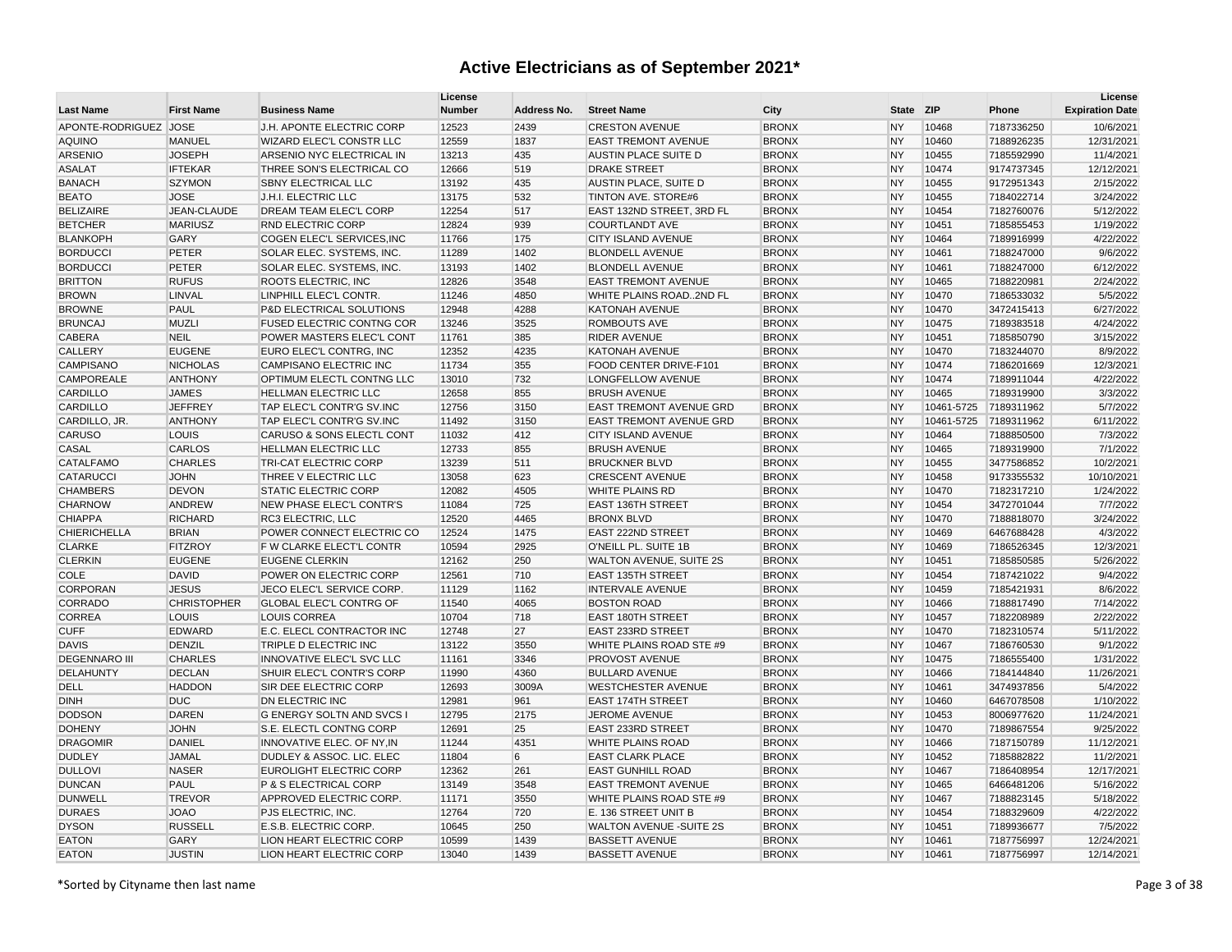# Active Electricians as of September 2021*

| Last Name | First Name | Business Name | License Number | Address No. | Street Name | City | State | ZIP | Phone | License Expiration Date |
|---|---|---|---|---|---|---|---|---|---|---|
| APONTE-RODRIGUEZ | JOSE | J.H. APONTE ELECTRIC CORP | 12523 | 2439 | CRESTON AVENUE | BRONX | NY | 10468 | 7187336250 | 10/6/2021 |
| AQUINO | MANUEL | WIZARD ELEC'L CONSTR LLC | 12559 | 1837 | EAST TREMONT AVENUE | BRONX | NY | 10460 | 7188926235 | 12/31/2021 |
| ARSENIO | JOSEPH | ARSENIO NYC ELECTRICAL IN | 13213 | 435 | AUSTIN PLACE SUITE D | BRONX | NY | 10455 | 7185592990 | 11/4/2021 |
| ASALAT | IFTEKAR | THREE SON'S ELECTRICAL CO | 12666 | 519 | DRAKE STREET | BRONX | NY | 10474 | 9174737345 | 12/12/2021 |
| BANACH | SZYMON | SBNY ELECTRICAL LLC | 13192 | 435 | AUSTIN PLACE, SUITE D | BRONX | NY | 10455 | 9172951343 | 2/15/2022 |
| BEATO | JOSE | J.H.I. ELECTRIC LLC | 13175 | 532 | TINTON AVE. STORE#6 | BRONX | NY | 10455 | 7184022714 | 3/24/2022 |
| BELIZAIRE | JEAN-CLAUDE | DREAM TEAM ELEC'L CORP | 12254 | 517 | EAST 132ND STREET, 3RD FL | BRONX | NY | 10454 | 7182760076 | 5/12/2022 |
| BETCHER | MARIUSZ | RND ELECTRIC CORP | 12824 | 939 | COURTLANDT AVE | BRONX | NY | 10451 | 7185855453 | 1/19/2022 |
| BLANKOPH | GARY | COGEN ELEC'L SERVICES,INC | 11766 | 175 | CITY ISLAND AVENUE | BRONX | NY | 10464 | 7189916999 | 4/22/2022 |
| BORDUCCI | PETER | SOLAR ELEC. SYSTEMS, INC. | 11289 | 1402 | BLONDELL AVENUE | BRONX | NY | 10461 | 7188247000 | 9/6/2022 |
| BORDUCCI | PETER | SOLAR ELEC. SYSTEMS, INC. | 13193 | 1402 | BLONDELL AVENUE | BRONX | NY | 10461 | 7188247000 | 6/12/2022 |
| BRITTON | RUFUS | ROOTS ELECTRIC, INC | 12826 | 3548 | EAST TREMONT AVENUE | BRONX | NY | 10465 | 7188220981 | 2/24/2022 |
| BROWN | LINVAL | LINPHILL ELEC'L CONTR. | 11246 | 4850 | WHITE PLAINS ROAD..2ND FL | BRONX | NY | 10470 | 7186533032 | 5/5/2022 |
| BROWNE | PAUL | P&D ELECTRICAL SOLUTIONS | 12948 | 4288 | KATONAH AVENUE | BRONX | NY | 10470 | 3472415413 | 6/27/2022 |
| BRUNCAJ | MUZLI | FUSED ELECTRIC CONTNG COR | 13246 | 3525 | ROMBOUTS AVE | BRONX | NY | 10475 | 7189383518 | 4/24/2022 |
| CABERA | NEIL | POWER MASTERS ELEC'L CONT | 11761 | 385 | RIDER AVENUE | BRONX | NY | 10451 | 7185850790 | 3/15/2022 |
| CALLERY | EUGENE | EURO ELEC'L CONTRG, INC | 12352 | 4235 | KATONAH AVENUE | BRONX | NY | 10470 | 7183244070 | 8/9/2022 |
| CAMPISANO | NICHOLAS | CAMPISANO ELECTRIC INC | 11734 | 355 | FOOD CENTER DRIVE-F101 | BRONX | NY | 10474 | 7186201669 | 12/3/2021 |
| CAMPOREALE | ANTHONY | OPTIMUM ELECTL CONTNG LLC | 13010 | 732 | LONGFELLOW AVENUE | BRONX | NY | 10474 | 7189911044 | 4/22/2022 |
| CARDILLO | JAMES | HELLMAN ELECTRIC LLC | 12658 | 855 | BRUSH AVENUE | BRONX | NY | 10465 | 7189319900 | 3/3/2022 |
| CARDILLO | JEFFREY | TAP ELEC'L CONTR'G SV.INC | 12756 | 3150 | EAST TREMONT AVENUE GRD | BRONX | NY | 10461-5725 | 7189311962 | 5/7/2022 |
| CARDILLO, JR. | ANTHONY | TAP ELEC'L CONTR'G SV.INC | 11492 | 3150 | EAST TREMONT AVENUE GRD | BRONX | NY | 10461-5725 | 7189311962 | 6/11/2022 |
| CARUSO | LOUIS | CARUSO & SONS ELECTL CONT | 11032 | 412 | CITY ISLAND AVENUE | BRONX | NY | 10464 | 7188850500 | 7/3/2022 |
| CASAL | CARLOS | HELLMAN ELECTRIC LLC | 12733 | 855 | BRUSH AVENUE | BRONX | NY | 10465 | 7189319900 | 7/1/2022 |
| CATALFAMO | CHARLES | TRI-CAT ELECTRIC CORP | 13239 | 511 | BRUCKNER BLVD | BRONX | NY | 10455 | 3477586852 | 10/2/2021 |
| CATARUCCI | JOHN | THREE V ELECTRIC LLC | 13058 | 623 | CRESCENT AVENUE | BRONX | NY | 10458 | 9173355532 | 10/10/2021 |
| CHAMBERS | DEVON | STATIC ELECTRIC CORP | 12082 | 4505 | WHITE PLAINS RD | BRONX | NY | 10470 | 7182317210 | 1/24/2022 |
| CHARNOW | ANDREW | NEW PHASE ELEC'L CONTR'S | 11084 | 725 | EAST 136TH STREET | BRONX | NY | 10454 | 3472701044 | 7/7/2022 |
| CHIAPPA | RICHARD | RC3 ELECTRIC, LLC | 12520 | 4465 | BRONX BLVD | BRONX | NY | 10470 | 7188818070 | 3/24/2022 |
| CHIERICHELLA | BRIAN | POWER CONNECT ELECTRIC CO | 12524 | 1475 | EAST 222ND STREET | BRONX | NY | 10469 | 6467688428 | 4/3/2022 |
| CLARKE | FITZROY | F W CLARKE ELECT'L CONTR | 10594 | 2925 | O'NEILL PL. SUITE 1B | BRONX | NY | 10469 | 7186526345 | 12/3/2021 |
| CLERKIN | EUGENE | EUGENE CLERKIN | 12162 | 250 | WALTON AVENUE, SUITE 2S | BRONX | NY | 10451 | 7185850585 | 5/26/2022 |
| COLE | DAVID | POWER ON ELECTRIC CORP | 12561 | 710 | EAST 135TH STREET | BRONX | NY | 10454 | 7187421022 | 9/4/2022 |
| CORPORAN | JESUS | JECO ELEC'L SERVICE CORP. | 11129 | 1162 | INTERVALE AVENUE | BRONX | NY | 10459 | 7185421931 | 8/6/2022 |
| CORRADO | CHRISTOPHER | GLOBAL ELEC'L CONTRG OF | 11540 | 4065 | BOSTON ROAD | BRONX | NY | 10466 | 7188817490 | 7/14/2022 |
| CORREA | LOUIS | LOUIS CORREA | 10704 | 718 | EAST 180TH STREET | BRONX | NY | 10457 | 7182208989 | 2/22/2022 |
| CUFF | EDWARD | E.C. ELECL CONTRACTOR INC | 12748 | 27 | EAST 233RD STREET | BRONX | NY | 10470 | 7182310574 | 5/11/2022 |
| DAVIS | DENZIL | TRIPLE D ELECTRIC INC | 13122 | 3550 | WHITE PLAINS ROAD STE #9 | BRONX | NY | 10467 | 7186760530 | 9/1/2022 |
| DEGENNARO III | CHARLES | INNOVATIVE ELEC'L SVC LLC | 11161 | 3346 | PROVOST AVENUE | BRONX | NY | 10475 | 7186555400 | 1/31/2022 |
| DELAHUNTY | DECLAN | SHUIR ELEC'L CONTR'S CORP | 11990 | 4360 | BULLARD AVENUE | BRONX | NY | 10466 | 7184144840 | 11/26/2021 |
| DELL | HADDON | SIR DEE ELECTRIC CORP | 12693 | 3009A | WESTCHESTER AVENUE | BRONX | NY | 10461 | 3474937856 | 5/4/2022 |
| DINH | DUC | DN ELECTRIC INC | 12981 | 961 | EAST 174TH STREET | BRONX | NY | 10460 | 6467078508 | 1/10/2022 |
| DODSON | DAREN | G ENERGY SOLTN AND SVCS I | 12795 | 2175 | JEROME AVENUE | BRONX | NY | 10453 | 8006977620 | 11/24/2021 |
| DOHENY | JOHN | S.E. ELECTL CONTNG CORP | 12691 | 25 | EAST 233RD STREET | BRONX | NY | 10470 | 7189867554 | 9/25/2022 |
| DRAGOMIR | DANIEL | INNOVATIVE ELEC. OF NY,IN | 11244 | 4351 | WHITE PLAINS ROAD | BRONX | NY | 10466 | 7187150789 | 11/12/2021 |
| DUDLEY | JAMAL | DUDLEY & ASSOC. LIC. ELEC | 11804 | 6 | EAST CLARK PLACE | BRONX | NY | 10452 | 7185882822 | 11/2/2021 |
| DULLOVI | NASER | EUROLIGHT ELECTRIC CORP | 12362 | 261 | EAST GUNHILL ROAD | BRONX | NY | 10467 | 7186408954 | 12/17/2021 |
| DUNCAN | PAUL | P & S ELECTRICAL CORP | 13149 | 3548 | EAST TREMONT AVENUE | BRONX | NY | 10465 | 6466481206 | 5/16/2022 |
| DUNWELL | TREVOR | APPROVED ELECTRIC CORP. | 11171 | 3550 | WHITE PLAINS ROAD STE #9 | BRONX | NY | 10467 | 7188823145 | 5/18/2022 |
| DURAES | JOAO | PJS ELECTRIC, INC. | 12764 | 720 | E. 136 STREET UNIT B | BRONX | NY | 10454 | 7188329609 | 4/22/2022 |
| DYSON | RUSSELL | E.S.B. ELECTRIC CORP. | 10645 | 250 | WALTON AVENUE -SUITE 2S | BRONX | NY | 10451 | 7189936677 | 7/5/2022 |
| EATON | GARY | LION HEART ELECTRIC CORP | 10599 | 1439 | BASSETT AVENUE | BRONX | NY | 10461 | 7187756997 | 12/24/2021 |
| EATON | JUSTIN | LION HEART ELECTRIC CORP | 13040 | 1439 | BASSETT AVENUE | BRONX | NY | 10461 | 7187756997 | 12/14/2021 |

*Sorted by Cityname then last name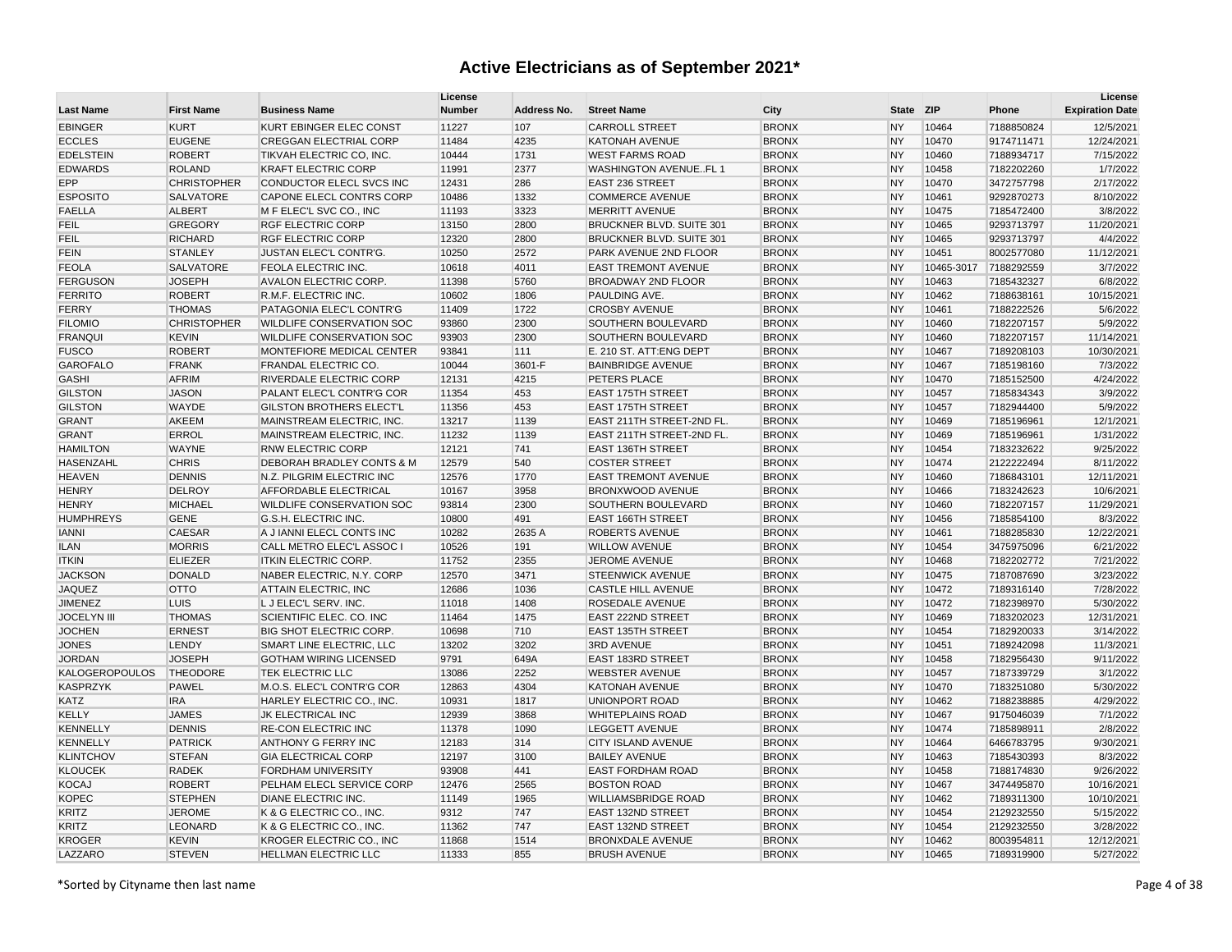# Active Electricians as of September 2021*

| Last Name | First Name | Business Name | License Number | Address No. | Street Name | City | State | ZIP | Phone | License Expiration Date |
|---|---|---|---|---|---|---|---|---|---|---|
| EBINGER | KURT | KURT EBINGER ELEC CONST | 11227 | 107 | CARROLL STREET | BRONX | NY | 10464 | 7188850824 | 12/5/2021 |
| ECCLES | EUGENE | CREGGAN ELECTRIAL CORP | 11484 | 4235 | KATONAH AVENUE | BRONX | NY | 10470 | 9174711471 | 12/24/2021 |
| EDELSTEIN | ROBERT | TIKVAH ELECTRIC CO, INC. | 10444 | 1731 | WEST FARMS ROAD | BRONX | NY | 10460 | 7188934717 | 7/15/2022 |
| EDWARDS | ROLAND | KRAFT ELECTRIC CORP | 11991 | 2377 | WASHINGTON AVENUE..FL 1 | BRONX | NY | 10458 | 7182202260 | 1/7/2022 |
| EPP | CHRISTOPHER | CONDUCTOR ELECL SVCS INC | 12431 | 286 | EAST 236 STREET | BRONX | NY | 10470 | 3472757798 | 2/17/2022 |
| ESPOSITO | SALVATORE | CAPONE ELECL CONTRS CORP | 10486 | 1332 | COMMERCE AVENUE | BRONX | NY | 10461 | 9292870273 | 8/10/2022 |
| FAELLA | ALBERT | M F ELEC'L SVC CO., INC | 11193 | 3323 | MERRITT AVENUE | BRONX | NY | 10475 | 7185472400 | 3/8/2022 |
| FEIL | GREGORY | RGF ELECTRIC CORP | 13150 | 2800 | BRUCKNER BLVD. SUITE 301 | BRONX | NY | 10465 | 9293713797 | 11/20/2021 |
| FEIL | RICHARD | RGF ELECTRIC CORP | 12320 | 2800 | BRUCKNER BLVD. SUITE 301 | BRONX | NY | 10465 | 9293713797 | 4/4/2022 |
| FEIN | STANLEY | JUSTAN ELEC'L CONTR'G. | 10250 | 2572 | PARK AVENUE 2ND FLOOR | BRONX | NY | 10451 | 8002577080 | 11/12/2021 |
| FEOLA | SALVATORE | FEOLA ELECTRIC INC. | 10618 | 4011 | EAST TREMONT AVENUE | BRONX | NY | 10465-3017 | 7188292559 | 3/7/2022 |
| FERGUSON | JOSEPH | AVALON ELECTRIC CORP. | 11398 | 5760 | BROADWAY 2ND FLOOR | BRONX | NY | 10463 | 7185432327 | 6/8/2022 |
| FERRITO | ROBERT | R.M.F. ELECTRIC INC. | 10602 | 1806 | PAULDING AVE. | BRONX | NY | 10462 | 7188638161 | 10/15/2021 |
| FERRY | THOMAS | PATAGONIA ELEC'L CONTR'G | 11409 | 1722 | CROSBY AVENUE | BRONX | NY | 10461 | 7188222526 | 5/6/2022 |
| FILOMIO | CHRISTOPHER | WILDLIFE CONSERVATION SOC | 93860 | 2300 | SOUTHERN BOULEVARD | BRONX | NY | 10460 | 7182207157 | 5/9/2022 |
| FRANQUI | KEVIN | WILDLIFE CONSERVATION SOC | 93903 | 2300 | SOUTHERN BOULEVARD | BRONX | NY | 10460 | 7182207157 | 11/14/2021 |
| FUSCO | ROBERT | MONTEFIORE MEDICAL CENTER | 93841 | 111 | E. 210 ST. ATT:ENG DEPT | BRONX | NY | 10467 | 7189208103 | 10/30/2021 |
| GAROFALO | FRANK | FRANDAL ELECTRIC CO. | 10044 | 3601-F | BAINBRIDGE AVENUE | BRONX | NY | 10467 | 7185198160 | 7/3/2022 |
| GASHI | AFRIM | RIVERDALE ELECTRIC CORP | 12131 | 4215 | PETERS PLACE | BRONX | NY | 10470 | 7185152500 | 4/24/2022 |
| GILSTON | JASON | PALANT ELEC'L CONTR'G COR | 11354 | 453 | EAST 175TH STREET | BRONX | NY | 10457 | 7185834343 | 3/9/2022 |
| GILSTON | WAYDE | GILSTON BROTHERS ELECT'L | 11356 | 453 | EAST 175TH STREET | BRONX | NY | 10457 | 7182944400 | 5/9/2022 |
| GRANT | AKEEM | MAINSTREAM ELECTRIC, INC. | 13217 | 1139 | EAST 211TH STREET-2ND FL. | BRONX | NY | 10469 | 7185196961 | 12/1/2021 |
| GRANT | ERROL | MAINSTREAM ELECTRIC, INC. | 11232 | 1139 | EAST 211TH STREET-2ND FL. | BRONX | NY | 10469 | 7185196961 | 1/31/2022 |
| HAMILTON | WAYNE | RNW ELECTRIC CORP | 12121 | 741 | EAST 136TH STREET | BRONX | NY | 10454 | 7183232622 | 9/25/2022 |
| HASENZAHL | CHRIS | DEBORAH BRADLEY CONTS & M | 12579 | 540 | COSTER STREET | BRONX | NY | 10474 | 2122222494 | 8/11/2022 |
| HEAVEN | DENNIS | N.Z. PILGRIM ELECTRIC INC | 12576 | 1770 | EAST TREMONT AVENUE | BRONX | NY | 10460 | 7186843101 | 12/11/2021 |
| HENRY | DELROY | AFFORDABLE ELECTRICAL | 10167 | 3958 | BRONXWOOD AVENUE | BRONX | NY | 10466 | 7183242623 | 10/6/2021 |
| HENRY | MICHAEL | WILDLIFE CONSERVATION SOC | 93814 | 2300 | SOUTHERN BOULEVARD | BRONX | NY | 10460 | 7182207157 | 11/29/2021 |
| HUMPHREYS | GENE | G.S.H. ELECTRIC INC. | 10800 | 491 | EAST 166TH STREET | BRONX | NY | 10456 | 7185854100 | 8/3/2022 |
| IANNI | CAESAR | A J IANNI ELECL CONTS INC | 10282 | 2635 A | ROBERTS AVENUE | BRONX | NY | 10461 | 7188285830 | 12/22/2021 |
| ILAN | MORRIS | CALL METRO ELEC'L ASSOC I | 10526 | 191 | WILLOW AVENUE | BRONX | NY | 10454 | 3475975096 | 6/21/2022 |
| ITKIN | ELIEZER | ITKIN ELECTRIC CORP. | 11752 | 2355 | JEROME AVENUE | BRONX | NY | 10468 | 7182202772 | 7/21/2022 |
| JACKSON | DONALD | NABER ELECTRIC, N.Y. CORP | 12570 | 3471 | STEENWICK AVENUE | BRONX | NY | 10475 | 7187087690 | 3/23/2022 |
| JAQUEZ | OTTO | ATTAIN ELECTRIC, INC | 12686 | 1036 | CASTLE HILL AVENUE | BRONX | NY | 10472 | 7189316140 | 7/28/2022 |
| JIMENEZ | LUIS | L J ELEC'L SERV. INC. | 11018 | 1408 | ROSEDALE AVENUE | BRONX | NY | 10472 | 7182398970 | 5/30/2022 |
| JOCELYN III | THOMAS | SCIENTIFIC ELEC. CO. INC | 11464 | 1475 | EAST 222ND STREET | BRONX | NY | 10469 | 7183202023 | 12/31/2021 |
| JOCHEN | ERNEST | BIG SHOT ELECTRIC CORP. | 10698 | 710 | EAST 135TH STREET | BRONX | NY | 10454 | 7182920033 | 3/14/2022 |
| JONES | LENDY | SMART LINE ELECTRIC, LLC | 13202 | 3202 | 3RD AVENUE | BRONX | NY | 10451 | 7189242098 | 11/3/2021 |
| JORDAN | JOSEPH | GOTHAM WIRING LICENSED | 9791 | 649A | EAST 183RD STREET | BRONX | NY | 10458 | 7182956430 | 9/11/2022 |
| KALOGEROPOULOS | THEODORE | TEK ELECTRIC LLC | 13086 | 2252 | WEBSTER AVENUE | BRONX | NY | 10457 | 7187339729 | 3/1/2022 |
| KASPRZYK | PAWEL | M.O.S. ELEC'L CONTR'G COR | 12863 | 4304 | KATONAH AVENUE | BRONX | NY | 10470 | 7183251080 | 5/30/2022 |
| KATZ | IRA | HARLEY ELECTRIC CO., INC. | 10931 | 1817 | UNIONPORT ROAD | BRONX | NY | 10462 | 7188238885 | 4/29/2022 |
| KELLY | JAMES | JK ELECTRICAL INC | 12939 | 3868 | WHITEPLAINS ROAD | BRONX | NY | 10467 | 9175046039 | 7/1/2022 |
| KENNELLY | DENNIS | RE-CON ELECTRIC INC | 11378 | 1090 | LEGGETT AVENUE | BRONX | NY | 10474 | 7185898911 | 2/8/2022 |
| KENNELLY | PATRICK | ANTHONY G FERRY INC | 12183 | 314 | CITY ISLAND AVENUE | BRONX | NY | 10464 | 6466783795 | 9/30/2021 |
| KLINTCHOV | STEFAN | GIA ELECTRICAL CORP | 12197 | 3100 | BAILEY AVENUE | BRONX | NY | 10463 | 7185430393 | 8/3/2022 |
| KLOUCEK | RADEK | FORDHAM UNIVERSITY | 93908 | 441 | EAST FORDHAM ROAD | BRONX | NY | 10458 | 7188174830 | 9/26/2022 |
| KOCAJ | ROBERT | PELHAM ELECL SERVICE CORP | 12476 | 2565 | BOSTON ROAD | BRONX | NY | 10467 | 3474495870 | 10/16/2021 |
| KOPEC | STEPHEN | DIANE ELECTRIC INC. | 11149 | 1965 | WILLIAMSBRIDGE ROAD | BRONX | NY | 10462 | 7189311300 | 10/10/2021 |
| KRITZ | JEROME | K & G ELECTRIC CO., INC. | 9312 | 747 | EAST 132ND STREET | BRONX | NY | 10454 | 2129232550 | 5/15/2022 |
| KRITZ | LEONARD | K & G ELECTRIC CO., INC. | 11362 | 747 | EAST 132ND STREET | BRONX | NY | 10454 | 2129232550 | 3/28/2022 |
| KROGER | KEVIN | KROGER ELECTRIC CO., INC | 11868 | 1514 | BRONXDALE AVENUE | BRONX | NY | 10462 | 8003954811 | 12/12/2021 |
| LAZZARO | STEVEN | HELLMAN ELECTRIC LLC | 11333 | 855 | BRUSH AVENUE | BRONX | NY | 10465 | 7189319900 | 5/27/2022 |

*Sorted by Cityname then last name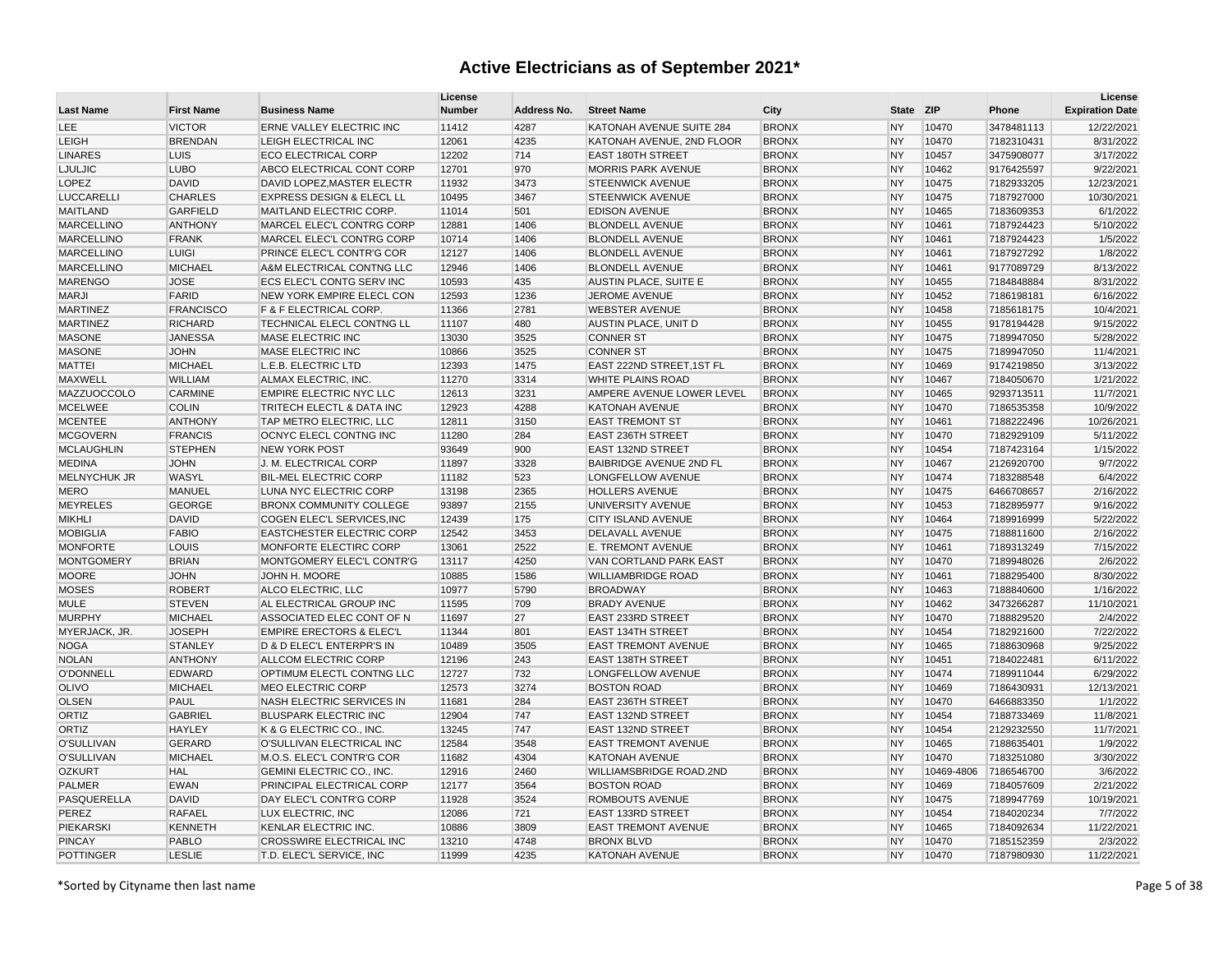# Active Electricians as of September 2021*

| Last Name | First Name | Business Name | License Number | Address No. | Street Name | City | State | ZIP | Phone | License Expiration Date |
|---|---|---|---|---|---|---|---|---|---|---|
| LEE | VICTOR | ERNE VALLEY ELECTRIC INC | 11412 | 4287 | KATONAH AVENUE SUITE 284 | BRONX | NY | 10470 | 3478481113 | 12/22/2021 |
| LEIGH | BRENDAN | LEIGH ELECTRICAL INC | 12061 | 4235 | KATONAH AVENUE, 2ND FLOOR | BRONX | NY | 10470 | 7182310431 | 8/31/2022 |
| LINARES | LUIS | ECO ELECTRICAL CORP | 12202 | 714 | EAST 180TH STREET | BRONX | NY | 10457 | 3475908077 | 3/17/2022 |
| LJULJIC | LUBO | ABCO ELECTRICAL CONT CORP | 12701 | 970 | MORRIS PARK AVENUE | BRONX | NY | 10462 | 9176425597 | 9/22/2021 |
| LOPEZ | DAVID | DAVID LOPEZ,MASTER ELECTR | 11932 | 3473 | STEENWICK AVENUE | BRONX | NY | 10475 | 7182933205 | 12/23/2021 |
| LUCCARELLI | CHARLES | EXPRESS DESIGN & ELECL LL | 10495 | 3467 | STEENWICK AVENUE | BRONX | NY | 10475 | 7187927000 | 10/30/2021 |
| MAITLAND | GARFIELD | MAITLAND ELECTRIC CORP. | 11014 | 501 | EDISON AVENUE | BRONX | NY | 10465 | 7183609353 | 6/1/2022 |
| MARCELLINO | ANTHONY | MARCEL ELEC'L CONTRG CORP | 12881 | 1406 | BLONDELL AVENUE | BRONX | NY | 10461 | 7187924423 | 5/10/2022 |
| MARCELLINO | FRANK | MARCEL ELEC'L CONTRG CORP | 10714 | 1406 | BLONDELL AVENUE | BRONX | NY | 10461 | 7187924423 | 1/5/2022 |
| MARCELLINO | LUIGI | PRINCE ELEC'L CONTR'G COR | 12127 | 1406 | BLONDELL AVENUE | BRONX | NY | 10461 | 7187927292 | 1/8/2022 |
| MARCELLINO | MICHAEL | A&M ELECTRICAL CONTNG LLC | 12946 | 1406 | BLONDELL AVENUE | BRONX | NY | 10461 | 9177089729 | 8/13/2022 |
| MARENGO | JOSE | ECS ELEC'L CONTG SERV INC | 10593 | 435 | AUSTIN PLACE, SUITE E | BRONX | NY | 10455 | 7184848884 | 8/31/2022 |
| MARJI | FARID | NEW YORK EMPIRE ELECL CON | 12593 | 1236 | JEROME AVENUE | BRONX | NY | 10452 | 7186198181 | 6/16/2022 |
| MARTINEZ | FRANCISCO | F & F ELECTRICAL CORP. | 11366 | 2781 | WEBSTER AVENUE | BRONX | NY | 10458 | 7185618175 | 10/4/2021 |
| MARTINEZ | RICHARD | TECHNICAL ELECL CONTNG LL | 11107 | 480 | AUSTIN PLACE, UNIT D | BRONX | NY | 10455 | 9178194428 | 9/15/2022 |
| MASONE | JANESSA | MASE ELECTRIC INC | 13030 | 3525 | CONNER ST | BRONX | NY | 10475 | 7189947050 | 5/28/2022 |
| MASONE | JOHN | MASE ELECTRIC INC | 10866 | 3525 | CONNER ST | BRONX | NY | 10475 | 7189947050 | 11/4/2021 |
| MATTEI | MICHAEL | L.E.B. ELECTRIC LTD | 12393 | 1475 | EAST 222ND STREET,1ST FL | BRONX | NY | 10469 | 9174219850 | 3/13/2022 |
| MAXWELL | WILLIAM | ALMAX ELECTRIC, INC. | 11270 | 3314 | WHITE PLAINS ROAD | BRONX | NY | 10467 | 7184050670 | 1/21/2022 |
| MAZZUOCCOLO | CARMINE | EMPIRE ELECTRIC NYC LLC | 12613 | 3231 | AMPERE AVENUE LOWER LEVEL | BRONX | NY | 10465 | 9293713511 | 11/7/2021 |
| MCELWEE | COLIN | TRITECH ELECTL & DATA INC | 12923 | 4288 | KATONAH AVENUE | BRONX | NY | 10470 | 7186535358 | 10/9/2022 |
| MCENTEE | ANTHONY | TAP METRO ELECTRIC, LLC | 12811 | 3150 | EAST TREMONT ST | BRONX | NY | 10461 | 7188222496 | 10/26/2021 |
| MCGOVERN | FRANCIS | OCNYC ELECL CONTNG INC | 11280 | 284 | EAST 236TH STREET | BRONX | NY | 10470 | 7182929109 | 5/11/2022 |
| MCLAUGHLIN | STEPHEN | NEW YORK POST | 93649 | 900 | EAST 132ND STREET | BRONX | NY | 10454 | 7187423164 | 1/15/2022 |
| MEDINA | JOHN | J. M. ELECTRICAL CORP | 11897 | 3328 | BAIBRIDGE AVENUE 2ND FL | BRONX | NY | 10467 | 2126920700 | 9/7/2022 |
| MELNYCHUK JR | WASYL | BIL-MEL ELECTRIC CORP | 11182 | 523 | LONGFELLOW AVENUE | BRONX | NY | 10474 | 7183288548 | 6/4/2022 |
| MERO | MANUEL | LUNA NYC ELECTRIC CORP | 13198 | 2365 | HOLLERS AVENUE | BRONX | NY | 10475 | 6466708657 | 2/16/2022 |
| MEYRELES | GEORGE | BRONX COMMUNITY COLLEGE | 93897 | 2155 | UNIVERSITY AVENUE | BRONX | NY | 10453 | 7182895977 | 9/16/2022 |
| MIKHLI | DAVID | COGEN ELEC'L SERVICES,INC | 12439 | 175 | CITY ISLAND AVENUE | BRONX | NY | 10464 | 7189916999 | 5/22/2022 |
| MOBIGLIA | FABIO | EASTCHESTER ELECTRIC CORP | 12542 | 3453 | DELAVALL AVENUE | BRONX | NY | 10475 | 7188811600 | 2/16/2022 |
| MONFORTE | LOUIS | MONFORTE ELECTIRC CORP | 13061 | 2522 | E. TREMONT AVENUE | BRONX | NY | 10461 | 7189313249 | 7/15/2022 |
| MONTGOMERY | BRIAN | MONTGOMERY ELEC'L CONTR'G | 13117 | 4250 | VAN CORTLAND PARK EAST | BRONX | NY | 10470 | 7189948026 | 2/6/2022 |
| MOORE | JOHN | JOHN H. MOORE | 10885 | 1586 | WILLIAMBRIDGE ROAD | BRONX | NY | 10461 | 7188295400 | 8/30/2022 |
| MOSES | ROBERT | ALCO ELECTRIC, LLC | 10977 | 5790 | BROADWAY | BRONX | NY | 10463 | 7188840600 | 1/16/2022 |
| MULE | STEVEN | AL ELECTRICAL GROUP INC | 11595 | 709 | BRADY AVENUE | BRONX | NY | 10462 | 3473266287 | 11/10/2021 |
| MURPHY | MICHAEL | ASSOCIATED ELEC CONT OF N | 11697 | 27 | EAST 233RD STREET | BRONX | NY | 10470 | 7188829520 | 2/4/2022 |
| MYERJACK, JR. | JOSEPH | EMPIRE ERECTORS & ELEC'L | 11344 | 801 | EAST 134TH STREET | BRONX | NY | 10454 | 7182921600 | 7/22/2022 |
| NOGA | STANLEY | D & D ELEC'L ENTERPR'S IN | 10489 | 3505 | EAST TREMONT AVENUE | BRONX | NY | 10465 | 7188630968 | 9/25/2022 |
| NOLAN | ANTHONY | ALLCOM ELECTRIC CORP | 12196 | 243 | EAST 138TH STREET | BRONX | NY | 10451 | 7184022481 | 6/11/2022 |
| O'DONNELL | EDWARD | OPTIMUM ELECTL CONTNG LLC | 12727 | 732 | LONGFELLOW AVENUE | BRONX | NY | 10474 | 7189911044 | 6/29/2022 |
| OLIVO | MICHAEL | MEO ELECTRIC CORP | 12573 | 3274 | BOSTON ROAD | BRONX | NY | 10469 | 7186430931 | 12/13/2021 |
| OLSEN | PAUL | NASH ELECTRIC SERVICES IN | 11681 | 284 | EAST 236TH STREET | BRONX | NY | 10470 | 6466883350 | 1/1/2022 |
| ORTIZ | GABRIEL | BLUSPARK ELECTRIC INC | 12904 | 747 | EAST 132ND STREET | BRONX | NY | 10454 | 7188733469 | 11/8/2021 |
| ORTIZ | HAYLEY | K & G ELECTRIC CO., INC. | 13245 | 747 | EAST 132ND STREET | BRONX | NY | 10454 | 2129232550 | 11/7/2021 |
| O'SULLIVAN | GERARD | O'SULLIVAN ELECTRICAL INC | 12584 | 3548 | EAST TREMONT AVENUE | BRONX | NY | 10465 | 7188635401 | 1/9/2022 |
| O'SULLIVAN | MICHAEL | M.O.S. ELEC'L CONTR'G COR | 11682 | 4304 | KATONAH AVENUE | BRONX | NY | 10470 | 7183251080 | 3/30/2022 |
| OZKURT | HAL | GEMINI ELECTRIC CO., INC. | 12916 | 2460 | WILLIAMSBRIDGE ROAD.2ND | BRONX | NY | 10469-4806 | 7186546700 | 3/6/2022 |
| PALMER | EWAN | PRINCIPAL ELECTRICAL CORP | 12177 | 3564 | BOSTON ROAD | BRONX | NY | 10469 | 7184057609 | 2/21/2022 |
| PASQUERELLA | DAVID | DAY ELEC'L CONTR'G CORP | 11928 | 3524 | ROMBOUTS AVENUE | BRONX | NY | 10475 | 7189947769 | 10/19/2021 |
| PEREZ | RAFAEL | LUX ELECTRIC, INC | 12086 | 721 | EAST 133RD STREET | BRONX | NY | 10454 | 7184020234 | 7/7/2022 |
| PIEKARSKI | KENNETH | KENLAR ELECTRIC INC. | 10886 | 3809 | EAST TREMONT AVENUE | BRONX | NY | 10465 | 7184092634 | 11/22/2021 |
| PINCAY | PABLO | CROSSWIRE ELECTRICAL INC | 13210 | 4748 | BRONX BLVD | BRONX | NY | 10470 | 7185152359 | 2/3/2022 |
| POTTINGER | LESLIE | T.D. ELEC'L SERVICE, INC | 11999 | 4235 | KATONAH AVENUE | BRONX | NY | 10470 | 7187980930 | 11/22/2021 |

*Sorted by Cityname then last name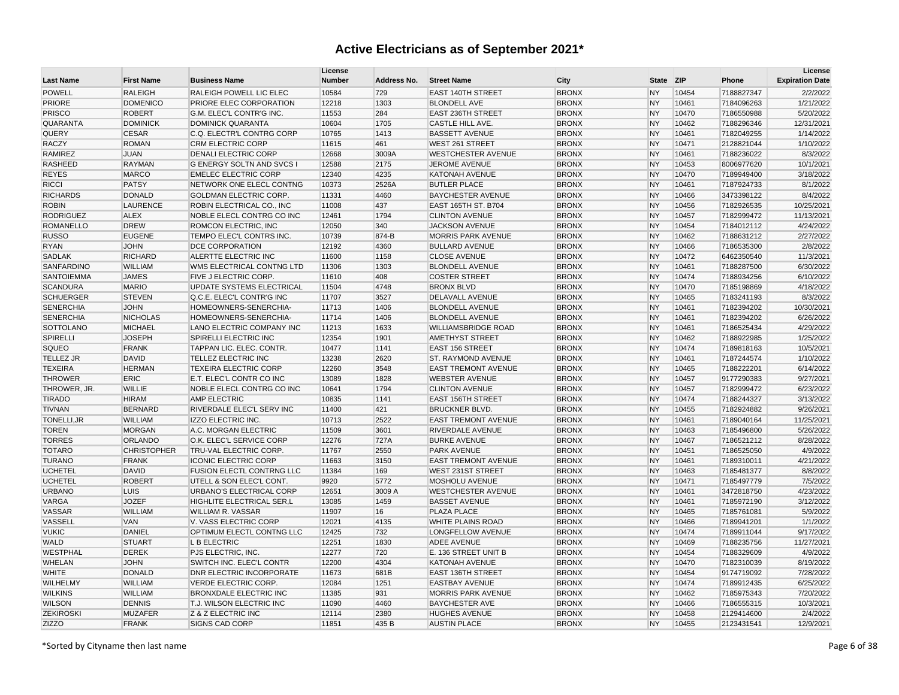# Active Electricians as of September 2021*

| Last Name | First Name | Business Name | License Number | Address No. | Street Name | City | State | ZIP | Phone | License Expiration Date |
|---|---|---|---|---|---|---|---|---|---|---|
| POWELL | RALEIGH | RALEIGH POWELL LIC ELEC | 10584 | 729 | EAST 140TH STREET | BRONX | NY | 10454 | 7188827347 | 2/2/2022 |
| PRIORE | DOMENICO | PRIORE ELEC CORPORATION | 12218 | 1303 | BLONDELL AVE | BRONX | NY | 10461 | 7184096263 | 1/21/2022 |
| PRISCO | ROBERT | G.M. ELEC'L CONTR'G INC. | 11553 | 284 | EAST 236TH STREET | BRONX | NY | 10470 | 7186550988 | 5/20/2022 |
| QUARANTA | DOMINICK | DOMINICK QUARANTA | 10604 | 1705 | CASTLE HILL AVE. | BRONX | NY | 10462 | 7188296346 | 12/31/2021 |
| QUERY | CESAR | C.Q. ELECTR'L CONTRG CORP | 10765 | 1413 | BASSETT AVENUE | BRONX | NY | 10461 | 7182049255 | 1/14/2022 |
| RACZY | ROMAN | CRM ELECTRIC CORP | 11615 | 461 | WEST 261 STREET | BRONX | NY | 10471 | 2128821044 | 1/10/2022 |
| RAMIREZ | JUAN | DENALI ELECTRIC CORP | 12668 | 3009A | WESTCHESTER AVENUE | BRONX | NY | 10461 | 7188236022 | 8/3/2022 |
| RASHEED | RAYMAN | G ENERGY SOLTN AND SVCS I | 12588 | 2175 | JEROME AVENUE | BRONX | NY | 10453 | 8006977620 | 10/1/2021 |
| REYES | MARCO | EMELEC ELECTRIC CORP | 12340 | 4235 | KATONAH AVENUE | BRONX | NY | 10470 | 7189949400 | 3/18/2022 |
| RICCI | PATSY | NETWORK ONE ELECL CONTNG | 10373 | 2526A | BUTLER PLACE | BRONX | NY | 10461 | 7187924733 | 8/1/2022 |
| RICHARDS | DONALD | GOLDMAN ELECTRIC CORP. | 11331 | 4460 | BAYCHESTER AVENUE | BRONX | NY | 10466 | 3473398122 | 8/4/2022 |
| ROBIN | LAURENCE | ROBIN ELECTRICAL CO., INC | 11008 | 437 | EAST 165TH ST. B704 | BRONX | NY | 10456 | 7182926535 | 10/25/2021 |
| RODRIGUEZ | ALEX | NOBLE ELECL CONTRG CO INC | 12461 | 1794 | CLINTON AVENUE | BRONX | NY | 10457 | 7182999472 | 11/13/2021 |
| ROMANELLO | DREW | ROMCON ELECTRIC, INC | 12050 | 340 | JACKSON AVENUE | BRONX | NY | 10454 | 7184012112 | 4/24/2022 |
| RUSSO | EUGENE | TEMPO ELEC'L CONTRS INC. | 10739 | 874-B | MORRIS PARK AVENUE | BRONX | NY | 10462 | 7188631212 | 2/27/2022 |
| RYAN | JOHN | DCE CORPORATION | 12192 | 4360 | BULLARD AVENUE | BRONX | NY | 10466 | 7186535300 | 2/8/2022 |
| SADLAK | RICHARD | ALERTTE ELECTRIC INC | 11600 | 1158 | CLOSE AVENUE | BRONX | NY | 10472 | 6462350540 | 11/3/2021 |
| SANFARDINO | WILLIAM | WMS ELECTRICAL CONTNG LTD | 11306 | 1303 | BLONDELL AVENUE | BRONX | NY | 10461 | 7188287500 | 6/30/2022 |
| SANTOIEMMA | JAMES | FIVE J ELECTRIC CORP. | 11610 | 408 | COSTER STREET | BRONX | NY | 10474 | 7188934256 | 6/10/2022 |
| SCANDURA | MARIO | UPDATE SYSTEMS ELECTRICAL | 11504 | 4748 | BRONX BLVD | BRONX | NY | 10470 | 7185198869 | 4/18/2022 |
| SCHUERGER | STEVEN | Q.C.E. ELEC'L CONTR'G INC | 11707 | 3527 | DELAVALL AVENUE | BRONX | NY | 10465 | 7183241193 | 8/3/2022 |
| SENERCHIA | JOHN | HOMEOWNERS-SENERCHIA- | 11713 | 1406 | BLONDELL AVENUE | BRONX | NY | 10461 | 7182394202 | 10/30/2021 |
| SENERCHIA | NICHOLAS | HOMEOWNERS-SENERCHIA- | 11714 | 1406 | BLONDELL AVENUE | BRONX | NY | 10461 | 7182394202 | 6/26/2022 |
| SOTTOLANO | MICHAEL | LANO ELECTRIC COMPANY INC | 11213 | 1633 | WILLIAMSBRIDGE ROAD | BRONX | NY | 10461 | 7186525434 | 4/29/2022 |
| SPIRELLI | JOSEPH | SPIRELLI ELECTRIC INC | 12354 | 1901 | AMETHYST STREET | BRONX | NY | 10462 | 7188922985 | 1/25/2022 |
| SQUEO | FRANK | TAPPAN LIC. ELEC. CONTR. | 10477 | 1141 | EAST 156 STREET | BRONX | NY | 10474 | 7189818163 | 10/5/2021 |
| TELLEZ JR | DAVID | TELLEZ ELECTRIC INC | 13238 | 2620 | ST. RAYMOND AVENUE | BRONX | NY | 10461 | 7187244574 | 1/10/2022 |
| TEXEIRA | HERMAN | TEXEIRA ELECTRIC CORP | 12260 | 3548 | EAST TREMONT AVENUE | BRONX | NY | 10465 | 7188222201 | 6/14/2022 |
| THROWER | ERIC | E.T. ELEC'L CONTR CO INC | 13089 | 1828 | WEBSTER AVENUE | BRONX | NY | 10457 | 9177290383 | 9/27/2021 |
| THROWER, JR. | WILLIE | NOBLE ELECL CONTRG CO INC | 10641 | 1794 | CLINTON AVENUE | BRONX | NY | 10457 | 7182999472 | 6/23/2022 |
| TIRADO | HIRAM | AMP ELECTRIC | 10835 | 1141 | EAST 156TH STREET | BRONX | NY | 10474 | 7188244327 | 3/13/2022 |
| TIVNAN | BERNARD | RIVERDALE ELEC'L SERV INC | 11400 | 421 | BRUCKNER BLVD. | BRONX | NY | 10455 | 7182924882 | 9/26/2021 |
| TONELLI,JR | WILLIAM | IZZO ELECTRIC INC. | 10713 | 2522 | EAST TREMONT AVENUE | BRONX | NY | 10461 | 7189040164 | 11/25/2021 |
| TOREN | MORGAN | A.C. MORGAN ELECTRIC | 11509 | 3601 | RIVERDALE AVENUE | BRONX | NY | 10463 | 7185496800 | 5/26/2022 |
| TORRES | ORLANDO | O.K. ELEC'L SERVICE CORP | 12276 | 727A | BURKE AVENUE | BRONX | NY | 10467 | 7186521212 | 8/28/2022 |
| TOTARO | CHRISTOPHER | TRU-VAL ELECTRIC CORP. | 11767 | 2550 | PARK AVENUE | BRONX | NY | 10451 | 7186525050 | 4/9/2022 |
| TURANO | FRANK | ICONIC ELECTRIC CORP | 11663 | 3150 | EAST TREMONT AVENUE | BRONX | NY | 10461 | 7189310011 | 4/21/2022 |
| UCHETEL | DAVID | FUSION ELECTL CONTRNG LLC | 11384 | 169 | WEST 231ST STREET | BRONX | NY | 10463 | 7185481377 | 8/8/2022 |
| UCHETEL | ROBERT | UTELL & SON ELEC'L CONT. | 9920 | 5772 | MOSHOLU AVENUE | BRONX | NY | 10471 | 7185497779 | 7/5/2022 |
| URBANO | LUIS | URBANO'S ELECTRICAL CORP | 12651 | 3009 A | WESTCHESTER AVENUE | BRONX | NY | 10461 | 3472818750 | 4/23/2022 |
| VARGA | JOZEF | HIGHLITE ELECTRICAL SER,L | 13085 | 1459 | BASSET AVENUE | BRONX | NY | 10461 | 7185972190 | 3/12/2022 |
| VASSAR | WILLIAM | WILLIAM R. VASSAR | 11907 | 16 | PLAZA PLACE | BRONX | NY | 10465 | 7185761081 | 5/9/2022 |
| VASSELL | VAN | V. VASS ELECTRIC CORP | 12021 | 4135 | WHITE PLAINS ROAD | BRONX | NY | 10466 | 7189941201 | 1/1/2022 |
| VUKIC | DANIEL | OPTIMUM ELECTL CONTNG LLC | 12425 | 732 | LONGFELLOW AVENUE | BRONX | NY | 10474 | 7189911044 | 9/17/2022 |
| WALD | STUART | L B ELECTRIC | 12251 | 1830 | ADEE AVENUE | BRONX | NY | 10469 | 7188235756 | 11/27/2021 |
| WESTPHAL | DEREK | PJS ELECTRIC, INC. | 12277 | 720 | E. 136 STREET UNIT B | BRONX | NY | 10454 | 7188329609 | 4/9/2022 |
| WHELAN | JOHN | SWITCH INC. ELEC'L CONTR | 12200 | 4304 | KATONAH AVENUE | BRONX | NY | 10470 | 7182310039 | 8/19/2022 |
| WHITE | DONALD | DNR ELECTRIC INCORPORATE | 11673 | 681B | EAST 136TH STREET | BRONX | NY | 10454 | 9174719092 | 7/28/2022 |
| WILHELMY | WILLIAM | VERDE ELECTRIC CORP. | 12084 | 1251 | EASTBAY AVENUE | BRONX | NY | 10474 | 7189912435 | 6/25/2022 |
| WILKINS | WILLIAM | BRONXDALE ELECTRIC INC | 11385 | 931 | MORRIS PARK AVENUE | BRONX | NY | 10462 | 7185975343 | 7/20/2022 |
| WILSON | DENNIS | T.J. WILSON ELECTRIC INC | 11090 | 4460 | BAYCHESTER AVE | BRONX | NY | 10466 | 7186555315 | 10/3/2021 |
| ZEKIROSKI | MUZAFER | Z & Z ELECTRIC INC | 12114 | 2380 | HUGHES AVENUE | BRONX | NY | 10458 | 2129414600 | 2/4/2022 |
| ZIZZO | FRANK | SIGNS CAD CORP | 11851 | 435 B | AUSTIN PLACE | BRONX | NY | 10455 | 2123431541 | 12/9/2021 |

*Sorted by Cityname then last name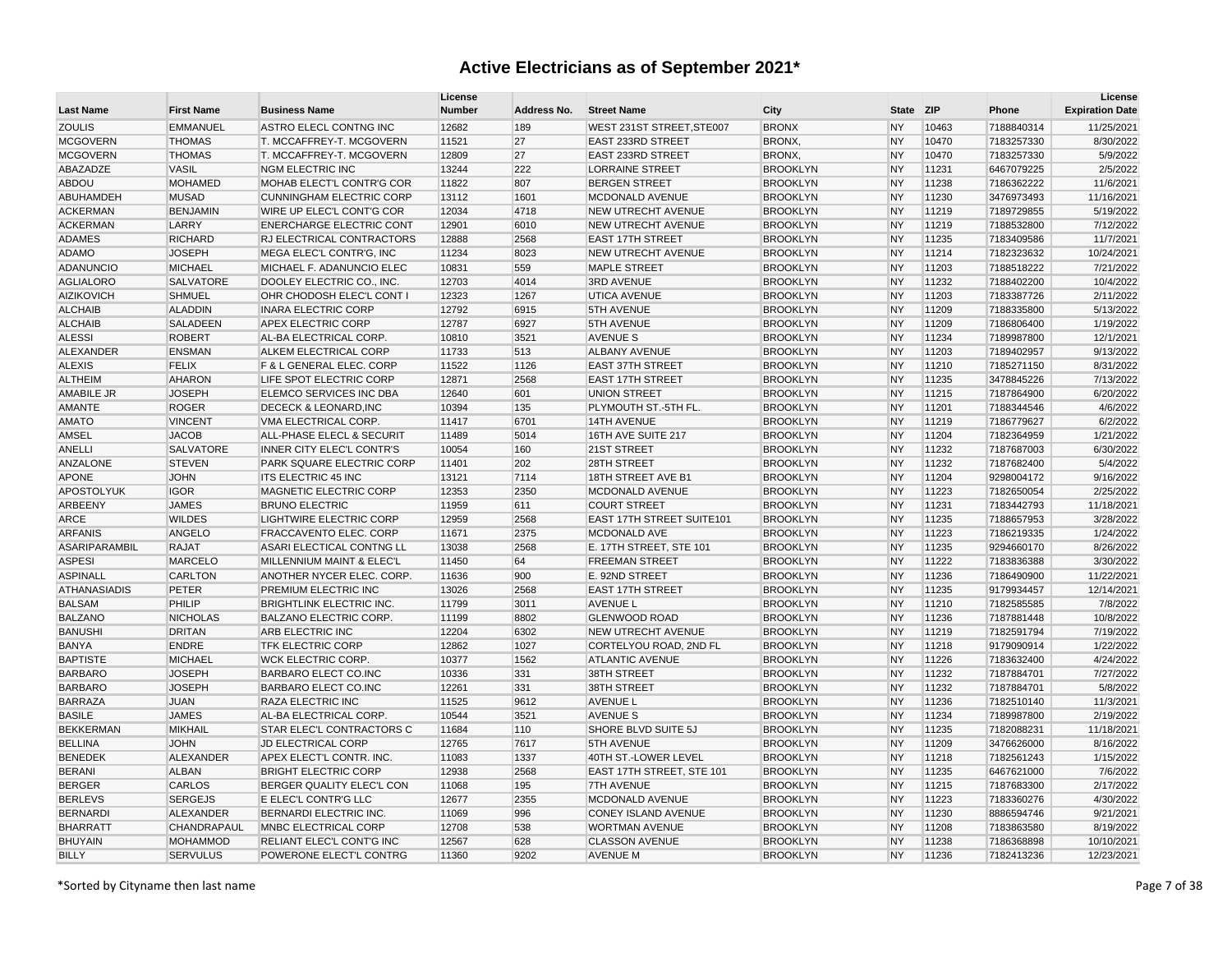# Active Electricians as of September 2021*

| Last Name | First Name | Business Name | License Number | Address No. | Street Name | City | State | ZIP | Phone | License Expiration Date |
|---|---|---|---|---|---|---|---|---|---|---|
| ZOULIS | EMMANUEL | ASTRO ELECL CONTNG INC | 12682 | 189 | WEST 231ST STREET,STE007 | BRONX | NY | 10463 | 7188840314 | 11/25/2021 |
| MCGOVERN | THOMAS | T. MCCAFFREY-T. MCGOVERN | 11521 | 27 | EAST 233RD STREET | BRONX, | NY | 10470 | 7183257330 | 8/30/2022 |
| MCGOVERN | THOMAS | T. MCCAFFREY-T. MCGOVERN | 12809 | 27 | EAST 233RD STREET | BRONX, | NY | 10470 | 7183257330 | 5/9/2022 |
| ABAZADZE | VASIL | NGM ELECTRIC INC | 13244 | 222 | LORRAINE STREET | BROOKLYN | NY | 11231 | 6467079225 | 2/5/2022 |
| ABDOU | MOHAMED | MOHAB ELECT'L CONTR'G COR | 11822 | 807 | BERGEN STREET | BROOKLYN | NY | 11238 | 7186362222 | 11/6/2021 |
| ABUHAMDEH | MUSAD | CUNNINGHAM ELECTRIC CORP | 13112 | 1601 | MCDONALD AVENUE | BROOKLYN | NY | 11230 | 3476973493 | 11/16/2021 |
| ACKERMAN | BENJAMIN | WIRE UP ELEC'L CONT'G COR | 12034 | 4718 | NEW UTRECHT AVENUE | BROOKLYN | NY | 11219 | 7189729855 | 5/19/2022 |
| ACKERMAN | LARRY | ENERCHARGE ELECTRIC CONT | 12901 | 6010 | NEW UTRECHT AVENUE | BROOKLYN | NY | 11219 | 7188532800 | 7/12/2022 |
| ADAMES | RICHARD | RJ ELECTRICAL CONTRACTORS | 12888 | 2568 | EAST 17TH STREET | BROOKLYN | NY | 11235 | 7183409586 | 11/7/2021 |
| ADAMO | JOSEPH | MEGA ELEC'L CONTR'G, INC | 11234 | 8023 | NEW UTRECHT AVENUE | BROOKLYN | NY | 11214 | 7182323632 | 10/24/2021 |
| ADANUNCIO | MICHAEL | MICHAEL F. ADANUNCIO ELEC | 10831 | 559 | MAPLE STREET | BROOKLYN | NY | 11203 | 7188518222 | 7/21/2022 |
| AGLIALORO | SALVATORE | DOOLEY ELECTRIC CO., INC. | 12703 | 4014 | 3RD AVENUE | BROOKLYN | NY | 11232 | 7188402200 | 10/4/2022 |
| AIZIKOVICH | SHMUEL | OHR CHODOSH ELEC'L CONT I | 12323 | 1267 | UTICA AVENUE | BROOKLYN | NY | 11203 | 7183387726 | 2/11/2022 |
| ALCHAIB | ALADDIN | INARA ELECTRIC CORP | 12792 | 6915 | 5TH AVENUE | BROOKLYN | NY | 11209 | 7188335800 | 5/13/2022 |
| ALCHAIB | SALADEEN | APEX ELECTRIC CORP | 12787 | 6927 | 5TH AVENUE | BROOKLYN | NY | 11209 | 7186806400 | 1/19/2022 |
| ALESSI | ROBERT | AL-BA ELECTRICAL CORP. | 10810 | 3521 | AVENUE S | BROOKLYN | NY | 11234 | 7189987800 | 12/1/2021 |
| ALEXANDER | ENSMAN | ALKEM ELECTRICAL CORP | 11733 | 513 | ALBANY AVENUE | BROOKLYN | NY | 11203 | 7189402957 | 9/13/2022 |
| ALEXIS | FELIX | F & L GENERAL ELEC. CORP | 11522 | 1126 | EAST 37TH STREET | BROOKLYN | NY | 11210 | 7185271150 | 8/31/2022 |
| ALTHEIM | AHARON | LIFE SPOT ELECTRIC CORP | 12871 | 2568 | EAST 17TH STREET | BROOKLYN | NY | 11235 | 3478845226 | 7/13/2022 |
| AMABILE JR | JOSEPH | ELEMCO SERVICES INC DBA | 12640 | 601 | UNION STREET | BROOKLYN | NY | 11215 | 7187864900 | 6/20/2022 |
| AMANTE | ROGER | DECECK & LEONARD,INC | 10394 | 135 | PLYMOUTH ST.-5TH FL. | BROOKLYN | NY | 11201 | 7188344546 | 4/6/2022 |
| AMATO | VINCENT | VMA ELECTRICAL CORP. | 11417 | 6701 | 14TH AVENUE | BROOKLYN | NY | 11219 | 7186779627 | 6/2/2022 |
| AMSEL | JACOB | ALL-PHASE ELECL & SECURIT | 11489 | 5014 | 16TH AVE SUITE 217 | BROOKLYN | NY | 11204 | 7182364959 | 1/21/2022 |
| ANELLI | SALVATORE | INNER CITY ELEC'L CONTR'S | 10054 | 160 | 21ST STREET | BROOKLYN | NY | 11232 | 7187687003 | 6/30/2022 |
| ANZALONE | STEVEN | PARK SQUARE ELECTRIC CORP | 11401 | 202 | 28TH STREET | BROOKLYN | NY | 11232 | 7187682400 | 5/4/2022 |
| APONE | JOHN | ITS ELECTRIC 45 INC | 13121 | 7114 | 18TH STREET AVE B1 | BROOKLYN | NY | 11204 | 9298004172 | 9/16/2022 |
| APOSTOLYUK | IGOR | MAGNETIC ELECTRIC CORP | 12353 | 2350 | MCDONALD AVENUE | BROOKLYN | NY | 11223 | 7182650054 | 2/25/2022 |
| ARBEENY | JAMES | BRUNO ELECTRIC | 11959 | 611 | COURT STREET | BROOKLYN | NY | 11231 | 7183442793 | 11/18/2021 |
| ARCE | WILDES | LIGHTWIRE ELECTRIC CORP | 12959 | 2568 | EAST 17TH STREET SUITE101 | BROOKLYN | NY | 11235 | 7188657953 | 3/28/2022 |
| ARFANIS | ANGELO | FRACCAVENTO ELEC. CORP | 11671 | 2375 | MCDONALD AVE | BROOKLYN | NY | 11223 | 7186219335 | 1/24/2022 |
| ASARIPARAMBIL | RAJAT | ASARI ELECTICAL CONTNG LL | 13038 | 2568 | E. 17TH STREET, STE 101 | BROOKLYN | NY | 11235 | 9294660170 | 8/26/2022 |
| ASPESI | MARCELO | MILLENNIUM MAINT & ELEC'L | 11450 | 64 | FREEMAN STREET | BROOKLYN | NY | 11222 | 7183836388 | 3/30/2022 |
| ASPINALL | CARLTON | ANOTHER NYCER ELEC. CORP. | 11636 | 900 | E. 92ND STREET | BROOKLYN | NY | 11236 | 7186490900 | 11/22/2021 |
| ATHANASIADIS | PETER | PREMIUM ELECTRIC INC | 13026 | 2568 | EAST 17TH STREET | BROOKLYN | NY | 11235 | 9179934457 | 12/14/2021 |
| BALSAM | PHILIP | BRIGHTLINK ELECTRIC INC. | 11799 | 3011 | AVENUE L | BROOKLYN | NY | 11210 | 7182585585 | 7/8/2022 |
| BALZANO | NICHOLAS | BALZANO ELECTRIC CORP. | 11199 | 8802 | GLENWOOD ROAD | BROOKLYN | NY | 11236 | 7187881448 | 10/8/2022 |
| BANUSHI | DRITAN | ARB ELECTRIC INC | 12204 | 6302 | NEW UTRECHT AVENUE | BROOKLYN | NY | 11219 | 7182591794 | 7/19/2022 |
| BANYA | ENDRE | TFK ELECTRIC CORP | 12862 | 1027 | CORTELYOU ROAD, 2ND FL | BROOKLYN | NY | 11218 | 9179090914 | 1/22/2022 |
| BAPTISTE | MICHAEL | WCK ELECTRIC CORP. | 10377 | 1562 | ATLANTIC AVENUE | BROOKLYN | NY | 11226 | 7183632400 | 4/24/2022 |
| BARBARO | JOSEPH | BARBARO ELECT CO.INC | 10336 | 331 | 38TH STREET | BROOKLYN | NY | 11232 | 7187884701 | 7/27/2022 |
| BARBARO | JOSEPH | BARBARO ELECT CO.INC | 12261 | 331 | 38TH STREET | BROOKLYN | NY | 11232 | 7187884701 | 5/8/2022 |
| BARRAZA | JUAN | RAZA ELECTRIC INC | 11525 | 9612 | AVENUE L | BROOKLYN | NY | 11236 | 7182510140 | 11/3/2021 |
| BASILE | JAMES | AL-BA ELECTRICAL CORP. | 10544 | 3521 | AVENUE S | BROOKLYN | NY | 11234 | 7189987800 | 2/19/2022 |
| BEKKERMAN | MIKHAIL | STAR ELEC'L CONTRACTORS C | 11684 | 110 | SHORE BLVD SUITE 5J | BROOKLYN | NY | 11235 | 7182088231 | 11/18/2021 |
| BELLINA | JOHN | JD ELECTRICAL CORP | 12765 | 7617 | 5TH AVENUE | BROOKLYN | NY | 11209 | 3476626000 | 8/16/2022 |
| BENEDEK | ALEXANDER | APEX ELECT'L CONTR. INC. | 11083 | 1337 | 40TH ST.-LOWER LEVEL | BROOKLYN | NY | 11218 | 7182561243 | 1/15/2022 |
| BERANI | ALBAN | BRIGHT ELECTRIC CORP | 12938 | 2568 | EAST 17TH STREET, STE 101 | BROOKLYN | NY | 11235 | 6467621000 | 7/6/2022 |
| BERGER | CARLOS | BERGER QUALITY ELEC'L CON | 11068 | 195 | 7TH AVENUE | BROOKLYN | NY | 11215 | 7187683300 | 2/17/2022 |
| BERLEVS | SERGEJS | E ELEC'L CONTR'G LLC | 12677 | 2355 | MCDONALD AVENUE | BROOKLYN | NY | 11223 | 7183360276 | 4/30/2022 |
| BERNARDI | ALEXANDER | BERNARDI ELECTRIC INC. | 11069 | 996 | CONEY ISLAND AVENUE | BROOKLYN | NY | 11230 | 8886594746 | 9/21/2021 |
| BHARRATT | CHANDRAPAUL | MNBC ELECTRICAL CORP | 12708 | 538 | WORTMAN AVENUE | BROOKLYN | NY | 11208 | 7183863580 | 8/19/2022 |
| BHUYAIN | MOHAMMOD | RELIANT ELEC'L CONT'G INC | 12567 | 628 | CLASSON AVENUE | BROOKLYN | NY | 11238 | 7186368898 | 10/10/2021 |
| BILLY | SERVULUS | POWERONE ELECT'L CONTRG | 11360 | 9202 | AVENUE M | BROOKLYN | NY | 11236 | 7182413236 | 12/23/2021 |

*Sorted by Cityname then last name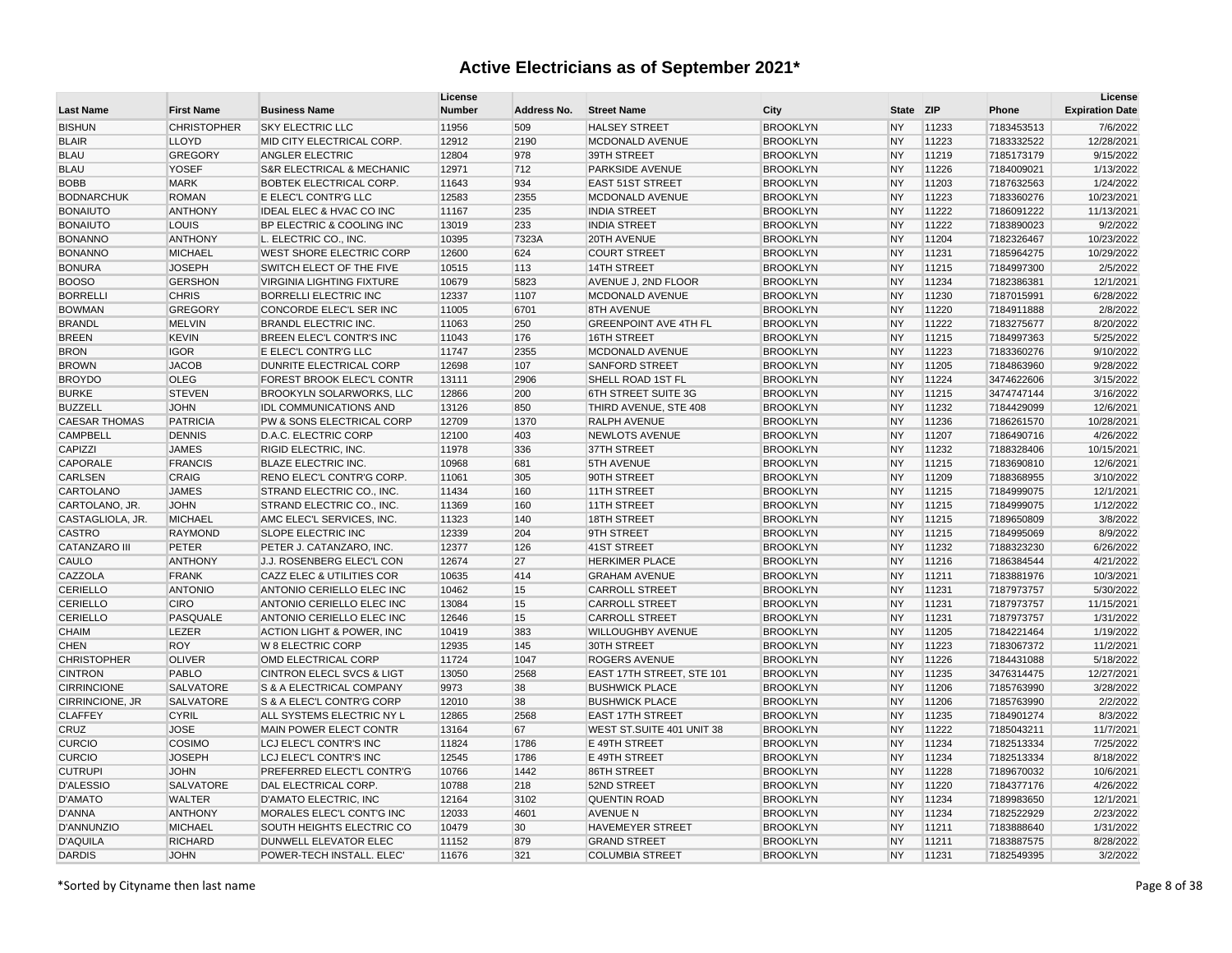# Active Electricians as of September 2021*

| Last Name | First Name | Business Name | License Number | Address No. | Street Name | City | State | ZIP | Phone | License Expiration Date |
|---|---|---|---|---|---|---|---|---|---|---|
| BISHUN | CHRISTOPHER | SKY ELECTRIC LLC | 11956 | 509 | HALSEY STREET | BROOKLYN | NY | 11233 | 7183453513 | 7/6/2022 |
| BLAIR | LLOYD | MID CITY ELECTRICAL CORP. | 12912 | 2190 | MCDONALD AVENUE | BROOKLYN | NY | 11223 | 7183332522 | 12/28/2021 |
| BLAU | GREGORY | ANGLER ELECTRIC | 12804 | 978 | 39TH STREET | BROOKLYN | NY | 11219 | 7185173179 | 9/15/2022 |
| BLAU | YOSEF | S&R ELECTRICAL & MECHANIC | 12971 | 712 | PARKSIDE AVENUE | BROOKLYN | NY | 11226 | 7184009021 | 1/13/2022 |
| BOBB | MARK | BOBTEK ELECTRICAL CORP. | 11643 | 934 | EAST 51ST STREET | BROOKLYN | NY | 11203 | 7187632563 | 1/24/2022 |
| BODNARCHUK | ROMAN | E ELEC'L CONTR'G LLC | 12583 | 2355 | MCDONALD AVENUE | BROOKLYN | NY | 11223 | 7183360276 | 10/23/2021 |
| BONAIUTO | ANTHONY | IDEAL ELEC & HVAC CO INC | 11167 | 235 | INDIA STREET | BROOKLYN | NY | 11222 | 7186091222 | 11/13/2021 |
| BONAIUTO | LOUIS | BP ELECTRIC & COOLING INC | 13019 | 233 | INDIA STREET | BROOKLYN | NY | 11222 | 7183890023 | 9/2/2022 |
| BONANNO | ANTHONY | L. ELECTRIC CO., INC. | 10395 | 7323A | 20TH AVENUE | BROOKLYN | NY | 11204 | 7182326467 | 10/23/2022 |
| BONANNO | MICHAEL | WEST SHORE ELECTRIC CORP | 12600 | 624 | COURT STREET | BROOKLYN | NY | 11231 | 7185964275 | 10/29/2022 |
| BONURA | JOSEPH | SWITCH ELECT OF THE FIVE | 10515 | 113 | 14TH STREET | BROOKLYN | NY | 11215 | 7184997300 | 2/5/2022 |
| BOOSO | GERSHON | VIRGINIA LIGHTING FIXTURE | 10679 | 5823 | AVENUE J, 2ND FLOOR | BROOKLYN | NY | 11234 | 7182386381 | 12/1/2021 |
| BORRELLI | CHRIS | BORRELLI ELECTRIC INC | 12337 | 1107 | MCDONALD AVENUE | BROOKLYN | NY | 11230 | 7187015991 | 6/28/2022 |
| BOWMAN | GREGORY | CONCORDE ELEC'L SER INC | 11005 | 6701 | 8TH AVENUE | BROOKLYN | NY | 11220 | 7184911888 | 2/8/2022 |
| BRANDL | MELVIN | BRANDL ELECTRIC INC. | 11063 | 250 | GREENPOINT AVE 4TH FL | BROOKLYN | NY | 11222 | 7183275677 | 8/20/2022 |
| BREEN | KEVIN | BREEN ELEC'L CONTR'S INC | 11043 | 176 | 16TH STREET | BROOKLYN | NY | 11215 | 7184997363 | 5/25/2022 |
| BRON | IGOR | E ELEC'L CONTR'G LLC | 11747 | 2355 | MCDONALD AVENUE | BROOKLYN | NY | 11223 | 7183360276 | 9/10/2022 |
| BROWN | JACOB | DUNRITE ELECTRICAL CORP | 12698 | 107 | SANFORD STREET | BROOKLYN | NY | 11205 | 7184863960 | 9/28/2022 |
| BROYDO | OLEG | FOREST BROOK ELEC'L CONTR | 13111 | 2906 | SHELL ROAD 1ST FL | BROOKLYN | NY | 11224 | 3474622606 | 3/15/2022 |
| BURKE | STEVEN | BROOKLYN SOLARWORKS, LLC | 12866 | 200 | 6TH STREET SUITE 3G | BROOKLYN | NY | 11215 | 3474747144 | 3/16/2022 |
| BUZZELL | JOHN | IDL COMMUNICATIONS AND | 13126 | 850 | THIRD AVENUE, STE 408 | BROOKLYN | NY | 11232 | 7184429099 | 12/6/2021 |
| CAESAR THOMAS | PATRICIA | PW & SONS ELECTRICAL CORP | 12709 | 1370 | RALPH AVENUE | BROOKLYN | NY | 11236 | 7186261570 | 10/28/2021 |
| CAMPBELL | DENNIS | D.A.C. ELECTRIC CORP | 12100 | 403 | NEWLOTS AVENUE | BROOKLYN | NY | 11207 | 7186490716 | 4/26/2022 |
| CAPIZZI | JAMES | RIGID ELECTRIC, INC. | 11978 | 336 | 37TH STREET | BROOKLYN | NY | 11232 | 7188328406 | 10/15/2021 |
| CAPORALE | FRANCIS | BLAZE ELECTRIC INC. | 10968 | 681 | 5TH AVENUE | BROOKLYN | NY | 11215 | 7183690810 | 12/6/2021 |
| CARLSEN | CRAIG | RENO ELEC'L CONTR'G CORP. | 11061 | 305 | 90TH STREET | BROOKLYN | NY | 11209 | 7188368955 | 3/10/2022 |
| CARTOLANO | JAMES | STRAND ELECTRIC CO., INC. | 11434 | 160 | 11TH STREET | BROOKLYN | NY | 11215 | 7184999075 | 12/1/2021 |
| CARTOLANO, JR. | JOHN | STRAND ELECTRIC CO., INC. | 11369 | 160 | 11TH STREET | BROOKLYN | NY | 11215 | 7184999075 | 1/12/2022 |
| CASTAGLIOLA, JR. | MICHAEL | AMC ELEC'L SERVICES, INC. | 11323 | 140 | 18TH STREET | BROOKLYN | NY | 11215 | 7189650809 | 3/8/2022 |
| CASTRO | RAYMOND | SLOPE ELECTRIC INC | 12339 | 204 | 9TH STREET | BROOKLYN | NY | 11215 | 7184995069 | 8/9/2022 |
| CATANZARO III | PETER | PETER J. CATANZARO, INC. | 12377 | 126 | 41ST STREET | BROOKLYN | NY | 11232 | 7188323230 | 6/26/2022 |
| CAULO | ANTHONY | J.J. ROSENBERG ELEC'L CON | 12674 | 27 | HERKIMER PLACE | BROOKLYN | NY | 11216 | 7186384544 | 4/21/2022 |
| CAZZOLA | FRANK | CAZZ ELEC & UTILITIES COR | 10635 | 414 | GRAHAM AVENUE | BROOKLYN | NY | 11211 | 7183881976 | 10/3/2021 |
| CERIELLO | ANTONIO | ANTONIO CERIELLO ELEC INC | 10462 | 15 | CARROLL STREET | BROOKLYN | NY | 11231 | 7187973757 | 5/30/2022 |
| CERIELLO | CIRO | ANTONIO CERIELLO ELEC INC | 13084 | 15 | CARROLL STREET | BROOKLYN | NY | 11231 | 7187973757 | 11/15/2021 |
| CERIELLO | PASQUALE | ANTONIO CERIELLO ELEC INC | 12646 | 15 | CARROLL STREET | BROOKLYN | NY | 11231 | 7187973757 | 1/31/2022 |
| CHAIM | LEZER | ACTION LIGHT & POWER, INC | 10419 | 383 | WILLOUGHBY AVENUE | BROOKLYN | NY | 11205 | 7184221464 | 1/19/2022 |
| CHEN | ROY | W 8 ELECTRIC CORP | 12935 | 145 | 30TH STREET | BROOKLYN | NY | 11223 | 7183067372 | 11/2/2021 |
| CHRISTOPHER | OLIVER | OMD ELECTRICAL CORP | 11724 | 1047 | ROGERS AVENUE | BROOKLYN | NY | 11226 | 7184431088 | 5/18/2022 |
| CINTRON | PABLO | CINTRON ELECL SVCS & LIGT | 13050 | 2568 | EAST 17TH STREET, STE 101 | BROOKLYN | NY | 11235 | 3476314475 | 12/27/2021 |
| CIRRINCIONE | SALVATORE | S & A ELECTRICAL COMPANY | 9973 | 38 | BUSHWICK PLACE | BROOKLYN | NY | 11206 | 7185763990 | 3/28/2022 |
| CIRRINCIONE, JR | SALVATORE | S & A ELEC'L CONTR'G CORP | 12010 | 38 | BUSHWICK PLACE | BROOKLYN | NY | 11206 | 7185763990 | 2/2/2022 |
| CLAFFEY | CYRIL | ALL SYSTEMS ELECTRIC NY L | 12865 | 2568 | EAST 17TH STREET | BROOKLYN | NY | 11235 | 7184901274 | 8/3/2022 |
| CRUZ | JOSE | MAIN POWER ELECT CONTR | 13164 | 67 | WEST ST.SUITE 401 UNIT 38 | BROOKLYN | NY | 11222 | 7185043211 | 11/7/2021 |
| CURCIO | COSIMO | LCJ ELEC'L CONTR'S INC | 11824 | 1786 | E 49TH STREET | BROOKLYN | NY | 11234 | 7182513334 | 7/25/2022 |
| CURCIO | JOSEPH | LCJ ELEC'L CONTR'S INC | 12545 | 1786 | E 49TH STREET | BROOKLYN | NY | 11234 | 7182513334 | 8/18/2022 |
| CUTRUPI | JOHN | PREFERRED ELECT'L CONTR'G | 10766 | 1442 | 86TH STREET | BROOKLYN | NY | 11228 | 7189670032 | 10/6/2021 |
| D'ALESSIO | SALVATORE | DAL ELECTRICAL CORP. | 10788 | 218 | 52ND STREET | BROOKLYN | NY | 11220 | 7184377176 | 4/26/2022 |
| D'AMATO | WALTER | D'AMATO ELECTRIC, INC | 12164 | 3102 | QUENTIN ROAD | BROOKLYN | NY | 11234 | 7189983650 | 12/1/2021 |
| D'ANNA | ANTHONY | MORALES ELEC'L CONT'G INC | 12033 | 4601 | AVENUE N | BROOKLYN | NY | 11234 | 7182522929 | 2/23/2022 |
| D'ANNUNZIO | MICHAEL | SOUTH HEIGHTS ELECTRIC CO | 10479 | 30 | HAVEMEYER STREET | BROOKLYN | NY | 11211 | 7183888640 | 1/31/2022 |
| D'AQUILA | RICHARD | DUNWELL ELEVATOR ELEC | 11152 | 879 | GRAND STREET | BROOKLYN | NY | 11211 | 7183887575 | 8/28/2022 |
| DARDIS | JOHN | POWER-TECH INSTALL. ELEC' | 11676 | 321 | COLUMBIA STREET | BROOKLYN | NY | 11231 | 7182549395 | 3/2/2022 |

*Sorted by Cityname then last name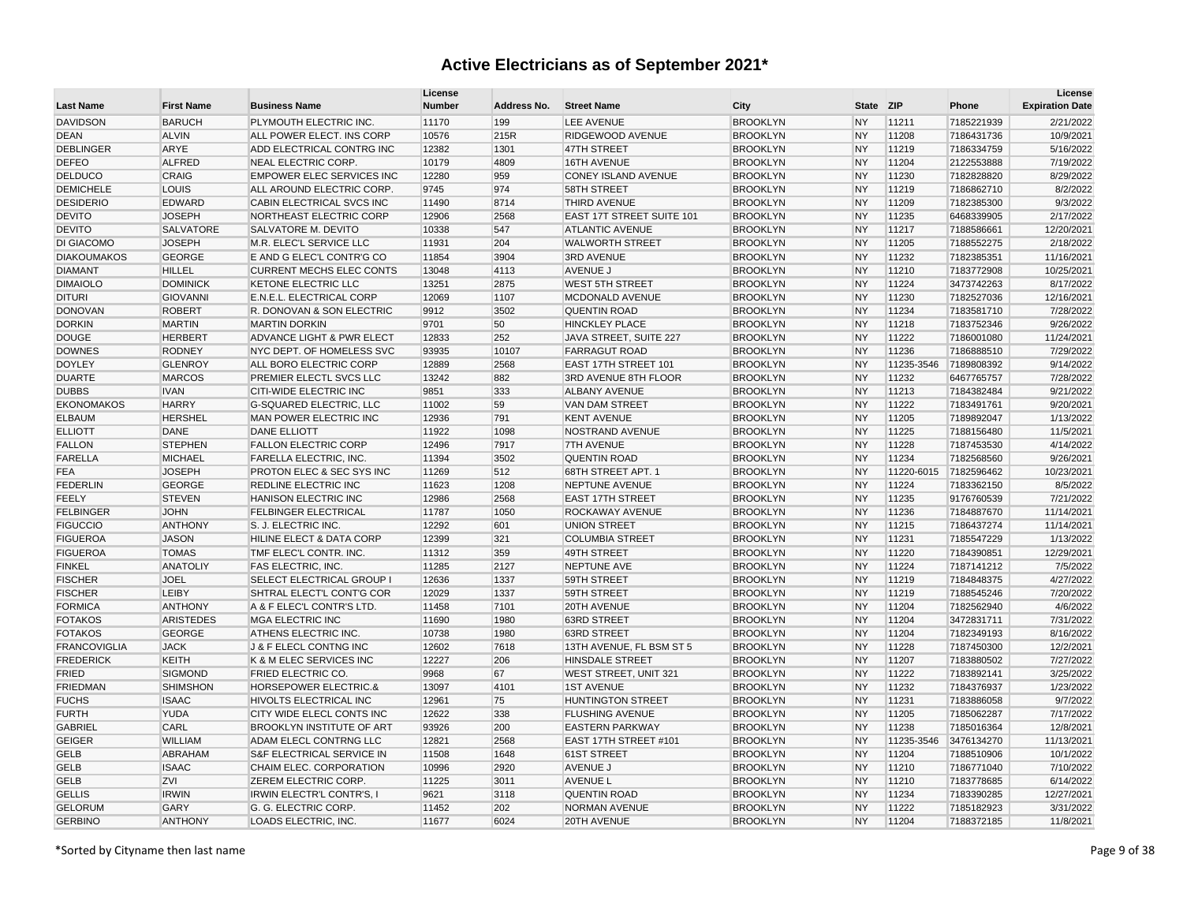# Active Electricians as of September 2021*

| Last Name | First Name | Business Name | License Number | Address No. | Street Name | City | State | ZIP | Phone | License Expiration Date |
|---|---|---|---|---|---|---|---|---|---|---|
| DAVIDSON | BARUCH | PLYMOUTH ELECTRIC INC. | 11170 | 199 | LEE AVENUE | BROOKLYN | NY | 11211 | 7185221939 | 2/21/2022 |
| DEAN | ALVIN | ALL POWER ELECT. INS CORP | 10576 | 215R | RIDGEWOOD AVENUE | BROOKLYN | NY | 11208 | 7186431736 | 10/9/2021 |
| DEBLINGER | ARYE | ADD ELECTRICAL CONTRG INC | 12382 | 1301 | 47TH STREET | BROOKLYN | NY | 11219 | 7186334759 | 5/16/2022 |
| DEFEO | ALFRED | NEAL ELECTRIC CORP. | 10179 | 4809 | 16TH AVENUE | BROOKLYN | NY | 11204 | 2122553888 | 7/19/2022 |
| DELDUCO | CRAIG | EMPOWER ELEC SERVICES INC | 12280 | 959 | CONEY ISLAND AVENUE | BROOKLYN | NY | 11230 | 7182828820 | 8/29/2022 |
| DEMICHELE | LOUIS | ALL AROUND ELECTRIC CORP. | 9745 | 974 | 58TH STREET | BROOKLYN | NY | 11219 | 7186862710 | 8/2/2022 |
| DESIDERIO | EDWARD | CABIN ELECTRICAL SVCS INC | 11490 | 8714 | THIRD AVENUE | BROOKLYN | NY | 11209 | 7182385300 | 9/3/2022 |
| DEVITO | JOSEPH | NORTHEAST ELECTRIC CORP | 12906 | 2568 | EAST 17T STREET SUITE 101 | BROOKLYN | NY | 11235 | 6468339905 | 2/17/2022 |
| DEVITO | SALVATORE | SALVATORE M. DEVITO | 10338 | 547 | ATLANTIC AVENUE | BROOKLYN | NY | 11217 | 7188586661 | 12/20/2021 |
| DI GIACOMO | JOSEPH | M.R. ELEC'L SERVICE LLC | 11931 | 204 | WALWORTH STREET | BROOKLYN | NY | 11205 | 7188552275 | 2/18/2022 |
| DIAKOUMAKOS | GEORGE | E AND G ELEC'L CONTR'G CO | 11854 | 3904 | 3RD AVENUE | BROOKLYN | NY | 11232 | 7182385351 | 11/16/2021 |
| DIAMANT | HILLEL | CURRENT MECHS ELEC CONTS | 13048 | 4113 | AVENUE J | BROOKLYN | NY | 11210 | 7183772908 | 10/25/2021 |
| DIMAIOLO | DOMINICK | KETONE ELECTRIC LLC | 13251 | 2875 | WEST 5TH STREET | BROOKLYN | NY | 11224 | 3473742263 | 8/17/2022 |
| DITURI | GIOVANNI | E.N.E.L. ELECTRICAL CORP | 12069 | 1107 | MCDONALD AVENUE | BROOKLYN | NY | 11230 | 7182527036 | 12/16/2021 |
| DONOVAN | ROBERT | R. DONOVAN & SON ELECTRIC | 9912 | 3502 | QUENTIN ROAD | BROOKLYN | NY | 11234 | 7183581710 | 7/28/2022 |
| DORKIN | MARTIN | MARTIN DORKIN | 9701 | 50 | HINCKLEY PLACE | BROOKLYN | NY | 11218 | 7183752346 | 9/26/2022 |
| DOUGE | HERBERT | ADVANCE LIGHT & PWR ELECT | 12833 | 252 | JAVA STREET, SUITE 227 | BROOKLYN | NY | 11222 | 7186001080 | 11/24/2021 |
| DOWNES | RODNEY | NYC DEPT. OF HOMELESS SVC | 93935 | 10107 | FARRAGUT ROAD | BROOKLYN | NY | 11236 | 7186888510 | 7/29/2022 |
| DOYLEY | GLENROY | ALL BORO ELECTRIC CORP | 12889 | 2568 | EAST 17TH STREET 101 | BROOKLYN | NY | 11235-3546 | 7189808392 | 9/14/2022 |
| DUARTE | MARCOS | PREMIER ELECTL SVCS LLC | 13242 | 882 | 3RD AVENUE 8TH FLOOR | BROOKLYN | NY | 11232 | 6467765757 | 7/28/2022 |
| DUBBS | IVAN | CITI-WIDE ELECTRIC INC | 9851 | 333 | ALBANY AVENUE | BROOKLYN | NY | 11213 | 7184382484 | 9/21/2022 |
| EKONOMAKOS | HARRY | G-SQUARED ELECTRIC, LLC | 11002 | 59 | VAN DAM STREET | BROOKLYN | NY | 11222 | 7183491761 | 9/20/2021 |
| ELBAUM | HERSHEL | MAN POWER ELECTRIC INC | 12936 | 791 | KENT AVENUE | BROOKLYN | NY | 11205 | 7189892047 | 1/13/2022 |
| ELLIOTT | DANE | DANE ELLIOTT | 11922 | 1098 | NOSTRAND AVENUE | BROOKLYN | NY | 11225 | 7188156480 | 11/5/2021 |
| FALLON | STEPHEN | FALLON ELECTRIC CORP | 12496 | 7917 | 7TH AVENUE | BROOKLYN | NY | 11228 | 7187453530 | 4/14/2022 |
| FARELLA | MICHAEL | FARELLA ELECTRIC, INC. | 11394 | 3502 | QUENTIN ROAD | BROOKLYN | NY | 11234 | 7182568560 | 9/26/2021 |
| FEA | JOSEPH | PROTON ELEC & SEC SYS INC | 11269 | 512 | 68TH STREET APT. 1 | BROOKLYN | NY | 11220-6015 | 7182596462 | 10/23/2021 |
| FEDERLIN | GEORGE | REDLINE ELECTRIC INC | 11623 | 1208 | NEPTUNE AVENUE | BROOKLYN | NY | 11224 | 7183362150 | 8/5/2022 |
| FEELY | STEVEN | HANISON ELECTRIC INC | 12986 | 2568 | EAST 17TH STREET | BROOKLYN | NY | 11235 | 9176760539 | 7/21/2022 |
| FELBINGER | JOHN | FELBINGER ELECTRICAL | 11787 | 1050 | ROCKAWAY AVENUE | BROOKLYN | NY | 11236 | 7184887670 | 11/14/2021 |
| FIGUCCIO | ANTHONY | S. J. ELECTRIC INC. | 12292 | 601 | UNION STREET | BROOKLYN | NY | 11215 | 7186437274 | 11/14/2021 |
| FIGUEROA | JASON | HILINE ELECT & DATA CORP | 12399 | 321 | COLUMBIA STREET | BROOKLYN | NY | 11231 | 7185547229 | 1/13/2022 |
| FIGUEROA | TOMAS | TMF ELEC'L CONTR. INC. | 11312 | 359 | 49TH STREET | BROOKLYN | NY | 11220 | 7184390851 | 12/29/2021 |
| FINKEL | ANATOLIY | FAS ELECTRIC, INC. | 11285 | 2127 | NEPTUNE AVE | BROOKLYN | NY | 11224 | 7187141212 | 7/5/2022 |
| FISCHER | JOEL | SELECT ELECTRICAL GROUP I | 12636 | 1337 | 59TH STREET | BROOKLYN | NY | 11219 | 7184848375 | 4/27/2022 |
| FISCHER | LEIBY | SHTRAL ELECT'L CONT'G COR | 12029 | 1337 | 59TH STREET | BROOKLYN | NY | 11219 | 7188545246 | 7/20/2022 |
| FORMICA | ANTHONY | A & F ELEC'L CONTR'S LTD. | 11458 | 7101 | 20TH AVENUE | BROOKLYN | NY | 11204 | 7182562940 | 4/6/2022 |
| FOTAKOS | ARISTEDES | MGA ELECTRIC INC | 11690 | 1980 | 63RD STREET | BROOKLYN | NY | 11204 | 3472831711 | 7/31/2022 |
| FOTAKOS | GEORGE | ATHENS ELECTRIC INC. | 10738 | 1980 | 63RD STREET | BROOKLYN | NY | 11204 | 7182349193 | 8/16/2022 |
| FRANCOVIGLIA | JACK | J & F ELECL CONTNG INC | 12602 | 7618 | 13TH AVENUE, FL BSM ST 5 | BROOKLYN | NY | 11228 | 7187450300 | 12/2/2021 |
| FREDERICK | KEITH | K & M ELEC SERVICES INC | 12227 | 206 | HINSDALE STREET | BROOKLYN | NY | 11207 | 7183880502 | 7/27/2022 |
| FRIED | SIGMOND | FRIED ELECTRIC CO. | 9968 | 67 | WEST STREET, UNIT 321 | BROOKLYN | NY | 11222 | 7183892141 | 3/25/2022 |
| FRIEDMAN | SHIMSHON | HORSEPOWER ELECTRIC.& | 13097 | 4101 | 1ST AVENUE | BROOKLYN | NY | 11232 | 7184376937 | 1/23/2022 |
| FUCHS | ISAAC | HIVOLTS ELECTRICAL INC | 12961 | 75 | HUNTINGTON STREET | BROOKLYN | NY | 11231 | 7183886058 | 9/7/2022 |
| FURTH | YUDA | CITY WIDE ELECL CONTS INC | 12622 | 338 | FLUSHING AVENUE | BROOKLYN | NY | 11205 | 7185062287 | 7/17/2022 |
| GABRIEL | CARL | BROOKLYN INSTITUTE OF ART | 93926 | 200 | EASTERN PARKWAY | BROOKLYN | NY | 11238 | 7185016364 | 12/8/2021 |
| GEIGER | WILLIAM | ADAM ELECL CONTRNG LLC | 12821 | 2568 | EAST 17TH STREET #101 | BROOKLYN | NY | 11235-3546 | 3476134270 | 11/13/2021 |
| GELB | ABRAHAM | S&F ELECTRICAL SERVICE IN | 11508 | 1648 | 61ST STREET | BROOKLYN | NY | 11204 | 7188510906 | 10/1/2022 |
| GELB | ISAAC | CHAIM ELEC. CORPORATION | 10996 | 2920 | AVENUE J | BROOKLYN | NY | 11210 | 7186771040 | 7/10/2022 |
| GELB | ZVI | ZEREM ELECTRIC CORP. | 11225 | 3011 | AVENUE L | BROOKLYN | NY | 11210 | 7183778685 | 6/14/2022 |
| GELLIS | IRWIN | IRWIN ELECTR'L CONTR'S, I | 9621 | 3118 | QUENTIN ROAD | BROOKLYN | NY | 11234 | 7183390285 | 12/27/2021 |
| GELORUM | GARY | G. G. ELECTRIC CORP. | 11452 | 202 | NORMAN AVENUE | BROOKLYN | NY | 11222 | 7185182923 | 3/31/2022 |
| GERBINO | ANTHONY | LOADS ELECTRIC, INC. | 11677 | 6024 | 20TH AVENUE | BROOKLYN | NY | 11204 | 7188372185 | 11/8/2021 |

*Sorted by Cityname then last name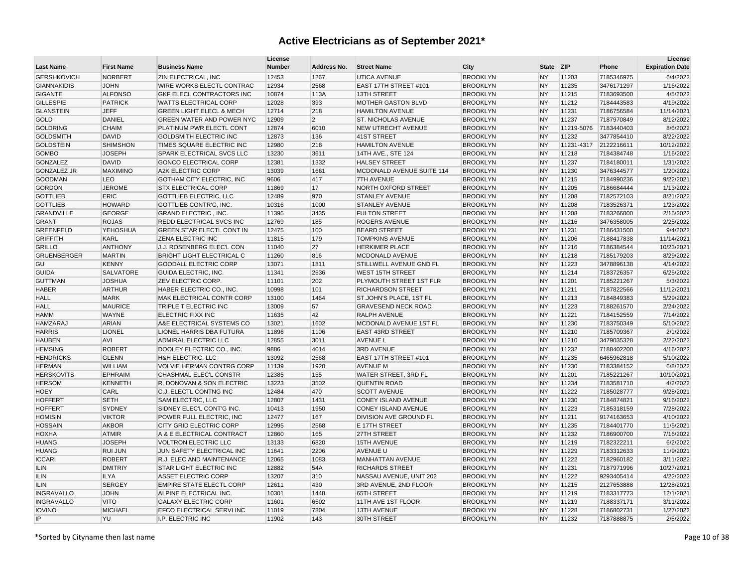# Active Electricians as of September 2021*

| Last Name | First Name | Business Name | License Number | Address No. | Street Name | City | State | ZIP | Phone | License Expiration Date |
|---|---|---|---|---|---|---|---|---|---|---|
| GERSHKOVICH | NORBERT | ZIN ELECTRICAL, INC | 12453 | 1267 | UTICA AVENUE | BROOKLYN | NY | 11203 | 7185346975 | 6/4/2022 |
| GIANNAKIDIS | JOHN | WIRE WORKS ELECTL CONTRAC | 12934 | 2568 | EAST 17TH STREET #101 | BROOKLYN | NY | 11235 | 3476171297 | 1/16/2022 |
| GIGANTE | ALFONSO | GKF ELECL CONTRACTORS INC | 10874 | 113A | 13TH STREET | BROOKLYN | NY | 11215 | 7183693500 | 4/5/2022 |
| GILLESPIE | PATRICK | WATTS ELECTRICAL CORP | 12028 | 393 | MOTHER GASTON BLVD | BROOKLYN | NY | 11212 | 7184443583 | 4/19/2022 |
| GLANSTEIN | JEFF | GREEN LIGHT ELECL & MECH | 12714 | 218 | HAMILTON AVENUE | BROOKLYN | NY | 11231 | 7186756584 | 11/14/2021 |
| GOLD | DANIEL | GREEN WATER AND POWER NYC | 12909 | 2 | ST. NICHOLAS AVENUE | BROOKLYN | NY | 11237 | 7187970849 | 8/12/2022 |
| GOLDRING | CHAIM | PLATINUM PWR ELECTL CONT | 12874 | 6010 | NEW UTRECHT AVENUE | BROOKLYN | NY | 11219-5076 | 7183440403 | 8/6/2022 |
| GOLDSMITH | DAVID | GOLDSMITH ELECTRIC INC | 12873 | 136 | 41ST STREET | BROOKLYN | NY | 11232 | 3477854410 | 8/22/2022 |
| GOLDSTEIN | SHIMSHON | TIMES SQUARE ELECTRIC INC | 12980 | 218 | HAMILTON AVENUE | BROOKLYN | NY | 11231-4317 | 2122216611 | 10/12/2022 |
| GOMBO | JOSEPH | SPARK ELECTRICAL SVCS LLC | 13230 | 3611 | 14TH AVE., STE 124 | BROOKLYN | NY | 11218 | 7184384748 | 1/16/2022 |
| GONZALEZ | DAVID | GONCO ELECTRICAL CORP | 12381 | 1332 | HALSEY STREET | BROOKLYN | NY | 11237 | 7184180011 | 1/31/2022 |
| GONZALEZ JR | MAXIMINO | A2K ELECTRIC CORP | 13039 | 1661 | MCDONALD AVENUE SUITE 114 | BROOKLYN | NY | 11230 | 3476344577 | 1/20/2022 |
| GOODMAN | LEO | GOTHAM CITY ELECTRIC, INC | 9606 | 417 | 7TH AVENUE | BROOKLYN | NY | 11215 | 7184990236 | 9/22/2021 |
| GORDON | JEROME | STX ELECTRICAL CORP | 11869 | 17 | NORTH OXFORD STREET | BROOKLYN | NY | 11205 | 7186684444 | 1/13/2022 |
| GOTTLIEB | ERIC | GOTTLIEB ELECTRIC, LLC | 12489 | 970 | STANLEY AVENUE | BROOKLYN | NY | 11208 | 7182572103 | 8/21/2022 |
| GOTTLIEB | HOWARD | GOTTLIEB CONTR'G, INC. | 10316 | 1000 | STANLEY AVENUE | BROOKLYN | NY | 11208 | 7183526371 | 1/23/2022 |
| GRANDVILLE | GEORGE | GRAND ELECTRIC , INC. | 11395 | 3435 | FULTON STREET | BROOKLYN | NY | 11208 | 7183266000 | 2/15/2022 |
| GRANT | ROJAS | REDD ELECTRICAL SVCS INC | 12769 | 185 | ROGERS AVENUE | BROOKLYN | NY | 11216 | 3476358005 | 2/25/2022 |
| GREENFELD | YEHOSHUA | GREEN STAR ELECTL CONT IN | 12475 | 100 | BEARD STREET | BROOKLYN | NY | 11231 | 7186431500 | 9/4/2022 |
| GRIFFITH | KARL | ZENA ELECTRIC INC | 11815 | 179 | TOMPKINS AVENUE | BROOKLYN | NY | 11206 | 7188417838 | 11/14/2021 |
| GRILLO | ANTHONY | J.J. ROSENBERG ELEC'L CON | 11040 | 27 | HERKIMER PLACE | BROOKLYN | NY | 11216 | 7186384544 | 10/23/2021 |
| GRUENBERGER | MARTIN | BRIGHT LIGHT ELECTRICAL C | 11260 | 816 | MCDONALD AVENUE | BROOKLYN | NY | 11218 | 7185179203 | 8/29/2022 |
| GU | KENNY | GOODALL ELECTRIC CORP | 13071 | 1811 | STILLWELL AVENUE GND FL | BROOKLYN | NY | 11223 | 3478896138 | 4/14/2022 |
| GUIDA | SALVATORE | GUIDA ELECTRIC, INC. | 11341 | 2536 | WEST 15TH STREET | BROOKLYN | NY | 11214 | 7183726357 | 6/25/2022 |
| GUTTMAN | JOSHUA | ZEV ELECTRIC CORP. | 11101 | 202 | PLYMOUTH STREET 1ST FLR | BROOKLYN | NY | 11201 | 7185221267 | 5/3/2022 |
| HABER | ARTHUR | HABER ELECTRIC CO., INC. | 10998 | 101 | RICHARDSON STREET | BROOKLYN | NY | 11211 | 7187822566 | 11/12/2021 |
| HALL | MARK | MAK ELECTRICAL CONTR CORP | 13100 | 1464 | ST.JOHN'S PLACE, 1ST FL | BROOKLYN | NY | 11213 | 7184849383 | 5/29/2022 |
| HALL | MAURICE | TRIPLE T ELECTRIC INC | 13009 | 57 | GRAVESEND NECK ROAD | BROOKLYN | NY | 11223 | 7188261570 | 2/24/2022 |
| HAMM | WAYNE | ELECTRIC FIXX INC | 11635 | 42 | RALPH AVENUE | BROOKLYN | NY | 11221 | 7184152559 | 7/14/2022 |
| HAMZARAJ | ARIAN | A&E ELECTRICAL SYSTEMS CO | 13021 | 1602 | MCDONALD AVENUE 1ST FL | BROOKLYN | NY | 11230 | 7183750349 | 5/10/2022 |
| HARRIS | LIONEL | LIONEL HARRIS DBA FUTURA | 11896 | 1106 | EAST 43RD STREET | BROOKLYN | NY | 11210 | 7185709367 | 2/1/2022 |
| HAUBEN | AVI | ADMIRAL ELECTRIC LLC | 12855 | 3011 | AVENUE L | BROOKLYN | NY | 11210 | 3479035328 | 2/22/2022 |
| HEMSING | ROBERT | DOOLEY ELECTRIC CO., INC. | 9886 | 4014 | 3RD AVENUE | BROOKLYN | NY | 11232 | 7188402200 | 4/16/2022 |
| HENDRICKS | GLENN | H&H ELECTRIC, LLC | 13092 | 2568 | EAST 17TH STREET #101 | BROOKLYN | NY | 11235 | 6465962818 | 5/10/2022 |
| HERMAN | WILLIAM | VOLVIE HERMAN CONTRG CORP | 11139 | 1920 | AVENUE M | BROOKLYN | NY | 11230 | 7183384152 | 6/8/2022 |
| HERSKOVITS | EPHRAIM | CHASHMAL ELEC'L CONSTR | 12385 | 155 | WATER STREET, 3RD FL | BROOKLYN | NY | 11201 | 7185221267 | 10/10/2021 |
| HERSOM | KENNETH | R. DONOVAN & SON ELECTRIC | 13223 | 3502 | QUENTIN ROAD | BROOKLYN | NY | 11234 | 7183581710 | 4/2/2022 |
| HOEY | CARL | C.J. ELECTL CONTNG INC | 12484 | 470 | SCOTT AVENUE | BROOKLYN | NY | 11222 | 7185028777 | 9/28/2021 |
| HOFFERT | SETH | SAM ELECTRIC, LLC | 12807 | 1431 | CONEY ISLAND AVENUE | BROOKLYN | NY | 11230 | 7184874821 | 9/16/2022 |
| HOFFERT | SYDNEY | SIDNEY ELEC'L CONT'G INC. | 10413 | 1950 | CONEY ISLAND AVENUE | BROOKLYN | NY | 11223 | 7185318159 | 7/28/2022 |
| HOMISIN | VIKTOR | POWER FULL ELECTRIC, INC | 12477 | 167 | DIVISION AVE GROUND FL | BROOKLYN | NY | 11211 | 9174163653 | 4/10/2022 |
| HOSSAIN | AKBOR | CITY GRID ELECTRIC CORP | 12995 | 2568 | E 17TH STREET | BROOKLYN | NY | 11235 | 7184401770 | 11/5/2021 |
| HOXHA | ATMIR | A & E ELECTRICAL CONTRACT | 12860 | 165 | 27TH STREET | BROOKLYN | NY | 11232 | 7186900700 | 7/16/2022 |
| HUANG | JOSEPH | VOLTRON ELECTRIC LLC | 13133 | 6820 | 15TH AVENUE | BROOKLYN | NY | 11219 | 7182322211 | 6/2/2022 |
| HUANG | RUI JUN | JUN SAFETY ELECTRICAL INC | 11641 | 2206 | AVENUE U | BROOKLYN | NY | 11229 | 7183312633 | 11/9/2021 |
| ICCARI | ROBERT | R.J. ELEC AND MAINTENANCE | 12065 | 1083 | MANHATTAN AVENUE | BROOKLYN | NY | 11222 | 7182960182 | 3/11/2022 |
| ILIN | DMITRIY | STAR LIGHT ELECTRIC INC | 12882 | 54A | RICHARDS STREET | BROOKLYN | NY | 11231 | 7187971996 | 10/27/2021 |
| ILIN | ILYA | ASSET ELECTRIC CORP | 13207 | 310 | NASSAU AVENUE, UNIT 202 | BROOKLYN | NY | 11222 | 9293405414 | 4/22/2022 |
| ILIN | SERGEY | EMPIRE STATE ELECTL CORP | 12611 | 430 | 3RD AVENUE, 2ND FLOOR | BROOKLYN | NY | 11215 | 2127653888 | 12/28/2021 |
| INGRAVALLO | JOHN | ALPINE ELECTRICAL INC. | 10301 | 1448 | 65TH STREET | BROOKLYN | NY | 11219 | 7183317773 | 12/1/2021 |
| INGRAVALLO | VITO | GALAXY ELECTRIC CORP | 11601 | 6502 | 11TH AVE 1ST FLOOR | BROOKLYN | NY | 11219 | 7188337171 | 3/11/2022 |
| IOVINO | MICHAEL | EFCO ELECTRICAL SERVI INC | 11019 | 7804 | 13TH AVENUE | BROOKLYN | NY | 11228 | 7186802731 | 1/27/2022 |
| IP | YU | I.P. ELECTRIC INC | 11902 | 143 | 30TH STREET | BROOKLYN | NY | 11232 | 7187888875 | 2/5/2022 |

*Sorted by Cityname then last name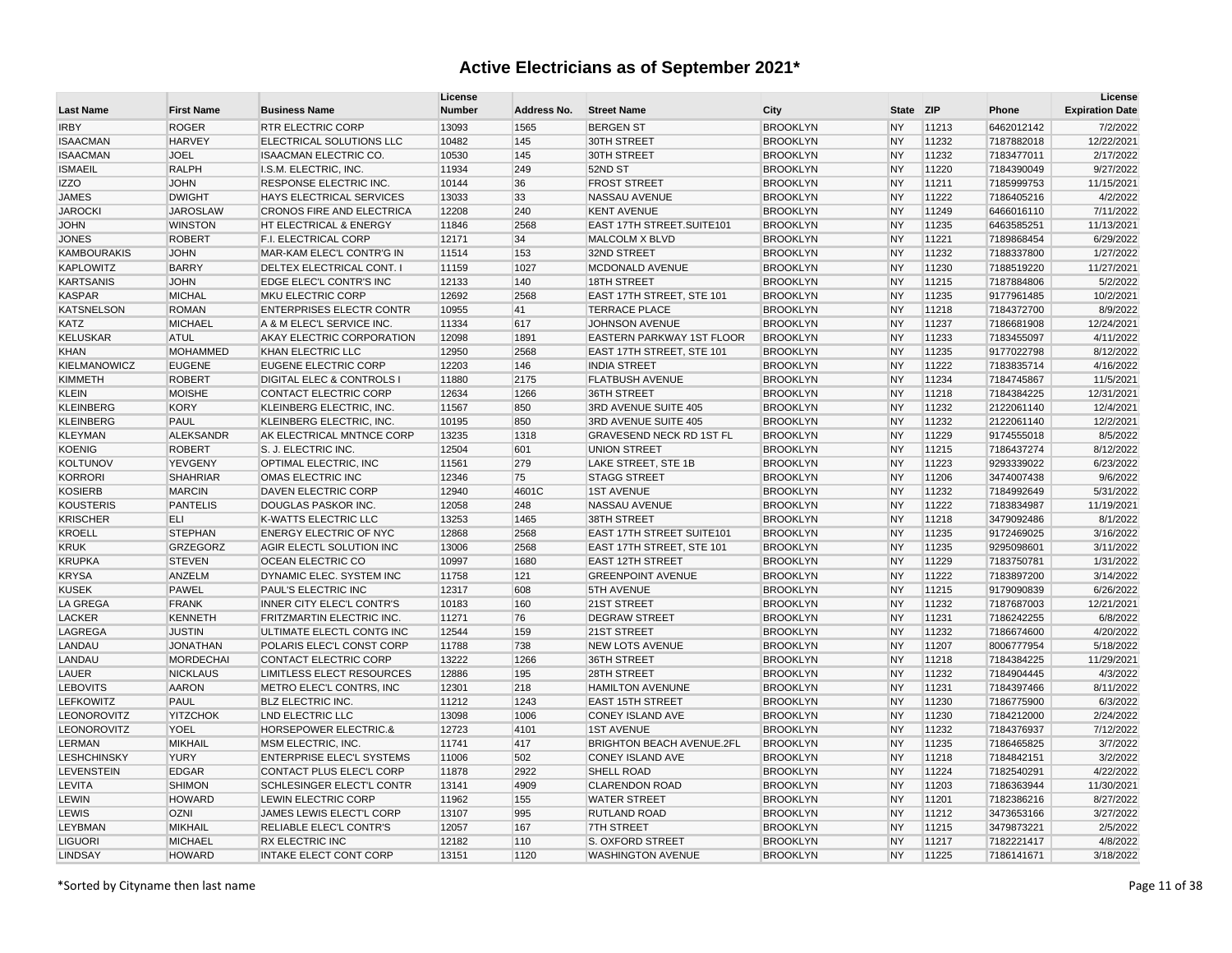# Active Electricians as of September 2021*

| Last Name | First Name | Business Name | License Number | Address No. | Street Name | City | State | ZIP | Phone | License Expiration Date |
|---|---|---|---|---|---|---|---|---|---|---|
| IRBY | ROGER | RTR ELECTRIC CORP | 13093 | 1565 | BERGEN ST | BROOKLYN | NY | 11213 | 6462012142 | 7/2/2022 |
| ISAACMAN | HARVEY | ELECTRICAL SOLUTIONS LLC | 10482 | 145 | 30TH STREET | BROOKLYN | NY | 11232 | 7187882018 | 12/22/2021 |
| ISAACMAN | JOEL | ISAACMAN ELECTRIC CO. | 10530 | 145 | 30TH STREET | BROOKLYN | NY | 11232 | 7183477011 | 2/17/2022 |
| ISMAEIL | RALPH | I.S.M. ELECTRIC, INC. | 11934 | 249 | 52ND ST | BROOKLYN | NY | 11220 | 7184390049 | 9/27/2022 |
| IZZO | JOHN | RESPONSE ELECTRIC INC. | 10144 | 36 | FROST STREET | BROOKLYN | NY | 11211 | 7185999753 | 11/15/2021 |
| JAMES | DWIGHT | HAYS ELECTRICAL SERVICES | 13033 | 33 | NASSAU AVENUE | BROOKLYN | NY | 11222 | 7186405216 | 4/2/2022 |
| JAROCKI | JAROSLAW | CRONOS FIRE AND ELECTRICA | 12208 | 240 | KENT AVENUE | BROOKLYN | NY | 11249 | 6466016110 | 7/11/2022 |
| JOHN | WINSTON | HT ELECTRICAL & ENERGY | 11846 | 2568 | EAST 17TH STREET.SUITE101 | BROOKLYN | NY | 11235 | 6463585251 | 11/13/2021 |
| JONES | ROBERT | F.I. ELECTRICAL CORP | 12171 | 34 | MALCOLM X BLVD | BROOKLYN | NY | 11221 | 7189868454 | 6/29/2022 |
| KAMBOURAKIS | JOHN | MAR-KAM ELEC'L CONTR'G IN | 11514 | 153 | 32ND STREET | BROOKLYN | NY | 11232 | 7188337800 | 1/27/2022 |
| KAPLOWITZ | BARRY | DELTEX ELECTRICAL CONT. I | 11159 | 1027 | MCDONALD AVENUE | BROOKLYN | NY | 11230 | 7188519220 | 11/27/2021 |
| KARTSANIS | JOHN | EDGE ELEC'L CONTR'S INC | 12133 | 140 | 18TH STREET | BROOKLYN | NY | 11215 | 7187884806 | 5/2/2022 |
| KASPAR | MICHAL | MKU ELECTRIC CORP | 12692 | 2568 | EAST 17TH STREET, STE 101 | BROOKLYN | NY | 11235 | 9177961485 | 10/2/2021 |
| KATSNELSON | ROMAN | ENTERPRISES ELECTR CONTR | 10955 | 41 | TERRACE PLACE | BROOKLYN | NY | 11218 | 7184372700 | 8/9/2022 |
| KATZ | MICHAEL | A & M ELEC'L SERVICE INC. | 11334 | 617 | JOHNSON AVENUE | BROOKLYN | NY | 11237 | 7186681908 | 12/24/2021 |
| KELUSKAR | ATUL | AKAY ELECTRIC CORPORATION | 12098 | 1891 | EASTERN PARKWAY 1ST FLOOR | BROOKLYN | NY | 11233 | 7183455097 | 4/11/2022 |
| KHAN | MOHAMMED | KHAN ELECTRIC LLC | 12950 | 2568 | EAST 17TH STREET, STE 101 | BROOKLYN | NY | 11235 | 9177022798 | 8/12/2022 |
| KIELMANOWICZ | EUGENE | EUGENE ELECTRIC CORP | 12203 | 146 | INDIA STREET | BROOKLYN | NY | 11222 | 7183835714 | 4/16/2022 |
| KIMMETH | ROBERT | DIGITAL ELEC & CONTROLS I | 11880 | 2175 | FLATBUSH AVENUE | BROOKLYN | NY | 11234 | 7184745867 | 11/5/2021 |
| KLEIN | MOISHE | CONTACT ELECTRIC CORP | 12634 | 1266 | 36TH STREET | BROOKLYN | NY | 11218 | 7184384225 | 12/31/2021 |
| KLEINBERG | KORY | KLEINBERG ELECTRIC, INC. | 11567 | 850 | 3RD AVENUE SUITE 405 | BROOKLYN | NY | 11232 | 2122061140 | 12/4/2021 |
| KLEINBERG | PAUL | KLEINBERG ELECTRIC, INC. | 10195 | 850 | 3RD AVENUE SUITE 405 | BROOKLYN | NY | 11232 | 2122061140 | 12/2/2021 |
| KLEYMAN | ALEKSANDR | AK ELECTRICAL MNTNCE CORP | 13235 | 1318 | GRAVESEND NECK RD 1ST FL | BROOKLYN | NY | 11229 | 9174555018 | 8/5/2022 |
| KOENIG | ROBERT | S. J. ELECTRIC INC. | 12504 | 601 | UNION STREET | BROOKLYN | NY | 11215 | 7186437274 | 8/12/2022 |
| KOLTUNOV | YEVGENY | OPTIMAL ELECTRIC, INC | 11561 | 279 | LAKE STREET, STE 1B | BROOKLYN | NY | 11223 | 9293339022 | 6/23/2022 |
| KORRORI | SHAHRIAR | OMAS ELECTRIC INC | 12346 | 75 | STAGG STREET | BROOKLYN | NY | 11206 | 3474007438 | 9/6/2022 |
| KOSIERB | MARCIN | DAVEN ELECTRIC CORP | 12940 | 4601C | 1ST AVENUE | BROOKLYN | NY | 11232 | 7184992649 | 5/31/2022 |
| KOUSTERIS | PANTELIS | DOUGLAS PASKOR INC. | 12058 | 248 | NASSAU AVENUE | BROOKLYN | NY | 11222 | 7183834987 | 11/19/2021 |
| KRISCHER | ELI | K-WATTS ELECTRIC LLC | 13253 | 1465 | 38TH STREET | BROOKLYN | NY | 11218 | 3479092486 | 8/1/2022 |
| KROELL | STEPHAN | ENERGY ELECTRIC OF NYC | 12868 | 2568 | EAST 17TH STREET SUITE101 | BROOKLYN | NY | 11235 | 9172469025 | 3/16/2022 |
| KRUK | GRZEGORZ | AGIR ELECTL SOLUTION INC | 13006 | 2568 | EAST 17TH STREET, STE 101 | BROOKLYN | NY | 11235 | 9295098601 | 3/11/2022 |
| KRUPKA | STEVEN | OCEAN ELECTRIC CO | 10997 | 1680 | EAST 12TH STREET | BROOKLYN | NY | 11229 | 7183750781 | 1/31/2022 |
| KRYSA | ANZELM | DYNAMIC ELEC. SYSTEM INC | 11758 | 121 | GREENPOINT AVENUE | BROOKLYN | NY | 11222 | 7183897200 | 3/14/2022 |
| KUSEK | PAWEL | PAUL'S ELECTRIC INC | 12317 | 608 | 5TH AVENUE | BROOKLYN | NY | 11215 | 9179090839 | 6/26/2022 |
| LA GREGA | FRANK | INNER CITY ELEC'L CONTR'S | 10183 | 160 | 21ST STREET | BROOKLYN | NY | 11232 | 7187687003 | 12/21/2021 |
| LACKER | KENNETH | FRITZMARTIN ELECTRIC INC. | 11271 | 76 | DEGRAW STREET | BROOKLYN | NY | 11231 | 7186242255 | 6/8/2022 |
| LAGREGA | JUSTIN | ULTIMATE ELECTL CONTG INC | 12544 | 159 | 21ST STREET | BROOKLYN | NY | 11232 | 7186674600 | 4/20/2022 |
| LANDAU | JONATHAN | POLARIS ELEC'L CONST CORP | 11788 | 738 | NEW LOTS AVENUE | BROOKLYN | NY | 11207 | 8006777954 | 5/18/2022 |
| LANDAU | MORDECHAI | CONTACT ELECTRIC CORP | 13222 | 1266 | 36TH STREET | BROOKLYN | NY | 11218 | 7184384225 | 11/29/2021 |
| LAUER | NICKLAUS | LIMITLESS ELECT RESOURCES | 12886 | 195 | 28TH STREET | BROOKLYN | NY | 11232 | 7184904445 | 4/3/2022 |
| LEBOVITS | AARON | METRO ELEC'L CONTRS, INC | 12301 | 218 | HAMILTON AVENUNE | BROOKLYN | NY | 11231 | 7184397466 | 8/11/2022 |
| LEFKOWITZ | PAUL | BLZ ELECTRIC INC. | 11212 | 1243 | EAST 15TH STREET | BROOKLYN | NY | 11230 | 7186775900 | 6/3/2022 |
| LEONOROVITZ | YITZCHOK | LND ELECTRIC LLC | 13098 | 1006 | CONEY ISLAND AVE | BROOKLYN | NY | 11230 | 7184212000 | 2/24/2022 |
| LEONOROVITZ | YOEL | HORSEPOWER ELECTRIC.& | 12723 | 4101 | 1ST AVENUE | BROOKLYN | NY | 11232 | 7184376937 | 7/12/2022 |
| LERMAN | MIKHAIL | MSM ELECTRIC, INC. | 11741 | 417 | BRIGHTON BEACH AVENUE.2FL | BROOKLYN | NY | 11235 | 7186465825 | 3/7/2022 |
| LESHCHINSKY | YURY | ENTERPRISE ELEC'L SYSTEMS | 11006 | 502 | CONEY ISLAND AVE | BROOKLYN | NY | 11218 | 7184842151 | 3/2/2022 |
| LEVENSTEIN | EDGAR | CONTACT PLUS ELEC'L CORP | 11878 | 2922 | SHELL ROAD | BROOKLYN | NY | 11224 | 7182540291 | 4/22/2022 |
| LEVITA | SHIMON | SCHLESINGER ELEC'L CONTR | 13141 | 4909 | CLARENDON ROAD | BROOKLYN | NY | 11203 | 7186363944 | 11/30/2021 |
| LEWIN | HOWARD | LEWIN ELECTRIC CORP | 11962 | 155 | WATER STREET | BROOKLYN | NY | 11201 | 7182386216 | 8/27/2022 |
| LEWIS | OZNI | JAMES LEWIS ELECT'L CORP | 13107 | 995 | RUTLAND ROAD | BROOKLYN | NY | 11212 | 3473653166 | 3/27/2022 |
| LEYBMAN | MIKHAIL | RELIABLE ELEC'L CONTR'S | 12057 | 167 | 7TH STREET | BROOKLYN | NY | 11215 | 3479873221 | 2/5/2022 |
| LIGUORI | MICHAEL | RX ELECTRIC INC | 12182 | 110 | S. OXFORD STREET | BROOKLYN | NY | 11217 | 7182221417 | 4/8/2022 |
| LINDSAY | HOWARD | INTAKE ELECT CONT CORP | 13151 | 1120 | WASHINGTON AVENUE | BROOKLYN | NY | 11225 | 7186141671 | 3/18/2022 |

*Sorted by Cityname then last name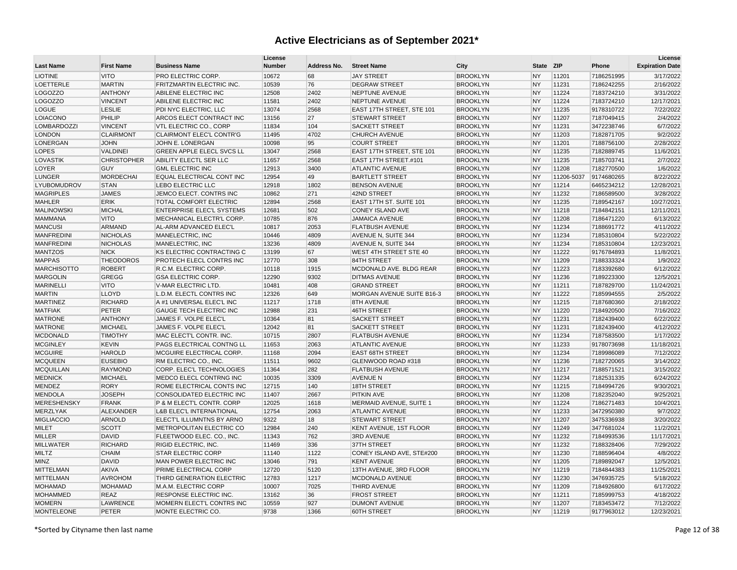# Active Electricians as of September 2021*

| Last Name | First Name | Business Name | License Number | Address No. | Street Name | City | State | ZIP | Phone | License Expiration Date |
|---|---|---|---|---|---|---|---|---|---|---|
| LIOTINE | VITO | PRO ELECTRIC CORP. | 10672 | 68 | JAY STREET | BROOKLYN | NY | 11201 | 7186251995 | 3/17/2022 |
| LOETTERLE | MARTIN | FRITZMARTIN ELECTRIC INC. | 10539 | 76 | DEGRAW STREET | BROOKLYN | NY | 11231 | 7186242255 | 2/16/2022 |
| LOGOZZO | ANTHONY | ABILENE ELECTRIC INC | 12508 | 2402 | NEPTUNE AVENUE | BROOKLYN | NY | 11224 | 7183724210 | 3/31/2022 |
| LOGOZZO | VINCENT | ABILENE ELECTRIC INC | 11581 | 2402 | NEPTUNE AVENUE | BROOKLYN | NY | 11224 | 7183724210 | 12/17/2021 |
| LOGUE | LESLIE | PDI NYC ELECTRIC, LLC | 13074 | 2568 | EAST 17TH STREET, STE 101 | BROOKLYN | NY | 11235 | 9178310722 | 7/22/2022 |
| LOIACONO | PHILIP | ARCOS ELECT CONTRACT INC | 13156 | 27 | STEWART STREET | BROOKLYN | NY | 11207 | 7187049415 | 2/4/2022 |
| LOMBARDOZZI | VINCENT | VTL ELECTRIC CO., CORP | 11834 | 104 | SACKETT STREET | BROOKLYN | NY | 11231 | 3472238746 | 6/7/2022 |
| LONDON | CLAIRMONT | CLAIRMONT ELEC'L CONTR'G | 11495 | 4702 | CHURCH AVENUE | BROOKLYN | NY | 11203 | 7182871705 | 9/2/2022 |
| LONERGAN | JOHN | JOHN E. LONERGAN | 10098 | 95 | COURT STREET | BROOKLYN | NY | 11201 | 7188756100 | 2/28/2022 |
| LOPES | VALDINEI | GREEN APPLE ELECL SVCS LL | 13047 | 2568 | EAST 17TH STREET, STE 101 | BROOKLYN | NY | 11235 | 7182889745 | 11/6/2021 |
| LOVASTIK | CHRISTOPHER | ABILITY ELECTL SER LLC | 11657 | 2568 | EAST 17TH STREET.#101 | BROOKLYN | NY | 11235 | 7185703741 | 2/7/2022 |
| LOYER | GUY | GML ELECTRIC INC | 12913 | 3400 | ATLANTIC AVENUE | BROOKLYN | NY | 11208 | 7182770500 | 1/6/2022 |
| LUNGER | MORDECHAI | EQUAL ELECTRICAL CONT INC | 12954 | 49 | BARTLETT STREET | BROOKLYN | NY | 11206-5037 | 9174680265 | 8/22/2022 |
| LYUBOMUDROV | STAN | LEBO ELECTRIC LLC | 12918 | 1802 | BENSON AVENUE | BROOKLYN | NY | 11214 | 6465234212 | 12/28/2021 |
| MAGRIPLES | JAMES | JEMCO ELECT. CONTRS INC | 10862 | 271 | 42ND STREET | BROOKLYN | NY | 11232 | 7186589500 | 3/28/2022 |
| MAHLER | ERIK | TOTAL COMFORT ELECTRIC | 12894 | 2568 | EAST 17TH ST. SUITE 101 | BROOKLYN | NY | 11235 | 7189542167 | 10/27/2021 |
| MALINOWSKI | MICHAL | ENTERPRISE ELEC'L SYSTEMS | 12681 | 502 | CONEY ISLAND AVE | BROOKLYN | NY | 11218 | 7184842151 | 12/11/2021 |
| MAMMANA | VITO | MECHANICAL ELECTR'L CORP. | 10785 | 876 | JAMAICA AVENUE | BROOKLYN | NY | 11208 | 7186471220 | 6/13/2022 |
| MANCUSI | ARMAND | AL-ARM ADVANCED ELEC'L | 10817 | 2053 | FLATBUSH AVENUE | BROOKLYN | NY | 11234 | 7188691772 | 4/11/2022 |
| MANFREDINI | NICHOLAS | MANELECTRIC, INC | 10446 | 4809 | AVENUE N, SUITE 344 | BROOKLYN | NY | 11234 | 7185310804 | 5/22/2022 |
| MANFREDINI | NICHOLAS | MANELECTRIC, INC | 13236 | 4809 | AVENUE N, SUITE 344 | BROOKLYN | NY | 11234 | 7185310804 | 12/23/2021 |
| MANTZOS | NICK | KS ELECTRIC CONTRACTING C | 13199 | 67 | WEST 4TH STREET STE 40 | BROOKLYN | NY | 11222 | 9176784893 | 11/8/2021 |
| MAPPAS | THEODOROS | PROTECH ELECL CONTRS INC | 12770 | 308 | 84TH STREET | BROOKLYN | NY | 11209 | 7188333324 | 1/9/2022 |
| MARCHISOTTO | ROBERT | R.C.M. ELECTRIC CORP. | 10118 | 1915 | MCDONALD AVE. BLDG REAR | BROOKLYN | NY | 11223 | 7183392680 | 6/12/2022 |
| MARGOLIN | GREGG | GSA ELECTRIC CORP. | 12290 | 9302 | DITMAS AVENUE | BROOKLYN | NY | 11236 | 7189223300 | 12/5/2021 |
| MARINELLI | VITO | V-MAR ELECTRIC LTD. | 10481 | 408 | GRAND STREET | BROOKLYN | NY | 11211 | 7187829700 | 11/24/2021 |
| MARTIN | LLOYD | L.D.M. ELECTL CONTRS INC | 12326 | 649 | MORGAN AVENUE SUITE B16-3 | BROOKLYN | NY | 11222 | 7185994555 | 2/5/2022 |
| MARTINEZ | RICHARD | A #1 UNIVERSAL ELEC'L INC | 11217 | 1718 | 8TH AVENUE | BROOKLYN | NY | 11215 | 7187680360 | 2/18/2022 |
| MATFIAK | PETER | GAUGE TECH ELECTRIC INC | 12988 | 231 | 46TH STREET | BROOKLYN | NY | 11220 | 7184920500 | 7/16/2022 |
| MATRONE | ANTHONY | JAMES F. VOLPE ELEC'L | 10364 | 81 | SACKETT STREET | BROOKLYN | NY | 11231 | 7182439400 | 6/22/2022 |
| MATRONE | MICHAEL | JAMES F. VOLPE ELEC'L | 12042 | 81 | SACKETT STREET | BROOKLYN | NY | 11231 | 7182439400 | 4/12/2022 |
| MCDONALD | TIMOTHY | MAC ELECT'L CONTR. INC. | 10715 | 2807 | FLATBUSH AVENUE | BROOKLYN | NY | 11234 | 7187583500 | 1/17/2022 |
| MCGINLEY | KEVIN | PAGS ELECTRICAL CONTNG LL | 11653 | 2063 | ATLANTIC AVENUE | BROOKLYN | NY | 11233 | 9178073698 | 11/18/2021 |
| MCGUIRE | HAROLD | MCGUIRE ELECTRICAL CORP. | 11168 | 2094 | EAST 68TH STREET | BROOKLYN | NY | 11234 | 7189986089 | 7/12/2022 |
| MCQUEEN | EUSEBIO | RM ELECTRIC CO., INC. | 11511 | 9602 | GLENWOOD ROAD #318 | BROOKLYN | NY | 11236 | 7182720065 | 3/14/2022 |
| MCQUILLAN | RAYMOND | CORP. ELEC'L TECHNOLOGIES | 11364 | 282 | FLATBUSH AVENUE | BROOKLYN | NY | 11217 | 7188571521 | 3/15/2022 |
| MEDNICK | MICHAEL | MEDCO ELECL CONTRNG INC | 10035 | 3309 | AVENUE N | BROOKLYN | NY | 11234 | 7182531335 | 6/24/2022 |
| MENDEZ | RORY | ROME ELECTRICAL CONTS INC | 12715 | 140 | 18TH STREET | BROOKLYN | NY | 11215 | 7184994726 | 9/30/2021 |
| MENDOLA | JOSEPH | CONSOLIDATED ELECTRIC INC | 11407 | 2667 | PITKIN AVE | BROOKLYN | NY | 11208 | 7182352040 | 9/25/2021 |
| MERESHENSKY | FRANK | P & M ELECT'L CONTR. CORP | 12025 | 1618 | MERMAID AVENUE, SUITE 1 | BROOKLYN | NY | 11224 | 7186271483 | 10/4/2021 |
| MERZLYAK | ALEXANDER | L&B ELEC'L INTERNATIONAL | 12754 | 2063 | ATLANTIC AVENUE | BROOKLYN | NY | 11233 | 3472950380 | 9/7/2022 |
| MIGLIACCIO | ARNOLD | ELECT'L ILLUMNTNS BY ARNO | 9322 | 18 | STEWART STREET | BROOKLYN | NY | 11207 | 3475336938 | 3/20/2022 |
| MILET | SCOTT | METROPOLITAN ELECTRIC CO | 12984 | 240 | KENT AVENUE, 1ST FLOOR | BROOKLYN | NY | 11249 | 3477681024 | 11/2/2021 |
| MILLER | DAVID | FLEETWOOD ELEC. CO., INC. | 11343 | 762 | 3RD AVENUE | BROOKLYN | NY | 11232 | 7184993536 | 11/17/2021 |
| MILLWATER | RICHARD | RIGID ELECTRIC, INC. | 11469 | 336 | 37TH STREET | BROOKLYN | NY | 11232 | 7188328406 | 7/29/2022 |
| MILTZ | CHAIM | STAR ELECTRIC CORP | 11140 | 1122 | CONEY ISLAND AVE, STE#200 | BROOKLYN | NY | 11230 | 7188596404 | 4/8/2022 |
| MINZ | DAVID | MAN POWER ELECTRIC INC | 13046 | 791 | KENT AVENUE | BROOKLYN | NY | 11205 | 7189892047 | 12/5/2021 |
| MITTELMAN | AKIVA | PRIME ELECTRICAL CORP | 12720 | 5120 | 13TH AVENUE, 3RD FLOOR | BROOKLYN | NY | 11219 | 7184844383 | 11/25/2021 |
| MITTELMAN | AVROHOM | THIRD GENERATION ELECTRIC | 12783 | 1217 | MCDONALD AVENUE | BROOKLYN | NY | 11230 | 3476935725 | 5/18/2022 |
| MOHAMAD | MOHAMAD | M.A.M. ELECTRIC CORP | 10007 | 7025 | THIRD AVENUE | BROOKLYN | NY | 11209 | 7184926800 | 6/17/2022 |
| MOHAMMED | REAZ | RESPONSE ELECTRIC INC. | 13162 | 36 | FROST STREET | BROOKLYN | NY | 11211 | 7185999753 | 4/18/2022 |
| MOMERN | LAWRENCE | MOMERN ELECT'L CONTRS INC | 10559 | 927 | DUMONT AVENUE | BROOKLYN | NY | 11207 | 7183453472 | 7/12/2022 |
| MONTELEONE | PETER | MONTE ELECTRIC CO. | 9738 | 1366 | 60TH STREET | BROOKLYN | NY | 11219 | 9177963012 | 12/23/2021 |

*Sorted by Cityname then last name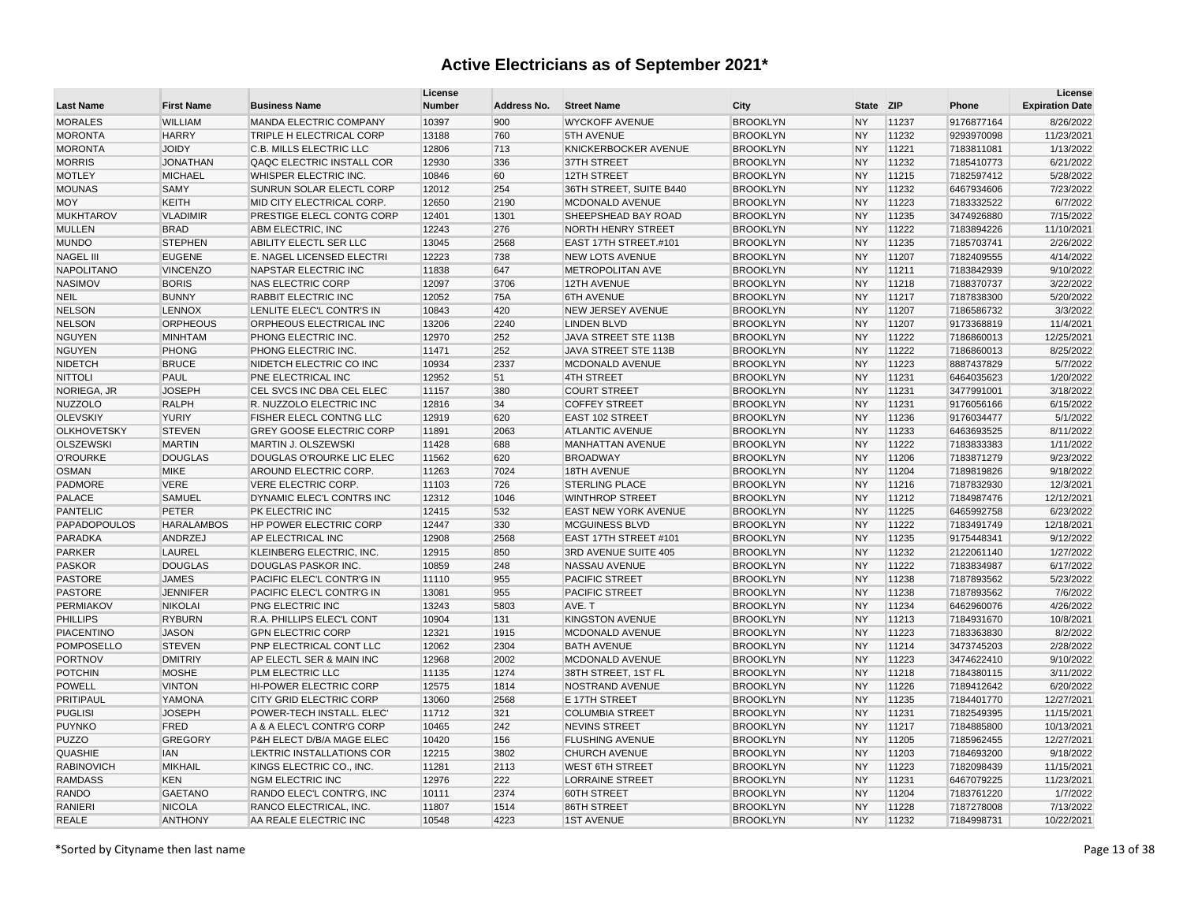# Active Electricians as of September 2021*

| Last Name | First Name | Business Name | License Number | Address No. | Street Name | City | State | ZIP | Phone | License Expiration Date |
|---|---|---|---|---|---|---|---|---|---|---|
| MORALES | WILLIAM | MANDA ELECTRIC COMPANY | 10397 | 900 | WYCKOFF AVENUE | BROOKLYN | NY | 11237 | 9176877164 | 8/26/2022 |
| MORONTA | HARRY | TRIPLE H ELECTRICAL CORP | 13188 | 760 | 5TH AVENUE | BROOKLYN | NY | 11232 | 9293970098 | 11/23/2021 |
| MORONTA | JOIDY | C.B. MILLS ELECTRIC LLC | 12806 | 713 | KNICKERBOCKER AVENUE | BROOKLYN | NY | 11221 | 7183811081 | 1/13/2022 |
| MORRIS | JONATHAN | QAQC ELECTRIC INSTALL COR | 12930 | 336 | 37TH STREET | BROOKLYN | NY | 11232 | 7185410773 | 6/21/2022 |
| MOTLEY | MICHAEL | WHISPER ELECTRIC INC. | 10846 | 60 | 12TH STREET | BROOKLYN | NY | 11215 | 7182597412 | 5/28/2022 |
| MOUNAS | SAMY | SUNRUN SOLAR ELECTL CORP | 12012 | 254 | 36TH STREET, SUITE B440 | BROOKLYN | NY | 11232 | 6467934606 | 7/23/2022 |
| MOY | KEITH | MID CITY ELECTRICAL CORP. | 12650 | 2190 | MCDONALD AVENUE | BROOKLYN | NY | 11223 | 7183332522 | 6/7/2022 |
| MUKHTAROV | VLADIMIR | PRESTIGE ELECL CONTG CORP | 12401 | 1301 | SHEEPSHEAD BAY ROAD | BROOKLYN | NY | 11235 | 3474926880 | 7/15/2022 |
| MULLEN | BRAD | ABM ELECTRIC, INC | 12243 | 276 | NORTH HENRY STREET | BROOKLYN | NY | 11222 | 7183894226 | 11/10/2021 |
| MUNDO | STEPHEN | ABILITY ELECTL SER LLC | 13045 | 2568 | EAST 17TH STREET.#101 | BROOKLYN | NY | 11235 | 7185703741 | 2/26/2022 |
| NAGEL III | EUGENE | E. NAGEL LICENSED ELECTRI | 12223 | 738 | NEW LOTS AVENUE | BROOKLYN | NY | 11207 | 7182409555 | 4/14/2022 |
| NAPOLITANO | VINCENZO | NAPSTAR ELECTRIC INC | 11838 | 647 | METROPOLITAN AVE | BROOKLYN | NY | 11211 | 7183842939 | 9/10/2022 |
| NASIMOV | BORIS | NAS ELECTRIC CORP | 12097 | 3706 | 12TH AVENUE | BROOKLYN | NY | 11218 | 7188370737 | 3/22/2022 |
| NEIL | BUNNY | RABBIT ELECTRIC INC | 12052 | 75A | 6TH AVENUE | BROOKLYN | NY | 11217 | 7187838300 | 5/20/2022 |
| NELSON | LENNOX | LENLITE ELEC'L CONTR'S IN | 10843 | 420 | NEW JERSEY AVENUE | BROOKLYN | NY | 11207 | 7186586732 | 3/3/2022 |
| NELSON | ORPHEOUS | ORPHEOUS ELECTRICAL INC | 13206 | 2240 | LINDEN BLVD | BROOKLYN | NY | 11207 | 9173368819 | 11/4/2021 |
| NGUYEN | MINHTAM | PHONG ELECTRIC INC. | 12970 | 252 | JAVA STREET STE 113B | BROOKLYN | NY | 11222 | 7186860013 | 12/25/2021 |
| NGUYEN | PHONG | PHONG ELECTRIC INC. | 11471 | 252 | JAVA STREET STE 113B | BROOKLYN | NY | 11222 | 7186860013 | 8/25/2022 |
| NIDETCH | BRUCE | NIDETCH ELECTRIC CO INC | 10934 | 2337 | MCDONALD AVENUE | BROOKLYN | NY | 11223 | 8887437829 | 5/7/2022 |
| NITTOLI | PAUL | PNE ELECTRICAL INC | 12952 | 51 | 4TH STREET | BROOKLYN | NY | 11231 | 6464035623 | 1/20/2022 |
| NORIEGA, JR | JOSEPH | CEL SVCS INC DBA CEL ELEC | 11157 | 380 | COURT STREET | BROOKLYN | NY | 11231 | 3477991001 | 3/18/2022 |
| NUZZOLO | RALPH | R. NUZZOLO ELECTRIC INC | 12816 | 34 | COFFEY STREET | BROOKLYN | NY | 11231 | 9176056166 | 6/15/2022 |
| OLEVSKIY | YURIY | FISHER ELECL CONTNG LLC | 12919 | 620 | EAST 102 STREET | BROOKLYN | NY | 11236 | 9176034477 | 5/1/2022 |
| OLKHOVETSKY | STEVEN | GREY GOOSE ELECTRIC CORP | 11891 | 2063 | ATLANTIC AVENUE | BROOKLYN | NY | 11233 | 6463693525 | 8/11/2022 |
| OLSZEWSKI | MARTIN | MARTIN J. OLSZEWSKI | 11428 | 688 | MANHATTAN AVENUE | BROOKLYN | NY | 11222 | 7183833383 | 1/11/2022 |
| O'ROURKE | DOUGLAS | DOUGLAS O'ROURKE LIC ELEC | 11562 | 620 | BROADWAY | BROOKLYN | NY | 11206 | 7183871279 | 9/23/2022 |
| OSMAN | MIKE | AROUND ELECTRIC CORP. | 11263 | 7024 | 18TH AVENUE | BROOKLYN | NY | 11204 | 7189819826 | 9/18/2022 |
| PADMORE | VERE | VERE ELECTRIC CORP. | 11103 | 726 | STERLING PLACE | BROOKLYN | NY | 11216 | 7187832930 | 12/3/2021 |
| PALACE | SAMUEL | DYNAMIC ELEC'L CONTRS INC | 12312 | 1046 | WINTHROP STREET | BROOKLYN | NY | 11212 | 7184987476 | 12/12/2021 |
| PANTELIC | PETER | PK ELECTRIC INC | 12415 | 532 | EAST NEW YORK AVENUE | BROOKLYN | NY | 11225 | 6465992758 | 6/23/2022 |
| PAPADOPOULOS | HARALAMBOS | HP POWER ELECTRIC CORP | 12447 | 330 | MCGUINESS BLVD | BROOKLYN | NY | 11222 | 7183491749 | 12/18/2021 |
| PARADKA | ANDRZEJ | AP ELECTRICAL INC | 12908 | 2568 | EAST 17TH STREET #101 | BROOKLYN | NY | 11235 | 9175448341 | 9/12/2022 |
| PARKER | LAUREL | KLEINBERG ELECTRIC, INC. | 12915 | 850 | 3RD AVENUE SUITE 405 | BROOKLYN | NY | 11232 | 2122061140 | 1/27/2022 |
| PASKOR | DOUGLAS | DOUGLAS PASKOR INC. | 10859 | 248 | NASSAU AVENUE | BROOKLYN | NY | 11222 | 7183834987 | 6/17/2022 |
| PASTORE | JAMES | PACIFIC ELEC'L CONTR'G IN | 11110 | 955 | PACIFIC STREET | BROOKLYN | NY | 11238 | 7187893562 | 5/23/2022 |
| PASTORE | JENNIFER | PACIFIC ELEC'L CONTR'G IN | 13081 | 955 | PACIFIC STREET | BROOKLYN | NY | 11238 | 7187893562 | 7/6/2022 |
| PERMIAKOV | NIKOLAI | PNG ELECTRIC INC | 13243 | 5803 | AVE. T | BROOKLYN | NY | 11234 | 6462960076 | 4/26/2022 |
| PHILLIPS | RYBURN | R.A. PHILLIPS ELEC'L CONT | 10904 | 131 | KINGSTON AVENUE | BROOKLYN | NY | 11213 | 7184931670 | 10/8/2021 |
| PIACENTINO | JASON | GPN ELECTRIC CORP | 12321 | 1915 | MCDONALD AVENUE | BROOKLYN | NY | 11223 | 7183363830 | 8/2/2022 |
| POMPOSELLO | STEVEN | PNP ELECTRICAL CONT LLC | 12062 | 2304 | BATH AVENUE | BROOKLYN | NY | 11214 | 3473745203 | 2/28/2022 |
| PORTNOV | DMITRIY | AP ELECTL SER & MAIN INC | 12968 | 2002 | MCDONALD AVENUE | BROOKLYN | NY | 11223 | 3474622410 | 9/10/2022 |
| POTCHIN | MOSHE | PLM ELECTRIC LLC | 11135 | 1274 | 38TH STREET, 1ST FL | BROOKLYN | NY | 11218 | 7184380115 | 3/11/2022 |
| POWELL | VINTON | HI-POWER ELECTRIC CORP | 12575 | 1814 | NOSTRAND AVENUE | BROOKLYN | NY | 11226 | 7189412642 | 6/20/2022 |
| PRITIPAUL | YAMONA | CITY GRID ELECTRIC CORP | 13060 | 2568 | E 17TH STREET | BROOKLYN | NY | 11235 | 7184401770 | 12/27/2021 |
| PUGLISI | JOSEPH | POWER-TECH INSTALL. ELEC' | 11712 | 321 | COLUMBIA STREET | BROOKLYN | NY | 11231 | 7182549395 | 11/15/2021 |
| PUYNKO | FRED | A & A ELEC'L CONTR'G CORP | 10465 | 242 | NEVINS STREET | BROOKLYN | NY | 11217 | 7184885800 | 10/13/2021 |
| PUZZO | GREGORY | P&H ELECT D/B/A MAGE ELEC | 10420 | 156 | FLUSHING AVENUE | BROOKLYN | NY | 11205 | 7185962455 | 12/27/2021 |
| QUASHIE | IAN | LEKTRIC INSTALLATIONS COR | 12215 | 3802 | CHURCH AVENUE | BROOKLYN | NY | 11203 | 7184693200 | 9/18/2022 |
| RABINOVICH | MIKHAIL | KINGS ELECTRIC CO., INC. | 11281 | 2113 | WEST 6TH STREET | BROOKLYN | NY | 11223 | 7182098439 | 11/15/2021 |
| RAMDASS | KEN | NGM ELECTRIC INC | 12976 | 222 | LORRAINE STREET | BROOKLYN | NY | 11231 | 6467079225 | 11/23/2021 |
| RANDO | GAETANO | RANDO ELEC'L CONTR'G, INC | 10111 | 2374 | 60TH STREET | BROOKLYN | NY | 11204 | 7183761220 | 1/7/2022 |
| RANIERI | NICOLA | RANCO ELECTRICAL, INC. | 11807 | 1514 | 86TH STREET | BROOKLYN | NY | 11228 | 7187278008 | 7/13/2022 |
| REALE | ANTHONY | AA REALE ELECTRIC INC | 10548 | 4223 | 1ST AVENUE | BROOKLYN | NY | 11232 | 7184998731 | 10/22/2021 |

*Sorted by Cityname then last name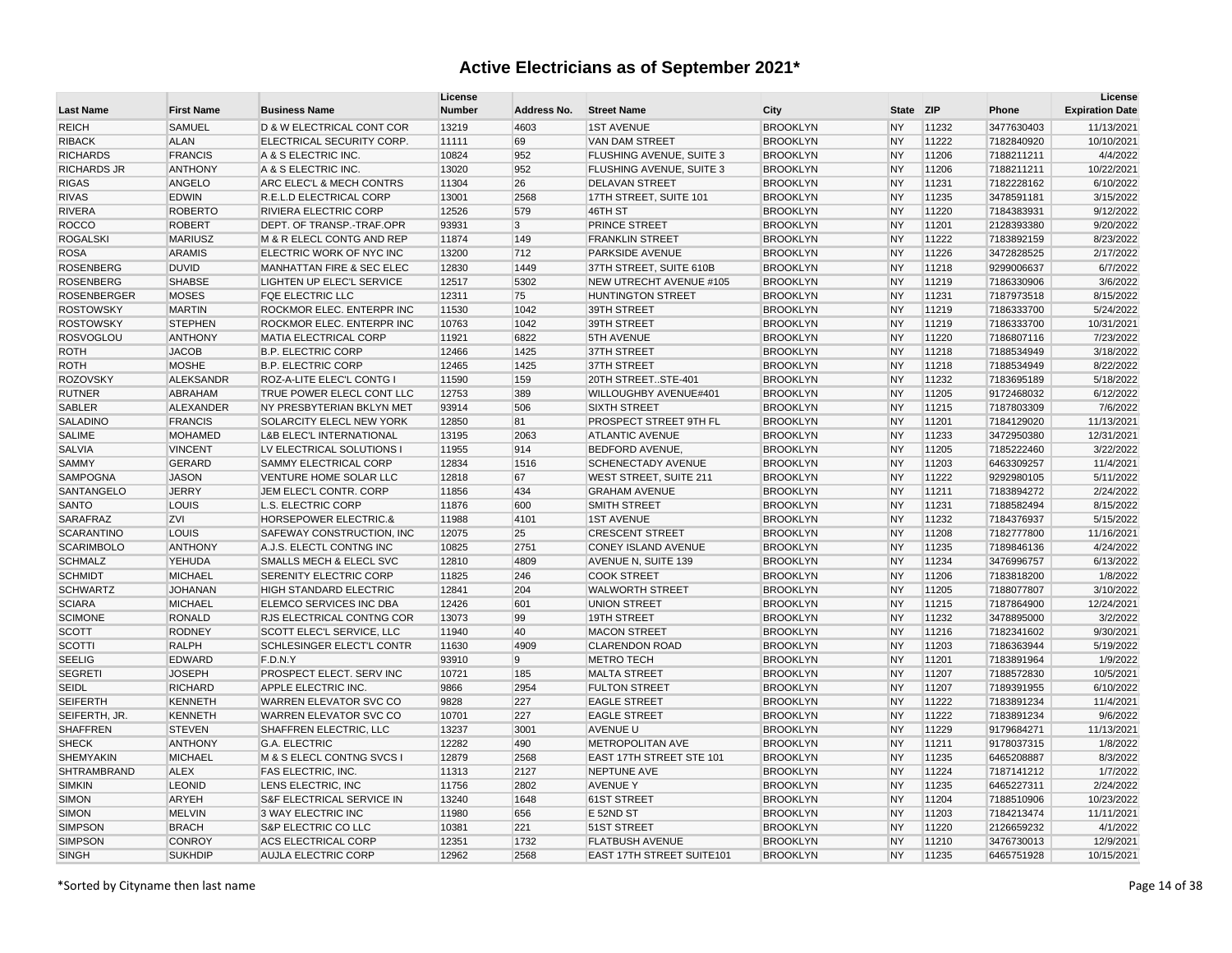# Active Electricians as of September 2021*

| Last Name | First Name | Business Name | License Number | Address No. | Street Name | City | State | ZIP | Phone | License Expiration Date |
|---|---|---|---|---|---|---|---|---|---|---|
| REICH | SAMUEL | D & W ELECTRICAL CONT COR | 13219 | 4603 | 1ST AVENUE | BROOKLYN | NY | 11232 | 3477630403 | 11/13/2021 |
| RIBACK | ALAN | ELECTRICAL SECURITY CORP. | 11111 | 69 | VAN DAM STREET | BROOKLYN | NY | 11222 | 7182840920 | 10/10/2021 |
| RICHARDS | FRANCIS | A & S ELECTRIC INC. | 10824 | 952 | FLUSHING AVENUE, SUITE 3 | BROOKLYN | NY | 11206 | 7188211211 | 4/4/2022 |
| RICHARDS JR | ANTHONY | A & S ELECTRIC INC. | 13020 | 952 | FLUSHING AVENUE, SUITE 3 | BROOKLYN | NY | 11206 | 7188211211 | 10/22/2021 |
| RIGAS | ANGELO | ARC ELEC'L & MECH CONTRS | 11304 | 26 | DELAVAN STREET | BROOKLYN | NY | 11231 | 7182228162 | 6/10/2022 |
| RIVAS | EDWIN | R.E.L.D ELECTRICAL CORP | 13001 | 2568 | 17TH STREET, SUITE 101 | BROOKLYN | NY | 11235 | 3478591181 | 3/15/2022 |
| RIVERA | ROBERTO | RIVIERA ELECTRIC CORP | 12526 | 579 | 46TH ST | BROOKLYN | NY | 11220 | 7184383931 | 9/12/2022 |
| ROCCO | ROBERT | DEPT. OF TRANSP.-TRAF.OPR | 93931 | 3 | PRINCE STREET | BROOKLYN | NY | 11201 | 2128393380 | 9/20/2022 |
| ROGALSKI | MARIUSZ | M & R ELECL CONTG AND REP | 11874 | 149 | FRANKLIN STREET | BROOKLYN | NY | 11222 | 7183892159 | 8/23/2022 |
| ROSA | ARAMIS | ELECTRIC WORK OF NYC INC | 13200 | 712 | PARKSIDE AVENUE | BROOKLYN | NY | 11226 | 3472828525 | 2/17/2022 |
| ROSENBERG | DUVID | MANHATTAN FIRE & SEC ELEC | 12830 | 1449 | 37TH STREET, SUITE 610B | BROOKLYN | NY | 11218 | 9299006637 | 6/7/2022 |
| ROSENBERG | SHABSE | LIGHTEN UP ELEC'L SERVICE | 12517 | 5302 | NEW UTRECHT AVENUE #105 | BROOKLYN | NY | 11219 | 7186330906 | 3/6/2022 |
| ROSENBERGER | MOSES | FQE ELECTRIC LLC | 12311 | 75 | HUNTINGTON STREET | BROOKLYN | NY | 11231 | 7187973518 | 8/15/2022 |
| ROSTOWSKY | MARTIN | ROCKMOR ELEC. ENTERPR INC | 11530 | 1042 | 39TH STREET | BROOKLYN | NY | 11219 | 7186333700 | 5/24/2022 |
| ROSTOWSKY | STEPHEN | ROCKMOR ELEC. ENTERPR INC | 10763 | 1042 | 39TH STREET | BROOKLYN | NY | 11219 | 7186333700 | 10/31/2021 |
| ROSVOGLOU | ANTHONY | MATIA ELECTRICAL CORP | 11921 | 6822 | 5TH AVENUE | BROOKLYN | NY | 11220 | 7186807116 | 7/23/2022 |
| ROTH | JACOB | B.P. ELECTRIC CORP | 12466 | 1425 | 37TH STREET | BROOKLYN | NY | 11218 | 7188534949 | 3/18/2022 |
| ROTH | MOSHE | B.P. ELECTRIC CORP | 12465 | 1425 | 37TH STREET | BROOKLYN | NY | 11218 | 7188534949 | 8/22/2022 |
| ROZOVSKY | ALEKSANDR | ROZ-A-LITE ELEC'L CONTG I | 11590 | 159 | 20TH STREET..STE-401 | BROOKLYN | NY | 11232 | 7183695189 | 5/18/2022 |
| RUTNER | ABRAHAM | TRUE POWER ELECL CONT LLC | 12753 | 389 | WILLOUGHBY AVENUE#401 | BROOKLYN | NY | 11205 | 9172468032 | 6/12/2022 |
| SABLER | ALEXANDER | NY PRESBYTERIAN BKLYN MET | 93914 | 506 | SIXTH STREET | BROOKLYN | NY | 11215 | 7187803309 | 7/6/2022 |
| SALADINO | FRANCIS | SOLARCITY ELECL NEW YORK | 12850 | 81 | PROSPECT STREET 9TH FL | BROOKLYN | NY | 11201 | 7184129020 | 11/13/2021 |
| SALIME | MOHAMED | L&B ELEC'L INTERNATIONAL | 13195 | 2063 | ATLANTIC AVENUE | BROOKLYN | NY | 11233 | 3472950380 | 12/31/2021 |
| SALVIA | VINCENT | LV ELECTRICAL SOLUTIONS I | 11955 | 914 | BEDFORD AVENUE, | BROOKLYN | NY | 11205 | 7185222460 | 3/22/2022 |
| SAMMY | GERARD | SAMMY ELECTRICAL CORP | 12834 | 1516 | SCHENECTADY AVENUE | BROOKLYN | NY | 11203 | 6463309257 | 11/4/2021 |
| SAMPOGNA | JASON | VENTURE HOME SOLAR LLC | 12818 | 67 | WEST STREET, SUITE 211 | BROOKLYN | NY | 11222 | 9292980105 | 5/11/2022 |
| SANTANGELO | JERRY | JEM ELEC'L CONTR. CORP | 11856 | 434 | GRAHAM AVENUE | BROOKLYN | NY | 11211 | 7183894272 | 2/24/2022 |
| SANTO | LOUIS | L.S. ELECTRIC CORP | 11876 | 600 | SMITH STREET | BROOKLYN | NY | 11231 | 7188582494 | 8/15/2022 |
| SARAFRAZ | ZVI | HORSEPOWER ELECTRIC.& | 11988 | 4101 | 1ST AVENUE | BROOKLYN | NY | 11232 | 7184376937 | 5/15/2022 |
| SCARANTINO | LOUIS | SAFEWAY CONSTRUCTION, INC | 12075 | 25 | CRESCENT STREET | BROOKLYN | NY | 11208 | 7182777800 | 11/16/2021 |
| SCARIMBOLO | ANTHONY | A.J.S. ELECTL CONTNG INC | 10825 | 2751 | CONEY ISLAND AVENUE | BROOKLYN | NY | 11235 | 7189846136 | 4/24/2022 |
| SCHMALZ | YEHUDA | SMALLS MECH & ELECL SVC | 12810 | 4809 | AVENUE N, SUITE 139 | BROOKLYN | NY | 11234 | 3476996757 | 6/13/2022 |
| SCHMIDT | MICHAEL | SERENITY ELECTRIC CORP | 11825 | 246 | COOK STREET | BROOKLYN | NY | 11206 | 7183818200 | 1/8/2022 |
| SCHWARTZ | JOHANAN | HIGH STANDARD ELECTRIC | 12841 | 204 | WALWORTH STREET | BROOKLYN | NY | 11205 | 7188077807 | 3/10/2022 |
| SCIARA | MICHAEL | ELEMCO SERVICES INC DBA | 12426 | 601 | UNION STREET | BROOKLYN | NY | 11215 | 7187864900 | 12/24/2021 |
| SCIMONE | RONALD | RJS ELECTRICAL CONTNG COR | 13073 | 99 | 19TH STREET | BROOKLYN | NY | 11232 | 3478895000 | 3/2/2022 |
| SCOTT | RODNEY | SCOTT ELEC'L SERVICE, LLC | 11940 | 40 | MACON STREET | BROOKLYN | NY | 11216 | 7182341602 | 9/30/2021 |
| SCOTTI | RALPH | SCHLESINGER ELECT'L CONTR | 11630 | 4909 | CLARENDON ROAD | BROOKLYN | NY | 11203 | 7186363944 | 5/19/2022 |
| SEELIG | EDWARD | F.D.N.Y | 93910 | 9 | METRO TECH | BROOKLYN | NY | 11201 | 7183891964 | 1/9/2022 |
| SEGRETI | JOSEPH | PROSPECT ELECT. SERV INC | 10721 | 185 | MALTA STREET | BROOKLYN | NY | 11207 | 7188572830 | 10/5/2021 |
| SEIDL | RICHARD | APPLE ELECTRIC INC. | 9866 | 2954 | FULTON STREET | BROOKLYN | NY | 11207 | 7189391955 | 6/10/2022 |
| SEIFERTH | KENNETH | WARREN ELEVATOR SVC CO | 9828 | 227 | EAGLE STREET | BROOKLYN | NY | 11222 | 7183891234 | 11/4/2021 |
| SEIFERTH, JR. | KENNETH | WARREN ELEVATOR SVC CO | 10701 | 227 | EAGLE STREET | BROOKLYN | NY | 11222 | 7183891234 | 9/6/2022 |
| SHAFFREN | STEVEN | SHAFFREN ELECTRIC, LLC | 13237 | 3001 | AVENUE U | BROOKLYN | NY | 11229 | 9179684271 | 11/13/2021 |
| SHECK | ANTHONY | G.A. ELECTRIC | 12282 | 490 | METROPOLITAN AVE | BROOKLYN | NY | 11211 | 9178037315 | 1/8/2022 |
| SHEMYAKIN | MICHAEL | M & S ELECL CONTNG SVCS I | 12879 | 2568 | EAST 17TH STREET STE 101 | BROOKLYN | NY | 11235 | 6465208887 | 8/3/2022 |
| SHTRAMBRAND | ALEX | FAS ELECTRIC, INC. | 11313 | 2127 | NEPTUNE AVE | BROOKLYN | NY | 11224 | 7187141212 | 1/7/2022 |
| SIMKIN | LEONID | LENS ELECTRIC, INC | 11756 | 2802 | AVENUE Y | BROOKLYN | NY | 11235 | 6465227311 | 2/24/2022 |
| SIMON | ARYEH | S&F ELECTRICAL SERVICE IN | 13240 | 1648 | 61ST STREET | BROOKLYN | NY | 11204 | 7188510906 | 10/23/2022 |
| SIMON | MELVIN | 3 WAY ELECTRIC INC | 11980 | 656 | E 52ND ST | BROOKLYN | NY | 11203 | 7184213474 | 11/11/2021 |
| SIMPSON | BRACH | S&P ELECTRIC CO LLC | 10381 | 221 | 51ST STREET | BROOKLYN | NY | 11220 | 2126659232 | 4/1/2022 |
| SIMPSON | CONROY | ACS ELECTRICAL CORP | 12351 | 1732 | FLATBUSH AVENUE | BROOKLYN | NY | 11210 | 3476730013 | 12/9/2021 |
| SINGH | SUKHDIP | AUJLA ELECTRIC CORP | 12962 | 2568 | EAST 17TH STREET SUITE101 | BROOKLYN | NY | 11235 | 6465751928 | 10/15/2021 |

*Sorted by Cityname then last name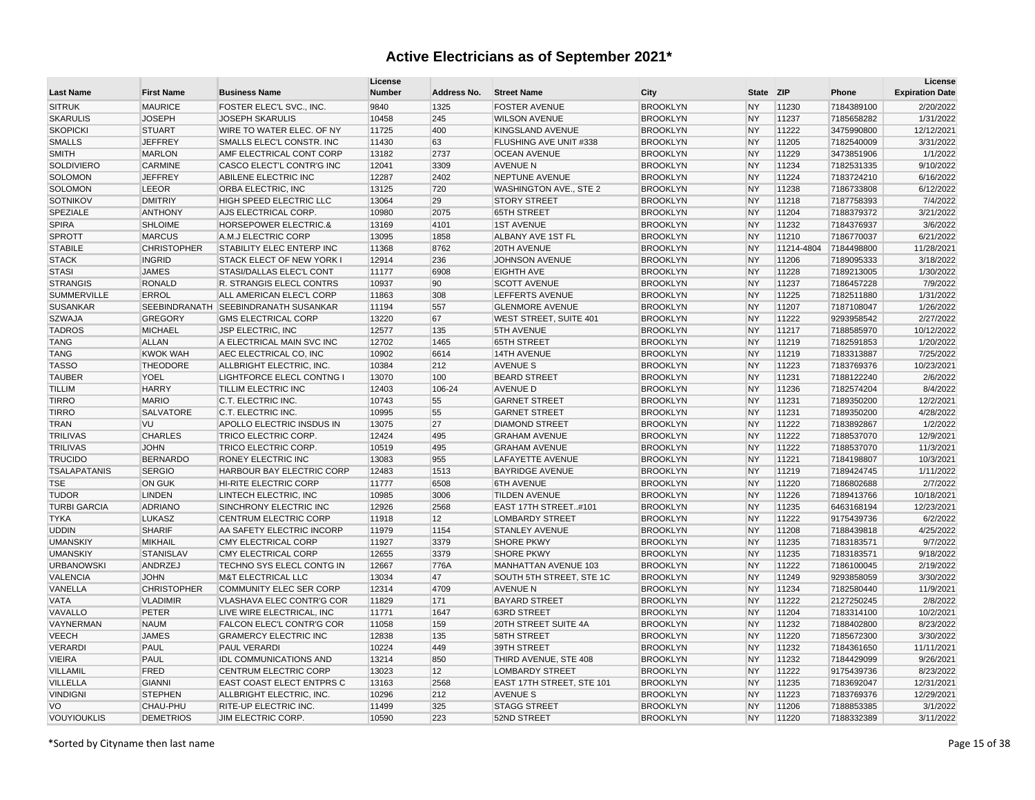# Active Electricians as of September 2021*

| Last Name | First Name | Business Name | License Number | Address No. | Street Name | City | State | ZIP | Phone | License Expiration Date |
|---|---|---|---|---|---|---|---|---|---|---|
| SITRUK | MAURICE | FOSTER ELEC'L SVC., INC. | 9840 | 1325 | FOSTER AVENUE | BROOKLYN | NY | 11230 | 7184389100 | 2/20/2022 |
| SKARULIS | JOSEPH | JOSEPH SKARULIS | 10458 | 245 | WILSON AVENUE | BROOKLYN | NY | 11237 | 7185658282 | 1/31/2022 |
| SKOPICKI | STUART | WIRE TO WATER ELEC. OF NY | 11725 | 400 | KINGSLAND AVENUE | BROOKLYN | NY | 11222 | 3475990800 | 12/12/2021 |
| SMALLS | JEFFREY | SMALLS ELEC'L CONSTR. INC | 11430 | 63 | FLUSHING AVE UNIT #338 | BROOKLYN | NY | 11205 | 7182540009 | 3/31/2022 |
| SMITH | MARLON | AMF ELECTRICAL CONT CORP | 13182 | 2737 | OCEAN AVENUE | BROOKLYN | NY | 11229 | 3473851906 | 1/1/2022 |
| SOLDIVIERO | CARMINE | CASCO ELECT'L CONTR'G INC | 12041 | 3309 | AVENUE N | BROOKLYN | NY | 11234 | 7182531335 | 9/10/2022 |
| SOLOMON | JEFFREY | ABILENE ELECTRIC INC | 12287 | 2402 | NEPTUNE AVENUE | BROOKLYN | NY | 11224 | 7183724210 | 6/16/2022 |
| SOLOMON | LEEOR | ORBA ELECTRIC, INC | 13125 | 720 | WASHINGTON AVE., STE 2 | BROOKLYN | NY | 11238 | 7186733808 | 6/12/2022 |
| SOTNIKOV | DMITRIY | HIGH SPEED ELECTRIC LLC | 13064 | 29 | STORY STREET | BROOKLYN | NY | 11218 | 7187758393 | 7/4/2022 |
| SPEZIALE | ANTHONY | AJS ELECTRICAL CORP. | 10980 | 2075 | 65TH STREET | BROOKLYN | NY | 11204 | 7188379372 | 3/21/2022 |
| SPIRA | SHLOIME | HORSEPOWER ELECTRIC.& | 13169 | 4101 | 1ST AVENUE | BROOKLYN | NY | 11232 | 7184376937 | 3/6/2022 |
| SPROTT | MARCUS | A.M.J ELECTRIC CORP | 13095 | 1858 | ALBANY AVE 1ST FL | BROOKLYN | NY | 11210 | 7186770037 | 6/21/2022 |
| STABILE | CHRISTOPHER | STABILITY ELEC ENTERP INC | 11368 | 8762 | 20TH AVENUE | BROOKLYN | NY | 11214-4804 | 7184498800 | 11/28/2021 |
| STACK | INGRID | STACK ELECT OF NEW YORK I | 12914 | 236 | JOHNSON AVENUE | BROOKLYN | NY | 11206 | 7189095333 | 3/18/2022 |
| STASI | JAMES | STASI/DALLAS ELEC'L CONT | 11177 | 6908 | EIGHTH AVE | BROOKLYN | NY | 11228 | 7189213005 | 1/30/2022 |
| STRANGIS | RONALD | R. STRANGIS ELECL CONTRS | 10937 | 90 | SCOTT AVENUE | BROOKLYN | NY | 11237 | 7186457228 | 7/9/2022 |
| SUMMERVILLE | ERROL | ALL AMERICAN ELEC'L CORP | 11863 | 308 | LEFFERTS AVENUE | BROOKLYN | NY | 11225 | 7182511880 | 1/31/2022 |
| SUSANKAR | SEEBINDRANATH | SEEBINDRANATH SUSANKAR | 11194 | 557 | GLENMORE AVENUE | BROOKLYN | NY | 11207 | 7187108047 | 1/26/2022 |
| SZWAJA | GREGORY | GMS ELECTRICAL CORP | 13220 | 67 | WEST STREET, SUITE 401 | BROOKLYN | NY | 11222 | 9293958542 | 2/27/2022 |
| TADROS | MICHAEL | JSP ELECTRIC, INC | 12577 | 135 | 5TH AVENUE | BROOKLYN | NY | 11217 | 7188585970 | 10/12/2022 |
| TANG | ALLAN | A ELECTRICAL MAIN SVC INC | 12702 | 1465 | 65TH STREET | BROOKLYN | NY | 11219 | 7182591853 | 1/20/2022 |
| TANG | KWOK WAH | AEC ELECTRICAL CO, INC | 10902 | 6614 | 14TH AVENUE | BROOKLYN | NY | 11219 | 7183313887 | 7/25/2022 |
| TASSO | THEODORE | ALLBRIGHT ELECTRIC, INC. | 10384 | 212 | AVENUE S | BROOKLYN | NY | 11223 | 7183769376 | 10/23/2021 |
| TAUBER | YOEL | LIGHTFORCE ELECL CONTNG I | 13070 | 100 | BEARD STREET | BROOKLYN | NY | 11231 | 7188122240 | 2/6/2022 |
| TILLIM | HARRY | TILLIM ELECTRIC INC | 12403 | 106-24 | AVENUE D | BROOKLYN | NY | 11236 | 7182574204 | 8/4/2022 |
| TIRRO | MARIO | C.T. ELECTRIC INC. | 10743 | 55 | GARNET STREET | BROOKLYN | NY | 11231 | 7189350200 | 12/2/2021 |
| TIRRO | SALVATORE | C.T. ELECTRIC INC. | 10995 | 55 | GARNET STREET | BROOKLYN | NY | 11231 | 7189350200 | 4/28/2022 |
| TRAN | VU | APOLLO ELECTRIC INSDUS IN | 13075 | 27 | DIAMOND STREET | BROOKLYN | NY | 11222 | 7183892867 | 1/2/2022 |
| TRILIVAS | CHARLES | TRICO ELECTRIC CORP. | 12424 | 495 | GRAHAM AVENUE | BROOKLYN | NY | 11222 | 7188537070 | 12/9/2021 |
| TRILIVAS | JOHN | TRICO ELECTRIC CORP. | 10519 | 495 | GRAHAM AVENUE | BROOKLYN | NY | 11222 | 7188537070 | 11/3/2021 |
| TRUCIDO | BERNARDO | RONEY ELECTRIC INC | 13083 | 955 | LAFAYETTE AVENUE | BROOKLYN | NY | 11221 | 7184198807 | 10/3/2021 |
| TSALAPATANIS | SERGIO | HARBOUR BAY ELECTRIC CORP | 12483 | 1513 | BAYRIDGE AVENUE | BROOKLYN | NY | 11219 | 7189424745 | 1/11/2022 |
| TSE | ON GUK | HI-RITE ELECTRIC CORP | 11777 | 6508 | 6TH AVENUE | BROOKLYN | NY | 11220 | 7186802688 | 2/7/2022 |
| TUDOR | LINDEN | LINTECH ELECTRIC, INC | 10985 | 3006 | TILDEN AVENUE | BROOKLYN | NY | 11226 | 7189413766 | 10/18/2021 |
| TURBI GARCIA | ADRIANO | SINCHRONY ELECTRIC INC | 12926 | 2568 | EAST 17TH STREET..#101 | BROOKLYN | NY | 11235 | 6463168194 | 12/23/2021 |
| TYKA | LUKASZ | CENTRUM ELECTRIC CORP | 11918 | 12 | LOMBARDY STREET | BROOKLYN | NY | 11222 | 9175439736 | 6/2/2022 |
| UDDIN | SHARIF | AA SAFETY ELECTRIC INCORP | 11979 | 1154 | STANLEY AVENUE | BROOKLYN | NY | 11208 | 7188439818 | 4/25/2022 |
| UMANSKIY | MIKHAIL | CMY ELECTRICAL CORP | 11927 | 3379 | SHORE PKWY | BROOKLYN | NY | 11235 | 7183183571 | 9/7/2022 |
| UMANSKIY | STANISLAV | CMY ELECTRICAL CORP | 12655 | 3379 | SHORE PKWY | BROOKLYN | NY | 11235 | 7183183571 | 9/18/2022 |
| URBANOWSKI | ANDRZEJ | TECHNO SYS ELECL CONTG IN | 12667 | 776A | MANHATTAN AVENUE 103 | BROOKLYN | NY | 11222 | 7186100045 | 2/19/2022 |
| VALENCIA | JOHN | M&T ELECTRICAL LLC | 13034 | 47 | SOUTH 5TH STREET, STE 1C | BROOKLYN | NY | 11249 | 9293858059 | 3/30/2022 |
| VANELLA | CHRISTOPHER | COMMUNITY ELEC SER CORP | 12314 | 4709 | AVENUE N | BROOKLYN | NY | 11234 | 7182580440 | 11/9/2021 |
| VATA | VLADIMIR | VLASHAVA ELEC CONTR'G COR | 11829 | 171 | BAYARD STREET | BROOKLYN | NY | 11222 | 2127250245 | 2/8/2022 |
| VAVALLO | PETER | LIVE WIRE ELECTRICAL, INC | 11771 | 1647 | 63RD STREET | BROOKLYN | NY | 11204 | 7183314100 | 10/2/2021 |
| VAYNERMAN | NAUM | FALCON ELEC'L CONTR'G COR | 11058 | 159 | 20TH STREET SUITE 4A | BROOKLYN | NY | 11232 | 7188402800 | 8/23/2022 |
| VEECH | JAMES | GRAMERCY ELECTRIC INC | 12838 | 135 | 58TH STREET | BROOKLYN | NY | 11220 | 7185672300 | 3/30/2022 |
| VERARDI | PAUL | PAUL VERARDI | 10224 | 449 | 39TH STREET | BROOKLYN | NY | 11232 | 7184361650 | 11/11/2021 |
| VIEIRA | PAUL | IDL COMMUNICATIONS AND | 13214 | 850 | THIRD AVENUE, STE 408 | BROOKLYN | NY | 11232 | 7184429099 | 9/26/2021 |
| VILLAMIL | FRED | CENTRUM ELECTRIC CORP | 13023 | 12 | LOMBARDY STREET | BROOKLYN | NY | 11222 | 9175439736 | 8/23/2022 |
| VILLELLA | GIANNI | EAST COAST ELECT ENTPRS C | 13163 | 2568 | EAST 17TH STREET, STE 101 | BROOKLYN | NY | 11235 | 7183692047 | 12/31/2021 |
| VINDIGNI | STEPHEN | ALLBRIGHT ELECTRIC, INC. | 10296 | 212 | AVENUE S | BROOKLYN | NY | 11223 | 7183769376 | 12/29/2021 |
| VO | CHAU-PHU | RITE-UP ELECTRIC INC. | 11499 | 325 | STAGG STREET | BROOKLYN | NY | 11206 | 7188853385 | 3/1/2022 |
| VOUYIOUKLIS | DEMETRIOS | JIM ELECTRIC CORP. | 10590 | 223 | 52ND STREET | BROOKLYN | NY | 11220 | 7188332389 | 3/11/2022 |

*Sorted by Cityname then last name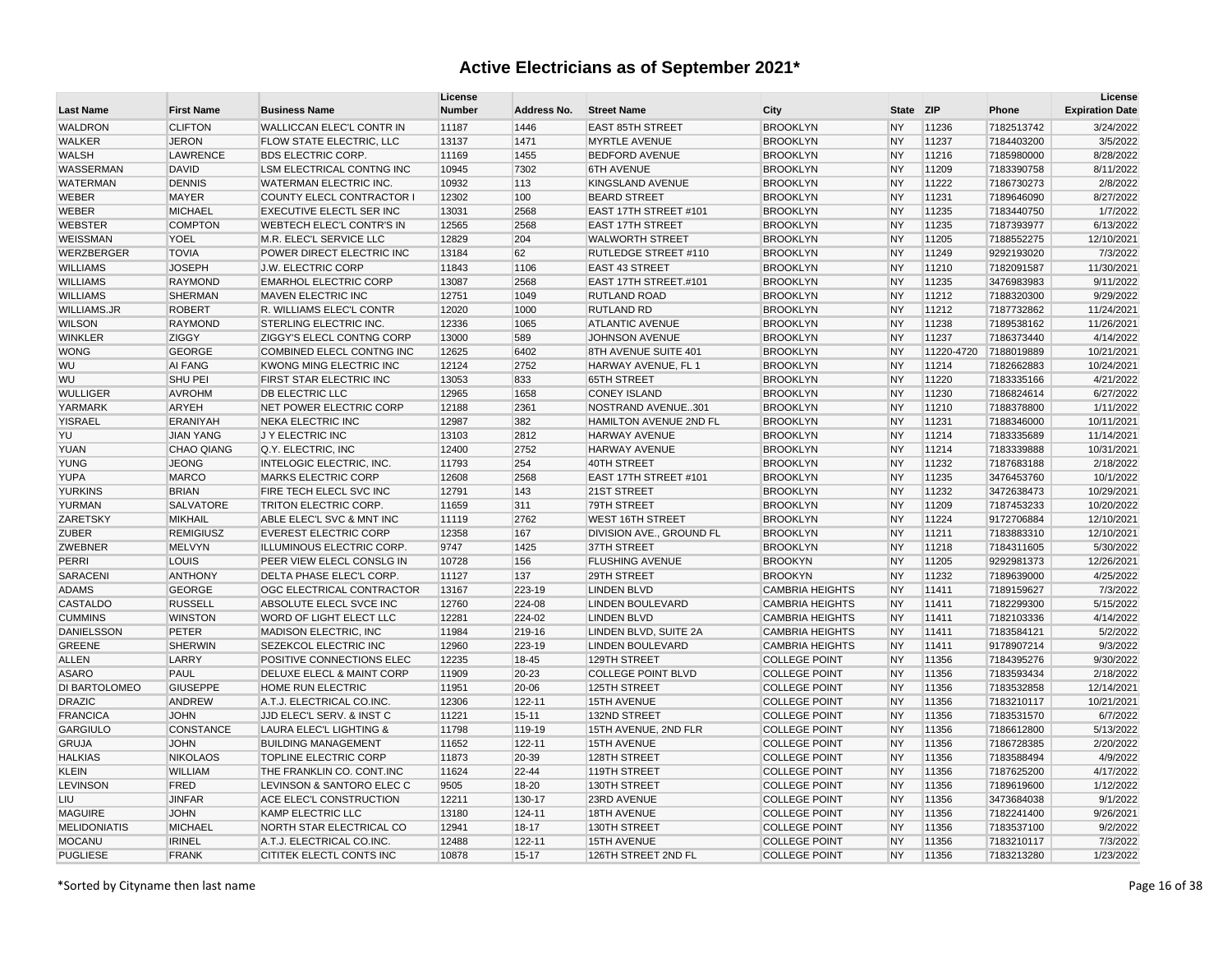# Active Electricians as of September 2021*

| Last Name | First Name | Business Name | License Number | Address No. | Street Name | City | State | ZIP | Phone | License Expiration Date |
|---|---|---|---|---|---|---|---|---|---|---|
| WALDRON | CLIFTON | WALLICCAN ELEC'L CONTR IN | 11187 | 1446 | EAST 85TH STREET | BROOKLYN | NY | 11236 | 7182513742 | 3/24/2022 |
| WALKER | JERON | FLOW STATE ELECTRIC, LLC | 13137 | 1471 | MYRTLE AVENUE | BROOKLYN | NY | 11237 | 7184403200 | 3/5/2022 |
| WALSH | LAWRENCE | BDS ELECTRIC CORP. | 11169 | 1455 | BEDFORD AVENUE | BROOKLYN | NY | 11216 | 7185980000 | 8/28/2022 |
| WASSERMAN | DAVID | LSM ELECTRICAL CONTNG INC | 10945 | 7302 | 6TH AVENUE | BROOKLYN | NY | 11209 | 7183390758 | 8/11/2022 |
| WATERMAN | DENNIS | WATERMAN ELECTRIC INC. | 10932 | 113 | KINGSLAND AVENUE | BROOKLYN | NY | 11222 | 7186730273 | 2/8/2022 |
| WEBER | MAYER | COUNTY ELECL CONTRACTOR I | 12302 | 100 | BEARD STREET | BROOKLYN | NY | 11231 | 7189646090 | 8/27/2022 |
| WEBER | MICHAEL | EXECUTIVE ELECTL SER INC | 13031 | 2568 | EAST 17TH STREET #101 | BROOKLYN | NY | 11235 | 7183440750 | 1/7/2022 |
| WEBSTER | COMPTON | WEBTECH ELEC'L CONTR'S IN | 12565 | 2568 | EAST 17TH STREET | BROOKLYN | NY | 11235 | 7187393977 | 6/13/2022 |
| WEISSMAN | YOEL | M.R. ELEC'L SERVICE LLC | 12829 | 204 | WALWORTH STREET | BROOKLYN | NY | 11205 | 7188552275 | 12/10/2021 |
| WERZBERGER | TOVIA | POWER DIRECT ELECTRIC INC | 13184 | 62 | RUTLEDGE STREET #110 | BROOKLYN | NY | 11249 | 9292193020 | 7/3/2022 |
| WILLIAMS | JOSEPH | J.W. ELECTRIC CORP | 11843 | 1106 | EAST 43 STREET | BROOKLYN | NY | 11210 | 7182091587 | 11/30/2021 |
| WILLIAMS | RAYMOND | EMARHOL ELECTRIC CORP | 13087 | 2568 | EAST 17TH STREET.#101 | BROOKLYN | NY | 11235 | 3476983983 | 9/11/2022 |
| WILLIAMS | SHERMAN | MAVEN ELECTRIC INC | 12751 | 1049 | RUTLAND ROAD | BROOKLYN | NY | 11212 | 7188320300 | 9/29/2022 |
| WILLIAMS.JR | ROBERT | R. WILLIAMS ELEC'L CONTR | 12020 | 1000 | RUTLAND RD | BROOKLYN | NY | 11212 | 7187732862 | 11/24/2021 |
| WILSON | RAYMOND | STERLING ELECTRIC INC. | 12336 | 1065 | ATLANTIC AVENUE | BROOKLYN | NY | 11238 | 7189538162 | 11/26/2021 |
| WINKLER | ZIGGY | ZIGGY'S ELECL CONTNG CORP | 13000 | 589 | JOHNSON AVENUE | BROOKLYN | NY | 11237 | 7186373440 | 4/14/2022 |
| WONG | GEORGE | COMBINED ELECL CONTNG INC | 12625 | 6402 | 8TH AVENUE SUITE 401 | BROOKLYN | NY | 11220-4720 | 7188019889 | 10/21/2021 |
| WU | AI FANG | KWONG MING ELECTRIC INC | 12124 | 2752 | HARWAY AVENUE, FL 1 | BROOKLYN | NY | 11214 | 7182662883 | 10/24/2021 |
| WU | SHU PEI | FIRST STAR ELECTRIC INC | 13053 | 833 | 65TH STREET | BROOKLYN | NY | 11220 | 7183335166 | 4/21/2022 |
| WULLIGER | AVROHM | DB ELECTRIC LLC | 12965 | 1658 | CONEY ISLAND | BROOKLYN | NY | 11230 | 7186824614 | 6/27/2022 |
| YARMARK | ARYEH | NET POWER ELECTRIC CORP | 12188 | 2361 | NOSTRAND AVENUE..301 | BROOKLYN | NY | 11210 | 7188378800 | 1/11/2022 |
| YISRAEL | ERANIYAH | NEKA ELECTRIC INC | 12987 | 382 | HAMILTON AVENUE 2ND FL | BROOKLYN | NY | 11231 | 7188346000 | 10/11/2021 |
| YU | JIAN YANG | J Y ELECTRIC INC | 13103 | 2812 | HARWAY AVENUE | BROOKLYN | NY | 11214 | 7183335689 | 11/14/2021 |
| YUAN | CHAO QIANG | Q.Y. ELECTRIC, INC | 12400 | 2752 | HARWAY AVENUE | BROOKLYN | NY | 11214 | 7183339888 | 10/31/2021 |
| YUNG | JEONG | INTELOGIC ELECTRIC, INC. | 11793 | 254 | 40TH STREET | BROOKLYN | NY | 11232 | 7187683188 | 2/18/2022 |
| YUPA | MARCO | MARKS ELECTRIC CORP | 12608 | 2568 | EAST 17TH STREET #101 | BROOKLYN | NY | 11235 | 3476453760 | 10/1/2022 |
| YURKINS | BRIAN | FIRE TECH ELECL SVC INC | 12791 | 143 | 21ST STREET | BROOKLYN | NY | 11232 | 3472638473 | 10/29/2021 |
| YURMAN | SALVATORE | TRITON ELECTRIC CORP. | 11659 | 311 | 79TH STREET | BROOKLYN | NY | 11209 | 7187453233 | 10/20/2022 |
| ZARETSKY | MIKHAIL | ABLE ELEC'L SVC & MNT INC | 11119 | 2762 | WEST 16TH STREET | BROOKLYN | NY | 11224 | 9172706884 | 12/10/2021 |
| ZUBER | REMIGIUSZ | EVEREST ELECTRIC CORP | 12358 | 167 | DIVISION AVE., GROUND FL | BROOKLYN | NY | 11211 | 7183883310 | 12/10/2021 |
| ZWEBNER | MELVYN | ILLUMINOUS ELECTRIC CORP. | 9747 | 1425 | 37TH STREET | BROOKLYN | NY | 11218 | 7184311605 | 5/30/2022 |
| PERRI | LOUIS | PEER VIEW ELECL CONSLG IN | 10728 | 156 | FLUSHING AVENUE | BROOKYN | NY | 11205 | 9292981373 | 12/26/2021 |
| SARACENI | ANTHONY | DELTA PHASE ELEC'L CORP. | 11127 | 137 | 29TH STREET | BROOKYN | NY | 11232 | 7189639000 | 4/25/2022 |
| ADAMS | GEORGE | OGC ELECTRICAL CONTRACTOR | 13167 | 223-19 | LINDEN BLVD | CAMBRIA HEIGHTS | NY | 11411 | 7189159627 | 7/3/2022 |
| CASTALDO | RUSSELL | ABSOLUTE ELECL SVCE INC | 12760 | 224-08 | LINDEN BOULEVARD | CAMBRIA HEIGHTS | NY | 11411 | 7182299300 | 5/15/2022 |
| CUMMINS | WINSTON | WORD OF LIGHT ELECT LLC | 12281 | 224-02 | LINDEN BLVD | CAMBRIA HEIGHTS | NY | 11411 | 7182103336 | 4/14/2022 |
| DANIELSSON | PETER | MADISON ELECTRIC, INC | 11984 | 219-16 | LINDEN BLVD, SUITE 2A | CAMBRIA HEIGHTS | NY | 11411 | 7183584121 | 5/2/2022 |
| GREENE | SHERWIN | SEZEKCOL ELECTRIC INC | 12960 | 223-19 | LINDEN BOULEVARD | CAMBRIA HEIGHTS | NY | 11411 | 9178907214 | 9/3/2022 |
| ALLEN | LARRY | POSITIVE CONNECTIONS ELEC | 12235 | 18-45 | 129TH STREET | COLLEGE POINT | NY | 11356 | 7184395276 | 9/30/2022 |
| ASARO | PAUL | DELUXE ELECL & MAINT CORP | 11909 | 20-23 | COLLEGE POINT BLVD | COLLEGE POINT | NY | 11356 | 7183593434 | 2/18/2022 |
| DI BARTOLOMEO | GIUSEPPE | HOME RUN ELECTRIC | 11951 | 20-06 | 125TH STREET | COLLEGE POINT | NY | 11356 | 7183532858 | 12/14/2021 |
| DRAZIC | ANDREW | A.T.J. ELECTRICAL CO.INC. | 12306 | 122-11 | 15TH AVENUE | COLLEGE POINT | NY | 11356 | 7183210117 | 10/21/2021 |
| FRANCICA | JOHN | JJD ELEC'L SERV. & INST C | 11221 | 15-11 | 132ND STREET | COLLEGE POINT | NY | 11356 | 7183531570 | 6/7/2022 |
| GARGIULO | CONSTANCE | LAURA ELEC'L LIGHTING & | 11798 | 119-19 | 15TH AVENUE, 2ND FLR | COLLEGE POINT | NY | 11356 | 7186612800 | 5/13/2022 |
| GRUJA | JOHN | BUILDING MANAGEMENT | 11652 | 122-11 | 15TH AVENUE | COLLEGE POINT | NY | 11356 | 7186728385 | 2/20/2022 |
| HALKIAS | NIKOLAOS | TOPLINE ELECTRIC CORP | 11873 | 20-39 | 128TH STREET | COLLEGE POINT | NY | 11356 | 7183588494 | 4/9/2022 |
| KLEIN | WILLIAM | THE FRANKLIN CO. CONT.INC | 11624 | 22-44 | 119TH STREET | COLLEGE POINT | NY | 11356 | 7187625200 | 4/17/2022 |
| LEVINSON | FRED | LEVINSON & SANTORO ELEC C | 9505 | 18-20 | 130TH STREET | COLLEGE POINT | NY | 11356 | 7189619600 | 1/12/2022 |
| LIU | JINFAR | ACE ELEC'L CONSTRUCTION | 12211 | 130-17 | 23RD AVENUE | COLLEGE POINT | NY | 11356 | 3473684038 | 9/1/2022 |
| MAGUIRE | JOHN | KAMP ELECTRIC LLC | 13180 | 124-11 | 18TH AVENUE | COLLEGE POINT | NY | 11356 | 7182241400 | 9/26/2021 |
| MELIDONIATIS | MICHAEL | NORTH STAR ELECTRICAL CO | 12941 | 18-17 | 130TH STREET | COLLEGE POINT | NY | 11356 | 7183537100 | 9/2/2022 |
| MOCANU | IRINEL | A.T.J. ELECTRICAL CO.INC. | 12488 | 122-11 | 15TH AVENUE | COLLEGE POINT | NY | 11356 | 7183210117 | 7/3/2022 |
| PUGLIESE | FRANK | CITITEK ELECTL CONTS INC | 10878 | 15-17 | 126TH STREET 2ND FL | COLLEGE POINT | NY | 11356 | 7183213280 | 1/23/2022 |

*Sorted by Cityname then last name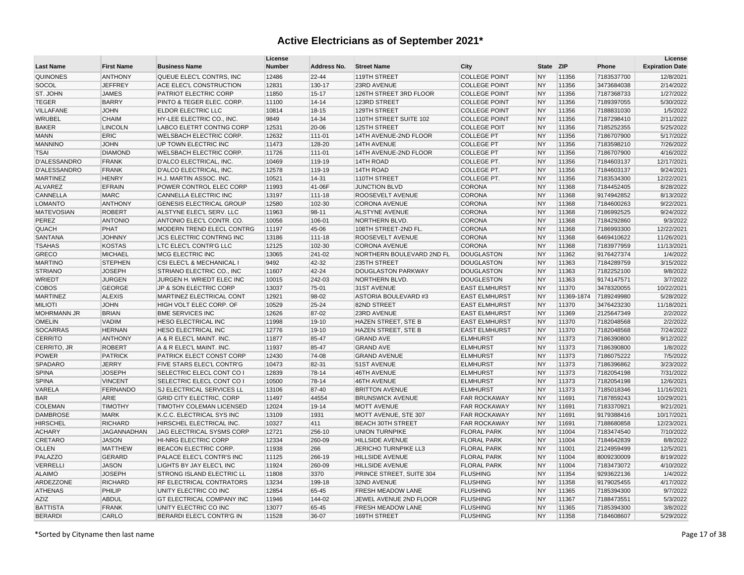# Active Electricians as of September 2021*

| Last Name | First Name | Business Name | License Number | Address No. | Street Name | City | State | ZIP | Phone | License Expiration Date |
|---|---|---|---|---|---|---|---|---|---|---|
| QUINONES | ANTHONY | QUEUE ELEC'L CONTRS, INC | 12486 | 22-44 | 119TH STREET | COLLEGE POINT | NY | 11356 | 7183537700 | 12/8/2021 |
| SOCOL | JEFFREY | ACE ELEC'L CONSTRUCTION | 12831 | 130-17 | 23RD AVENUE | COLLEGE POINT | NY | 11356 | 3473684038 | 2/14/2022 |
| ST. JOHN | JAMES | PATRIOT ELECTRIC CORP | 11850 | 15-17 | 126TH STREET 3RD FLOOR | COLLEGE POINT | NY | 11356 | 7187368733 | 1/27/2022 |
| TEGER | BARRY | PINTO & TEGER ELEC. CORP. | 11100 | 14-14 | 123RD STREET | COLLEGE POINT | NY | 11356 | 7189397055 | 5/30/2022 |
| VILLAFANE | JOHN | ELDOR ELECTRIC LLC | 10814 | 18-15 | 129TH STREET | COLLEGE POINT | NY | 11356 | 7188831030 | 1/5/2022 |
| WRUBEL | CHAIM | HY-LEE ELECTRIC CO., INC. | 9849 | 14-34 | 110TH STREET SUITE 102 | COLLEGE POINT | NY | 11356 | 7187298410 | 2/11/2022 |
| BAKER | LINCOLN | LABCO ELETRT CONTNG CORP | 12531 | 20-06 | 125TH STREET | COLLEGE POIT | NY | 11356 | 7185252355 | 5/25/2022 |
| MANN | ERIC | WELSBACH ELECTRIC CORP. | 12632 | 111-01 | 14TH AVENUE-2ND FLOOR | COLLEGE PT | NY | 11356 | 7186707900 | 5/17/2022 |
| MANNINO | JOHN | UP TOWN ELECTRIC INC | 11473 | 128-20 | 14TH AVENUE | COLLEGE PT | NY | 11356 | 7183598210 | 7/26/2022 |
| TSAI | DIAMOND | WELSBACH ELECTRIC CORP. | 11726 | 111-01 | 14TH AVENUE-2ND FLOOR | COLLEGE PT | NY | 11356 | 7186707900 | 4/16/2022 |
| D'ALESSANDRO | FRANK | D'ALCO ELECTRICAL, INC. | 10469 | 119-19 | 14TH ROAD | COLLEGE PT. | NY | 11356 | 7184603137 | 12/17/2021 |
| D'ALESSANDRO | FRANK | D'ALCO ELECTRICAL, INC. | 12578 | 119-19 | 14TH ROAD | COLLEGE PT. | NY | 11356 | 7184603137 | 9/24/2021 |
| MARTINEZ | HENRY | H.J. MARTIN ASSOC. INC. | 10521 | 14-31 | 110TH STREET | COLLEGE PT. | NY | 11356 | 7183534300 | 12/22/2021 |
| ALVAREZ | EFRAIN | POWER CONTROL ELEC CORP | 11993 | 41-06F | JUNCTION BLVD | CORONA | NY | 11368 | 7184452405 | 8/28/2022 |
| CANNELLA | MARC | CANNELLA ELECTRIC INC | 13197 | 111-18 | ROOSEVELT AVENUE | CORONA | NY | 11368 | 9174942852 | 8/13/2022 |
| LOMANTO | ANTHONY | GENESIS ELECTRICAL GROUP | 12580 | 102-30 | CORONA AVENUE | CORONA | NY | 11368 | 7184600263 | 9/22/2021 |
| MATEVOSIAN | ROBERT | ALSTYNE ELEC'L SERV. LLC | 11963 | 98-11 | ALSTYNE AVENUE | CORONA | NY | 11368 | 7186992525 | 9/24/2022 |
| PEREZ | ANTONIO | ANTONIO ELEC'L CONTR. CO. | 10056 | 106-01 | NORTHERN BLVD. | CORONA | NY | 11368 | 7184292860 | 9/3/2022 |
| QUACH | PHAT | MODERN TREND ELECL CONTRG | 11197 | 45-06 | 108TH STREET-2ND FL. | CORONA | NY | 11368 | 7186993300 | 12/22/2021 |
| SANTANA | JOHNNY | JCS ELECTRIC CONTRNG INC | 13186 | 111-18 | ROOSEVELT AVENUE | CORONA | NY | 11368 | 6469410622 | 11/26/2021 |
| TSAHAS | KOSTAS | LTC ELEC'L CONTR'G LLC | 12125 | 102-30 | CORONA AVENUE | CORONA | NY | 11368 | 7183977959 | 11/13/2021 |
| GRECO | MICHAEL | MCG ELECTRIC INC | 13065 | 241-02 | NORTHERN BOULEVARD 2ND FL | DOUGLASTON | NY | 11362 | 9176427374 | 1/4/2022 |
| MARTINO | STEPHEN | CSI ELEC'L & MECHANICAL I | 9492 | 42-32 | 235TH STREET | DOUGLASTON | NY | 11363 | 7184289759 | 3/15/2022 |
| STRIANO | JOSEPH | STRIANO ELECTRIC CO., INC | 11607 | 42-24 | DOUGLASTON PARKWAY | DOUGLASTON | NY | 11363 | 7182252100 | 9/8/2022 |
| WRIEDT | JURGEN | JURGEN H. WRIEDT ELEC INC | 10015 | 242-03 | NORTHERN BLVD. | DOUGLESTON | NY | 11363 | 9174147571 | 3/7/2022 |
| COBOS | GEORGE | JP & SON ELECTRIC CORP | 13037 | 75-01 | 31ST AVENUE | EAST ELMHURST | NY | 11370 | 3478320055 | 10/22/2021 |
| MARTINEZ | ALEXIS | MARTINEZ ELECTRICAL CONT | 12921 | 98-02 | ASTORIA BOULEVARD #3 | EAST ELMHURST | NY | 11369-1874 | 7189249980 | 5/28/2022 |
| MILIOTI | JOHN | HIGH VOLT ELEC CORP. OF | 10529 | 25-24 | 82ND STREET | EAST ELMHURST | NY | 11370 | 3476423230 | 11/18/2021 |
| MOHRMANN JR | BRIAN | BME SERVICES INC | 12626 | 87-02 | 23RD AVENUE | EAST ELMHURST | NY | 11369 | 2125647349 | 2/2/2022 |
| OMELIN | VADIM | HESO ELECTRICAL INC | 11998 | 19-10 | HAZEN STREET, STE B | EAST ELMHURST | NY | 11370 | 7182048568 | 2/2/2022 |
| SOCARRAS | HERNAN | HESO ELECTRICAL INC | 12776 | 19-10 | HAZEN STREET, STE B | EAST ELMHURST | NY | 11370 | 7182048568 | 7/24/2022 |
| CERRITO | ANTHONY | A & R ELEC'L MAINT. INC. | 11877 | 85-47 | GRAND AVE | ELMHURST | NY | 11373 | 7186390800 | 9/12/2022 |
| CERRITO, JR | ROBERT | A & R ELEC'L MAINT. INC. | 11937 | 85-47 | GRAND AVE | ELMHURST | NY | 11373 | 7186390800 | 1/8/2022 |
| POWER | PATRICK | PATRICK ELECT CONST CORP | 12430 | 74-08 | GRAND AVENUE | ELMHURST | NY | 11373 | 7186075222 | 7/5/2022 |
| SPADARO | JERRY | FIVE STARS ELEC'L CONTR'G | 10473 | 82-31 | 51ST AVENUE | ELMHURST | NY | 11373 | 7186396862 | 3/23/2022 |
| SPINA | JOSEPH | SELECTRIC ELECL CONT CO I | 12839 | 78-14 | 46TH AVENUE | ELMHURST | NY | 11373 | 7182054198 | 7/31/2022 |
| SPINA | VINCENT | SELECTRIC ELECL CONT CO I | 10500 | 78-14 | 46TH AVENUE | ELMHURST | NY | 11373 | 7182054198 | 12/6/2021 |
| VARELA | FERNANDO | SJ ELECTRICAL SERVICES LL | 13106 | 87-40 | BRITTON AVENUE | ELMHURST | NY | 11373 | 7185018346 | 11/16/2021 |
| BAR | ARIE | GRID CITY ELECTRIC, CORP | 11497 | 44554 | BRUNSWICK AVENUE | FAR ROCKAWAY | NY | 11691 | 7187859243 | 10/29/2021 |
| COLEMAN | TIMOTHY | TIMOTHY COLEMAN LICENSED | 12024 | 19-14 | MOTT AVENUE | FAR ROCKAWAY | NY | 11691 | 7183370921 | 9/21/2021 |
| DAMBROSE | MARK | K.C.C. ELECTRICAL SYS INC | 13109 | 1931 | MOTT AVENUE, STE 307 | FAR ROCKAWAY | NY | 11691 | 9179388416 | 10/17/2021 |
| HIRSCHEL | RICHARD | HIRSCHEL ELECTRICAL INC. | 10327 | 411 | BEACH 30TH STREET | FAR ROCKAWAY | NY | 11691 | 7188680858 | 12/23/2021 |
| ACHARY | JAGANNADHAN | JAG ELECTRICAL SYSMS CORP | 12721 | 256-10 | UNION TURNPIKE | FLORAL PARK | NY | 11004 | 7183474540 | 7/10/2022 |
| CRETARO | JASON | HI-NRG ELECTRIC CORP | 12334 | 260-09 | HILLSIDE AVENUE | FLORAL PARK | NY | 11004 | 7184642839 | 8/8/2022 |
| OLLEN | MATTHEW | BEACON ELECTRIC CORP. | 11938 | 266 | JERICHO TURNPIKE LL3 | FLORAL PARK | NY | 11001 | 2124959499 | 12/5/2021 |
| PALAZZO | GERARD | PALACE ELEC'L CONTR'S INC | 11125 | 266-19 | HILLSIDE AVENUE | FLORAL PARK | NY | 11004 | 8009230009 | 8/19/2022 |
| VERRELLI | JASON | LIGHTS BY JAY ELEC'L INC | 11924 | 260-09 | HILLSIDE AVENUE | FLORAL PARK | NY | 11004 | 7183473072 | 4/10/2022 |
| ALAIMO | JOSEPH | STRONG ISLAND ELECTRIC LL | 11808 | 3370 | PRINCE STREET, SUITE 304 | FLUSHING | NY | 11354 | 9293622136 | 1/4/2022 |
| ARDEZZONE | RICHARD | RF ELECTRICAL CONTRATORS | 13234 | 199-18 | 32ND AVENUE | FLUSHING | NY | 11358 | 9179025455 | 4/17/2022 |
| ATHENAS | PHILIP | UNITY ELECTRIC CO INC | 12854 | 65-45 | FRESH MEADOW LANE | FLUSHING | NY | 11365 | 7185394300 | 9/7/2022 |
| AZIZ | ABDUL | GT ELECTRICAL COMPANY INC | 11946 | 144-02 | JEWEL AVENUE 2ND FLOOR | FLUSHING | NY | 11367 | 7188473551 | 5/3/2022 |
| BATTISTA | FRANK | UNITY ELECTRIC CO INC | 13077 | 65-45 | FRESH MEADOW LANE | FLUSHING | NY | 11365 | 7185394300 | 3/8/2022 |
| BERARDI | CARLO | BERARDI ELEC'L CONTR'G IN | 11528 | 36-07 | 169TH STREET | FLUSHING | NY | 11358 | 7184608607 | 5/29/2022 |

*Sorted by Cityname then last name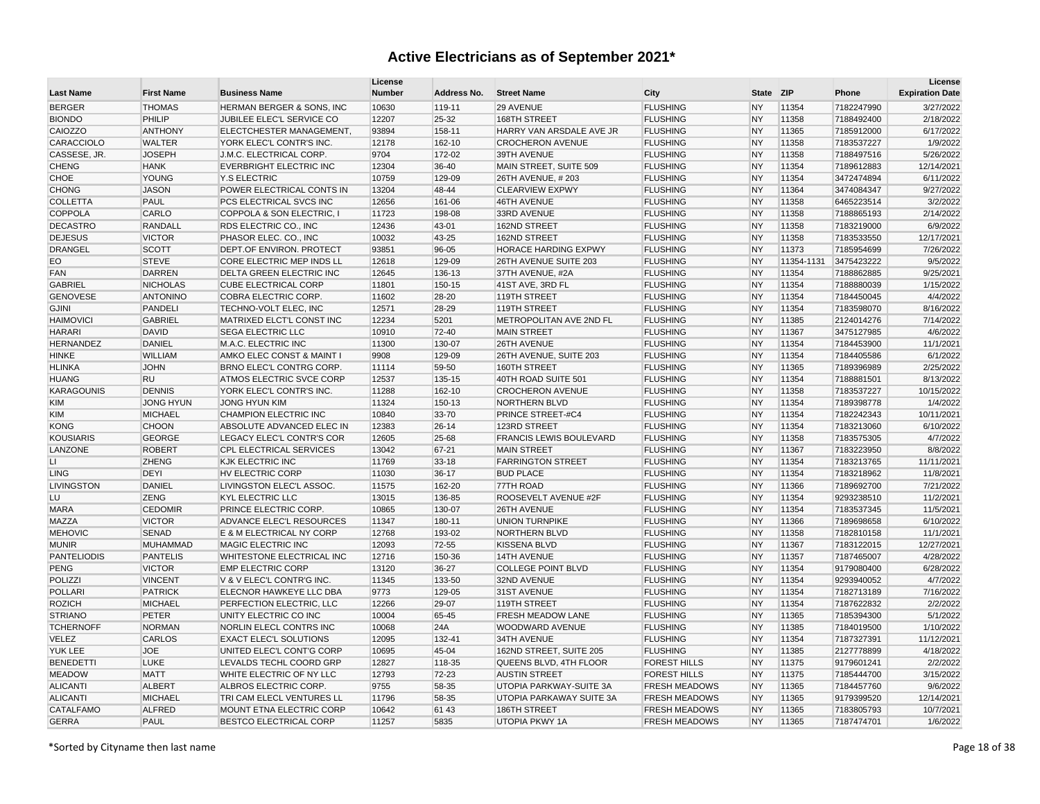# Active Electricians as of September 2021*

| Last Name | First Name | Business Name | License Number | Address No. | Street Name | City | State | ZIP | Phone | License Expiration Date |
|---|---|---|---|---|---|---|---|---|---|---|
| BERGER | THOMAS | HERMAN BERGER & SONS, INC | 10630 | 119-11 | 29 AVENUE | FLUSHING | NY | 11354 | 7182247990 | 3/27/2022 |
| BIONDO | PHILIP | JUBILEE ELEC'L SERVICE CO | 12207 | 25-32 | 168TH STREET | FLUSHING | NY | 11358 | 7188492400 | 2/18/2022 |
| CAIOZZO | ANTHONY | ELECTCHESTER MANAGEMENT, | 93894 | 158-11 | HARRY VAN ARSDALE AVE JR | FLUSHING | NY | 11365 | 7185912000 | 6/17/2022 |
| CARACCIOLO | WALTER | YORK ELEC'L CONTR'S INC. | 12178 | 162-10 | CROCHERON AVENUE | FLUSHING | NY | 11358 | 7183537227 | 1/9/2022 |
| CASSESE, JR. | JOSEPH | J.M.C. ELECTRICAL CORP. | 9704 | 172-02 | 39TH AVENUE | FLUSHING | NY | 11358 | 7188497516 | 5/26/2022 |
| CHENG | HANK | EVERBRIGHT ELECTRIC INC | 12304 | 36-40 | MAIN STREET, SUITE 509 | FLUSHING | NY | 11354 | 7189612883 | 12/14/2021 |
| CHOE | YOUNG | Y.S ELECTRIC | 10759 | 129-09 | 26TH AVENUE, # 203 | FLUSHING | NY | 11354 | 3472474894 | 6/11/2022 |
| CHONG | JASON | POWER ELECTRICAL CONTS IN | 13204 | 48-44 | CLEARVIEW EXPWY | FLUSHING | NY | 11364 | 3474084347 | 9/27/2022 |
| COLLETTA | PAUL | PCS ELECTRICAL SVCS INC | 12656 | 161-06 | 46TH AVENUE | FLUSHING | NY | 11358 | 6465223514 | 3/2/2022 |
| COPPOLA | CARLO | COPPOLA & SON ELECTRIC, I | 11723 | 198-08 | 33RD AVENUE | FLUSHING | NY | 11358 | 7188865193 | 2/14/2022 |
| DECASTRO | RANDALL | RDS ELECTRIC CO., INC | 12436 | 43-01 | 162ND STREET | FLUSHING | NY | 11358 | 7183219000 | 6/9/2022 |
| DEJESUS | VICTOR | PHASOR ELEC. CO., INC | 10032 | 43-25 | 162ND STREET | FLUSHING | NY | 11358 | 7183533550 | 12/17/2021 |
| DRANGEL | SCOTT | DEPT.OF ENVIRON. PROTECT | 93851 | 96-05 | HORACE HARDING EXPWY | FLUSHING | NY | 11373 | 7185954699 | 7/26/2022 |
| EO | STEVE | CORE ELECTRIC MEP INDS LL | 12618 | 129-09 | 26TH AVENUE SUITE 203 | FLUSHING | NY | 11354-1131 | 3475423222 | 9/5/2022 |
| FAN | DARREN | DELTA GREEN ELECTRIC INC | 12645 | 136-13 | 37TH AVENUE, #2A | FLUSHING | NY | 11354 | 7188862885 | 9/25/2021 |
| GABRIEL | NICHOLAS | CUBE ELECTRICAL CORP | 11801 | 150-15 | 41ST AVE, 3RD FL | FLUSHING | NY | 11354 | 7188880039 | 1/15/2022 |
| GENOVESE | ANTONINO | COBRA ELECTRIC CORP. | 11602 | 28-20 | 119TH STREET | FLUSHING | NY | 11354 | 7184450045 | 4/4/2022 |
| GJINI | PANDELI | TECHNO-VOLT ELEC, INC | 12571 | 28-29 | 119TH STREET | FLUSHING | NY | 11354 | 7183598070 | 8/16/2022 |
| HAIMOVICI | GABRIEL | MATRIXED ELCT'L CONST INC | 12234 | 5201 | METROPOLITAN AVE 2ND FL | FLUSHING | NY | 11385 | 2124014276 | 7/14/2022 |
| HARARI | DAVID | SEGA ELECTRIC LLC | 10910 | 72-40 | MAIN STREET | FLUSHING | NY | 11367 | 3475127985 | 4/6/2022 |
| HERNANDEZ | DANIEL | M.A.C. ELECTRIC INC | 11300 | 130-07 | 26TH AVENUE | FLUSHING | NY | 11354 | 7184453900 | 11/1/2021 |
| HINKE | WILLIAM | AMKO ELEC CONST & MAINT I | 9908 | 129-09 | 26TH AVENUE, SUITE 203 | FLUSHING | NY | 11354 | 7184405586 | 6/1/2022 |
| HLINKA | JOHN | BRNO ELEC'L CONTRG CORP. | 11114 | 59-50 | 160TH STREET | FLUSHING | NY | 11365 | 7189396989 | 2/25/2022 |
| HUANG | RU | ATMOS ELECTRIC SVCE CORP | 12537 | 135-15 | 40TH ROAD SUITE 501 | FLUSHING | NY | 11354 | 7188881501 | 8/13/2022 |
| KARAGOUNIS | DENNIS | YORK ELEC'L CONTR'S INC. | 11288 | 162-10 | CROCHERON AVENUE | FLUSHING | NY | 11358 | 7183537227 | 10/15/2022 |
| KIM | JONG HYUN | JONG HYUN KIM | 11324 | 150-13 | NORTHERN BLVD | FLUSHING | NY | 11354 | 7189398778 | 1/4/2022 |
| KIM | MICHAEL | CHAMPION ELECTRIC INC | 10840 | 33-70 | PRINCE STREET-#C4 | FLUSHING | NY | 11354 | 7182242343 | 10/11/2021 |
| KONG | CHOON | ABSOLUTE ADVANCED ELEC IN | 12383 | 26-14 | 123RD STREET | FLUSHING | NY | 11354 | 7183213060 | 6/10/2022 |
| KOUSIARIS | GEORGE | LEGACY ELEC'L CONTR'S COR | 12605 | 25-68 | FRANCIS LEWIS BOULEVARD | FLUSHING | NY | 11358 | 7183575305 | 4/7/2022 |
| LANZONE | ROBERT | CPL ELECTRICAL SERVICES | 13042 | 67-21 | MAIN STREET | FLUSHING | NY | 11367 | 7183223950 | 8/8/2022 |
| LI | ZHENG | KJK ELECTRIC INC | 11769 | 33-18 | FARRINGTON STREET | FLUSHING | NY | 11354 | 7183213765 | 11/11/2021 |
| LING | DEYI | HV ELECTRIC CORP | 11030 | 36-17 | BUD PLACE | FLUSHING | NY | 11354 | 7183218962 | 11/8/2021 |
| LIVINGSTON | DANIEL | LIVINGSTON ELEC'L ASSOC. | 11575 | 162-20 | 77TH ROAD | FLUSHING | NY | 11366 | 7189692700 | 7/21/2022 |
| LU | ZENG | KYL ELECTRIC LLC | 13015 | 136-85 | ROOSEVELT AVENUE #2F | FLUSHING | NY | 11354 | 9293238510 | 11/2/2021 |
| MARA | CEDOMIR | PRINCE ELECTRIC CORP. | 10865 | 130-07 | 26TH AVENUE | FLUSHING | NY | 11354 | 7183537345 | 11/5/2021 |
| MAZZA | VICTOR | ADVANCE ELEC'L RESOURCES | 11347 | 180-11 | UNION TURNPIKE | FLUSHING | NY | 11366 | 7189698658 | 6/10/2022 |
| MEHOVIC | SENAD | E & M ELECTRICAL NY CORP | 12768 | 193-02 | NORTHERN BLVD | FLUSHING | NY | 11358 | 7182810158 | 11/1/2021 |
| MUNIR | MUHAMMAD | MAGIC ELECTRIC INC | 12093 | 72-55 | KISSENA BLVD | FLUSHING | NY | 11367 | 7183122015 | 12/27/2021 |
| PANTELIODIS | PANTELIS | WHITESTONE ELECTRICAL INC | 12716 | 150-36 | 14TH AVENUE | FLUSHING | NY | 11357 | 7187465007 | 4/28/2022 |
| PENG | VICTOR | EMP ELECTRIC CORP | 13120 | 36-27 | COLLEGE POINT BLVD | FLUSHING | NY | 11354 | 9179080400 | 6/28/2022 |
| POLIZZI | VINCENT | V & V ELEC'L CONTR'G INC. | 11345 | 133-50 | 32ND AVENUE | FLUSHING | NY | 11354 | 9293940052 | 4/7/2022 |
| POLLARI | PATRICK | ELECNOR HAWKEYE LLC DBA | 9773 | 129-05 | 31ST AVENUE | FLUSHING | NY | 11354 | 7182713189 | 7/16/2022 |
| ROZICH | MICHAEL | PERFECTION ELECTRIC, LLC | 12266 | 29-07 | 119TH STREET | FLUSHING | NY | 11354 | 7187622832 | 2/2/2022 |
| STRIANO | PETER | UNITY ELECTRIC CO INC | 10004 | 65-45 | FRESH MEADOW LANE | FLUSHING | NY | 11365 | 7185394300 | 5/1/2022 |
| TCHERNOFF | NORMAN | NORLIN ELECL CONTRS INC | 10068 | 24A | WOODWARD AVENUE | FLUSHING | NY | 11385 | 7184019500 | 1/10/2022 |
| VELEZ | CARLOS | EXACT ELEC'L SOLUTIONS | 12095 | 132-41 | 34TH AVENUE | FLUSHING | NY | 11354 | 7187327391 | 11/12/2021 |
| YUK LEE | JOE | UNITED ELEC'L CONT'G CORP | 10695 | 45-04 | 162ND STREET, SUITE 205 | FLUSHING | NY | 11385 | 2127778899 | 4/18/2022 |
| BENEDETTI | LUKE | LEVALDS TECHL COORD GRP | 12827 | 118-35 | QUEENS BLVD, 4TH FLOOR | FOREST HILLS | NY | 11375 | 9179601241 | 2/2/2022 |
| MEADOW | MATT | WHITE ELECTRIC OF NY LLC | 12793 | 72-23 | AUSTIN STREET | FOREST HILLS | NY | 11375 | 7185444700 | 3/15/2022 |
| ALICANTI | ALBERT | ALBROS ELECTRIC CORP. | 9755 | 58-35 | UTOPIA PARKWAY-SUITE 3A | FRESH MEADOWS | NY | 11365 | 7184457760 | 9/6/2022 |
| ALICANTI | MICHAEL | TRI CAM ELECL VENTURES LL | 11796 | 58-35 | UTOPIA PARKWAY SUITE 3A | FRESH MEADOWS | NY | 11365 | 9179399520 | 12/14/2021 |
| CATALFAMO | ALFRED | MOUNT ETNA ELECTRIC CORP | 10642 | 61 43 | 186TH STREET | FRESH MEADOWS | NY | 11365 | 7183805793 | 10/7/2021 |
| GERRA | PAUL | BESTCO ELECTRICAL CORP | 11257 | 5835 | UTOPIA PKWY 1A | FRESH MEADOWS | NY | 11365 | 7187474701 | 1/6/2022 |

*Sorted by Cityname then last name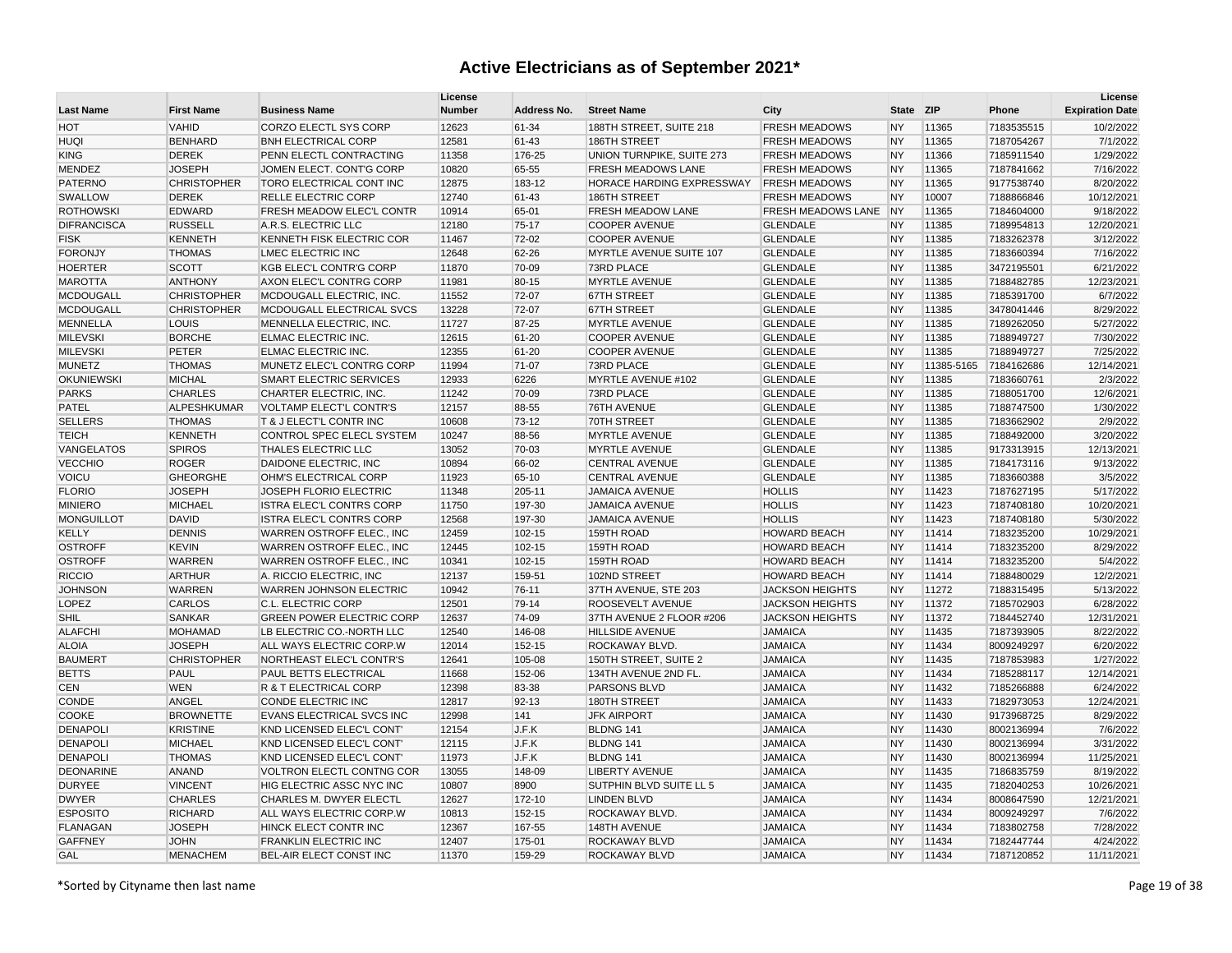# Active Electricians as of September 2021*

| Last Name | First Name | Business Name | License Number | Address No. | Street Name | City | State | ZIP | Phone | License Expiration Date |
|---|---|---|---|---|---|---|---|---|---|---|
| HOT | VAHID | CORZO ELECTL SYS CORP | 12623 | 61-34 | 188TH STREET, SUITE 218 | FRESH MEADOWS | NY | 11365 | 7183535515 | 10/2/2022 |
| HUQI | BENHARD | BNH ELECTRICAL CORP | 12581 | 61-43 | 186TH STREET | FRESH MEADOWS | NY | 11365 | 7187054267 | 7/1/2022 |
| KING | DEREK | PENN ELECTL CONTRACTING | 11358 | 176-25 | UNION TURNPIKE, SUITE 273 | FRESH MEADOWS | NY | 11366 | 7185911540 | 1/29/2022 |
| MENDEZ | JOSEPH | JOMEN ELECT. CONT'G CORP | 10820 | 65-55 | FRESH MEADOWS LANE | FRESH MEADOWS | NY | 11365 | 7187841662 | 7/16/2022 |
| PATERNO | CHRISTOPHER | TORO ELECTRICAL CONT INC | 12875 | 183-12 | HORACE HARDING EXPRESSWAY | FRESH MEADOWS | NY | 11365 | 9177538740 | 8/20/2022 |
| SWALLOW | DEREK | RELLE ELECTRIC CORP | 12740 | 61-43 | 186TH STREET | FRESH MEADOWS | NY | 10007 | 7188866846 | 10/12/2021 |
| ROTHOWSKI | EDWARD | FRESH MEADOW ELEC'L CONTR | 10914 | 65-01 | FRESH MEADOW LANE | FRESH MEADOWS LANE | NY | 11365 | 7184604000 | 9/18/2022 |
| DIFRANCISCA | RUSSELL | A.R.S. ELECTRIC LLC | 12180 | 75-17 | COOPER AVENUE | GLENDALE | NY | 11385 | 7189954813 | 12/20/2021 |
| FISK | KENNETH | KENNETH FISK ELECTRIC COR | 11467 | 72-02 | COOPER AVENUE | GLENDALE | NY | 11385 | 7183262378 | 3/12/2022 |
| FORONJY | THOMAS | LMEC ELECTRIC INC | 12648 | 62-26 | MYRTLE AVENUE SUITE 107 | GLENDALE | NY | 11385 | 7183660394 | 7/16/2022 |
| HOERTER | SCOTT | KGB ELEC'L CONTR'G CORP | 11870 | 70-09 | 73RD PLACE | GLENDALE | NY | 11385 | 3472195501 | 6/21/2022 |
| MAROTTA | ANTHONY | AXON ELEC'L CONTRG CORP | 11981 | 80-15 | MYRTLE AVENUE | GLENDALE | NY | 11385 | 7188482785 | 12/23/2021 |
| MCDOUGALL | CHRISTOPHER | MCDOUGALL ELECTRIC, INC. | 11552 | 72-07 | 67TH STREET | GLENDALE | NY | 11385 | 7185391700 | 6/7/2022 |
| MCDOUGALL | CHRISTOPHER | MCDOUGALL ELECTRICAL SVCS | 13228 | 72-07 | 67TH STREET | GLENDALE | NY | 11385 | 3478041446 | 8/29/2022 |
| MENNELLA | LOUIS | MENNELLA ELECTRIC, INC. | 11727 | 87-25 | MYRTLE AVENUE | GLENDALE | NY | 11385 | 7189262050 | 5/27/2022 |
| MILEVSKI | BORCHE | ELMAC ELECTRIC INC. | 12615 | 61-20 | COOPER AVENUE | GLENDALE | NY | 11385 | 7188949727 | 7/30/2022 |
| MILEVSKI | PETER | ELMAC ELECTRIC INC. | 12355 | 61-20 | COOPER AVENUE | GLENDALE | NY | 11385 | 7188949727 | 7/25/2022 |
| MUNETZ | THOMAS | MUNETZ ELEC'L CONTRG CORP | 11994 | 71-07 | 73RD PLACE | GLENDALE | NY | 11385-5165 | 7184162686 | 12/14/2021 |
| OKUNIEWSKI | MICHAL | SMART ELECTRIC SERVICES | 12933 | 6226 | MYRTLE AVENUE #102 | GLENDALE | NY | 11385 | 7183660761 | 2/3/2022 |
| PARKS | CHARLES | CHARTER ELECTRIC, INC. | 11242 | 70-09 | 73RD PLACE | GLENDALE | NY | 11385 | 7188051700 | 12/6/2021 |
| PATEL | ALPESHKUMAR | VOLTAMP ELECT'L CONTR'S | 12157 | 88-55 | 76TH AVENUE | GLENDALE | NY | 11385 | 7188747500 | 1/30/2022 |
| SELLERS | THOMAS | T & J ELECT'L CONTR INC | 10608 | 73-12 | 70TH STREET | GLENDALE | NY | 11385 | 7183662902 | 2/9/2022 |
| TEICH | KENNETH | CONTROL SPEC ELECL SYSTEM | 10247 | 88-56 | MYRTLE AVENUE | GLENDALE | NY | 11385 | 7188492000 | 3/20/2022 |
| VANGELATOS | SPIROS | THALES ELECTRIC LLC | 13052 | 70-03 | MYRTLE AVENUE | GLENDALE | NY | 11385 | 9173313915 | 12/13/2021 |
| VECCHIO | ROGER | DAIDONE ELECTRIC, INC | 10894 | 66-02 | CENTRAL AVENUE | GLENDALE | NY | 11385 | 7184173116 | 9/13/2022 |
| VOICU | GHEORGHE | OHM'S ELECTRICAL CORP | 11923 | 65-10 | CENTRAL AVENUE | GLENDALE | NY | 11385 | 7183660388 | 3/5/2022 |
| FLORIO | JOSEPH | JOSEPH FLORIO ELECTRIC | 11348 | 205-11 | JAMAICA AVENUE | HOLLIS | NY | 11423 | 7187627195 | 5/17/2022 |
| MINIERO | MICHAEL | ISTRA ELEC'L CONTRS CORP | 11750 | 197-30 | JAMAICA AVENUE | HOLLIS | NY | 11423 | 7187408180 | 10/20/2021 |
| MONGUILLOT | DAVID | ISTRA ELEC'L CONTRS CORP | 12568 | 197-30 | JAMAICA AVENUE | HOLLIS | NY | 11423 | 7187408180 | 5/30/2022 |
| KELLY | DENNIS | WARREN OSTROFF ELEC., INC | 12459 | 102-15 | 159TH ROAD | HOWARD BEACH | NY | 11414 | 7183235200 | 10/29/2021 |
| OSTROFF | KEVIN | WARREN OSTROFF ELEC., INC | 12445 | 102-15 | 159TH ROAD | HOWARD BEACH | NY | 11414 | 7183235200 | 8/29/2022 |
| OSTROFF | WARREN | WARREN OSTROFF ELEC., INC | 10341 | 102-15 | 159TH ROAD | HOWARD BEACH | NY | 11414 | 7183235200 | 5/4/2022 |
| RICCIO | ARTHUR | A. RICCIO ELECTRIC, INC | 12137 | 159-51 | 102ND STREET | HOWARD BEACH | NY | 11414 | 7188480029 | 12/2/2021 |
| JOHNSON | WARREN | WARREN JOHNSON ELECTRIC | 10942 | 76-11 | 37TH AVENUE, STE 203 | JACKSON HEIGHTS | NY | 11272 | 7188315495 | 5/13/2022 |
| LOPEZ | CARLOS | C.L. ELECTRIC CORP | 12501 | 79-14 | ROOSEVELT AVENUE | JACKSON HEIGHTS | NY | 11372 | 7185702903 | 6/28/2022 |
| SHIL | SANKAR | GREEN POWER ELECTRIC CORP | 12637 | 74-09 | 37TH AVENUE 2 FLOOR #206 | JACKSON HEIGHTS | NY | 11372 | 7184452740 | 12/31/2021 |
| ALAFCHI | MOHAMAD | LB ELECTRIC CO.-NORTH LLC | 12540 | 146-08 | HILLSIDE AVENUE | JAMAICA | NY | 11435 | 7187393905 | 8/22/2022 |
| ALOIA | JOSEPH | ALL WAYS ELECTRIC CORP.W | 12014 | 152-15 | ROCKAWAY BLVD. | JAMAICA | NY | 11434 | 8009249297 | 6/20/2022 |
| BAUMERT | CHRISTOPHER | NORTHEAST ELEC'L CONTR'S | 12641 | 105-08 | 150TH STREET, SUITE 2 | JAMAICA | NY | 11435 | 7187853983 | 1/27/2022 |
| BETTS | PAUL | PAUL BETTS ELECTRICAL | 11668 | 152-06 | 134TH AVENUE 2ND FL. | JAMAICA | NY | 11434 | 7185288117 | 12/14/2021 |
| CEN | WEN | R & T ELECTRICAL CORP | 12398 | 83-38 | PARSONS BLVD | JAMAICA | NY | 11432 | 7185266888 | 6/24/2022 |
| CONDE | ANGEL | CONDE ELECTRIC INC | 12817 | 92-13 | 180TH STREET | JAMAICA | NY | 11433 | 7182973053 | 12/24/2021 |
| COOKE | BROWNETTE | EVANS ELECTRICAL SVCS INC | 12998 | 141 | JFK AIRPORT | JAMAICA | NY | 11430 | 9173968725 | 8/29/2022 |
| DENAPOLI | KRISTINE | KND LICENSED ELEC'L CONT' | 12154 | J.F.K | BLDNG 141 | JAMAICA | NY | 11430 | 8002136994 | 7/6/2022 |
| DENAPOLI | MICHAEL | KND LICENSED ELEC'L CONT' | 12115 | J.F.K | BLDNG 141 | JAMAICA | NY | 11430 | 8002136994 | 3/31/2022 |
| DENAPOLI | THOMAS | KND LICENSED ELEC'L CONT' | 11973 | J.F.K | BLDNG 141 | JAMAICA | NY | 11430 | 8002136994 | 11/25/2021 |
| DEONARINE | ANAND | VOLTRON ELECTL CONTNG COR | 13055 | 148-09 | LIBERTY AVENUE | JAMAICA | NY | 11435 | 7186835759 | 8/19/2022 |
| DURYEE | VINCENT | HIG ELECTRIC ASSC NYC INC | 10807 | 8900 | SUTPHIN BLVD SUITE LL 5 | JAMAICA | NY | 11435 | 7182040253 | 10/26/2021 |
| DWYER | CHARLES | CHARLES M. DWYER ELECTL | 12627 | 172-10 | LINDEN BLVD | JAMAICA | NY | 11434 | 8008647590 | 12/21/2021 |
| ESPOSITO | RICHARD | ALL WAYS ELECTRIC CORP.W | 10813 | 152-15 | ROCKAWAY BLVD. | JAMAICA | NY | 11434 | 8009249297 | 7/6/2022 |
| FLANAGAN | JOSEPH | HINCK ELECT CONTR INC | 12367 | 167-55 | 148TH AVENUE | JAMAICA | NY | 11434 | 7183802758 | 7/28/2022 |
| GAFFNEY | JOHN | FRANKLIN ELECTRIC INC | 12407 | 175-01 | ROCKAWAY BLVD | JAMAICA | NY | 11434 | 7182447744 | 4/24/2022 |
| GAL | MENACHEM | BEL-AIR ELECT CONST INC | 11370 | 159-29 | ROCKAWAY BLVD | JAMAICA | NY | 11434 | 7187120852 | 11/11/2021 |

*Sorted by Cityname then last name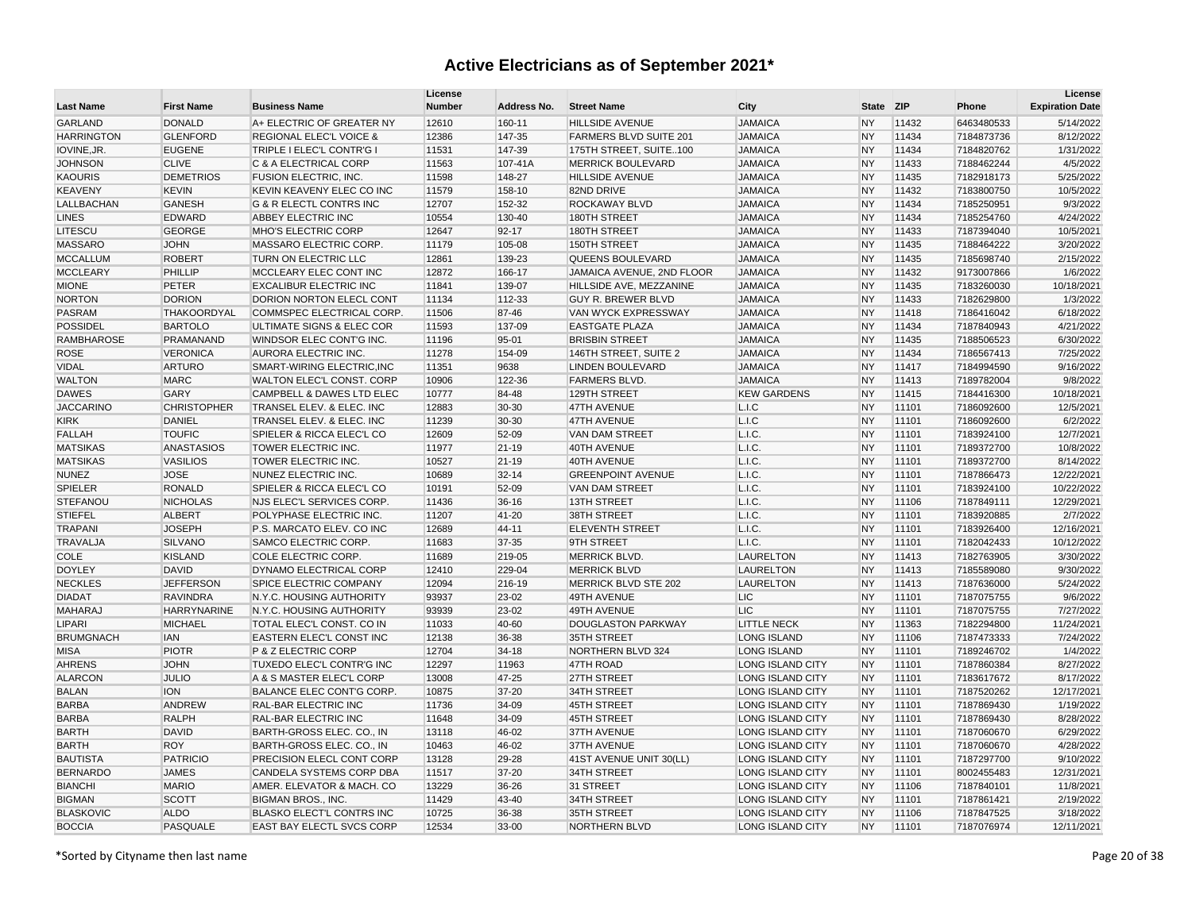# Active Electricians as of September 2021*

| Last Name | First Name | Business Name | License Number | Address No. | Street Name | City | State | ZIP | Phone | License Expiration Date |
|---|---|---|---|---|---|---|---|---|---|---|
| GARLAND | DONALD | A+ ELECTRIC OF GREATER NY | 12610 | 160-11 | HILLSIDE AVENUE | JAMAICA | NY | 11432 | 6463480533 | 5/14/2022 |
| HARRINGTON | GLENFORD | REGIONAL ELEC'L VOICE & | 12386 | 147-35 | FARMERS BLVD SUITE 201 | JAMAICA | NY | 11434 | 7184873736 | 8/12/2022 |
| IOVINE,JR. | EUGENE | TRIPLE I ELEC'L CONTR'G I | 11531 | 147-39 | 175TH STREET, SUITE..100 | JAMAICA | NY | 11434 | 7184820762 | 1/31/2022 |
| JOHNSON | CLIVE | C & A ELECTRICAL CORP | 11563 | 107-41A | MERRICK BOULEVARD | JAMAICA | NY | 11433 | 7188462244 | 4/5/2022 |
| KAOURIS | DEMETRIOS | FUSION ELECTRIC, INC. | 11598 | 148-27 | HILLSIDE AVENUE | JAMAICA | NY | 11435 | 7182918173 | 5/25/2022 |
| KEAVENY | KEVIN | KEVIN KEAVENY ELEC CO INC | 11579 | 158-10 | 82ND DRIVE | JAMAICA | NY | 11432 | 7183800750 | 10/5/2022 |
| LALLBACHAN | GANESH | G & R ELECTL CONTRS INC | 12707 | 152-32 | ROCKAWAY BLVD | JAMAICA | NY | 11434 | 7185250951 | 9/3/2022 |
| LINES | EDWARD | ABBEY ELECTRIC INC | 10554 | 130-40 | 180TH STREET | JAMAICA | NY | 11434 | 7185254760 | 4/24/2022 |
| LITESCU | GEORGE | MHO'S ELECTRIC CORP | 12647 | 92-17 | 180TH STREET | JAMAICA | NY | 11433 | 7187394040 | 10/5/2021 |
| MASSARO | JOHN | MASSARO ELECTRIC CORP. | 11179 | 105-08 | 150TH STREET | JAMAICA | NY | 11435 | 7188464222 | 3/20/2022 |
| MCCALLUM | ROBERT | TURN ON ELECTRIC LLC | 12861 | 139-23 | QUEENS BOULEVARD | JAMAICA | NY | 11435 | 7185698740 | 2/15/2022 |
| MCCLEARY | PHILLIP | MCCLEARY ELEC CONT INC | 12872 | 166-17 | JAMAICA AVENUE, 2ND FLOOR | JAMAICA | NY | 11432 | 9173007866 | 1/6/2022 |
| MIONE | PETER | EXCALIBUR ELECTRIC INC | 11841 | 139-07 | HILLSIDE AVE, MEZZANINE | JAMAICA | NY | 11435 | 7183260030 | 10/18/2021 |
| NORTON | DORION | DORION NORTON ELECL CONT | 11134 | 112-33 | GUY R. BREWER BLVD | JAMAICA | NY | 11433 | 7182629800 | 1/3/2022 |
| PASRAM | THAKOORDYAL | COMMSPEC ELECTRICAL CORP. | 11506 | 87-46 | VAN WYCK EXPRESSWAY | JAMAICA | NY | 11418 | 7186416042 | 6/18/2022 |
| POSSIDEL | BARTOLO | ULTIMATE SIGNS & ELEC COR | 11593 | 137-09 | EASTGATE PLAZA | JAMAICA | NY | 11434 | 7187840943 | 4/21/2022 |
| RAMBHAROSE | PRAMANAND | WINDSOR ELEC CONT'G INC. | 11196 | 95-01 | BRISBIN STREET | JAMAICA | NY | 11435 | 7188506523 | 6/30/2022 |
| ROSE | VERONICA | AURORA ELECTRIC INC. | 11278 | 154-09 | 146TH STREET, SUITE 2 | JAMAICA | NY | 11434 | 7186567413 | 7/25/2022 |
| VIDAL | ARTURO | SMART-WIRING ELECTRIC,INC | 11351 | 9638 | LINDEN BOULEVARD | JAMAICA | NY | 11417 | 7184994590 | 9/16/2022 |
| WALTON | MARC | WALTON ELEC'L CONST. CORP | 10906 | 122-36 | FARMERS BLVD. | JAMAICA | NY | 11413 | 7189782004 | 9/8/2022 |
| DAWES | GARY | CAMPBELL & DAWES LTD ELEC | 10777 | 84-48 | 129TH STREET | KEW GARDENS | NY | 11415 | 7184416300 | 10/18/2021 |
| JACCARINO | CHRISTOPHER | TRANSEL ELEV. & ELEC. INC | 12883 | 30-30 | 47TH AVENUE | L.I.C | NY | 11101 | 7186092600 | 12/5/2021 |
| KIRK | DANIEL | TRANSEL ELEV. & ELEC. INC | 11239 | 30-30 | 47TH AVENUE | L.I.C | NY | 11101 | 7186092600 | 6/2/2022 |
| FALLAH | TOUFIC | SPIELER & RICCA ELEC'L CO | 12609 | 52-09 | VAN DAM STREET | L.I.C. | NY | 11101 | 7183924100 | 12/7/2021 |
| MATSIKAS | ANASTASIOS | TOWER ELECTRIC INC. | 11977 | 21-19 | 40TH AVENUE | L.I.C. | NY | 11101 | 7189372700 | 10/8/2022 |
| MATSIKAS | VASILIOS | TOWER ELECTRIC INC. | 10527 | 21-19 | 40TH AVENUE | L.I.C. | NY | 11101 | 7189372700 | 8/14/2022 |
| NUNEZ | JOSE | NUNEZ ELECTRIC INC. | 10689 | 32-14 | GREENPOINT AVENUE | L.I.C. | NY | 11101 | 7187866473 | 12/22/2021 |
| SPIELER | RONALD | SPIELER & RICCA ELEC'L CO | 10191 | 52-09 | VAN DAM STREET | L.I.C. | NY | 11101 | 7183924100 | 10/22/2022 |
| STEFANOU | NICHOLAS | NJS ELEC'L SERVICES CORP. | 11436 | 36-16 | 13TH STREET | L.I.C. | NY | 11106 | 7187849111 | 12/29/2021 |
| STIEFEL | ALBERT | POLYPHASE ELECTRIC INC. | 11207 | 41-20 | 38TH STREET | L.I.C. | NY | 11101 | 7183920885 | 2/7/2022 |
| TRAPANI | JOSEPH | P.S. MARCATO ELEV. CO INC | 12689 | 44-11 | ELEVENTH STREET | L.I.C. | NY | 11101 | 7183926400 | 12/16/2021 |
| TRAVALJA | SILVANO | SAMCO ELECTRIC CORP. | 11683 | 37-35 | 9TH STREET | L.I.C. | NY | 11101 | 7182042433 | 10/12/2022 |
| COLE | KISLAND | COLE ELECTRIC CORP. | 11689 | 219-05 | MERRICK BLVD. | LAURELTON | NY | 11413 | 7182763905 | 3/30/2022 |
| DOYLEY | DAVID | DYNAMO ELECTRICAL CORP | 12410 | 229-04 | MERRICK BLVD | LAURELTON | NY | 11413 | 7185589080 | 9/30/2022 |
| NECKLES | JEFFERSON | SPICE ELECTRIC COMPANY | 12094 | 216-19 | MERRICK BLVD STE 202 | LAURELTON | NY | 11413 | 7187636000 | 5/24/2022 |
| DIADAT | RAVINDRA | N.Y.C. HOUSING AUTHORITY | 93937 | 23-02 | 49TH AVENUE | LIC | NY | 11101 | 7187075755 | 9/6/2022 |
| MAHARAJ | HARRYNARINE | N.Y.C. HOUSING AUTHORITY | 93939 | 23-02 | 49TH AVENUE | LIC | NY | 11101 | 7187075755 | 7/27/2022 |
| LIPARI | MICHAEL | TOTAL ELEC'L CONST. CO IN | 11033 | 40-60 | DOUGLASTON PARKWAY | LITTLE NECK | NY | 11363 | 7182294800 | 11/24/2021 |
| BRUMGNACH | IAN | EASTERN ELEC'L CONST INC | 12138 | 36-38 | 35TH STREET | LONG ISLAND | NY | 11106 | 7187473333 | 7/24/2022 |
| MISA | PIOTR | P & Z ELECTRIC CORP | 12704 | 34-18 | NORTHERN BLVD 324 | LONG ISLAND | NY | 11101 | 7189246702 | 1/4/2022 |
| AHRENS | JOHN | TUXEDO ELEC'L CONTR'G INC | 12297 | 11963 | 47TH ROAD | LONG ISLAND CITY | NY | 11101 | 7187860384 | 8/27/2022 |
| ALARCON | JULIO | A & S MASTER ELEC'L CORP | 13008 | 47-25 | 27TH STREET | LONG ISLAND CITY | NY | 11101 | 7183617672 | 8/17/2022 |
| BALAN | ION | BALANCE ELEC CONT'G CORP. | 10875 | 37-20 | 34TH STREET | LONG ISLAND CITY | NY | 11101 | 7187520262 | 12/17/2021 |
| BARBA | ANDREW | RAL-BAR ELECTRIC INC | 11736 | 34-09 | 45TH STREET | LONG ISLAND CITY | NY | 11101 | 7187869430 | 1/19/2022 |
| BARBA | RALPH | RAL-BAR ELECTRIC INC | 11648 | 34-09 | 45TH STREET | LONG ISLAND CITY | NY | 11101 | 7187869430 | 8/28/2022 |
| BARTH | DAVID | BARTH-GROSS ELEC. CO., IN | 13118 | 46-02 | 37TH AVENUE | LONG ISLAND CITY | NY | 11101 | 7187060670 | 6/29/2022 |
| BARTH | ROY | BARTH-GROSS ELEC. CO., IN | 10463 | 46-02 | 37TH AVENUE | LONG ISLAND CITY | NY | 11101 | 7187060670 | 4/28/2022 |
| BAUTISTA | PATRICIO | PRECISION ELECL CONT CORP | 13128 | 29-28 | 41ST AVENUE UNIT 30(LL) | LONG ISLAND CITY | NY | 11101 | 7187297700 | 9/10/2022 |
| BERNARDO | JAMES | CANDELA SYSTEMS CORP DBA | 11517 | 37-20 | 34TH STREET | LONG ISLAND CITY | NY | 11101 | 8002455483 | 12/31/2021 |
| BIANCHI | MARIO | AMER. ELEVATOR & MACH. CO | 13229 | 36-26 | 31 STREET | LONG ISLAND CITY | NY | 11106 | 7187840101 | 11/8/2021 |
| BIGMAN | SCOTT | BIGMAN BROS., INC. | 11429 | 43-40 | 34TH STREET | LONG ISLAND CITY | NY | 11101 | 7187861421 | 2/19/2022 |
| BLASKOVIC | ALDO | BLASKO ELECT'L CONTRS INC | 10725 | 36-38 | 35TH STREET | LONG ISLAND CITY | NY | 11106 | 7187847525 | 3/18/2022 |
| BOCCIA | PASQUALE | EAST BAY ELECTL SVCS CORP | 12534 | 33-00 | NORTHERN BLVD | LONG ISLAND CITY | NY | 11101 | 7187076974 | 12/11/2021 |

*Sorted by Cityname then last name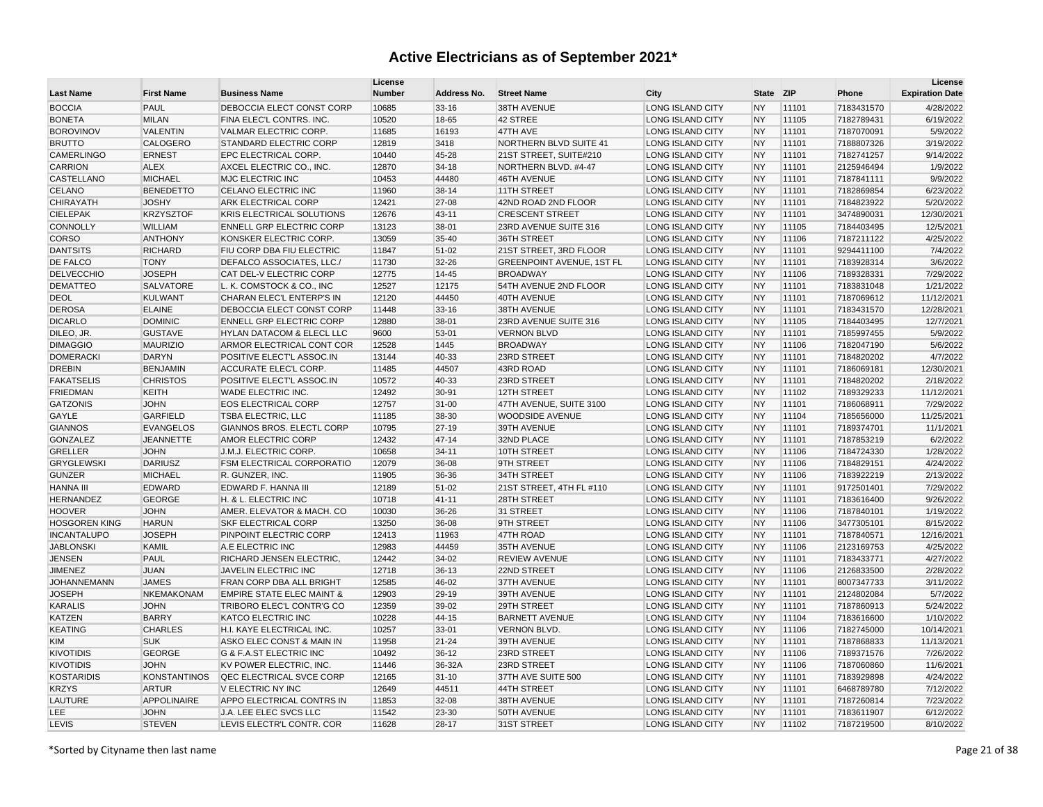# Active Electricians as of September 2021*

| Last Name | First Name | Business Name | License Number | Address No. | Street Name | City | State | ZIP | Phone | License Expiration Date |
|---|---|---|---|---|---|---|---|---|---|---|
| BOCCIA | PAUL | DEBOCCIA ELECT CONST CORP | 10685 | 33-16 | 38TH AVENUE | LONG ISLAND CITY | NY | 11101 | 7183431570 | 4/28/2022 |
| BONETA | MILAN | FINA ELEC'L CONTRS. INC. | 10520 | 18-65 | 42 STREE | LONG ISLAND CITY | NY | 11105 | 7182789431 | 6/19/2022 |
| BOROVINOV | VALENTIN | VALMAR ELECTRIC CORP. | 11685 | 16193 | 47TH AVE | LONG ISLAND CITY | NY | 11101 | 7187070091 | 5/9/2022 |
| BRUTTO | CALOGERO | STANDARD ELECTRIC CORP | 12819 | 3418 | NORTHERN BLVD SUITE 41 | LONG ISLAND CITY | NY | 11101 | 7188807326 | 3/19/2022 |
| CAMERLINGO | ERNEST | EPC ELECTRICAL CORP. | 10440 | 45-28 | 21ST STREET, SUITE#210 | LONG ISLAND CITY | NY | 11101 | 7182741257 | 9/14/2022 |
| CARRION | ALEX | AXCEL ELECTRIC CO., INC. | 12870 | 34-18 | NORTHERN BLVD. #4-47 | LONG ISLAND CITY | NY | 11101 | 2125946494 | 1/9/2022 |
| CASTELLANO | MICHAEL | MJC ELECTRIC INC | 10453 | 44480 | 46TH AVENUE | LONG ISLAND CITY | NY | 11101 | 7187841111 | 9/9/2022 |
| CELANO | BENEDETTO | CELANO ELECTRIC INC | 11960 | 38-14 | 11TH STREET | LONG ISLAND CITY | NY | 11101 | 7182869854 | 6/23/2022 |
| CHIRAYATH | JOSHY | ARK ELECTRICAL CORP | 12421 | 27-08 | 42ND ROAD 2ND FLOOR | LONG ISLAND CITY | NY | 11101 | 7184823922 | 5/20/2022 |
| CIELEPAK | KRZYSZTOF | KRIS ELECTRICAL SOLUTIONS | 12676 | 43-11 | CRESCENT STREET | LONG ISLAND CITY | NY | 11101 | 3474890031 | 12/30/2021 |
| CONNOLLY | WILLIAM | ENNELL GRP ELECTRIC CORP | 13123 | 38-01 | 23RD AVENUE SUITE 316 | LONG ISLAND CITY | NY | 11105 | 7184403495 | 12/5/2021 |
| CORSO | ANTHONY | KONSKER ELECTRIC CORP. | 13059 | 35-40 | 36TH STREET | LONG ISLAND CITY | NY | 11106 | 7187211122 | 4/25/2022 |
| DANTSITS | RICHARD | FIU CORP DBA FIU ELECTRIC | 11847 | 51-02 | 21ST STREET, 3RD FLOOR | LONG ISLAND CITY | NY | 11101 | 9294411100 | 7/4/2022 |
| DE FALCO | TONY | DEFALCO ASSOCIATES, LLC./ | 11730 | 32-26 | GREENPOINT AVENUE, 1ST FL | LONG ISLAND CITY | NY | 11101 | 7183928314 | 3/6/2022 |
| DELVECCHIO | JOSEPH | CAT DEL-V ELECTRIC CORP | 12775 | 14-45 | BROADWAY | LONG ISLAND CITY | NY | 11106 | 7189328331 | 7/29/2022 |
| DEMATTEO | SALVATORE | L. K. COMSTOCK & CO., INC | 12527 | 12175 | 54TH AVENUE 2ND FLOOR | LONG ISLAND CITY | NY | 11101 | 7183831048 | 1/21/2022 |
| DEOL | KULWANT | CHARAN ELEC'L ENTERP'S IN | 12120 | 44450 | 40TH AVENUE | LONG ISLAND CITY | NY | 11101 | 7187069612 | 11/12/2021 |
| DEROSA | ELAINE | DEBOCCIA ELECT CONST CORP | 11448 | 33-16 | 38TH AVENUE | LONG ISLAND CITY | NY | 11101 | 7183431570 | 12/28/2021 |
| DICARLO | DOMINIC | ENNELL GRP ELECTRIC CORP | 12880 | 38-01 | 23RD AVENUE SUITE 316 | LONG ISLAND CITY | NY | 11105 | 7184403495 | 12/7/2021 |
| DILEO, JR. | GUSTAVE | HYLAN DATACOM & ELECL LLC | 9600 | 53-01 | VERNON BLVD | LONG ISLAND CITY | NY | 11101 | 7185997455 | 5/9/2022 |
| DIMAGGIO | MAURIZIO | ARMOR ELECTRICAL CONT COR | 12528 | 1445 | BROADWAY | LONG ISLAND CITY | NY | 11106 | 7182047190 | 5/6/2022 |
| DOMERACKI | DARYN | POSITIVE ELECT'L ASSOC.IN | 13144 | 40-33 | 23RD STREET | LONG ISLAND CITY | NY | 11101 | 7184820202 | 4/7/2022 |
| DREBIN | BENJAMIN | ACCURATE ELEC'L CORP. | 11485 | 44507 | 43RD ROAD | LONG ISLAND CITY | NY | 11101 | 7186069181 | 12/30/2021 |
| FAKATSELIS | CHRISTOS | POSITIVE ELECT'L ASSOC.IN | 10572 | 40-33 | 23RD STREET | LONG ISLAND CITY | NY | 11101 | 7184820202 | 2/18/2022 |
| FRIEDMAN | KEITH | WADE ELECTRIC INC. | 12492 | 30-91 | 12TH STREET | LONG ISLAND CITY | NY | 11102 | 7189329233 | 11/12/2021 |
| GATZONIS | JOHN | EOS ELECTRICAL CORP | 12757 | 31-00 | 47TH AVENUE, SUITE 3100 | LONG ISLAND CITY | NY | 11101 | 7186068911 | 7/29/2022 |
| GAYLE | GARFIELD | TSBA ELECTRIC, LLC | 11185 | 38-30 | WOODSIDE AVENUE | LONG ISLAND CITY | NY | 11104 | 7185656000 | 11/25/2021 |
| GIANNOS | EVANGELOS | GIANNOS BROS. ELECTL CORP | 10795 | 27-19 | 39TH AVENUE | LONG ISLAND CITY | NY | 11101 | 7189374701 | 11/1/2021 |
| GONZALEZ | JEANNETTE | AMOR ELECTRIC CORP | 12432 | 47-14 | 32ND PLACE | LONG ISLAND CITY | NY | 11101 | 7187853219 | 6/2/2022 |
| GRELLER | JOHN | J.M.J. ELECTRIC CORP. | 10658 | 34-11 | 10TH STREET | LONG ISLAND CITY | NY | 11106 | 7184724330 | 1/28/2022 |
| GRYGLEWSKI | DARIUSZ | FSM ELECTRICAL CORPORATIO | 12079 | 36-08 | 9TH STREET | LONG ISLAND CITY | NY | 11106 | 7184829151 | 4/24/2022 |
| GUNZER | MICHAEL | R. GUNZER, INC. | 11905 | 36-36 | 34TH STREET | LONG ISLAND CITY | NY | 11106 | 7183922219 | 2/13/2022 |
| HANNA III | EDWARD | EDWARD F. HANNA III | 12189 | 51-02 | 21ST STREET, 4TH FL #110 | LONG ISLAND CITY | NY | 11101 | 9172501401 | 7/29/2022 |
| HERNANDEZ | GEORGE | H. & L. ELECTRIC INC | 10718 | 41-11 | 28TH STREET | LONG ISLAND CITY | NY | 11101 | 7183616400 | 9/26/2022 |
| HOOVER | JOHN | AMER. ELEVATOR & MACH. CO | 10030 | 36-26 | 31 STREET | LONG ISLAND CITY | NY | 11106 | 7187840101 | 1/19/2022 |
| HOSGOREN KING | HARUN | SKF ELECTRICAL CORP | 13250 | 36-08 | 9TH STREET | LONG ISLAND CITY | NY | 11106 | 3477305101 | 8/15/2022 |
| INCANTALUPO | JOSEPH | PINPOINT ELECTRIC CORP | 12413 | 11963 | 47TH ROAD | LONG ISLAND CITY | NY | 11101 | 7187840571 | 12/16/2021 |
| JABLONSKI | KAMIL | A.E ELECTRIC INC | 12983 | 44459 | 35TH AVENUE | LONG ISLAND CITY | NY | 11106 | 2123169753 | 4/25/2022 |
| JENSEN | PAUL | RICHARD JENSEN ELECTRIC, | 12442 | 34-02 | REVIEW AVENUE | LONG ISLAND CITY | NY | 11101 | 7183433771 | 4/27/2022 |
| JIMENEZ | JUAN | JAVELIN ELECTRIC INC | 12718 | 36-13 | 22ND STREET | LONG ISLAND CITY | NY | 11106 | 2126833500 | 2/28/2022 |
| JOHANNEMANN | JAMES | FRAN CORP DBA ALL BRIGHT | 12585 | 46-02 | 37TH AVENUE | LONG ISLAND CITY | NY | 11101 | 8007347733 | 3/11/2022 |
| JOSEPH | NKEMAKONAM | EMPIRE STATE ELEC MAINT & | 12903 | 29-19 | 39TH AVENUE | LONG ISLAND CITY | NY | 11101 | 2124802084 | 5/7/2022 |
| KARALIS | JOHN | TRIBORO ELEC'L CONTR'G CO | 12359 | 39-02 | 29TH STREET | LONG ISLAND CITY | NY | 11101 | 7187860913 | 5/24/2022 |
| KATZEN | BARRY | KATCO ELECTRIC INC | 10228 | 44-15 | BARNETT AVENUE | LONG ISLAND CITY | NY | 11104 | 7183616600 | 1/10/2022 |
| KEATING | CHARLES | H.I. KAYE ELECTRICAL INC. | 10257 | 33-01 | VERNON BLVD. | LONG ISLAND CITY | NY | 11106 | 7182745000 | 10/14/2021 |
| KIM | SUK | ASKO ELEC CONST & MAIN IN | 11958 | 21-24 | 39TH AVENUE | LONG ISLAND CITY | NY | 11101 | 7187868833 | 11/13/2021 |
| KIVOTIDIS | GEORGE | G & F.A.ST ELECTRIC INC | 10492 | 36-12 | 23RD STREET | LONG ISLAND CITY | NY | 11106 | 7189371576 | 7/26/2022 |
| KIVOTIDIS | JOHN | KV POWER ELECTRIC, INC. | 11446 | 36-32A | 23RD STREET | LONG ISLAND CITY | NY | 11106 | 7187060860 | 11/6/2021 |
| KOSTARIDIS | KONSTANTINOS | QEC ELECTRICAL SVCE CORP | 12165 | 31-10 | 37TH AVE SUITE 500 | LONG ISLAND CITY | NY | 11101 | 7183929898 | 4/24/2022 |
| KRZYS | ARTUR | V ELECTRIC NY INC | 12649 | 44511 | 44TH STREET | LONG ISLAND CITY | NY | 11101 | 6468789780 | 7/12/2022 |
| LAUTURE | APPOLINAIRE | APPO ELECTRICAL CONTRS IN | 11853 | 32-08 | 38TH AVENUE | LONG ISLAND CITY | NY | 11101 | 7187260814 | 7/23/2022 |
| LEE | JOHN | J.A. LEE ELEC SVCS LLC | 11542 | 23-30 | 50TH AVENUE | LONG ISLAND CITY | NY | 11101 | 7183611907 | 6/12/2022 |
| LEVIS | STEVEN | LEVIS ELECTR'L CONTR. COR | 11628 | 28-17 | 31ST STREET | LONG ISLAND CITY | NY | 11102 | 7187219500 | 8/10/2022 |

*Sorted by Cityname then last name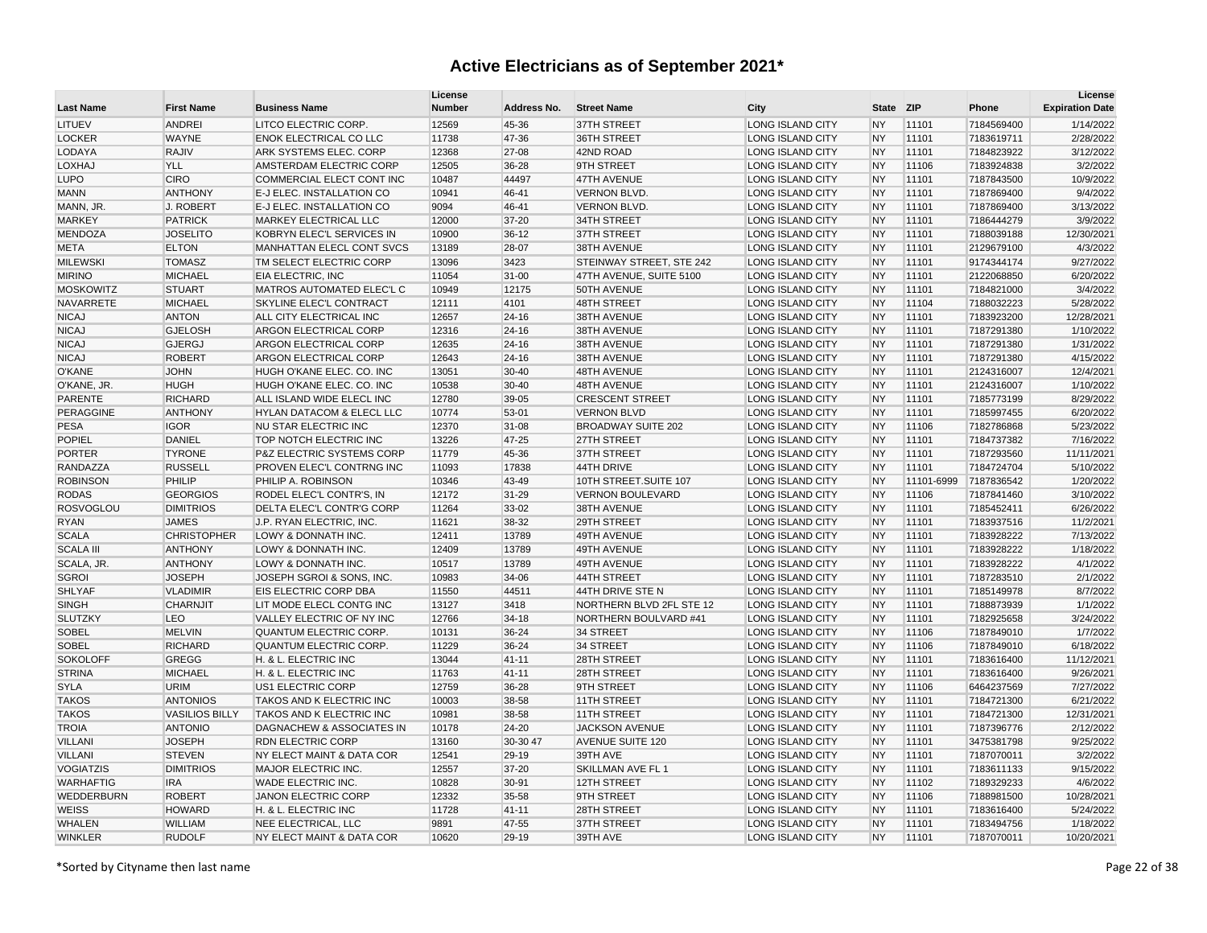# Active Electricians as of September 2021*

| Last Name | First Name | Business Name | License Number | Address No. | Street Name | City | State | ZIP | Phone | License Expiration Date |
|---|---|---|---|---|---|---|---|---|---|---|
| LITUEV | ANDREI | LITCO ELECTRIC CORP. | 12569 | 45-36 | 37TH STREET | LONG ISLAND CITY | NY | 11101 | 7184569400 | 1/14/2022 |
| LOCKER | WAYNE | ENOK ELECTRICAL CO LLC | 11738 | 47-36 | 36TH STREET | LONG ISLAND CITY | NY | 11101 | 7183619711 | 2/28/2022 |
| LODAYA | RAJIV | ARK SYSTEMS ELEC. CORP | 12368 | 27-08 | 42ND ROAD | LONG ISLAND CITY | NY | 11101 | 7184823922 | 3/12/2022 |
| LOXHAJ | YLL | AMSTERDAM ELECTRIC CORP | 12505 | 36-28 | 9TH STREET | LONG ISLAND CITY | NY | 11106 | 7183924838 | 3/2/2022 |
| LUPO | CIRO | COMMERCIAL ELECT CONT INC | 10487 | 44497 | 47TH AVENUE | LONG ISLAND CITY | NY | 11101 | 7187843500 | 10/9/2022 |
| MANN | ANTHONY | E-J ELEC. INSTALLATION CO | 10941 | 46-41 | VERNON BLVD. | LONG ISLAND CITY | NY | 11101 | 7187869400 | 9/4/2022 |
| MANN, JR. | J. ROBERT | E-J ELEC. INSTALLATION CO | 9094 | 46-41 | VERNON BLVD. | LONG ISLAND CITY | NY | 11101 | 7187869400 | 3/13/2022 |
| MARKEY | PATRICK | MARKEY ELECTRICAL LLC | 12000 | 37-20 | 34TH STREET | LONG ISLAND CITY | NY | 11101 | 7186444279 | 3/9/2022 |
| MENDOZA | JOSELITO | KOBRYN ELEC'L SERVICES IN | 10900 | 36-12 | 37TH STREET | LONG ISLAND CITY | NY | 11101 | 7188039188 | 12/30/2021 |
| META | ELTON | MANHATTAN ELECL CONT SVCS | 13189 | 28-07 | 38TH AVENUE | LONG ISLAND CITY | NY | 11101 | 2129679100 | 4/3/2022 |
| MILEWSKI | TOMASZ | TM SELECT ELECTRIC CORP | 13096 | 3423 | STEINWAY STREET, STE 242 | LONG ISLAND CITY | NY | 11101 | 9174344174 | 9/27/2022 |
| MIRINO | MICHAEL | EIA ELECTRIC, INC | 11054 | 31-00 | 47TH AVENUE, SUITE 5100 | LONG ISLAND CITY | NY | 11101 | 2122068850 | 6/20/2022 |
| MOSKOWITZ | STUART | MATROS AUTOMATED ELEC'L C | 10949 | 12175 | 50TH AVENUE | LONG ISLAND CITY | NY | 11101 | 7184821000 | 3/4/2022 |
| NAVARRETE | MICHAEL | SKYLINE ELEC'L CONTRACT | 12111 | 4101 | 48TH STREET | LONG ISLAND CITY | NY | 11104 | 7188032223 | 5/28/2022 |
| NICAJ | ANTON | ALL CITY ELECTRICAL INC | 12657 | 24-16 | 38TH AVENUE | LONG ISLAND CITY | NY | 11101 | 7183923200 | 12/28/2021 |
| NICAJ | GJELOSH | ARGON ELECTRICAL CORP | 12316 | 24-16 | 38TH AVENUE | LONG ISLAND CITY | NY | 11101 | 7187291380 | 1/10/2022 |
| NICAJ | GJERGJ | ARGON ELECTRICAL CORP | 12635 | 24-16 | 38TH AVENUE | LONG ISLAND CITY | NY | 11101 | 7187291380 | 1/31/2022 |
| NICAJ | ROBERT | ARGON ELECTRICAL CORP | 12643 | 24-16 | 38TH AVENUE | LONG ISLAND CITY | NY | 11101 | 7187291380 | 4/15/2022 |
| O'KANE | JOHN | HUGH O'KANE ELEC. CO. INC | 13051 | 30-40 | 48TH AVENUE | LONG ISLAND CITY | NY | 11101 | 2124316007 | 12/4/2021 |
| O'KANE, JR. | HUGH | HUGH O'KANE ELEC. CO. INC | 10538 | 30-40 | 48TH AVENUE | LONG ISLAND CITY | NY | 11101 | 2124316007 | 1/10/2022 |
| PARENTE | RICHARD | ALL ISLAND WIDE ELECL INC | 12780 | 39-05 | CRESCENT STREET | LONG ISLAND CITY | NY | 11101 | 7185773199 | 8/29/2022 |
| PERAGGINE | ANTHONY | HYLAN DATACOM & ELECL LLC | 10774 | 53-01 | VERNON BLVD | LONG ISLAND CITY | NY | 11101 | 7185997455 | 6/20/2022 |
| PESA | IGOR | NU STAR ELECTRIC INC | 12370 | 31-08 | BROADWAY SUITE 202 | LONG ISLAND CITY | NY | 11106 | 7182786868 | 5/23/2022 |
| POPIEL | DANIEL | TOP NOTCH ELECTRIC INC | 13226 | 47-25 | 27TH STREET | LONG ISLAND CITY | NY | 11101 | 7184737382 | 7/16/2022 |
| PORTER | TYRONE | P&Z ELECTRIC SYSTEMS CORP | 11779 | 45-36 | 37TH STREET | LONG ISLAND CITY | NY | 11101 | 7187293560 | 11/11/2021 |
| RANDAZZA | RUSSELL | PROVEN ELEC'L CONTRNG INC | 11093 | 17838 | 44TH DRIVE | LONG ISLAND CITY | NY | 11101 | 7184724704 | 5/10/2022 |
| ROBINSON | PHILIP | PHILIP A. ROBINSON | 10346 | 43-49 | 10TH STREET.SUITE 107 | LONG ISLAND CITY | NY | 11101-6999 | 7187836542 | 1/20/2022 |
| RODAS | GEORGIOS | RODEL ELEC'L CONTR'S, IN | 12172 | 31-29 | VERNON BOULEVARD | LONG ISLAND CITY | NY | 11106 | 7187841460 | 3/10/2022 |
| ROSVOGLOU | DIMITRIOS | DELTA ELEC'L CONTR'G CORP | 11264 | 33-02 | 38TH AVENUE | LONG ISLAND CITY | NY | 11101 | 7185452411 | 6/26/2022 |
| RYAN | JAMES | J.P. RYAN ELECTRIC, INC. | 11621 | 38-32 | 29TH STREET | LONG ISLAND CITY | NY | 11101 | 7183937516 | 11/2/2021 |
| SCALA | CHRISTOPHER | LOWY & DONNATH INC. | 12411 | 13789 | 49TH AVENUE | LONG ISLAND CITY | NY | 11101 | 7183928222 | 7/13/2022 |
| SCALA III | ANTHONY | LOWY & DONNATH INC. | 12409 | 13789 | 49TH AVENUE | LONG ISLAND CITY | NY | 11101 | 7183928222 | 1/18/2022 |
| SCALA, JR. | ANTHONY | LOWY & DONNATH INC. | 10517 | 13789 | 49TH AVENUE | LONG ISLAND CITY | NY | 11101 | 7183928222 | 4/1/2022 |
| SGROI | JOSEPH | JOSEPH SGROI & SONS, INC. | 10983 | 34-06 | 44TH STREET | LONG ISLAND CITY | NY | 11101 | 7187283510 | 2/1/2022 |
| SHLYAF | VLADIMIR | EIS ELECTRIC CORP DBA | 11550 | 44511 | 44TH DRIVE STE N | LONG ISLAND CITY | NY | 11101 | 7185149978 | 8/7/2022 |
| SINGH | CHARNJIT | LIT MODE ELECL CONTG INC | 13127 | 3418 | NORTHERN BLVD 2FL STE 12 | LONG ISLAND CITY | NY | 11101 | 7188873939 | 1/1/2022 |
| SLUTZKY | LEO | VALLEY ELECTRIC OF NY INC | 12766 | 34-18 | NORTHERN BOULVARD #41 | LONG ISLAND CITY | NY | 11101 | 7182925658 | 3/24/2022 |
| SOBEL | MELVIN | QUANTUM ELECTRIC CORP. | 10131 | 36-24 | 34 STREET | LONG ISLAND CITY | NY | 11106 | 7187849010 | 1/7/2022 |
| SOBEL | RICHARD | QUANTUM ELECTRIC CORP. | 11229 | 36-24 | 34 STREET | LONG ISLAND CITY | NY | 11106 | 7187849010 | 6/18/2022 |
| SOKOLOFF | GREGG | H. & L. ELECTRIC INC | 13044 | 41-11 | 28TH STREET | LONG ISLAND CITY | NY | 11101 | 7183616400 | 11/12/2021 |
| STRINA | MICHAEL | H. & L. ELECTRIC INC | 11763 | 41-11 | 28TH STREET | LONG ISLAND CITY | NY | 11101 | 7183616400 | 9/26/2021 |
| SYLA | URIM | US1 ELECTRIC CORP | 12759 | 36-28 | 9TH STREET | LONG ISLAND CITY | NY | 11106 | 6464237569 | 7/27/2022 |
| TAKOS | ANTONIOS | TAKOS AND K ELECTRIC INC | 10003 | 38-58 | 11TH STREET | LONG ISLAND CITY | NY | 11101 | 7184721300 | 6/21/2022 |
| TAKOS | VASILIOS BILLY | TAKOS AND K ELECTRIC INC | 10981 | 38-58 | 11TH STREET | LONG ISLAND CITY | NY | 11101 | 7184721300 | 12/31/2021 |
| TROIA | ANTONIO | DAGNACHEW & ASSOCIATES IN | 10178 | 24-20 | JACKSON AVENUE | LONG ISLAND CITY | NY | 11101 | 7187396776 | 2/12/2022 |
| VILLANI | JOSEPH | RDN ELECTRIC CORP | 13160 | 30-30 47 | AVENUE SUITE 120 | LONG ISLAND CITY | NY | 11101 | 3475381798 | 9/25/2022 |
| VILLANI | STEVEN | NY ELECT MAINT & DATA COR | 12541 | 29-19 | 39TH AVE | LONG ISLAND CITY | NY | 11101 | 7187070011 | 3/2/2022 |
| VOGIATZIS | DIMITRIOS | MAJOR ELECTRIC INC. | 12557 | 37-20 | SKILLMAN AVE FL 1 | LONG ISLAND CITY | NY | 11101 | 7183611133 | 9/15/2022 |
| WARHAFTIG | IRA | WADE ELECTRIC INC. | 10828 | 30-91 | 12TH STREET | LONG ISLAND CITY | NY | 11102 | 7189329233 | 4/6/2022 |
| WEDDERBURN | ROBERT | JANON ELECTRIC CORP | 12332 | 35-58 | 9TH STREET | LONG ISLAND CITY | NY | 11106 | 7188981500 | 10/28/2021 |
| WEISS | HOWARD | H. & L. ELECTRIC INC | 11728 | 41-11 | 28TH STREET | LONG ISLAND CITY | NY | 11101 | 7183616400 | 5/24/2022 |
| WHALEN | WILLIAM | NEE ELECTRICAL, LLC | 9891 | 47-55 | 37TH STREET | LONG ISLAND CITY | NY | 11101 | 7183494756 | 1/18/2022 |
| WINKLER | RUDOLF | NY ELECT MAINT & DATA COR | 10620 | 29-19 | 39TH AVE | LONG ISLAND CITY | NY | 11101 | 7187070011 | 10/20/2021 |

*Sorted by Cityname then last name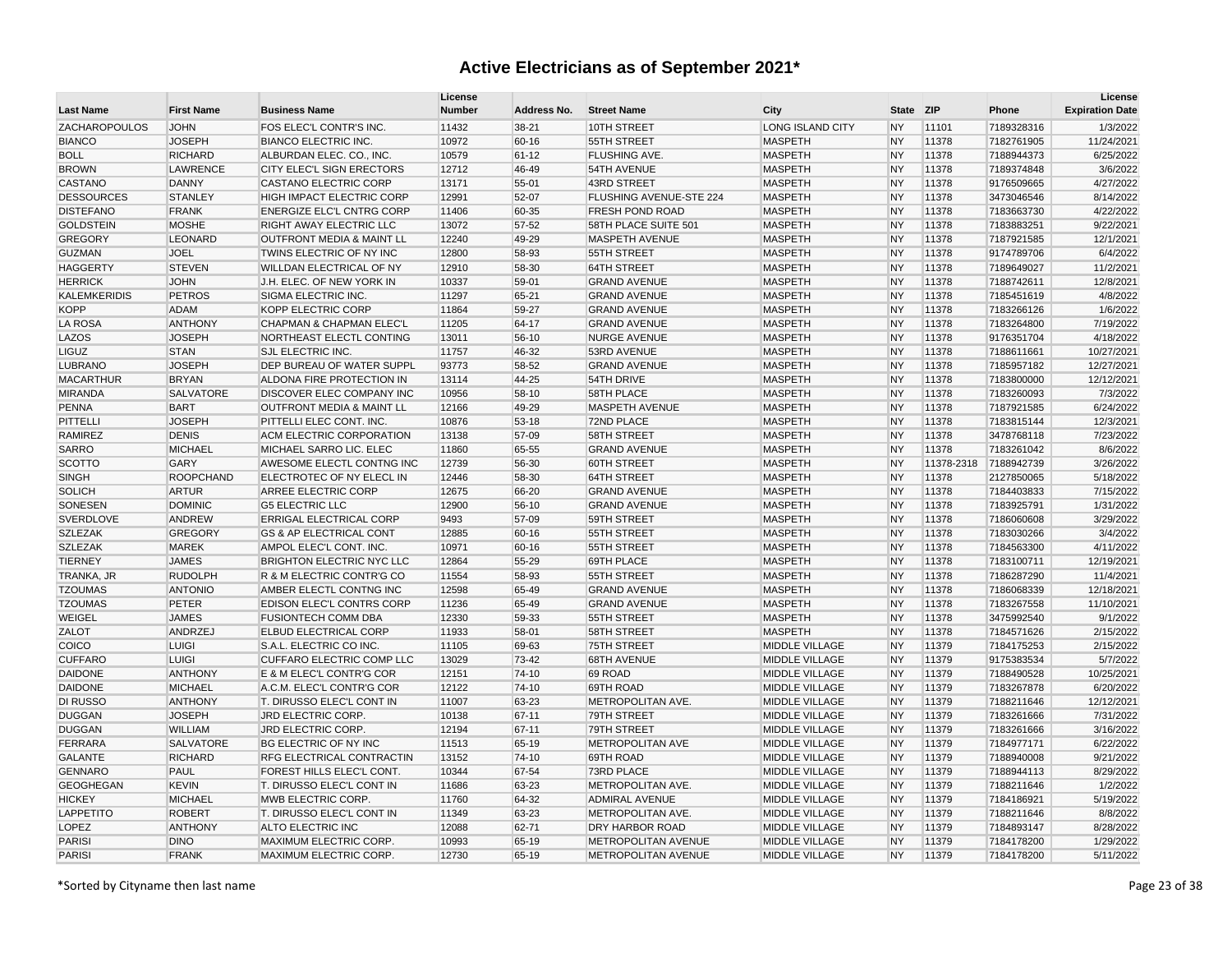# Active Electricians as of September 2021*

| Last Name | First Name | Business Name | License Number | Address No. | Street Name | City | State | ZIP | Phone | License Expiration Date |
|---|---|---|---|---|---|---|---|---|---|---|
| ZACHAROPOULOS | JOHN | FOS ELEC'L CONTR'S INC. | 11432 | 38-21 | 10TH STREET | LONG ISLAND CITY | NY | 11101 | 7189328316 | 1/3/2022 |
| BIANCO | JOSEPH | BIANCO ELECTRIC INC. | 10972 | 60-16 | 55TH STREET | MASPETH | NY | 11378 | 7182761905 | 11/24/2021 |
| BOLL | RICHARD | ALBURDAN ELEC. CO., INC. | 10579 | 61-12 | FLUSHING AVE. | MASPETH | NY | 11378 | 7188944373 | 6/25/2022 |
| BROWN | LAWRENCE | CITY ELEC'L SIGN ERECTORS | 12712 | 46-49 | 54TH AVENUE | MASPETH | NY | 11378 | 7189374848 | 3/6/2022 |
| CASTANO | DANNY | CASTANO ELECTRIC CORP | 13171 | 55-01 | 43RD STREET | MASPETH | NY | 11378 | 9176509665 | 4/27/2022 |
| DESSOURCES | STANLEY | HIGH IMPACT ELECTRIC CORP | 12991 | 52-07 | FLUSHING AVENUE-STE 224 | MASPETH | NY | 11378 | 3473046546 | 8/14/2022 |
| DISTEFANO | FRANK | ENERGIZE ELC'L CNTRG CORP | 11406 | 60-35 | FRESH POND ROAD | MASPETH | NY | 11378 | 7183663730 | 4/22/2022 |
| GOLDSTEIN | MOSHE | RIGHT AWAY ELECTRIC LLC | 13072 | 57-52 | 58TH PLACE SUITE 501 | MASPETH | NY | 11378 | 7183883251 | 9/22/2021 |
| GREGORY | LEONARD | OUTFRONT MEDIA & MAINT LL | 12240 | 49-29 | MASPETH AVENUE | MASPETH | NY | 11378 | 7187921585 | 12/1/2021 |
| GUZMAN | JOEL | TWINS ELECTRIC OF NY INC | 12800 | 58-93 | 55TH STREET | MASPETH | NY | 11378 | 9174789706 | 6/4/2022 |
| HAGGERTY | STEVEN | WILLDAN ELECTRICAL OF NY | 12910 | 58-30 | 64TH STREET | MASPETH | NY | 11378 | 7189649027 | 11/2/2021 |
| HERRICK | JOHN | J.H. ELEC. OF NEW YORK IN | 10337 | 59-01 | GRAND AVENUE | MASPETH | NY | 11378 | 7188742611 | 12/8/2021 |
| KALEMKERIDIS | PETROS | SIGMA ELECTRIC INC. | 11297 | 65-21 | GRAND AVENUE | MASPETH | NY | 11378 | 7185451619 | 4/8/2022 |
| KOPP | ADAM | KOPP ELECTRIC CORP | 11864 | 59-27 | GRAND AVENUE | MASPETH | NY | 11378 | 7183266126 | 1/6/2022 |
| LA ROSA | ANTHONY | CHAPMAN & CHAPMAN ELEC'L | 11205 | 64-17 | GRAND AVENUE | MASPETH | NY | 11378 | 7183264800 | 7/19/2022 |
| LAZOS | JOSEPH | NORTHEAST ELECTL CONTING | 13011 | 56-10 | NURGE AVENUE | MASPETH | NY | 11378 | 9176351704 | 4/18/2022 |
| LIGUZ | STAN | SJL ELECTRIC INC. | 11757 | 46-32 | 53RD AVENUE | MASPETH | NY | 11378 | 7188611661 | 10/27/2021 |
| LUBRANO | JOSEPH | DEP BUREAU OF WATER SUPPL | 93773 | 58-52 | GRAND AVENUE | MASPETH | NY | 11378 | 7185957182 | 12/27/2021 |
| MACARTHUR | BRYAN | ALDONA FIRE PROTECTION IN | 13114 | 44-25 | 54TH DRIVE | MASPETH | NY | 11378 | 7183800000 | 12/12/2021 |
| MIRANDA | SALVATORE | DISCOVER ELEC COMPANY INC | 10956 | 58-10 | 58TH PLACE | MASPETH | NY | 11378 | 7183260093 | 7/3/2022 |
| PENNA | BART | OUTFRONT MEDIA & MAINT LL | 12166 | 49-29 | MASPETH AVENUE | MASPETH | NY | 11378 | 7187921585 | 6/24/2022 |
| PITTELLI | JOSEPH | PITTELLI ELEC CONT. INC. | 10876 | 53-18 | 72ND PLACE | MASPETH | NY | 11378 | 7183815144 | 12/3/2021 |
| RAMIREZ | DENIS | ACM ELECTRIC CORPORATION | 13138 | 57-09 | 58TH STREET | MASPETH | NY | 11378 | 3478768118 | 7/23/2022 |
| SARRO | MICHAEL | MICHAEL SARRO LIC. ELEC | 11860 | 65-55 | GRAND AVENUE | MASPETH | NY | 11378 | 7183261042 | 8/6/2022 |
| SCOTTO | GARY | AWESOME ELECTL CONTNG INC | 12739 | 56-30 | 60TH STREET | MASPETH | NY | 11378-2318 | 7188942739 | 3/26/2022 |
| SINGH | ROOPCHAND | ELECTROTEC OF NY ELECL IN | 12446 | 58-30 | 64TH STREET | MASPETH | NY | 11378 | 2127850065 | 5/18/2022 |
| SOLICH | ARTUR | ARREE ELECTRIC CORP | 12675 | 66-20 | GRAND AVENUE | MASPETH | NY | 11378 | 7184403833 | 7/15/2022 |
| SONESEN | DOMINIC | G5 ELECTRIC LLC | 12900 | 56-10 | GRAND AVENUE | MASPETH | NY | 11378 | 7183925791 | 1/31/2022 |
| SVERDLOVE | ANDREW | ERRIGAL ELECTRICAL CORP | 9493 | 57-09 | 59TH STREET | MASPETH | NY | 11378 | 7186060608 | 3/29/2022 |
| SZLEZAK | GREGORY | GS & AP ELECTRICAL CONT | 12885 | 60-16 | 55TH STREET | MASPETH | NY | 11378 | 7183030266 | 3/4/2022 |
| SZLEZAK | MAREK | AMPOL ELEC'L CONT. INC. | 10971 | 60-16 | 55TH STREET | MASPETH | NY | 11378 | 7184563300 | 4/11/2022 |
| TIERNEY | JAMES | BRIGHTON ELECTRIC NYC LLC | 12864 | 55-29 | 69TH PLACE | MASPETH | NY | 11378 | 7183100711 | 12/19/2021 |
| TRANKA, JR | RUDOLPH | R & M ELECTRIC CONTR'G CO | 11554 | 58-93 | 55TH STREET | MASPETH | NY | 11378 | 7186287290 | 11/4/2021 |
| TZOUMAS | ANTONIO | AMBER ELECTL CONTNG INC | 12598 | 65-49 | GRAND AVENUE | MASPETH | NY | 11378 | 7186068339 | 12/18/2021 |
| TZOUMAS | PETER | EDISON ELEC'L CONTRS CORP | 11236 | 65-49 | GRAND AVENUE | MASPETH | NY | 11378 | 7183267558 | 11/10/2021 |
| WEIGEL | JAMES | FUSIONTECH COMM DBA | 12330 | 59-33 | 55TH STREET | MASPETH | NY | 11378 | 3475992540 | 9/1/2022 |
| ZALOT | ANDRZEJ | ELBUD ELECTRICAL CORP | 11933 | 58-01 | 58TH STREET | MASPETH | NY | 11378 | 7184571626 | 2/15/2022 |
| COICO | LUIGI | S.A.L. ELECTRIC CO INC. | 11105 | 69-63 | 75TH STREET | MIDDLE VILLAGE | NY | 11379 | 7184175253 | 2/15/2022 |
| CUFFARO | LUIGI | CUFFARO ELECTRIC COMP LLC | 13029 | 73-42 | 68TH AVENUE | MIDDLE VILLAGE | NY | 11379 | 9175383534 | 5/7/2022 |
| DAIDONE | ANTHONY | E & M ELEC'L CONTR'G COR | 12151 | 74-10 | 69 ROAD | MIDDLE VILLAGE | NY | 11379 | 7188490528 | 10/25/2021 |
| DAIDONE | MICHAEL | A.C.M. ELEC'L CONTR'G COR | 12122 | 74-10 | 69TH ROAD | MIDDLE VILLAGE | NY | 11379 | 7183267878 | 6/20/2022 |
| DI RUSSO | ANTHONY | T. DIRUSSO ELEC'L CONT IN | 11007 | 63-23 | METROPOLITAN AVE. | MIDDLE VILLAGE | NY | 11379 | 7188211646 | 12/12/2021 |
| DUGGAN | JOSEPH | JRD ELECTRIC CORP. | 10138 | 67-11 | 79TH STREET | MIDDLE VILLAGE | NY | 11379 | 7183261666 | 7/31/2022 |
| DUGGAN | WILLIAM | JRD ELECTRIC CORP. | 12194 | 67-11 | 79TH STREET | MIDDLE VILLAGE | NY | 11379 | 7183261666 | 3/16/2022 |
| FERRARA | SALVATORE | BG ELECTRIC OF NY INC | 11513 | 65-19 | METROPOLITAN AVE | MIDDLE VILLAGE | NY | 11379 | 7184977171 | 6/22/2022 |
| GALANTE | RICHARD | RFG ELECTRICAL CONTRACTIN | 13152 | 74-10 | 69TH ROAD | MIDDLE VILLAGE | NY | 11379 | 7188940008 | 9/21/2022 |
| GENNARO | PAUL | FOREST HILLS ELEC'L CONT. | 10344 | 67-54 | 73RD PLACE | MIDDLE VILLAGE | NY | 11379 | 7188944113 | 8/29/2022 |
| GEOGHEGAN | KEVIN | T. DIRUSSO ELEC'L CONT IN | 11686 | 63-23 | METROPOLITAN AVE. | MIDDLE VILLAGE | NY | 11379 | 7188211646 | 1/2/2022 |
| HICKEY | MICHAEL | MWB ELECTRIC CORP. | 11760 | 64-32 | ADMIRAL AVENUE | MIDDLE VILLAGE | NY | 11379 | 7184186921 | 5/19/2022 |
| LAPPETITO | ROBERT | T. DIRUSSO ELEC'L CONT IN | 11349 | 63-23 | METROPOLITAN AVE. | MIDDLE VILLAGE | NY | 11379 | 7188211646 | 8/8/2022 |
| LOPEZ | ANTHONY | ALTO ELECTRIC INC | 12088 | 62-71 | DRY HARBOR ROAD | MIDDLE VILLAGE | NY | 11379 | 7184893147 | 8/28/2022 |
| PARISI | DINO | MAXIMUM ELECTRIC CORP. | 10993 | 65-19 | METROPOLITAN AVENUE | MIDDLE VILLAGE | NY | 11379 | 7184178200 | 1/29/2022 |
| PARISI | FRANK | MAXIMUM ELECTRIC CORP. | 12730 | 65-19 | METROPOLITAN AVENUE | MIDDLE VILLAGE | NY | 11379 | 7184178200 | 5/11/2022 |

*Sorted by Cityname then last name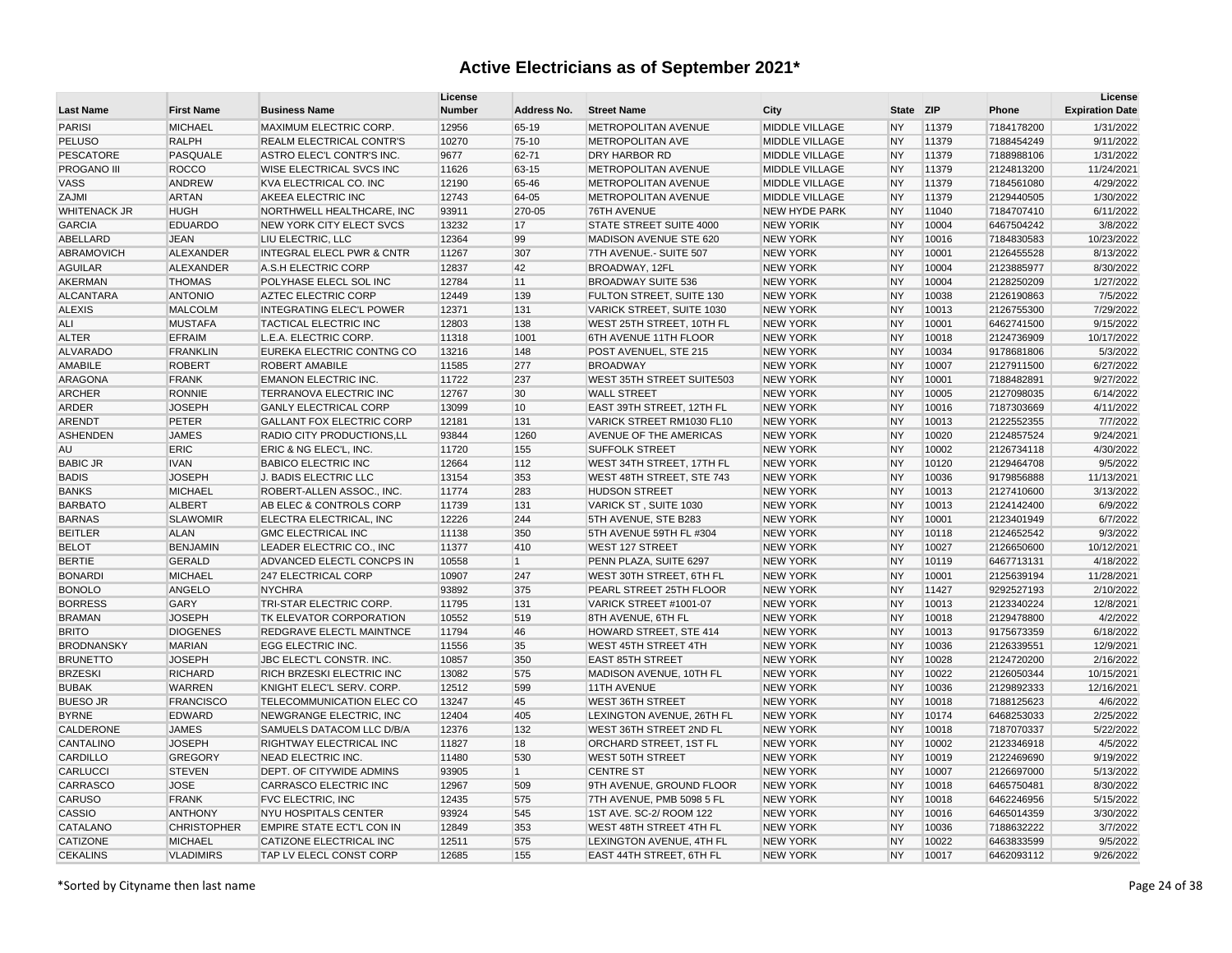# Active Electricians as of September 2021*

| Last Name | First Name | Business Name | License Number | Address No. | Street Name | City | State | ZIP | Phone | License Expiration Date |
|---|---|---|---|---|---|---|---|---|---|---|
| PARISI | MICHAEL | MAXIMUM ELECTRIC CORP. | 12956 | 65-19 | METROPOLITAN AVENUE | MIDDLE VILLAGE | NY | 11379 | 7184178200 | 1/31/2022 |
| PELUSO | RALPH | REALM ELECTRICAL CONTR'S | 10270 | 75-10 | METROPOLITAN AVE | MIDDLE VILLAGE | NY | 11379 | 7188454249 | 9/11/2022 |
| PESCATORE | PASQUALE | ASTRO ELEC'L CONTR'S INC. | 9677 | 62-71 | DRY HARBOR RD | MIDDLE VILLAGE | NY | 11379 | 7188988106 | 1/31/2022 |
| PROGANO III | ROCCO | WISE ELECTRICAL SVCS INC | 11626 | 63-15 | METROPOLITAN AVENUE | MIDDLE VILLAGE | NY | 11379 | 2124813200 | 11/24/2021 |
| VASS | ANDREW | KVA ELECTRICAL CO. INC | 12190 | 65-46 | METROPOLITAN AVENUE | MIDDLE VILLAGE | NY | 11379 | 7184561080 | 4/29/2022 |
| ZAJMI | ARTAN | AKEEA ELECTRIC INC | 12743 | 64-05 | METROPOLITAN AVENUE | MIDDLE VILLAGE | NY | 11379 | 2129440505 | 1/30/2022 |
| WHITENACK JR | HUGH | NORTHWELL HEALTHCARE, INC | 93911 | 270-05 | 76TH AVENUE | NEW HYDE PARK | NY | 11040 | 7184707410 | 6/11/2022 |
| GARCIA | EDUARDO | NEW YORK CITY ELECT SVCS | 13232 | 17 | STATE STREET SUITE 4000 | NEW YORIK | NY | 10004 | 6467504242 | 3/8/2022 |
| ABELLARD | JEAN | LIU ELECTRIC, LLC | 12364 | 99 | MADISON AVENUE STE 620 | NEW YORK | NY | 10016 | 7184830583 | 10/23/2022 |
| ABRAMOVICH | ALEXANDER | INTEGRAL ELECL PWR & CNTR | 11267 | 307 | 7TH AVENUE.- SUITE 507 | NEW YORK | NY | 10001 | 2126455528 | 8/13/2022 |
| AGUILAR | ALEXANDER | A.S.H ELECTRIC CORP | 12837 | 42 | BROADWAY, 12FL | NEW YORK | NY | 10004 | 2123885977 | 8/30/2022 |
| AKERMAN | THOMAS | POLYHASE ELECL SOL INC | 12784 | 11 | BROADWAY SUITE 536 | NEW YORK | NY | 10004 | 2128250209 | 1/27/2022 |
| ALCANTARA | ANTONIO | AZTEC ELECTRIC CORP | 12449 | 139 | FULTON STREET, SUITE 130 | NEW YORK | NY | 10038 | 2126190863 | 7/5/2022 |
| ALEXIS | MALCOLM | INTEGRATING ELEC'L POWER | 12371 | 131 | VARICK STREET, SUITE 1030 | NEW YORK | NY | 10013 | 2126755300 | 7/29/2022 |
| ALI | MUSTAFA | TACTICAL ELECTRIC INC | 12803 | 138 | WEST 25TH STREET, 10TH FL | NEW YORK | NY | 10001 | 6462741500 | 9/15/2022 |
| ALTER | EFRAIM | L.E.A. ELECTRIC CORP. | 11318 | 1001 | 6TH AVENUE 11TH FLOOR | NEW YORK | NY | 10018 | 2124736909 | 10/17/2022 |
| ALVARADO | FRANKLIN | EUREKA ELECTRIC CONTNG CO | 13216 | 148 | POST AVENUEL, STE 215 | NEW YORK | NY | 10034 | 9178681806 | 5/3/2022 |
| AMABILE | ROBERT | ROBERT AMABILE | 11585 | 277 | BROADWAY | NEW YORK | NY | 10007 | 2127911500 | 6/27/2022 |
| ARAGONA | FRANK | EMANON ELECTRIC INC. | 11722 | 237 | WEST 35TH STREET SUITE503 | NEW YORK | NY | 10001 | 7188482891 | 9/27/2022 |
| ARCHER | RONNIE | TERRANOVA ELECTRIC INC | 12767 | 30 | WALL STREET | NEW YORK | NY | 10005 | 2127098035 | 6/14/2022 |
| ARDER | JOSEPH | GANLY ELECTRICAL CORP | 13099 | 10 | EAST 39TH STREET, 12TH FL | NEW YORK | NY | 10016 | 7187303669 | 4/11/2022 |
| ARENDT | PETER | GALLANT FOX ELECTRIC CORP | 12181 | 131 | VARICK STREET RM1030 FL10 | NEW YORK | NY | 10013 | 2122552355 | 7/7/2022 |
| ASHENDEN | JAMES | RADIO CITY PRODUCTIONS,LL | 93844 | 1260 | AVENUE OF THE AMERICAS | NEW YORK | NY | 10020 | 2124857524 | 9/24/2021 |
| AU | ERIC | ERIC & NG ELEC'L, INC. | 11720 | 155 | SUFFOLK STREET | NEW YORK | NY | 10002 | 2126734118 | 4/30/2022 |
| BABIC JR | IVAN | BABICO ELECTRIC INC | 12664 | 112 | WEST 34TH STREET, 17TH FL | NEW YORK | NY | 10120 | 2129464708 | 9/5/2022 |
| BADIS | JOSEPH | J. BADIS ELECTRIC LLC | 13154 | 353 | WEST 48TH STREET, STE 743 | NEW YORK | NY | 10036 | 9179856888 | 11/13/2021 |
| BANKS | MICHAEL | ROBERT-ALLEN ASSOC., INC. | 11774 | 283 | HUDSON STREET | NEW YORK | NY | 10013 | 2127410600 | 3/13/2022 |
| BARBATO | ALBERT | AB ELEC & CONTROLS CORP | 11739 | 131 | VARICK ST , SUITE 1030 | NEW YORK | NY | 10013 | 2124142400 | 6/9/2022 |
| BARNAS | SLAWOMIR | ELECTRA ELECTRICAL, INC | 12226 | 244 | 5TH AVENUE, STE B283 | NEW YORK | NY | 10001 | 2123401949 | 6/7/2022 |
| BEITLER | ALAN | GMC ELECTRICAL INC | 11138 | 350 | 5TH AVENUE 59TH FL #304 | NEW YORK | NY | 10118 | 2124652542 | 9/3/2022 |
| BELOT | BENJAMIN | LEADER ELECTRIC CO., INC | 11377 | 410 | WEST 127 STREET | NEW YORK | NY | 10027 | 2126650600 | 10/12/2021 |
| BERTIE | GERALD | ADVANCED ELECTL CONCPS IN | 10558 | 1 | PENN PLAZA, SUITE 6297 | NEW YORK | NY | 10119 | 6467713131 | 4/18/2022 |
| BONARDI | MICHAEL | 247 ELECTRICAL CORP | 10907 | 247 | WEST 30TH STREET, 6TH FL | NEW YORK | NY | 10001 | 2125639194 | 11/28/2021 |
| BONOLO | ANGELO | NYCHRA | 93892 | 375 | PEARL STREET 25TH FLOOR | NEW YORK | NY | 11427 | 9292527193 | 2/10/2022 |
| BORRESS | GARY | TRI-STAR ELECTRIC CORP. | 11795 | 131 | VARICK STREET #1001-07 | NEW YORK | NY | 10013 | 2123340224 | 12/8/2021 |
| BRAMAN | JOSEPH | TK ELEVATOR CORPORATION | 10552 | 519 | 8TH AVENUE, 6TH FL | NEW YORK | NY | 10018 | 2129478800 | 4/2/2022 |
| BRITO | DIOGENES | REDGRAVE ELECTL MAINTNCE | 11794 | 46 | HOWARD STREET, STE 414 | NEW YORK | NY | 10013 | 9175673359 | 6/18/2022 |
| BRODNANSKY | MARIAN | EGG ELECTRIC INC. | 11556 | 35 | WEST 45TH STREET 4TH | NEW YORK | NY | 10036 | 2126339551 | 12/9/2021 |
| BRUNETTO | JOSEPH | JBC ELECT'L CONSTR. INC. | 10857 | 350 | EAST 85TH STREET | NEW YORK | NY | 10028 | 2124720200 | 2/16/2022 |
| BRZESKI | RICHARD | RICH BRZESKI ELECTRIC INC | 13082 | 575 | MADISON AVENUE, 10TH FL | NEW YORK | NY | 10022 | 2126050344 | 10/15/2021 |
| BUBAK | WARREN | KNIGHT ELEC'L SERV. CORP. | 12512 | 599 | 11TH AVENUE | NEW YORK | NY | 10036 | 2129892333 | 12/16/2021 |
| BUESO JR | FRANCISCO | TELECOMMUNICATION ELEC CO | 13247 | 45 | WEST 36TH STREET | NEW YORK | NY | 10018 | 7188125623 | 4/6/2022 |
| BYRNE | EDWARD | NEWGRANGE ELECTRIC, INC | 12404 | 405 | LEXINGTON AVENUE, 26TH FL | NEW YORK | NY | 10174 | 6468253033 | 2/25/2022 |
| CALDERONE | JAMES | SAMUELS DATACOM LLC D/B/A | 12376 | 132 | WEST 36TH STREET 2ND FL | NEW YORK | NY | 10018 | 7187070337 | 5/22/2022 |
| CANTALINO | JOSEPH | RIGHTWAY ELECTRICAL INC | 11827 | 18 | ORCHARD STREET, 1ST FL | NEW YORK | NY | 10002 | 2123346918 | 4/5/2022 |
| CARDILLO | GREGORY | NEAD ELECTRIC INC. | 11480 | 530 | WEST 50TH STREET | NEW YORK | NY | 10019 | 2122469690 | 9/19/2022 |
| CARLUCCI | STEVEN | DEPT. OF CITYWIDE ADMINS | 93905 | 1 | CENTRE ST | NEW YORK | NY | 10007 | 2126697000 | 5/13/2022 |
| CARRASCO | JOSE | CARRASCO ELECTRIC INC | 12967 | 509 | 9TH AVENUE, GROUND FLOOR | NEW YORK | NY | 10018 | 6465750481 | 8/30/2022 |
| CARUSO | FRANK | FVC ELECTRIC, INC | 12435 | 575 | 7TH AVENUE, PMB 5098 5 FL | NEW YORK | NY | 10018 | 6462246956 | 5/15/2022 |
| CASSIO | ANTHONY | NYU HOSPITALS CENTER | 93924 | 545 | 1ST AVE. SC-2/ ROOM 122 | NEW YORK | NY | 10016 | 6465014359 | 3/30/2022 |
| CATALANO | CHRISTOPHER | EMPIRE STATE ECT'L CON IN | 12849 | 353 | WEST 48TH STREET 4TH FL | NEW YORK | NY | 10036 | 7188632222 | 3/7/2022 |
| CATIZONE | MICHAEL | CATIZONE ELECTRICAL INC | 12511 | 575 | LEXINGTON AVENUE, 4TH FL | NEW YORK | NY | 10022 | 6463833599 | 9/5/2022 |
| CEKALINS | VLADIMIRS | TAP LV ELECL CONST CORP | 12685 | 155 | EAST 44TH STREET, 6TH FL | NEW YORK | NY | 10017 | 6462093112 | 9/26/2022 |

*Sorted by Cityname then last name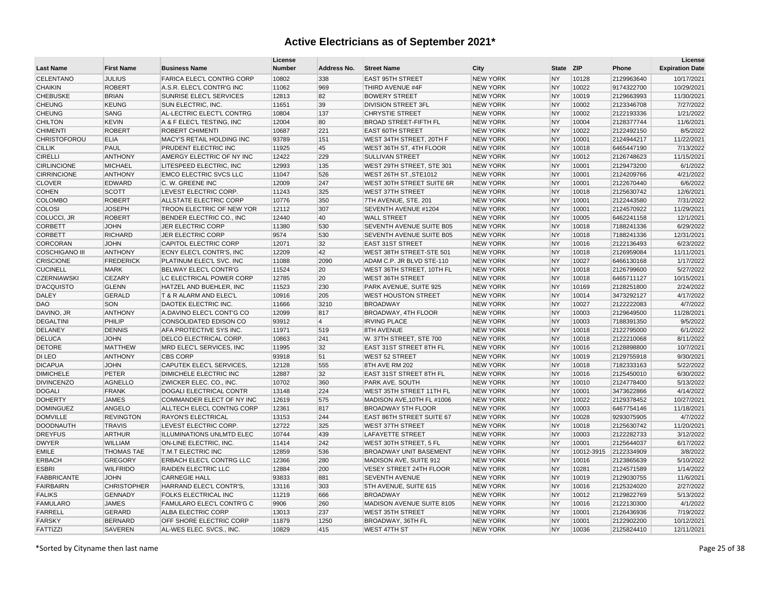# Active Electricians as of September 2021*

| Last Name | First Name | Business Name | License Number | Address No. | Street Name | City | State | ZIP | Phone | License Expiration Date |
|---|---|---|---|---|---|---|---|---|---|---|
| CELENTANO | JULIUS | FARICA ELEC'L CONTRG CORP | 10802 | 338 | EAST 95TH STREET | NEW YORK | NY | 10128 | 2129963640 | 10/17/2021 |
| CHAIKIN | ROBERT | A.S.R. ELEC'L CONTR'G INC | 11062 | 969 | THIRD AVENUE #4F | NEW YORK | NY | 10022 | 9174322700 | 10/29/2021 |
| CHEBUSKE | BRIAN | SUNRISE ELEC'L SERVICES | 12813 | 82 | BOWERY STREET | NEW YORK | NY | 10019 | 2129663993 | 11/30/2021 |
| CHEUNG | KEUNG | SUN ELECTRIC, INC. | 11651 | 39 | DIVISION STREET 3FL | NEW YORK | NY | 10002 | 2123346708 | 7/27/2022 |
| CHEUNG | SANG | AL-LECTRIC ELECT'L CONTRG | 10804 | 137 | CHRYSTIE STREET | NEW YORK | NY | 10002 | 2122193336 | 1/21/2022 |
| CHILTON | KEVIN | A & F ELEC'L TESTING, INC | 12004 | 80 | BROAD STREET-FIFTH FL | NEW YORK | NY | 10004 | 2128377744 | 11/6/2021 |
| CHIMENTI | ROBERT | ROBERT CHIMENTI | 10687 | 221 | EAST 60TH STREET | NEW YORK | NY | 10022 | 2122492150 | 8/5/2022 |
| CHRISTOFOROU | ELIA | MACY'S RETAIL HOLDING INC | 93789 | 151 | WEST 34TH STREET, 20TH F | NEW YORK | NY | 10001 | 2124944217 | 11/22/2021 |
| CILLIK | PAUL | PRUDENT ELECTRIC INC | 11925 | 45 | WEST 36TH ST, 4TH FLOOR | NEW YORK | NY | 10018 | 6465447190 | 7/13/2022 |
| CIRELLI | ANTHONY | AMERGY ELECTRIC OF NY INC | 12422 | 229 | SULLIVAN STREET | NEW YORK | NY | 10012 | 2126748623 | 11/15/2021 |
| CIRLINCIONE | MICHAEL | LITESPEED ELECTRIC, INC | 12993 | 135 | WEST 29TH STREET, STE 301 | NEW YORK | NY | 10001 | 2129473200 | 6/1/2022 |
| CIRRINCIONE | ANTHONY | EMCO ELECTRIC SVCS LLC | 11047 | 526 | WEST 26TH ST.,STE1012 | NEW YORK | NY | 10001 | 2124209766 | 4/21/2022 |
| CLOVER | EDWARD | C. W. GREENE INC | 12009 | 247 | WEST 30TH STREET SUITE 6R | NEW YORK | NY | 10001 | 2122670440 | 6/6/2022 |
| COHEN | SCOTT | LEVEST ELECTRIC CORP. | 11243 | 325 | WEST 37TH STREET | NEW YORK | NY | 10018 | 2125630742 | 12/6/2021 |
| COLOMBO | ROBERT | ALLSTATE ELECTRIC CORP | 10776 | 350 | 7TH AVENUE, STE. 201 | NEW YORK | NY | 10001 | 2122443580 | 7/31/2022 |
| COLOSI | JOSEPH | TROON ELECTRIC OF NEW YOR | 12112 | 307 | SEVENTH AVENUE #1204 | NEW YORK | NY | 10001 | 2124570922 | 11/29/2021 |
| COLUCCI, JR | ROBERT | BENDER ELECTRIC CO., INC | 12440 | 40 | WALL STREET | NEW YORK | NY | 10005 | 6462241158 | 12/1/2021 |
| CORBETT | JOHN | JER ELECTRIC CORP | 11380 | 530 | SEVENTH AVENUE SUITE B05 | NEW YORK | NY | 10018 | 7188241336 | 6/29/2022 |
| CORBETT | RICHARD | JER ELECTRIC CORP | 9574 | 530 | SEVENTH AVENUE SUITE B05 | NEW YORK | NY | 10018 | 7188241336 | 12/31/2021 |
| CORCORAN | JOHN | CAPITOL ELECTRIC CORP | 12071 | 32 | EAST 31ST STREET | NEW YORK | NY | 10016 | 2122136493 | 6/23/2022 |
| COSCHIGANO III | ANTHONY | ECNY ELEC'L CONTR'S, INC | 12209 | 42 | WEST 38TH STREET-STE 501 | NEW YORK | NY | 10018 | 2126959084 | 11/11/2021 |
| CRISCIONE | FREDERICK | PLATINUM ELEC'L SVC. INC | 11088 | 2090 | ADAM C.P. JR BLVD STE-110 | NEW YORK | NY | 10027 | 6466130168 | 1/17/2022 |
| CUCINELL | MARK | BELWAY ELEC'L CONTR'G | 11524 | 20 | WEST 36TH STREET, 10TH FL | NEW YORK | NY | 10018 | 2126799600 | 5/27/2022 |
| CZERNIAWSKI | CEZARY | LC ELECTRICAL POWER CORP | 12785 | 20 | WEST 36TH STREET | NEW YORK | NY | 10018 | 6465711127 | 10/15/2021 |
| D'ACQUISTO | GLENN | HATZEL AND BUEHLER, INC | 11523 | 230 | PARK AVENUE, SUITE 925 | NEW YORK | NY | 10169 | 2128251800 | 2/24/2022 |
| DALEY | GERALD | T & R ALARM AND ELEC'L | 10916 | 205 | WEST HOUSTON STREET | NEW YORK | NY | 10014 | 3473292127 | 4/17/2022 |
| DAO | SON | DAOTEK ELECTRIC INC. | 11666 | 3210 | BROADWAY | NEW YORK | NY | 10027 | 2122222083 | 4/7/2022 |
| DAVINO, JR | ANTHONY | A.DAVINO ELEC'L CONT'G CO | 12099 | 817 | BROADWAY, 4TH FLOOR | NEW YORK | NY | 10003 | 2129649500 | 11/28/2021 |
| DEGALTINI | PHILIP | CONSOLIDATED EDISON CO | 93912 | 4 | IRVING PLACE | NEW YORK | NY | 10003 | 7188391350 | 9/5/2022 |
| DELANEY | DENNIS | AFA PROTECTIVE SYS INC. | 11971 | 519 | 8TH AVENUE | NEW YORK | NY | 10018 | 2122795000 | 6/1/2022 |
| DELUCA | JOHN | DELCO ELECTRICAL CORP. | 10863 | 241 | W. 37TH STREET, STE 700 | NEW YORK | NY | 10018 | 2122210068 | 8/11/2022 |
| DETORE | MATTHEW | MRD ELEC'L SERVICES, INC | 11995 | 32 | EAST 31ST STREET 8TH FL | NEW YORK | NY | 10016 | 2128898800 | 10/7/2021 |
| DI LEO | ANTHONY | CBS CORP | 93918 | 51 | WEST 52 STREET | NEW YORK | NY | 10019 | 2129755918 | 9/30/2021 |
| DICAPUA | JOHN | CAPUTEK ELEC'L SERVICES, | 12128 | 555 | 8TH AVE RM 202 | NEW YORK | NY | 10018 | 7182333163 | 5/22/2022 |
| DIMICHELE | PETER | DIMICHELE ELECTRIC INC | 12887 | 32 | EAST 31ST STREET 8TH FL | NEW YORK | NY | 10016 | 2125450010 | 6/30/2022 |
| DIVINCENZO | AGNELLO | ZWICKER ELEC. CO., INC. | 10702 | 360 | PARK AVE. SOUTH | NEW YORK | NY | 10010 | 2124778400 | 5/13/2022 |
| DOGALI | FRANK | DOGALI ELECTRICAL CONTR | 13148 | 224 | WEST 35TH STREET 11TH FL | NEW YORK | NY | 10001 | 3473622866 | 4/14/2022 |
| DOHERTY | JAMES | COMMANDER ELECT OF NY INC | 12619 | 575 | MADISON AVE,10TH FL #1006 | NEW YORK | NY | 10022 | 2129378452 | 10/27/2021 |
| DOMINGUEZ | ANGELO | ALLTECH ELECL CONTNG CORP | 12361 | 817 | BROADWAY 5TH FLOOR | NEW YORK | NY | 10003 | 6467754146 | 11/18/2021 |
| DOMVILLE | REVINGTON | RAYON'S ELECTRICAL | 13153 | 244 | EAST 86TH STREET SUITE 67 | NEW YORK | NY | 10028 | 9293075905 | 4/7/2022 |
| DOODNAUTH | TRAVIS | LEVEST ELECTRIC CORP. | 12722 | 325 | WEST 37TH STREET | NEW YORK | NY | 10018 | 2125630742 | 11/20/2021 |
| DREYFUS | ARTHUR | ILLUMINATIONS UNLMTD ELEC | 10744 | 439 | LAFAYETTE STREET | NEW YORK | NY | 10003 | 2122282733 | 3/12/2022 |
| DWYER | WILLIAM | ON-LINE ELECTRIC, INC. | 11414 | 242 | WEST 30TH STREET, 5 FL | NEW YORK | NY | 10001 | 2125644037 | 6/17/2022 |
| EMILE | THOMAS TAE | T.M.T ELECTRIC INC | 12859 | 536 | BROADWAY UNIT BASEMENT | NEW YORK | NY | 10012-3915 | 2122334909 | 3/8/2022 |
| ERBACH | GREGORY | ERBACH ELEC'L CONTRG LLC | 12366 | 280 | MADISON AVE, SUITE 912 | NEW YORK | NY | 10016 | 2123865639 | 5/10/2022 |
| ESBRI | WILFRIDO | RAIDEN ELECTRIC LLC | 12884 | 200 | VESEY STREET 24TH FLOOR | NEW YORK | NY | 10281 | 2124571589 | 1/14/2022 |
| FABBRICANTE | JOHN | CARNEGIE HALL | 93833 | 881 | SEVENTH AVENUE | NEW YORK | NY | 10019 | 2129030755 | 11/6/2021 |
| FAIRBAIRN | CHRISTOPHER | HARRAND ELEC'L CONTR'S, | 13116 | 303 | 5TH AVENUE, SUITE 615 | NEW YORK | NY | 10016 | 2125324020 | 2/27/2022 |
| FALIKS | GENNADY | FOLKS ELECTRICAL INC | 11219 | 666 | BROADWAY | NEW YORK | NY | 10012 | 2129822769 | 5/13/2022 |
| FAMULARO | JAMES | FAMULARO ELEC'L CONTR'G C | 9906 | 260 | MADISON AVENUE SUITE 8105 | NEW YORK | NY | 10016 | 2122130300 | 4/1/2022 |
| FARRELL | GERARD | ALBA ELECTRIC CORP | 13013 | 237 | WEST 35TH STREET | NEW YORK | NY | 10001 | 2126436936 | 7/19/2022 |
| FARSKY | BERNARD | OFF SHORE ELECTRIC CORP | 11879 | 1250 | BROADWAY, 36TH FL | NEW YORK | NY | 10001 | 2122902200 | 10/12/2021 |
| FATTIZZI | SAVEREN | AL-WES ELEC. SVCS., INC. | 10829 | 415 | WEST 47TH ST | NEW YORK | NY | 10036 | 2125824410 | 12/11/2021 |

*Sorted by Cityname then last name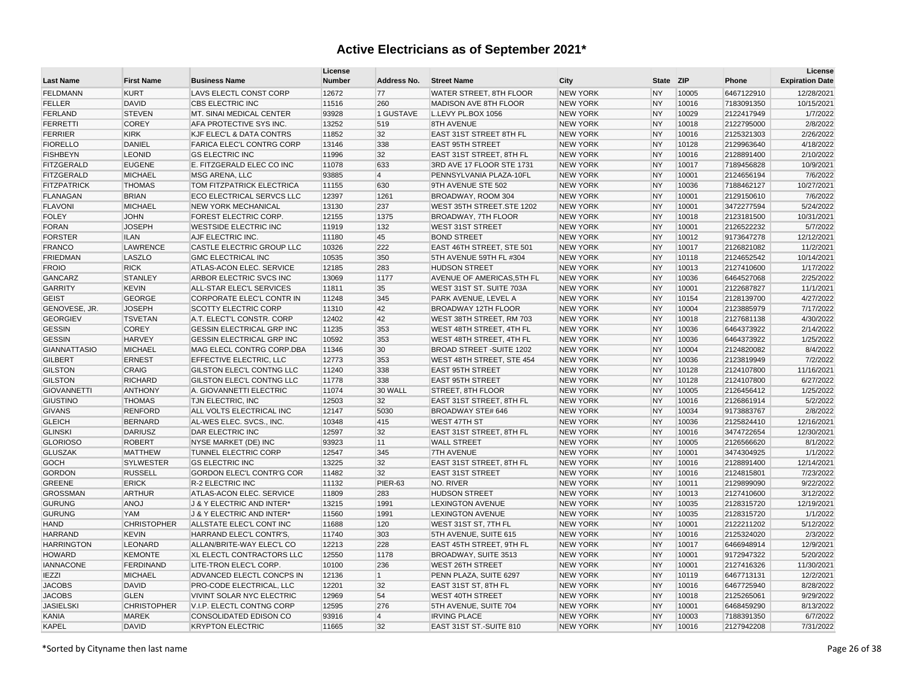# Active Electricians as of September 2021*

| Last Name | First Name | Business Name | License Number | Address No. | Street Name | City | State | ZIP | Phone | License Expiration Date |
|---|---|---|---|---|---|---|---|---|---|---|
| FELDMANN | KURT | LAVS ELECTL CONST CORP | 12672 | 77 | WATER STREET, 8TH FLOOR | NEW YORK | NY | 10005 | 6467122910 | 12/28/2021 |
| FELLER | DAVID | CBS ELECTRIC INC | 11516 | 260 | MADISON AVE 8TH FLOOR | NEW YORK | NY | 10016 | 7183091350 | 10/15/2021 |
| FERLAND | STEVEN | MT. SINAI MEDICAL CENTER | 93928 | 1 GUSTAVE | L.LEVY PL.BOX 1056 | NEW YORK | NY | 10029 | 2122417949 | 1/7/2022 |
| FERRETTI | COREY | AFA PROTECTIVE SYS INC. | 13252 | 519 | 8TH AVENUE | NEW YORK | NY | 10018 | 2122795000 | 2/8/2022 |
| FERRIER | KIRK | KJF ELEC'L & DATA CONTRS | 11852 | 32 | EAST 31ST STREET 8TH FL | NEW YORK | NY | 10016 | 2125321303 | 2/26/2022 |
| FIORELLO | DANIEL | FARICA ELEC'L CONTRG CORP | 13146 | 338 | EAST 95TH STREET | NEW YORK | NY | 10128 | 2129963640 | 4/18/2022 |
| FISHBEYN | LEONID | GS ELECTRIC INC | 11996 | 32 | EAST 31ST STREET, 8TH FL | NEW YORK | NY | 10016 | 2128891400 | 2/10/2022 |
| FITZGERALD | EUGENE | E. FITZGERALD ELEC CO INC | 11078 | 633 | 3RD AVE 17 FLOOR STE 1731 | NEW YORK | NY | 10017 | 7189456828 | 10/9/2021 |
| FITZGERALD | MICHAEL | MSG ARENA, LLC | 93885 | 4 | PENNSYLVANIA PLAZA-10FL | NEW YORK | NY | 10001 | 2124656194 | 7/6/2022 |
| FITZPATRICK | THOMAS | TOM FITZPATRICK ELECTRICA | 11155 | 630 | 9TH AVENUE STE 502 | NEW YORK | NY | 10036 | 7188462127 | 10/27/2021 |
| FLANAGAN | BRIAN | ECO ELECTRICAL SERVCS LLC | 12397 | 1261 | BROADWAY, ROOM 304 | NEW YORK | NY | 10001 | 2129150610 | 7/6/2022 |
| FLAVONI | MICHAEL | NEW YORK MECHANICAL | 13130 | 237 | WEST 35TH STREET.STE 1202 | NEW YORK | NY | 10001 | 3472277594 | 5/24/2022 |
| FOLEY | JOHN | FOREST ELECTRIC CORP. | 12155 | 1375 | BROADWAY, 7TH FLOOR | NEW YORK | NY | 10018 | 2123181500 | 10/31/2021 |
| FORAN | JOSEPH | WESTSIDE ELECTRIC INC | 11919 | 132 | WEST 31ST STREET | NEW YORK | NY | 10001 | 2126522232 | 5/7/2022 |
| FORSTER | ILAN | AJF ELECTRIC INC. | 11180 | 45 | BOND STREET | NEW YORK | NY | 10012 | 9173647278 | 12/12/2021 |
| FRANCO | LAWRENCE | CASTLE ELECTRIC GROUP LLC | 10326 | 222 | EAST 46TH STREET, STE 501 | NEW YORK | NY | 10017 | 2126821082 | 11/2/2021 |
| FRIEDMAN | LASZLO | GMC ELECTRICAL INC | 10535 | 350 | 5TH AVENUE 59TH FL #304 | NEW YORK | NY | 10118 | 2124652542 | 10/14/2021 |
| FROIO | RICK | ATLAS-ACON ELEC. SERVICE | 12185 | 283 | HUDSON STREET | NEW YORK | NY | 10013 | 2127410600 | 1/17/2022 |
| GANCARZ | STANLEY | ARBOR ELECTRIC SVCS INC | 13069 | 1177 | AVENUE OF AMERICAS,5TH FL | NEW YORK | NY | 10036 | 6464527068 | 2/25/2022 |
| GARRITY | KEVIN | ALL-STAR ELEC'L SERVICES | 11811 | 35 | WEST 31ST ST. SUITE 703A | NEW YORK | NY | 10001 | 2122687827 | 11/1/2021 |
| GEIST | GEORGE | CORPORATE ELEC'L CONTR IN | 11248 | 345 | PARK AVENUE, LEVEL A | NEW YORK | NY | 10154 | 2128139700 | 4/27/2022 |
| GENOVESE, JR. | JOSEPH | SCOTTY ELECTRIC CORP | 11310 | 42 | BROADWAY 12TH FLOOR | NEW YORK | NY | 10004 | 2123885979 | 7/17/2022 |
| GEORGIEV | TSVETAN | A.T. ELECT'L CONSTR. CORP | 12402 | 42 | WEST 38TH STREET, RM 703 | NEW YORK | NY | 10018 | 2127681138 | 4/30/2022 |
| GESSIN | COREY | GESSIN ELECTRICAL GRP INC | 11235 | 353 | WEST 48TH STREET, 4TH FL | NEW YORK | NY | 10036 | 6464373922 | 2/14/2022 |
| GESSIN | HARVEY | GESSIN ELECTRICAL GRP INC | 10592 | 353 | WEST 48TH STREET, 4TH FL | NEW YORK | NY | 10036 | 6464373922 | 1/25/2022 |
| GIANNATTASIO | MICHAEL | MAG ELECL CONTRG CORP.DBA | 11346 | 30 | BROAD STREET -SUITE 1202 | NEW YORK | NY | 10004 | 2124820082 | 8/4/2022 |
| GILBERT | ERNEST | EFFECTIVE ELECTRIC, LLC | 12773 | 353 | WEST 48TH STREET, STE 454 | NEW YORK | NY | 10036 | 2123819949 | 7/2/2022 |
| GILSTON | CRAIG | GILSTON ELEC'L CONTNG LLC | 11240 | 338 | EAST 95TH STREET | NEW YORK | NY | 10128 | 2124107800 | 11/16/2021 |
| GILSTON | RICHARD | GILSTON ELEC'L CONTNG LLC | 11778 | 338 | EAST 95TH STREET | NEW YORK | NY | 10128 | 2124107800 | 6/27/2022 |
| GIOVANNETTI | ANTHONY | A. GIOVANNETTI ELECTRIC | 11074 | 30 WALL | STREET, 8TH FLOOR | NEW YORK | NY | 10005 | 2126456412 | 1/25/2022 |
| GIUSTINO | THOMAS | TJN ELECTRIC, INC | 12503 | 32 | EAST 31ST STREET, 8TH FL | NEW YORK | NY | 10016 | 2126861914 | 5/2/2022 |
| GIVANS | RENFORD | ALL VOLTS ELECTRICAL INC | 12147 | 5030 | BROADWAY STE# 646 | NEW YORK | NY | 10034 | 9173883767 | 2/8/2022 |
| GLEICH | BERNARD | AL-WES ELEC. SVCS., INC. | 10348 | 415 | WEST 47TH ST | NEW YORK | NY | 10036 | 2125824410 | 12/16/2021 |
| GLINSKI | DARIUSZ | DAR ELECTRIC INC | 12597 | 32 | EAST 31ST STREET, 8TH FL | NEW YORK | NY | 10016 | 3474722654 | 12/30/2021 |
| GLORIOSO | ROBERT | NYSE MARKET (DE) INC | 93923 | 11 | WALL STREET | NEW YORK | NY | 10005 | 2126566620 | 8/1/2022 |
| GLUSZAK | MATTHEW | TUNNEL ELECTRIC CORP | 12547 | 345 | 7TH AVENUE | NEW YORK | NY | 10001 | 3474304925 | 1/1/2022 |
| GOCH | SYLWESTER | GS ELECTRIC INC | 13225 | 32 | EAST 31ST STREET, 8TH FL | NEW YORK | NY | 10016 | 2128891400 | 12/14/2021 |
| GORDON | RUSSELL | GORDON ELEC'L CONTR'G COR | 11482 | 32 | EAST 31ST STREET | NEW YORK | NY | 10016 | 2124815801 | 7/23/2022 |
| GREENE | ERICK | R-2 ELECTRIC INC | 11132 | PIER-63 | NO. RIVER | NEW YORK | NY | 10011 | 2129899090 | 9/22/2022 |
| GROSSMAN | ARTHUR | ATLAS-ACON ELEC. SERVICE | 11809 | 283 | HUDSON STREET | NEW YORK | NY | 10013 | 2127410600 | 3/12/2022 |
| GURUNG | ANOJ | J & Y ELECTRIC AND INTER* | 13215 | 1991 | LEXINGTON AVENUE | NEW YORK | NY | 10035 | 2128315720 | 12/19/2021 |
| GURUNG | YAM | J & Y ELECTRIC AND INTER* | 11560 | 1991 | LEXINGTON AVENUE | NEW YORK | NY | 10035 | 2128315720 | 1/1/2022 |
| HAND | CHRISTOPHER | ALLSTATE ELEC'L CONT INC | 11688 | 120 | WEST 31ST ST, 7TH FL | NEW YORK | NY | 10001 | 2122211202 | 5/12/2022 |
| HARRAND | KEVIN | HARRAND ELEC'L CONTR'S, | 11740 | 303 | 5TH AVENUE, SUITE 615 | NEW YORK | NY | 10016 | 2125324020 | 2/3/2022 |
| HARRINGTON | LEONARD | ALLAN/BRITE-WAY ELEC'L CO | 12213 | 228 | EAST 45TH STREET, 9TH FL | NEW YORK | NY | 10017 | 6466948914 | 12/9/2021 |
| HOWARD | KEMONTE | XL ELECTL CONTRACTORS LLC | 12550 | 1178 | BROADWAY, SUITE 3513 | NEW YORK | NY | 10001 | 9172947322 | 5/20/2022 |
| IANNACONE | FERDINAND | LITE-TRON ELEC'L CORP. | 10100 | 236 | WEST 26TH STREET | NEW YORK | NY | 10001 | 2127416326 | 11/30/2021 |
| IEZZI | MICHAEL | ADVANCED ELECTL CONCPS IN | 12136 | 1 | PENN PLAZA, SUITE 6297 | NEW YORK | NY | 10119 | 6467713131 | 12/2/2021 |
| JACOBS | DAVID | PRO-CODE ELECTRICAL, LLC | 12201 | 32 | EAST 31ST ST, 8TH FL | NEW YORK | NY | 10016 | 6467725940 | 8/28/2022 |
| JACOBS | GLEN | VIVINT SOLAR NYC ELECTRIC | 12969 | 54 | WEST 40TH STREET | NEW YORK | NY | 10018 | 2125265061 | 9/29/2022 |
| JASIELSKI | CHRISTOPHER | V.I.P. ELECTL CONTNG CORP | 12595 | 276 | 5TH AVENUE, SUITE 704 | NEW YORK | NY | 10001 | 6468459290 | 8/13/2022 |
| KANIA | MAREK | CONSOLIDATED EDISON CO | 93916 | 4 | IRVING PLACE | NEW YORK | NY | 10003 | 7188391350 | 6/7/2022 |
| KAPEL | DAVID | KRYPTON ELECTRIC | 11665 | 32 | EAST 31ST ST.-SUITE 810 | NEW YORK | NY | 10016 | 2127942208 | 7/31/2022 |

*Sorted by Cityname then last name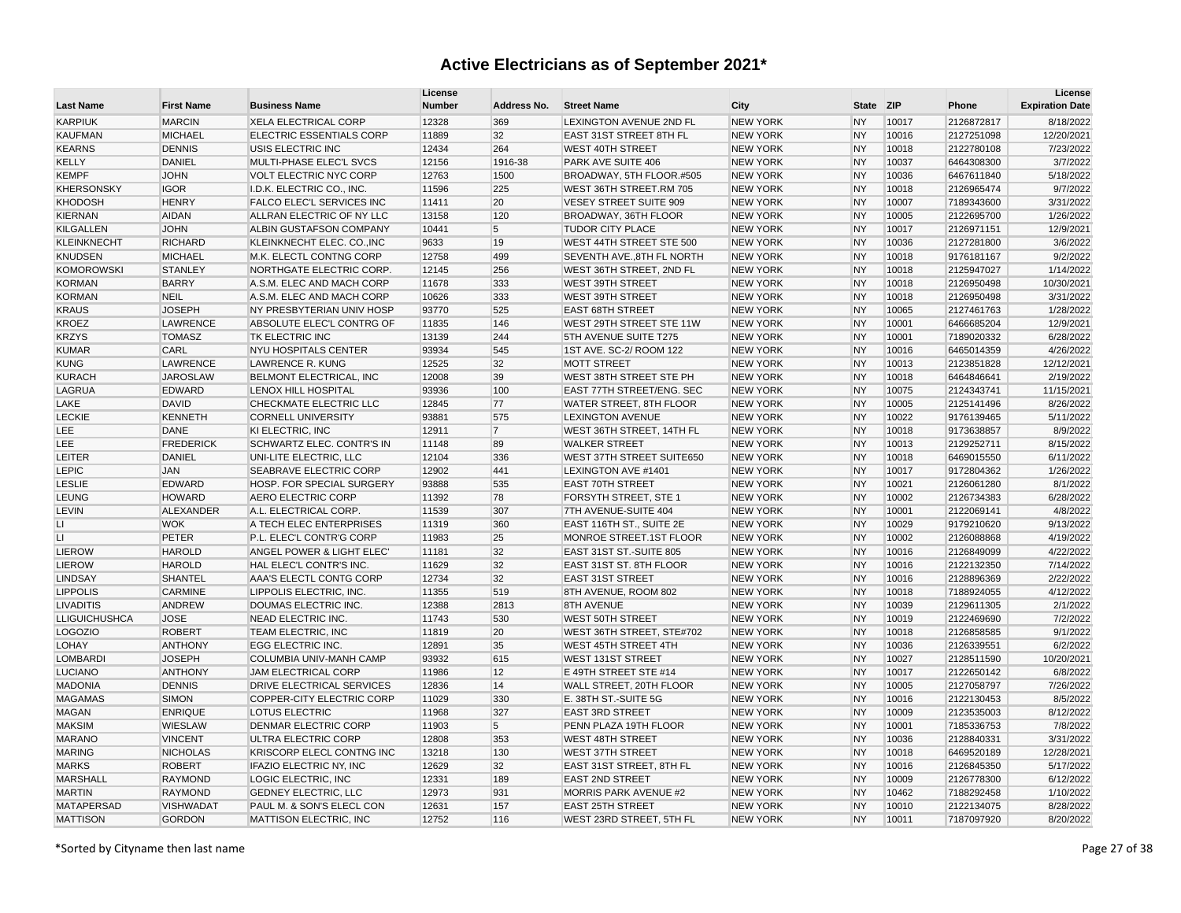# Active Electricians as of September 2021*

| Last Name | First Name | Business Name | License Number | Address No. | Street Name | City | State | ZIP | Phone | License Expiration Date |
|---|---|---|---|---|---|---|---|---|---|---|
| KARPIUK | MARCIN | XELA ELECTRICAL CORP | 12328 | 369 | LEXINGTON AVENUE 2ND FL | NEW YORK | NY | 10017 | 2126872817 | 8/18/2022 |
| KAUFMAN | MICHAEL | ELECTRIC ESSENTIALS CORP | 11889 | 32 | EAST 31ST STREET 8TH FL | NEW YORK | NY | 10016 | 2127251098 | 12/20/2021 |
| KEARNS | DENNIS | USIS ELECTRIC INC | 12434 | 264 | WEST 40TH STREET | NEW YORK | NY | 10018 | 2122780108 | 7/23/2022 |
| KELLY | DANIEL | MULTI-PHASE ELEC'L SVCS | 12156 | 1916-38 | PARK AVE SUITE 406 | NEW YORK | NY | 10037 | 6464308300 | 3/7/2022 |
| KEMPF | JOHN | VOLT ELECTRIC NYC CORP | 12763 | 1500 | BROADWAY, 5TH FLOOR.#505 | NEW YORK | NY | 10036 | 6467611840 | 5/18/2022 |
| KHERSONSKY | IGOR | I.D.K. ELECTRIC CO., INC. | 11596 | 225 | WEST 36TH STREET.RM 705 | NEW YORK | NY | 10018 | 2126965474 | 9/7/2022 |
| KHODOSH | HENRY | FALCO ELEC'L SERVICES INC | 11411 | 20 | VESEY STREET SUITE 909 | NEW YORK | NY | 10007 | 7189343600 | 3/31/2022 |
| KIERNAN | AIDAN | ALLRAN ELECTRIC OF NY LLC | 13158 | 120 | BROADWAY, 36TH FLOOR | NEW YORK | NY | 10005 | 2122695700 | 1/26/2022 |
| KILGALLEN | JOHN | ALBIN GUSTAFSON COMPANY | 10441 | 5 | TUDOR CITY PLACE | NEW YORK | NY | 10017 | 2126971151 | 12/9/2021 |
| KLEINKNECHT | RICHARD | KLEINKNECHT ELEC. CO.,INC | 9633 | 19 | WEST 44TH STREET STE 500 | NEW YORK | NY | 10036 | 2127281800 | 3/6/2022 |
| KNUDSEN | MICHAEL | M.K. ELECTL CONTNG CORP | 12758 | 499 | SEVENTH AVE.,8TH FL NORTH | NEW YORK | NY | 10018 | 9176181167 | 9/2/2022 |
| KOMOROWSKI | STANLEY | NORTHGATE ELECTRIC CORP. | 12145 | 256 | WEST 36TH STREET, 2ND FL | NEW YORK | NY | 10018 | 2125947027 | 1/14/2022 |
| KORMAN | BARRY | A.S.M. ELEC AND MACH CORP | 11678 | 333 | WEST 39TH STREET | NEW YORK | NY | 10018 | 2126950498 | 10/30/2021 |
| KORMAN | NEIL | A.S.M. ELEC AND MACH CORP | 10626 | 333 | WEST 39TH STREET | NEW YORK | NY | 10018 | 2126950498 | 3/31/2022 |
| KRAUS | JOSEPH | NY PRESBYTERIAN UNIV HOSP | 93770 | 525 | EAST 68TH STREET | NEW YORK | NY | 10065 | 2127461763 | 1/28/2022 |
| KROEZ | LAWRENCE | ABSOLUTE ELEC'L CONTRG OF | 11835 | 146 | WEST 29TH STREET STE 11W | NEW YORK | NY | 10001 | 6466685204 | 12/9/2021 |
| KRZYS | TOMASZ | TK ELECTRIC INC | 13139 | 244 | 5TH AVENUE SUITE T275 | NEW YORK | NY | 10001 | 7189020332 | 6/28/2022 |
| KUMAR | CARL | NYU HOSPITALS CENTER | 93934 | 545 | 1ST AVE. SC-2/ ROOM 122 | NEW YORK | NY | 10016 | 6465014359 | 4/26/2022 |
| KUNG | LAWRENCE | LAWRENCE R. KUNG | 12525 | 32 | MOTT STREET | NEW YORK | NY | 10013 | 2123851828 | 12/12/2021 |
| KURACH | JAROSLAW | BELMONT ELECTRICAL, INC | 12008 | 39 | WEST 38TH STREET STE PH | NEW YORK | NY | 10018 | 6464846641 | 2/19/2022 |
| LAGRUA | EDWARD | LENOX HILL HOSPITAL | 93936 | 100 | EAST 77TH STREET/ENG. SEC | NEW YORK | NY | 10075 | 2124343741 | 11/15/2021 |
| LAKE | DAVID | CHECKMATE ELECTRIC LLC | 12845 | 77 | WATER STREET, 8TH FLOOR | NEW YORK | NY | 10005 | 2125141496 | 8/26/2022 |
| LECKIE | KENNETH | CORNELL UNIVERSITY | 93881 | 575 | LEXINGTON AVENUE | NEW YORK | NY | 10022 | 9176139465 | 5/11/2022 |
| LEE | DANE | KI ELECTRIC, INC | 12911 | 7 | WEST 36TH STREET, 14TH FL | NEW YORK | NY | 10018 | 9173638857 | 8/9/2022 |
| LEE | FREDERICK | SCHWARTZ ELEC. CONTR'S IN | 11148 | 89 | WALKER STREET | NEW YORK | NY | 10013 | 2129252711 | 8/15/2022 |
| LEITER | DANIEL | UNI-LITE ELECTRIC, LLC | 12104 | 336 | WEST 37TH STREET SUITE650 | NEW YORK | NY | 10018 | 6469015550 | 6/11/2022 |
| LEPIC | JAN | SEABRAVE ELECTRIC CORP | 12902 | 441 | LEXINGTON AVE #1401 | NEW YORK | NY | 10017 | 9172804362 | 1/26/2022 |
| LESLIE | EDWARD | HOSP. FOR SPECIAL SURGERY | 93888 | 535 | EAST 70TH STREET | NEW YORK | NY | 10021 | 2126061280 | 8/1/2022 |
| LEUNG | HOWARD | AERO ELECTRIC CORP | 11392 | 78 | FORSYTH STREET, STE 1 | NEW YORK | NY | 10002 | 2126734383 | 6/28/2022 |
| LEVIN | ALEXANDER | A.L. ELECTRICAL CORP. | 11539 | 307 | 7TH AVENUE-SUITE 404 | NEW YORK | NY | 10001 | 2122069141 | 4/8/2022 |
| LI | WOK | A TECH ELEC ENTERPRISES | 11319 | 360 | EAST 116TH ST., SUITE 2E | NEW YORK | NY | 10029 | 9179210620 | 9/13/2022 |
| LI | PETER | P.L. ELEC'L CONTR'G CORP | 11983 | 25 | MONROE STREET.1ST FLOOR | NEW YORK | NY | 10002 | 2126088868 | 4/19/2022 |
| LIEROW | HAROLD | ANGEL POWER & LIGHT ELEC' | 11181 | 32 | EAST 31ST ST.-SUITE 805 | NEW YORK | NY | 10016 | 2126849099 | 4/22/2022 |
| LIEROW | HAROLD | HAL ELEC'L CONTR'S INC. | 11629 | 32 | EAST 31ST ST. 8TH FLOOR | NEW YORK | NY | 10016 | 2122132350 | 7/14/2022 |
| LINDSAY | SHANTEL | AAA'S ELECTL CONTG CORP | 12734 | 32 | EAST 31ST STREET | NEW YORK | NY | 10016 | 2128896369 | 2/22/2022 |
| LIPPOLIS | CARMINE | LIPPOLIS ELECTRIC, INC. | 11355 | 519 | 8TH AVENUE, ROOM 802 | NEW YORK | NY | 10018 | 7188924055 | 4/12/2022 |
| LIVADITIS | ANDREW | DOUMAS ELECTRIC INC. | 12388 | 2813 | 8TH AVENUE | NEW YORK | NY | 10039 | 2129611305 | 2/1/2022 |
| LLIGUICHUSHCA | JOSE | NEAD ELECTRIC INC. | 11743 | 530 | WEST 50TH STREET | NEW YORK | NY | 10019 | 2122469690 | 7/2/2022 |
| LOGOZIO | ROBERT | TEAM ELECTRIC, INC | 11819 | 20 | WEST 36TH STREET, STE#702 | NEW YORK | NY | 10018 | 2126858585 | 9/1/2022 |
| LOHAY | ANTHONY | EGG ELECTRIC INC. | 12891 | 35 | WEST 45TH STREET 4TH | NEW YORK | NY | 10036 | 2126339551 | 6/2/2022 |
| LOMBARDI | JOSEPH | COLUMBIA UNIV-MANH CAMP | 93932 | 615 | WEST 131ST STREET | NEW YORK | NY | 10027 | 2128511590 | 10/20/2021 |
| LUCIANO | ANTHONY | JAM ELECTRICAL CORP | 11986 | 12 | E 49TH STREET STE #14 | NEW YORK | NY | 10017 | 2122650142 | 6/8/2022 |
| MADONIA | DENNIS | DRIVE ELECTRICAL SERVICES | 12836 | 14 | WALL STREET, 20TH FLOOR | NEW YORK | NY | 10005 | 2127058797 | 7/26/2022 |
| MAGAMAS | SIMON | COPPER-CITY ELECTRIC CORP | 11029 | 330 | E. 38TH ST.-SUITE 5G | NEW YORK | NY | 10016 | 2122130453 | 8/5/2022 |
| MAGAN | ENRIQUE | LOTUS ELECTRIC | 11968 | 327 | EAST 3RD STREET | NEW YORK | NY | 10009 | 2123535003 | 8/12/2022 |
| MAKSIM | WIESLAW | DENMAR ELECTRIC CORP | 11903 | 5 | PENN PLAZA 19TH FLOOR | NEW YORK | NY | 10001 | 7185336753 | 7/8/2022 |
| MARANO | VINCENT | ULTRA ELECTRIC CORP | 12808 | 353 | WEST 48TH STREET | NEW YORK | NY | 10036 | 2128840331 | 3/31/2022 |
| MARING | NICHOLAS | KRISCORP ELECL CONTNG INC | 13218 | 130 | WEST 37TH STREET | NEW YORK | NY | 10018 | 6469520189 | 12/28/2021 |
| MARKS | ROBERT | IFAZIO ELECTRIC NY, INC | 12629 | 32 | EAST 31ST STREET, 8TH FL | NEW YORK | NY | 10016 | 2126845350 | 5/17/2022 |
| MARSHALL | RAYMOND | LOGIC ELECTRIC, INC | 12331 | 189 | EAST 2ND STREET | NEW YORK | NY | 10009 | 2126778300 | 6/12/2022 |
| MARTIN | RAYMOND | GEDNEY ELECTRIC, LLC | 12973 | 931 | MORRIS PARK AVENUE #2 | NEW YORK | NY | 10462 | 7188292458 | 1/10/2022 |
| MATAPERSAD | VISHWADAT | PAUL M. & SON'S ELECL CON | 12631 | 157 | EAST 25TH STREET | NEW YORK | NY | 10010 | 2122134075 | 8/28/2022 |
| MATTISON | GORDON | MATTISON ELECTRIC, INC | 12752 | 116 | WEST 23RD STREET, 5TH FL | NEW YORK | NY | 10011 | 7187097920 | 8/20/2022 |

*Sorted by Cityname then last name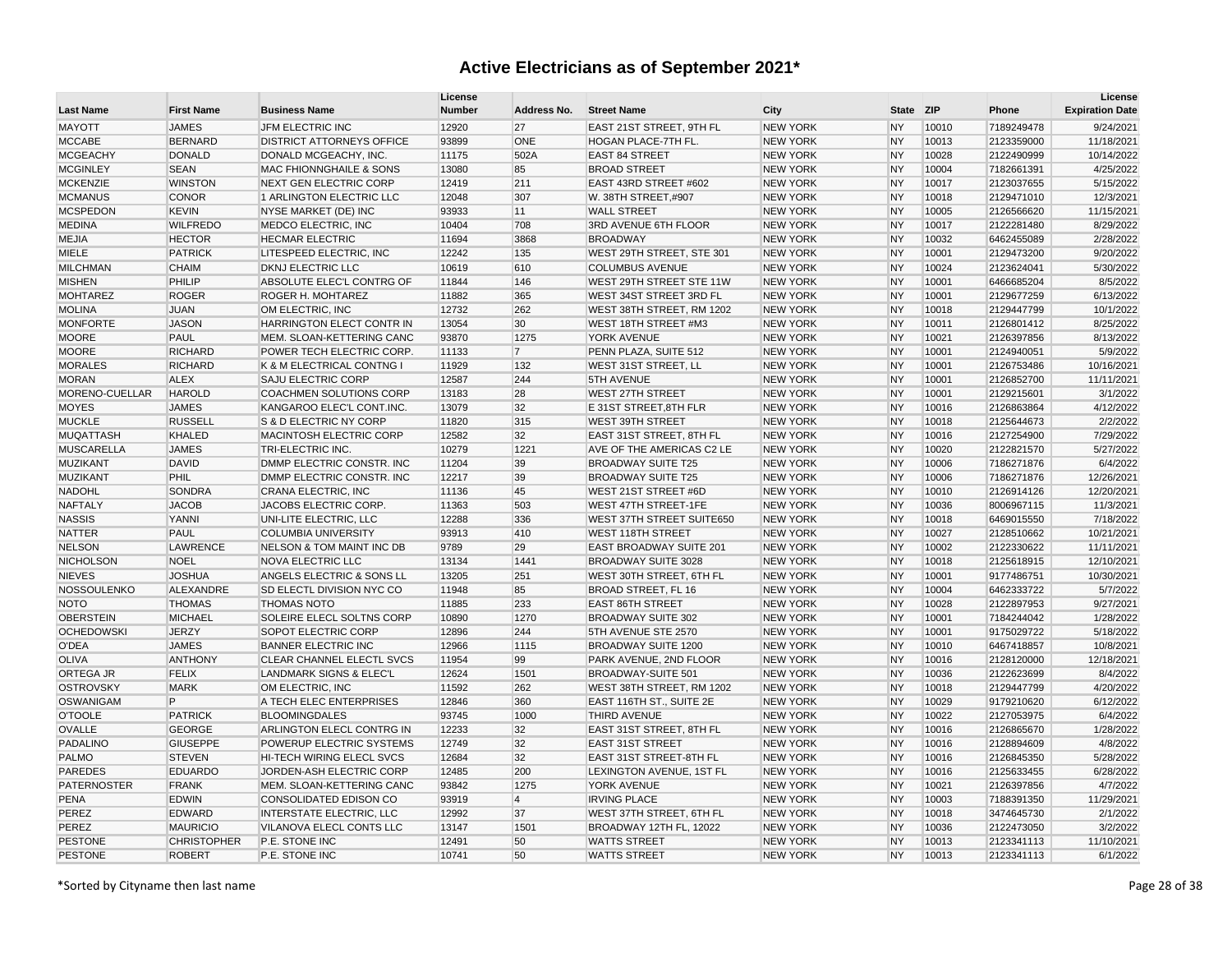# Active Electricians as of September 2021*

| Last Name | First Name | Business Name | License Number | Address No. | Street Name | City | State | ZIP | Phone | License Expiration Date |
|---|---|---|---|---|---|---|---|---|---|---|
| MAYOTT | JAMES | JFM ELECTRIC INC | 12920 | 27 | EAST 21ST STREET, 9TH FL | NEW YORK | NY | 10010 | 7189249478 | 9/24/2021 |
| MCCABE | BERNARD | DISTRICT ATTORNEYS OFFICE | 93899 | ONE | HOGAN PLACE-7TH FL. | NEW YORK | NY | 10013 | 2123359000 | 11/18/2021 |
| MCGEACHY | DONALD | DONALD MCGEACHY, INC. | 11175 | 502A | EAST 84 STREET | NEW YORK | NY | 10028 | 2122490999 | 10/14/2022 |
| MCGINLEY | SEAN | MAC FHIONNGHAILE & SONS | 13080 | 85 | BROAD STREET | NEW YORK | NY | 10004 | 7182661391 | 4/25/2022 |
| MCKENZIE | WINSTON | NEXT GEN ELECTRIC CORP | 12419 | 211 | EAST 43RD STREET #602 | NEW YORK | NY | 10017 | 2123037655 | 5/15/2022 |
| MCMANUS | CONOR | 1 ARLINGTON ELECTRIC LLC | 12048 | 307 | W. 38TH STREET,#907 | NEW YORK | NY | 10018 | 2129471010 | 12/3/2021 |
| MCSPEDON | KEVIN | NYSE MARKET (DE) INC | 93933 | 11 | WALL STREET | NEW YORK | NY | 10005 | 2126566620 | 11/15/2021 |
| MEDINA | WILFREDO | MEDCO ELECTRIC, INC | 10404 | 708 | 3RD AVENUE 6TH FLOOR | NEW YORK | NY | 10017 | 2122281480 | 8/29/2022 |
| MEJIA | HECTOR | HECMAR ELECTRIC | 11694 | 3868 | BROADWAY | NEW YORK | NY | 10032 | 6462455089 | 2/28/2022 |
| MIELE | PATRICK | LITESPEED ELECTRIC, INC | 12242 | 135 | WEST 29TH STREET, STE 301 | NEW YORK | NY | 10001 | 2129473200 | 9/20/2022 |
| MILCHMAN | CHAIM | DKNJ ELECTRIC LLC | 10619 | 610 | COLUMBUS AVENUE | NEW YORK | NY | 10024 | 2123624041 | 5/30/2022 |
| MISHEN | PHILIP | ABSOLUTE ELEC'L CONTRG OF | 11844 | 146 | WEST 29TH STREET STE 11W | NEW YORK | NY | 10001 | 6466685204 | 8/5/2022 |
| MOHTAREZ | ROGER | ROGER H. MOHTAREZ | 11882 | 365 | WEST 34ST STREET 3RD FL | NEW YORK | NY | 10001 | 2129677259 | 6/13/2022 |
| MOLINA | JUAN | OM ELECTRIC, INC | 12732 | 262 | WEST 38TH STREET, RM 1202 | NEW YORK | NY | 10018 | 2129447799 | 10/1/2022 |
| MONFORTE | JASON | HARRINGTON ELECT CONTR IN | 13054 | 30 | WEST 18TH STREET #M3 | NEW YORK | NY | 10011 | 2126801412 | 8/25/2022 |
| MOORE | PAUL | MEM. SLOAN-KETTERING CANC | 93870 | 1275 | YORK AVENUE | NEW YORK | NY | 10021 | 2126397856 | 8/13/2022 |
| MOORE | RICHARD | POWER TECH ELECTRIC CORP. | 11133 | 7 | PENN PLAZA, SUITE 512 | NEW YORK | NY | 10001 | 2124940051 | 5/9/2022 |
| MORALES | RICHARD | K & M ELECTRICAL CONTNG I | 11929 | 132 | WEST 31ST STREET, LL | NEW YORK | NY | 10001 | 2126753486 | 10/16/2021 |
| MORAN | ALEX | SAJU ELECTRIC CORP | 12587 | 244 | 5TH AVENUE | NEW YORK | NY | 10001 | 2126852700 | 11/11/2021 |
| MORENO-CUELLAR | HAROLD | COACHMEN SOLUTIONS CORP | 13183 | 28 | WEST 27TH STREET | NEW YORK | NY | 10001 | 2129215601 | 3/1/2022 |
| MOYES | JAMES | KANGAROO ELEC'L CONT.INC. | 13079 | 32 | E 31ST STREET,8TH FLR | NEW YORK | NY | 10016 | 2126863864 | 4/12/2022 |
| MUCKLE | RUSSELL | S & D ELECTRIC NY CORP | 11820 | 315 | WEST 39TH STREET | NEW YORK | NY | 10018 | 2125644673 | 2/2/2022 |
| MUQATTASH | KHALED | MACINTOSH ELECTRIC CORP | 12582 | 32 | EAST 31ST STREET, 8TH FL | NEW YORK | NY | 10016 | 2127254900 | 7/29/2022 |
| MUSCARELLA | JAMES | TRI-ELECTRIC INC. | 10279 | 1221 | AVE OF THE AMERICAS C2 LE | NEW YORK | NY | 10020 | 2122821570 | 5/27/2022 |
| MUZIKANT | DAVID | DMMP ELECTRIC CONSTR. INC | 11204 | 39 | BROADWAY SUITE T25 | NEW YORK | NY | 10006 | 7186271876 | 6/4/2022 |
| MUZIKANT | PHIL | DMMP ELECTRIC CONSTR. INC | 12217 | 39 | BROADWAY SUITE T25 | NEW YORK | NY | 10006 | 7186271876 | 12/26/2021 |
| NADOHL | SONDRA | CRANA ELECTRIC, INC | 11136 | 45 | WEST 21ST STREET #6D | NEW YORK | NY | 10010 | 2126914126 | 12/20/2021 |
| NAFTALY | JACOB | JACOBS ELECTRIC CORP. | 11363 | 503 | WEST 47TH STREET-1FE | NEW YORK | NY | 10036 | 8006967115 | 11/3/2021 |
| NASSIS | YANNI | UNI-LITE ELECTRIC, LLC | 12288 | 336 | WEST 37TH STREET SUITE650 | NEW YORK | NY | 10018 | 6469015550 | 7/18/2022 |
| NATTER | PAUL | COLUMBIA UNIVERSITY | 93913 | 410 | WEST 118TH STREET | NEW YORK | NY | 10027 | 2128510662 | 10/21/2021 |
| NELSON | LAWRENCE | NELSON & TOM MAINT INC DB | 9789 | 29 | EAST BROADWAY SUITE 201 | NEW YORK | NY | 10002 | 2122330622 | 11/11/2021 |
| NICHOLSON | NOEL | NOVA ELECTRIC LLC | 13134 | 1441 | BROADWAY SUITE 3028 | NEW YORK | NY | 10018 | 2125618915 | 12/10/2021 |
| NIEVES | JOSHUA | ANGELS ELECTRIC & SONS LL | 13205 | 251 | WEST 30TH STREET, 6TH FL | NEW YORK | NY | 10001 | 9177486751 | 10/30/2021 |
| NOSSOULENKO | ALEXANDRE | SD ELECTL DIVISION NYC CO | 11948 | 85 | BROAD STREET, FL 16 | NEW YORK | NY | 10004 | 6462333722 | 5/7/2022 |
| NOTO | THOMAS | THOMAS NOTO | 11885 | 233 | EAST 86TH STREET | NEW YORK | NY | 10028 | 2122897953 | 9/27/2021 |
| OBERSTEIN | MICHAEL | SOLEIRE ELECL SOLTNS CORP | 10890 | 1270 | BROADWAY SUITE 302 | NEW YORK | NY | 10001 | 7184244042 | 1/28/2022 |
| OCHEDOWSKI | JERZY | SOPOT ELECTRIC CORP | 12896 | 244 | 5TH AVENUE STE 2570 | NEW YORK | NY | 10001 | 9175029722 | 5/18/2022 |
| O'DEA | JAMES | BANNER ELECTRIC INC | 12966 | 1115 | BROADWAY SUITE 1200 | NEW YORK | NY | 10010 | 6467418857 | 10/8/2021 |
| OLIVA | ANTHONY | CLEAR CHANNEL ELECTL SVCS | 11954 | 99 | PARK AVENUE, 2ND FLOOR | NEW YORK | NY | 10016 | 2128120000 | 12/18/2021 |
| ORTEGA JR | FELIX | LANDMARK SIGNS & ELEC'L | 12624 | 1501 | BROADWAY-SUITE 501 | NEW YORK | NY | 10036 | 2122623699 | 8/4/2022 |
| OSTROVSKY | MARK | OM ELECTRIC, INC | 11592 | 262 | WEST 38TH STREET, RM 1202 | NEW YORK | NY | 10018 | 2129447799 | 4/20/2022 |
| OSWANIGAM | P | A TECH ELEC ENTERPRISES | 12846 | 360 | EAST 116TH ST., SUITE 2E | NEW YORK | NY | 10029 | 9179210620 | 6/12/2022 |
| O'TOOLE | PATRICK | BLOOMINGDALES | 93745 | 1000 | THIRD AVENUE | NEW YORK | NY | 10022 | 2127053975 | 6/4/2022 |
| OVALLE | GEORGE | ARLINGTON ELECL CONTRG IN | 12233 | 32 | EAST 31ST STREET, 8TH FL | NEW YORK | NY | 10016 | 2126865670 | 1/28/2022 |
| PADALINO | GIUSEPPE | POWERUP ELECTRIC SYSTEMS | 12749 | 32 | EAST 31ST STREET | NEW YORK | NY | 10016 | 2128894609 | 4/8/2022 |
| PALMO | STEVEN | HI-TECH WIRING ELECL SVCS | 12684 | 32 | EAST 31ST STREET-8TH FL | NEW YORK | NY | 10016 | 2126845350 | 5/28/2022 |
| PAREDES | EDUARDO | JORDEN-ASH ELECTRIC CORP | 12485 | 200 | LEXINGTON AVENUE, 1ST FL | NEW YORK | NY | 10016 | 2125633455 | 6/28/2022 |
| PATERNOSTER | FRANK | MEM. SLOAN-KETTERING CANC | 93842 | 1275 | YORK AVENUE | NEW YORK | NY | 10021 | 2126397856 | 4/7/2022 |
| PENA | EDWIN | CONSOLIDATED EDISON CO | 93919 | 4 | IRVING PLACE | NEW YORK | NY | 10003 | 7188391350 | 11/29/2021 |
| PEREZ | EDWARD | INTERSTATE ELECTRIC, LLC | 12992 | 37 | WEST 37TH STREET, 6TH FL | NEW YORK | NY | 10018 | 3474645730 | 2/1/2022 |
| PEREZ | MAURICIO | VILANOVA ELECL CONTS LLC | 13147 | 1501 | BROADWAY 12TH FL, 12022 | NEW YORK | NY | 10036 | 2122473050 | 3/2/2022 |
| PESTONE | CHRISTOPHER | P.E. STONE INC | 12491 | 50 | WATTS STREET | NEW YORK | NY | 10013 | 2123341113 | 11/10/2021 |
| PESTONE | ROBERT | P.E. STONE INC | 10741 | 50 | WATTS STREET | NEW YORK | NY | 10013 | 2123341113 | 6/1/2022 |

*Sorted by Cityname then last name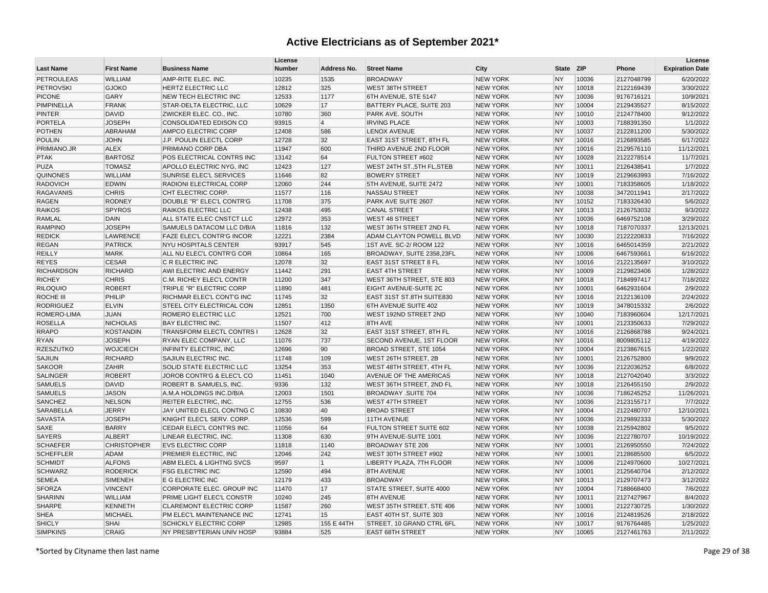# Active Electricians as of September 2021*

| Last Name | First Name | Business Name | License Number | Address No. | Street Name | City | State | ZIP | Phone | License Expiration Date |
|---|---|---|---|---|---|---|---|---|---|---|
| PETROULEAS | WILLIAM | AMP-RITE ELEC. INC. | 10235 | 1535 | BROADWAY | NEW YORK | NY | 10036 | 2127048799 | 6/20/2022 |
| PETROVSKI | GJOKO | HERTZ ELECTRIC LLC | 12812 | 325 | WEST 38TH STREET | NEW YORK | NY | 10018 | 2122169439 | 3/30/2022 |
| PICONE | GARY | NEW TECH ELECTRIC INC | 12533 | 1177 | 6TH AVENUE, STE 5147 | NEW YORK | NY | 10036 | 9176716121 | 10/9/2021 |
| PIMPINELLA | FRANK | STAR-DELTA ELECTRIC, LLC | 10629 | 17 | BATTERY PLACE, SUITE 203 | NEW YORK | NY | 10004 | 2129435527 | 8/15/2022 |
| PINTER | DAVID | ZWICKER ELEC. CO., INC. | 10780 | 360 | PARK AVE. SOUTH | NEW YORK | NY | 10010 | 2124778400 | 9/12/2022 |
| PORTELA | JOSEPH | CONSOLIDATED EDISON CO | 93915 | 4 | IRVING PLACE | NEW YORK | NY | 10003 | 7188391350 | 1/1/2022 |
| POTHEN | ABRAHAM | AMPCO ELECTRIC CORP | 12408 | 586 | LENOX AVENUE | NEW YORK | NY | 10037 | 2122811200 | 5/30/2022 |
| POULIN | JOHN | J.P. POULIN ELECTL CORP | 12728 | 32 | EAST 31ST STREET, 8TH FL | NEW YORK | NY | 10016 | 2126893585 | 6/17/2022 |
| PRIMIANO.JR | ALEX | PRIMIANO CORP DBA | 11947 | 600 | THIRD AVENUE 2ND FLOOR | NEW YORK | NY | 10016 | 2129576110 | 11/12/2021 |
| PTAK | BARTOSZ | POS ELECTRICAL CONTRS INC | 13142 | 64 | FULTON STREET #602 | NEW YORK | NY | 10028 | 2122278514 | 11/7/2021 |
| PUZA | TOMASZ | APOLLO ELECTRIC NYG, INC | 12423 | 127 | WEST 24TH ST.,5TH FL,STEB | NEW YORK | NY | 10011 | 2126438541 | 1/7/2022 |
| QUINONES | WILLIAM | SUNRISE ELEC'L SERVICES | 11646 | 82 | BOWERY STREET | NEW YORK | NY | 10019 | 2129663993 | 7/16/2022 |
| RADOVICH | EDWIN | RADIONI ELECTRICAL CORP | 12060 | 244 | 5TH AVENUE, SUITE 2472 | NEW YORK | NY | 10001 | 7183358605 | 1/18/2022 |
| RAGAVANIS | CHRIS | CHT ELECTRIC CORP. | 11577 | 116 | NASSAU STREET | NEW YORK | NY | 10038 | 3472011941 | 2/17/2022 |
| RAGEN | RODNEY | DOUBLE "R" ELEC'L CONTR'G | 11708 | 375 | PARK AVE SUITE 2607 | NEW YORK | NY | 10152 | 7183326430 | 5/6/2022 |
| RAIKOS | SPYROS | RAIKOS ELECTRIC LLC | 12438 | 495 | CANAL STREET | NEW YORK | NY | 10013 | 2126753032 | 9/3/2022 |
| RAMLAL | DAIN | ALL STATE ELEC CNSTCT LLC | 12972 | 353 | WEST 48 STREET | NEW YORK | NY | 10036 | 6469752108 | 3/29/2022 |
| RAMPINO | JOSEPH | SAMUELS DATACOM LLC D/B/A | 11816 | 132 | WEST 36TH STREET 2ND FL | NEW YORK | NY | 10018 | 7187070337 | 12/13/2021 |
| REDICK | LAWRENCE | FAZE ELEC'L CONTR'G INCOR | 12221 | 2384 | ADAM CLAYTON POWELL BLVD | NEW YORK | NY | 10030 | 2122220833 | 7/16/2022 |
| REGAN | PATRICK | NYU HOSPITALS CENTER | 93917 | 545 | 1ST AVE. SC-2/ ROOM 122 | NEW YORK | NY | 10016 | 6465014359 | 2/21/2022 |
| REILLY | MARK | ALL NU ELEC'L CONTR'G COR | 10864 | 165 | BROADWAY, SUITE 2358,23FL | NEW YORK | NY | 10006 | 6467593661 | 6/16/2022 |
| REYES | CESAR | C R ELECTRIC INC | 12078 | 32 | EAST 31ST STREET 8 FL | NEW YORK | NY | 10016 | 2122135697 | 3/10/2022 |
| RICHARDSON | RICHARD | AWI ELECTRIC AND ENERGY | 11442 | 291 | EAST 4TH STREET | NEW YORK | NY | 10009 | 2129823406 | 1/28/2022 |
| RICHEY | CHRIS | C.M. RICHEY ELEC'L CONTR | 11200 | 347 | WEST 36TH STREET, STE 803 | NEW YORK | NY | 10018 | 7184997417 | 7/18/2022 |
| RILOQUIO | ROBERT | TRIPLE "R" ELECTRIC CORP | 11890 | 481 | EIGHT AVENUE-SUITE 2C | NEW YORK | NY | 10001 | 6462931604 | 2/9/2022 |
| ROCHE III | PHILIP | RICHMAR ELEC'L CONT'G INC | 11745 | 32 | EAST 31ST ST.8TH SUITE830 | NEW YORK | NY | 10016 | 2122136109 | 2/24/2022 |
| RODRIGUEZ | ELVIN | STEEL CITY ELECTRICAL CON | 12851 | 1350 | 6TH AVENUE SUITE 402 | NEW YORK | NY | 10019 | 3478015332 | 2/6/2022 |
| ROMERO-LIMA | JUAN | ROMERO ELECTRIC LLC | 12521 | 700 | WEST 192ND STREET 2ND | NEW YORK | NY | 10040 | 7183960604 | 12/17/2021 |
| ROSELLA | NICHOLAS | BAY ELECTRIC INC. | 11507 | 412 | 8TH AVE | NEW YORK | NY | 10001 | 2123350633 | 7/29/2022 |
| RRAPO | KOSTANDIN | TRANSFORM ELECTL CONTRS I | 12628 | 32 | EAST 31ST STREET, 8TH FL | NEW YORK | NY | 10016 | 2126868788 | 9/24/2021 |
| RYAN | JOSEPH | RYAN ELEC COMPANY, LLC | 11076 | 737 | SECOND AVENUE, 1ST FLOOR | NEW YORK | NY | 10016 | 8009805112 | 4/19/2022 |
| RZESZUTKO | WOJCIECH | INFINITY ELECTRIC, INC | 12696 | 90 | BROAD STREET, STE 1054 | NEW YORK | NY | 10004 | 2123867615 | 1/22/2022 |
| SAJIUN | RICHARD | SAJIUN ELECTRIC INC. | 11748 | 109 | WEST 26TH STREET, 2B | NEW YORK | NY | 10001 | 2126752800 | 9/9/2022 |
| SAKOOR | ZAHIR | SOLID STATE ELECTRIC LLC | 13254 | 353 | WEST 48TH STREET, 4TH FL | NEW YORK | NY | 10036 | 2122036252 | 6/8/2022 |
| SALINGER | ROBERT | JOROB CONTR'G & ELEC'L CO | 11451 | 1040 | AVENUE OF THE AMERICAS | NEW YORK | NY | 10018 | 2127042040 | 3/3/2022 |
| SAMUELS | DAVID | ROBERT B. SAMUELS, INC. | 9336 | 132 | WEST 36TH STREET, 2ND FL | NEW YORK | NY | 10018 | 2126455150 | 2/9/2022 |
| SAMUELS | JASON | A.M.A HOLDINGS INC.D/B/A | 12003 | 1501 | BROADWAY .SUITE 704 | NEW YORK | NY | 10036 | 7186245252 | 11/26/2021 |
| SANCHEZ | NELSON | REITER ELECTRIC, INC. | 12755 | 536 | WEST 47TH STREET | NEW YORK | NY | 10036 | 2123155717 | 7/7/2022 |
| SARABELLA | JERRY | JAY UNITED ELECL CONTNG C | 10830 | 40 | BROAD STREET | NEW YORK | NY | 10004 | 2122480707 | 12/10/2021 |
| SAVASTA | JOSEPH | KNIGHT ELEC'L SERV. CORP. | 12536 | 599 | 11TH AVENUE | NEW YORK | NY | 10036 | 2129892333 | 5/30/2022 |
| SAXE | BARRY | CEDAR ELEC'L CONT'RS INC. | 11056 | 64 | FULTON STREET SUITE 602 | NEW YORK | NY | 10038 | 2125942802 | 9/5/2022 |
| SAYERS | ALBERT | LINEAR ELECTRIC, INC. | 11308 | 630 | 9TH AVENUE-SUITE 1001 | NEW YORK | NY | 10036 | 2122780707 | 10/19/2022 |
| SCHAEFER | CHRISTOPHER | EVS ELECTRIC CORP | 11818 | 1140 | BROADWAY STE 206 | NEW YORK | NY | 10001 | 2126950550 | 7/24/2022 |
| SCHEFFLER | ADAM | PREMIER ELECTRIC, INC | 12046 | 242 | WEST 30TH STREET #902 | NEW YORK | NY | 10001 | 2128685500 | 6/5/2022 |
| SCHMIDT | ALFONS | ABM ELECL & LIGHTNG SVCS | 9597 | 1 | LIBERTY PLAZA, 7TH FLOOR | NEW YORK | NY | 10006 | 2124970600 | 10/27/2021 |
| SCHWARZ | RODERICK | FSG ELECTRIC INC | 12590 | 494 | 8TH AVENUE | NEW YORK | NY | 10001 | 2125640704 | 2/12/2022 |
| SEMEA | SIMENEH | E G ELECTRIC INC | 12179 | 433 | BROADWAY | NEW YORK | NY | 10013 | 2129707473 | 3/12/2022 |
| SFORZA | VINCENT | CORPORATE ELEC. GROUP INC | 11470 | 17 | STATE STREET, SUITE 4000 | NEW YORK | NY | 10004 | 7188668400 | 7/6/2022 |
| SHARINN | WILLIAM | PRIME LIGHT ELEC'L CONSTR | 10240 | 245 | 8TH AVENUE | NEW YORK | NY | 10011 | 2127427967 | 8/4/2022 |
| SHARPE | KENNETH | CLAREMONT ELECTRIC CORP | 11587 | 260 | WEST 35TH STREET, STE 406 | NEW YORK | NY | 10001 | 2122730725 | 1/30/2022 |
| SHEA | MICHAEL | PM ELEC'L MAINTENANCE INC | 12741 | 15 | EAST 40TH ST, SUITE 303 | NEW YORK | NY | 10016 | 2124819526 | 2/18/2022 |
| SHICLY | SHAI | SCHICKLY ELECTRIC CORP | 12985 | 155 E 44TH | STREET, 10 GRAND CTRL 6FL | NEW YORK | NY | 10017 | 9176764485 | 1/25/2022 |
| SIMPKINS | CRAIG | NY PRESBYTERIAN UNIV HOSP | 93884 | 525 | EAST 68TH STREET | NEW YORK | NY | 10065 | 2127461763 | 2/11/2022 |

*Sorted by Cityname then last name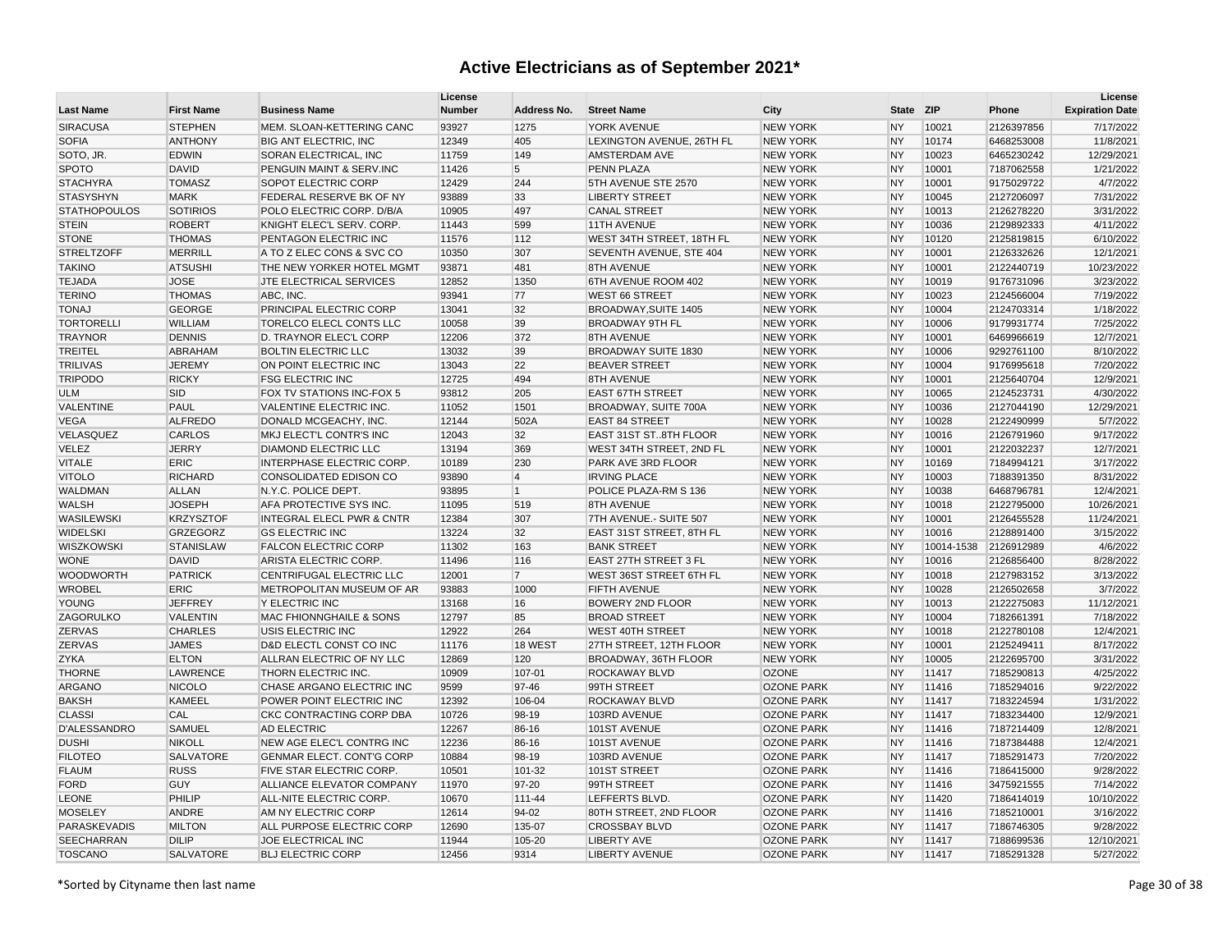# Active Electricians as of September 2021*

| Last Name | First Name | Business Name | License Number | Address No. | Street Name | City | State | ZIP | Phone | License Expiration Date |
|---|---|---|---|---|---|---|---|---|---|---|
| SIRACUSA | STEPHEN | MEM. SLOAN-KETTERING CANC | 93927 | 1275 | YORK AVENUE | NEW YORK | NY | 10021 | 2126397856 | 7/17/2022 |
| SOFIA | ANTHONY | BIG ANT ELECTRIC, INC | 12349 | 405 | LEXINGTON AVENUE, 26TH FL | NEW YORK | NY | 10174 | 6468253008 | 11/8/2021 |
| SOTO, JR. | EDWIN | SORAN ELECTRICAL, INC | 11759 | 149 | AMSTERDAM AVE | NEW YORK | NY | 10023 | 6465230242 | 12/29/2021 |
| SPOTO | DAVID | PENGUIN MAINT & SERV.INC | 11426 | 5 | PENN PLAZA | NEW YORK | NY | 10001 | 7187062558 | 1/21/2022 |
| STACHYRA | TOMASZ | SOPOT ELECTRIC CORP | 12429 | 244 | 5TH AVENUE STE 2570 | NEW YORK | NY | 10001 | 9175029722 | 4/7/2022 |
| STASYSHYN | MARK | FEDERAL RESERVE BK OF NY | 93889 | 33 | LIBERTY STREET | NEW YORK | NY | 10045 | 2127206097 | 7/31/2022 |
| STATHOPOULOS | SOTIRIOS | POLO ELECTRIC CORP. D/B/A | 10905 | 497 | CANAL STREET | NEW YORK | NY | 10013 | 2126278220 | 3/31/2022 |
| STEIN | ROBERT | KNIGHT ELEC'L SERV. CORP. | 11443 | 599 | 11TH AVENUE | NEW YORK | NY | 10036 | 2129892333 | 4/11/2022 |
| STONE | THOMAS | PENTAGON ELECTRIC INC | 11576 | 112 | WEST 34TH STREET, 18TH FL | NEW YORK | NY | 10120 | 2125819815 | 6/10/2022 |
| STRELTZOFF | MERRILL | A TO Z ELEC CONS & SVC CO | 10350 | 307 | SEVENTH AVENUE, STE 404 | NEW YORK | NY | 10001 | 2126332626 | 12/1/2021 |
| TAKINO | ATSUSHI | THE NEW YORKER HOTEL MGMT | 93871 | 481 | 8TH AVENUE | NEW YORK | NY | 10001 | 2122440719 | 10/23/2022 |
| TEJADA | JOSE | JTE ELECTRICAL SERVICES | 12852 | 1350 | 6TH AVENUE ROOM 402 | NEW YORK | NY | 10019 | 9176731096 | 3/23/2022 |
| TERINO | THOMAS | ABC, INC. | 93941 | 77 | WEST 66 STREET | NEW YORK | NY | 10023 | 2124566004 | 7/19/2022 |
| TONAJ | GEORGE | PRINCIPAL ELECTRIC CORP | 13041 | 32 | BROADWAY,SUITE 1405 | NEW YORK | NY | 10004 | 2124703314 | 1/18/2022 |
| TORTORELLI | WILLIAM | TORELCO ELECL CONTS LLC | 10058 | 39 | BROADWAY 9TH FL | NEW YORK | NY | 10006 | 9179931774 | 7/25/2022 |
| TRAYNOR | DENNIS | D. TRAYNOR ELEC'L CORP | 12206 | 372 | 8TH AVENUE | NEW YORK | NY | 10001 | 6469966619 | 12/7/2021 |
| TREITEL | ABRAHAM | BOLTIN ELECTRIC LLC | 13032 | 39 | BROADWAY SUITE 1830 | NEW YORK | NY | 10006 | 9292761100 | 8/10/2022 |
| TRILIVAS | JEREMY | ON POINT ELECTRIC INC | 13043 | 22 | BEAVER STREET | NEW YORK | NY | 10004 | 9176995618 | 7/20/2022 |
| TRIPODO | RICKY | FSG ELECTRIC INC | 12725 | 494 | 8TH AVENUE | NEW YORK | NY | 10001 | 2125640704 | 12/9/2021 |
| ULM | SID | FOX TV STATIONS INC-FOX 5 | 93812 | 205 | EAST 67TH STREET | NEW YORK | NY | 10065 | 2124523731 | 4/30/2022 |
| VALENTINE | PAUL | VALENTINE ELECTRIC INC. | 11052 | 1501 | BROADWAY, SUITE 700A | NEW YORK | NY | 10036 | 2127044190 | 12/29/2021 |
| VEGA | ALFREDO | DONALD MCGEACHY, INC. | 12144 | 502A | EAST 84 STREET | NEW YORK | NY | 10028 | 2122490999 | 5/7/2022 |
| VELASQUEZ | CARLOS | MKJ ELECT'L CONTR'S INC | 12043 | 32 | EAST 31ST ST..8TH FLOOR | NEW YORK | NY | 10016 | 2126791960 | 9/17/2022 |
| VELEZ | JERRY | DIAMOND ELECTRIC LLC | 13194 | 369 | WEST 34TH STREET, 2ND FL | NEW YORK | NY | 10001 | 2122032237 | 12/7/2021 |
| VITALE | ERIC | INTERPHASE ELECTRIC CORP. | 10189 | 230 | PARK AVE 3RD FLOOR | NEW YORK | NY | 10169 | 7184994121 | 3/17/2022 |
| VITOLO | RICHARD | CONSOLIDATED EDISON CO | 93890 | 4 | IRVING PLACE | NEW YORK | NY | 10003 | 7188391350 | 8/31/2022 |
| WALDMAN | ALLAN | N.Y.C. POLICE DEPT. | 93895 | 1 | POLICE PLAZA-RM S 136 | NEW YORK | NY | 10038 | 6468796781 | 12/4/2021 |
| WALSH | JOSEPH | AFA PROTECTIVE SYS INC. | 11095 | 519 | 8TH AVENUE | NEW YORK | NY | 10018 | 2122795000 | 10/26/2021 |
| WASILEWSKI | KRZYSZTOF | INTEGRAL ELECL PWR & CNTR | 12384 | 307 | 7TH AVENUE.- SUITE 507 | NEW YORK | NY | 10001 | 2126455528 | 11/24/2021 |
| WIDELSKI | GRZEGORZ | GS ELECTRIC INC | 13224 | 32 | EAST 31ST STREET, 8TH FL | NEW YORK | NY | 10016 | 2128891400 | 3/15/2022 |
| WISZKOWSKI | STANISLAW | FALCON ELECTRIC CORP | 11302 | 163 | BANK STREET | NEW YORK | NY | 10014-1538 | 2126912989 | 4/6/2022 |
| WONE | DAVID | ARISTA ELECTRIC CORP. | 11496 | 116 | EAST 27TH STREET 3 FL | NEW YORK | NY | 10016 | 2126856400 | 8/28/2022 |
| WOODWORTH | PATRICK | CENTRIFUGAL ELECTRIC LLC | 12001 | 7 | WEST 36ST STREET 6TH FL | NEW YORK | NY | 10018 | 2127983152 | 3/13/2022 |
| WROBEL | ERIC | METROPOLITAN MUSEUM OF AR | 93883 | 1000 | FIFTH AVENUE | NEW YORK | NY | 10028 | 2126502658 | 3/7/2022 |
| YOUNG | JEFFREY | Y ELECTRIC INC | 13168 | 16 | BOWERY 2ND FLOOR | NEW YORK | NY | 10013 | 2122275083 | 11/12/2021 |
| ZAGORULKO | VALENTIN | MAC FHIONNGHAILE & SONS | 12797 | 85 | BROAD STREET | NEW YORK | NY | 10004 | 7182661391 | 7/18/2022 |
| ZERVAS | CHARLES | USIS ELECTRIC INC | 12922 | 264 | WEST 40TH STREET | NEW YORK | NY | 10018 | 2122780108 | 12/4/2021 |
| ZERVAS | JAMES | D&D ELECTL CONST CO INC | 11176 | 18 WEST | 27TH STREET, 12TH FLOOR | NEW YORK | NY | 10001 | 2125249411 | 8/17/2022 |
| ZYKA | ELTON | ALLRAN ELECTRIC OF NY LLC | 12869 | 120 | BROADWAY, 36TH FLOOR | NEW YORK | NY | 10005 | 2122695700 | 3/31/2022 |
| THORNE | LAWRENCE | THORN ELECTRIC INC. | 10909 | 107-01 | ROCKAWAY BLVD | OZONE | NY | 11417 | 7185290813 | 4/25/2022 |
| ARGANO | NICOLO | CHASE ARGANO ELECTRIC INC | 9599 | 97-46 | 99TH STREET | OZONE PARK | NY | 11416 | 7185294016 | 9/22/2022 |
| BAKSH | KAMEEL | POWER POINT ELECTRIC INC | 12392 | 106-04 | ROCKAWAY BLVD | OZONE PARK | NY | 11417 | 7183224594 | 1/31/2022 |
| CLASSI | CAL | CKC CONTRACTING CORP DBA | 10726 | 98-19 | 103RD AVENUE | OZONE PARK | NY | 11417 | 7183234400 | 12/9/2021 |
| D'ALESSANDRO | SAMUEL | AD ELECTRIC | 12267 | 86-16 | 101ST AVENUE | OZONE PARK | NY | 11416 | 7187214409 | 12/8/2021 |
| DUSHI | NIKOLL | NEW AGE ELEC'L CONTRG INC | 12236 | 86-16 | 101ST AVENUE | OZONE PARK | NY | 11416 | 7187384488 | 12/4/2021 |
| FILOTEO | SALVATORE | GENMAR ELECT. CONT'G CORP | 10884 | 98-19 | 103RD AVENUE | OZONE PARK | NY | 11417 | 7185291473 | 7/20/2022 |
| FLAUM | RUSS | FIVE STAR ELECTRIC CORP. | 10501 | 101-32 | 101ST STREET | OZONE PARK | NY | 11416 | 7186415000 | 9/28/2022 |
| FORD | GUY | ALLIANCE ELEVATOR COMPANY | 11970 | 97-20 | 99TH STREET | OZONE PARK | NY | 11416 | 3475921555 | 7/14/2022 |
| LEONE | PHILIP | ALL-NITE ELECTRIC CORP. | 10670 | 111-44 | LEFFERTS BLVD. | OZONE PARK | NY | 11420 | 7186414019 | 10/10/2022 |
| MOSELEY | ANDRE | AM NY ELECTRIC CORP | 12614 | 94-02 | 80TH STREET, 2ND FLOOR | OZONE PARK | NY | 11416 | 7185210001 | 3/16/2022 |
| PARASKEVADIS | MILTON | ALL PURPOSE ELECTRIC CORP | 12690 | 135-07 | CROSSBAY BLVD | OZONE PARK | NY | 11417 | 7186746305 | 9/28/2022 |
| SEECHARRAN | DILIP | JOE ELECTRICAL INC | 11944 | 105-20 | LIBERTY AVE | OZONE PARK | NY | 11417 | 7188699536 | 12/10/2021 |
| TOSCANO | SALVATORE | BLJ ELECTRIC CORP | 12456 | 9314 | LIBERTY AVENUE | OZONE PARK | NY | 11417 | 7185291328 | 5/27/2022 |

*Sorted by Cityname then last name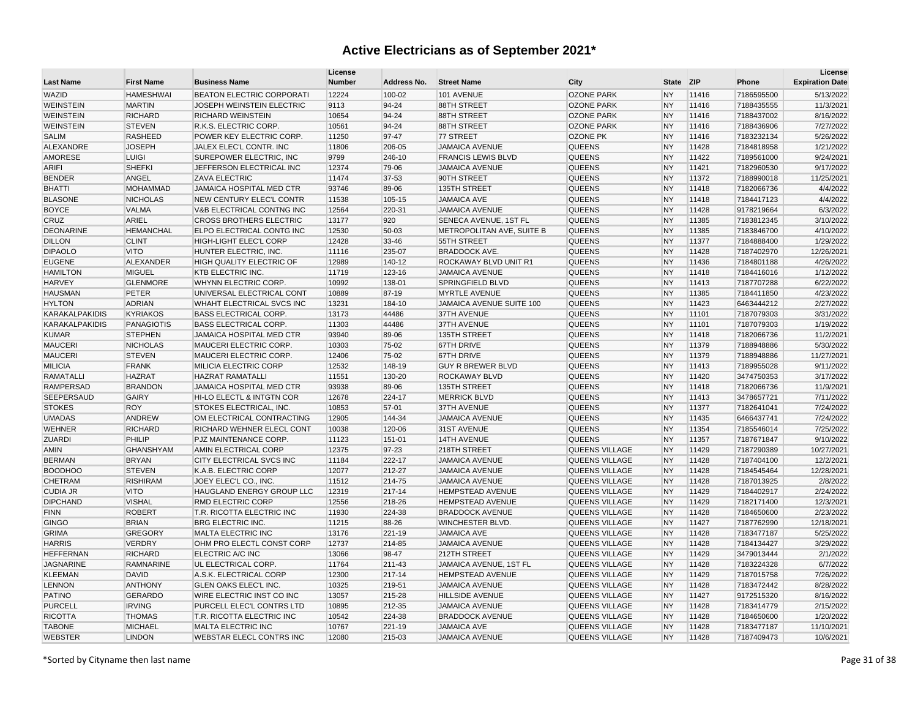# Active Electricians as of September 2021*

| Last Name | First Name | Business Name | License Number | Address No. | Street Name | City | State | ZIP | Phone | License Expiration Date |
|---|---|---|---|---|---|---|---|---|---|---|
| WAZID | HAMESHWAI | BEATON ELECTRIC CORPORATI | 12224 | 100-02 | 101 AVENUE | OZONE PARK | NY | 11416 | 7186595500 | 5/13/2022 |
| WEINSTEIN | MARTIN | JOSEPH WEINSTEIN ELECTRIC | 9113 | 94-24 | 88TH STREET | OZONE PARK | NY | 11416 | 7188435555 | 11/3/2021 |
| WEINSTEIN | RICHARD | RICHARD WEINSTEIN | 10654 | 94-24 | 88TH STREET | OZONE PARK | NY | 11416 | 7188437002 | 8/16/2022 |
| WEINSTEIN | STEVEN | R.K.S. ELECTRIC CORP. | 10561 | 94-24 | 88TH STREET | OZONE PARK | NY | 11416 | 7188436906 | 7/27/2022 |
| SALIM | RASHEED | POWER KEY ELECTRIC CORP. | 11250 | 97-47 | 77 STREET | OZONE PK | NY | 11416 | 7183232134 | 5/26/2022 |
| ALEXANDRE | JOSEPH | JALEX ELEC'L CONTR. INC | 11806 | 206-05 | JAMAICA AVENUE | QUEENS | NY | 11428 | 7184818958 | 1/21/2022 |
| AMORESE | LUIGI | SUREPOWER ELECTRIC, INC | 9799 | 246-10 | FRANCIS LEWIS BLVD | QUEENS | NY | 11422 | 7189561000 | 9/24/2021 |
| ARIFI | SHEFKI | JEFFERSON ELECTRICAL INC | 12374 | 79-06 | JAMAICA AVENUE | QUEENS | NY | 11421 | 7182960530 | 9/17/2022 |
| BENDER | ANGEL | ZAVA ELECTRIC | 11474 | 37-53 | 90TH STREET | QUEENS | NY | 11372 | 7188990018 | 11/25/2021 |
| BHATTI | MOHAMMAD | JAMAICA HOSPITAL MED CTR | 93746 | 89-06 | 135TH STREET | QUEENS | NY | 11418 | 7182066736 | 4/4/2022 |
| BLASONE | NICHOLAS | NEW CENTURY ELEC'L CONTR | 11538 | 105-15 | JAMAICA AVE | QUEENS | NY | 11418 | 7184417123 | 4/4/2022 |
| BOYCE | VALMA | V&B ELECTRICAL CONTNG INC | 12564 | 220-31 | JAMAICA AVENUE | QUEENS | NY | 11428 | 9178219664 | 6/3/2022 |
| CRUZ | ARIEL | CROSS BROTHERS ELECTRIC | 13177 | 920 | SENECA AVENUE, 1ST FL | QUEENS | NY | 11385 | 7183812345 | 3/10/2022 |
| DEONARINE | HEMANCHAL | ELPO ELECTRICAL CONTG INC | 12530 | 50-03 | METROPOLITAN AVE, SUITE B | QUEENS | NY | 11385 | 7183846700 | 4/10/2022 |
| DILLON | CLINT | HIGH-LIGHT ELEC'L CORP | 12428 | 33-46 | 55TH STREET | QUEENS | NY | 11377 | 7184888400 | 1/29/2022 |
| DIPAOLO | VITO | HUNTER ELECTRIC, INC. | 11116 | 235-07 | BRADDOCK AVE. | QUEENS | NY | 11428 | 7187402970 | 12/26/2021 |
| EUGENE | ALEXANDER | HIGH QUALITY ELECTRIC OF | 12989 | 140-12 | ROCKAWAY BLVD UNIT R1 | QUEENS | NY | 11436 | 7184801188 | 4/26/2022 |
| HAMILTON | MIGUEL | KTB ELECTRIC INC. | 11719 | 123-16 | JAMAICA AVENUE | QUEENS | NY | 11418 | 7184416016 | 1/12/2022 |
| HARVEY | GLENMORE | WHYNN ELECTRIC CORP. | 10992 | 138-01 | SPRINGFIELD BLVD | QUEENS | NY | 11413 | 7187707288 | 6/22/2022 |
| HAUSMAN | PETER | UNIVERSAL ELECTRICAL CONT | 10889 | 87-19 | MYRTLE AVENUE | QUEENS | NY | 11385 | 7184411850 | 4/23/2022 |
| HYLTON | ADRIAN | WHAHT ELECTRICAL SVCS INC | 13231 | 184-10 | JAMAICA AVENUE SUITE 100 | QUEENS | NY | 11423 | 6463444212 | 2/27/2022 |
| KARAKALPAKIDIS | KYRIAKOS | BASS ELECTRICAL CORP. | 13173 | 44486 | 37TH AVENUE | QUEENS | NY | 11101 | 7187079303 | 3/31/2022 |
| KARAKALPAKIDIS | PANAGIOTIS | BASS ELECTRICAL CORP. | 11303 | 44486 | 37TH AVENUE | QUEENS | NY | 11101 | 7187079303 | 1/19/2022 |
| KUMAR | STEPHEN | JAMAICA HOSPITAL MED CTR | 93940 | 89-06 | 135TH STREET | QUEENS | NY | 11418 | 7182066736 | 11/2/2021 |
| MAUCERI | NICHOLAS | MAUCERI ELECTRIC CORP. | 10303 | 75-02 | 67TH DRIVE | QUEENS | NY | 11379 | 7188948886 | 5/30/2022 |
| MAUCERI | STEVEN | MAUCERI ELECTRIC CORP. | 12406 | 75-02 | 67TH DRIVE | QUEENS | NY | 11379 | 7188948886 | 11/27/2021 |
| MILICIA | FRANK | MILICIA ELECTRIC CORP | 12532 | 148-19 | GUY R BREWER BLVD | QUEENS | NY | 11413 | 7189955028 | 9/11/2022 |
| RAMATALLI | HAZRAT | HAZRAT RAMATALLI | 11551 | 130-20 | ROCKAWAY BLVD | QUEENS | NY | 11420 | 3474750353 | 3/17/2022 |
| RAMPERSAD | BRANDON | JAMAICA HOSPITAL MED CTR | 93938 | 89-06 | 135TH STREET | QUEENS | NY | 11418 | 7182066736 | 11/9/2021 |
| SEEPERSAUD | GAIRY | HI-LO ELECTL & INTGTN COR | 12678 | 224-17 | MERRICK BLVD | QUEENS | NY | 11413 | 3478657721 | 7/11/2022 |
| STOKES | ROY | STOKES ELECTRICAL, INC. | 10853 | 57-01 | 37TH AVENUE | QUEENS | NY | 11377 | 7182641041 | 7/24/2022 |
| UMADAS | ANDREW | OM ELECTRICAL CONTRACTING | 12905 | 144-34 | JAMAICA AVENUE | QUEENS | NY | 11435 | 6466437741 | 7/24/2022 |
| WEHNER | RICHARD | RICHARD WEHNER ELECL CONT | 10038 | 120-06 | 31ST AVENUE | QUEENS | NY | 11354 | 7185546014 | 7/25/2022 |
| ZUARDI | PHILIP | PJZ MAINTENANCE CORP. | 11123 | 151-01 | 14TH AVENUE | QUEENS | NY | 11357 | 7187671847 | 9/10/2022 |
| AMIN | GHANSHYAM | AMIN ELECTRICAL CORP | 12375 | 97-23 | 218TH STREET | QUEENS VILLAGE | NY | 11429 | 7187290389 | 10/27/2021 |
| BERMAN | BRYAN | CITY ELECTRICAL SVCS INC | 11184 | 222-17 | JAMAICA AVENUE | QUEENS VILLAGE | NY | 11428 | 7187404100 | 12/2/2021 |
| BOODHOO | STEVEN | K.A.B. ELECTRIC CORP | 12077 | 212-27 | JAMAICA AVENUE | QUEENS VILLAGE | NY | 11428 | 7184545464 | 12/28/2021 |
| CHETRAM | RISHIRAM | JOEY ELEC'L CO., INC. | 11512 | 214-75 | JAMAICA AVENUE | QUEENS VILLAGE | NY | 11428 | 7187013925 | 2/8/2022 |
| CUDIA JR | VITO | HAUGLAND ENERGY GROUP LLC | 12319 | 217-14 | HEMPSTEAD AVENUE | QUEENS VILLAGE | NY | 11429 | 7184402917 | 2/24/2022 |
| DIPCHAND | VISHAL | RMD ELECTRIC CORP | 12556 | 218-26 | HEMPSTEAD AVENUE | QUEENS VILLAGE | NY | 11429 | 7182171400 | 12/3/2021 |
| FINN | ROBERT | T.R. RICOTTA ELECTRIC INC | 11930 | 224-38 | BRADDOCK AVENUE | QUEENS VILLAGE | NY | 11428 | 7184650600 | 2/23/2022 |
| GINGO | BRIAN | BRG ELECTRIC INC. | 11215 | 88-26 | WINCHESTER BLVD. | QUEENS VILLAGE | NY | 11427 | 7187762990 | 12/18/2021 |
| GRIMA | GREGORY | MALTA ELECTRIC INC | 13176 | 221-19 | JAMAICA AVE | QUEENS VILLAGE | NY | 11428 | 7183477187 | 5/25/2022 |
| HARRIS | VERDRY | OHM PRO ELECTL CONST CORP | 12737 | 214-85 | JAMAICA AVENUE | QUEENS VILLAGE | NY | 11428 | 7184134427 | 3/29/2022 |
| HEFFERNAN | RICHARD | ELECTRIC A/C INC | 13066 | 98-47 | 212TH STREET | QUEENS VILLAGE | NY | 11429 | 3479013444 | 2/1/2022 |
| JAGNARINE | RAMNARINE | UL ELECTRICAL CORP. | 11764 | 211-43 | JAMAICA AVENUE, 1ST FL | QUEENS VILLAGE | NY | 11428 | 7183224328 | 6/7/2022 |
| KLEEMAN | DAVID | A.S.K. ELECTRICAL CORP | 12300 | 217-14 | HEMPSTEAD AVENUE | QUEENS VILLAGE | NY | 11429 | 7187015758 | 7/26/2022 |
| LENNON | ANTHONY | GLEN OAKS ELEC'L INC. | 10325 | 219-51 | JAMAICA AVENUE | QUEENS VILLAGE | NY | 11428 | 7183472442 | 8/28/2022 |
| PATINO | GERARDO | WIRE ELECTRIC INST CO INC | 13057 | 215-28 | HILLSIDE AVENUE | QUEENS VILLAGE | NY | 11427 | 9172515320 | 8/16/2022 |
| PURCELL | IRVING | PURCELL ELEC'L CONTRS LTD | 10895 | 212-35 | JAMAICA AVENUE | QUEENS VILLAGE | NY | 11428 | 7183414779 | 2/15/2022 |
| RICOTTA | THOMAS | T.R. RICOTTA ELECTRIC INC | 10542 | 224-38 | BRADDOCK AVENUE | QUEENS VILLAGE | NY | 11428 | 7184650600 | 1/20/2022 |
| TABONE | MICHAEL | MALTA ELECTRIC INC | 10767 | 221-19 | JAMAICA AVE | QUEENS VILLAGE | NY | 11428 | 7183477187 | 11/10/2021 |
| WEBSTER | LINDON | WEBSTAR ELECL CONTRS INC | 12080 | 215-03 | JAMAICA AVENUE | QUEENS VILLAGE | NY | 11428 | 7187409473 | 10/6/2021 |

*Sorted by Cityname then last name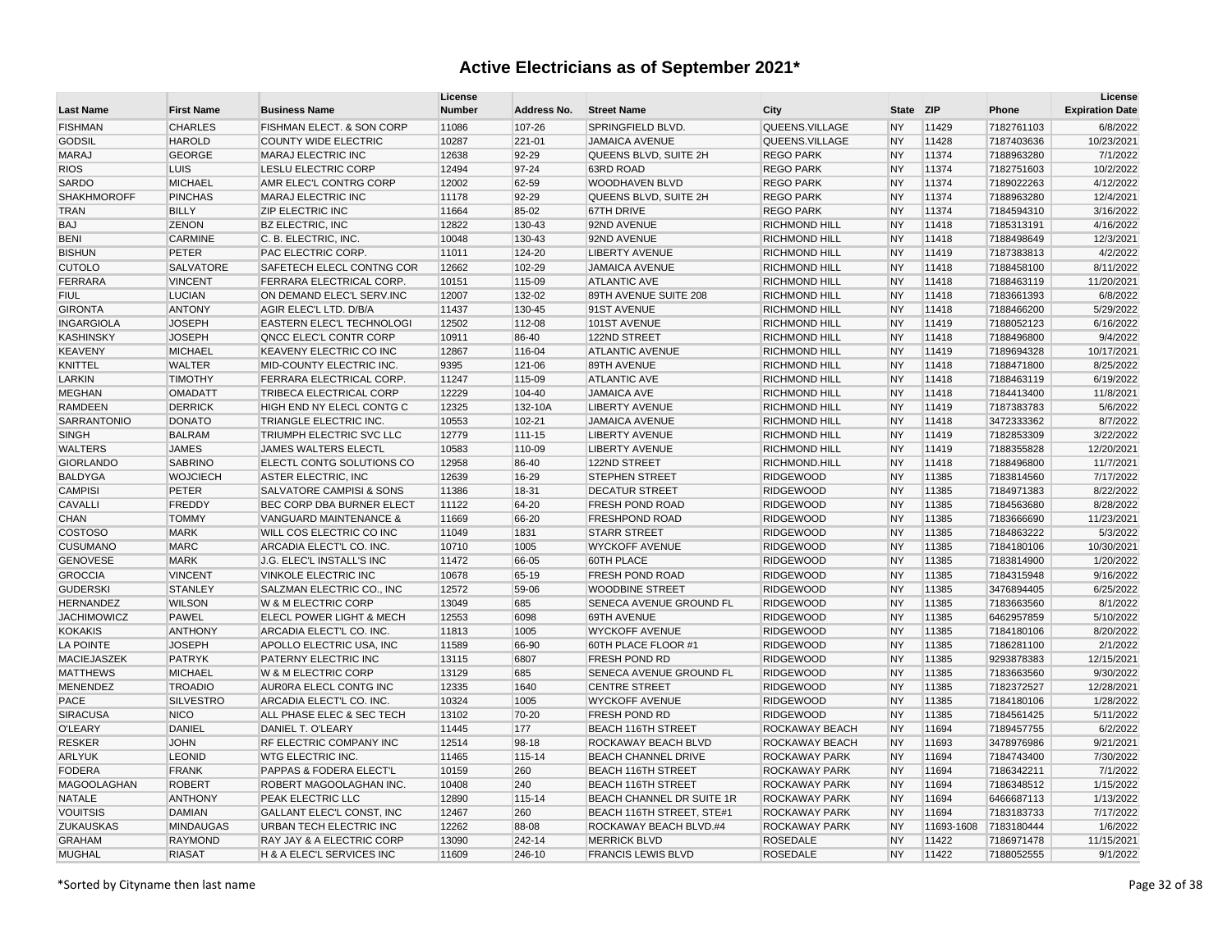# Active Electricians as of September 2021*

| Last Name | First Name | Business Name | License Number | Address No. | Street Name | City | State | ZIP | Phone | License Expiration Date |
|---|---|---|---|---|---|---|---|---|---|---|
| FISHMAN | CHARLES | FISHMAN ELECT. & SON CORP | 11086 | 107-26 | SPRINGFIELD BLVD. | QUEENS.VILLAGE | NY | 11429 | 7182761103 | 6/8/2022 |
| GODSIL | HAROLD | COUNTY WIDE ELECTRIC | 10287 | 221-01 | JAMAICA AVENUE | QUEENS.VILLAGE | NY | 11428 | 7187403636 | 10/23/2021 |
| MARAJ | GEORGE | MARAJ ELECTRIC INC | 12638 | 92-29 | QUEENS BLVD, SUITE 2H | REGO PARK | NY | 11374 | 7188963280 | 7/1/2022 |
| RIOS | LUIS | LESLU ELECTRIC CORP | 12494 | 97-24 | 63RD ROAD | REGO PARK | NY | 11374 | 7182751603 | 10/2/2022 |
| SARDO | MICHAEL | AMR ELEC'L CONTRG CORP | 12002 | 62-59 | WOODHAVEN BLVD | REGO PARK | NY | 11374 | 7189022263 | 4/12/2022 |
| SHAKHMOROFF | PINCHAS | MARAJ ELECTRIC INC | 11178 | 92-29 | QUEENS BLVD, SUITE 2H | REGO PARK | NY | 11374 | 7188963280 | 12/4/2021 |
| TRAN | BILLY | ZIP ELECTRIC INC | 11664 | 85-02 | 67TH DRIVE | REGO PARK | NY | 11374 | 7184594310 | 3/16/2022 |
| BAJ | ZENON | BZ ELECTRIC, INC | 12822 | 130-43 | 92ND AVENUE | RICHMOND HILL | NY | 11418 | 7185313191 | 4/16/2022 |
| BENI | CARMINE | C. B. ELECTRIC, INC. | 10048 | 130-43 | 92ND AVENUE | RICHMOND HILL | NY | 11418 | 7188498649 | 12/3/2021 |
| BISHUN | PETER | PAC ELECTRIC CORP. | 11011 | 124-20 | LIBERTY AVENUE | RICHMOND HILL | NY | 11419 | 7187383813 | 4/2/2022 |
| CUTOLO | SALVATORE | SAFETECH ELECL CONTNG COR | 12662 | 102-29 | JAMAICA AVENUE | RICHMOND HILL | NY | 11418 | 7188458100 | 8/11/2022 |
| FERRARA | VINCENT | FERRARA ELECTRICAL CORP. | 10151 | 115-09 | ATLANTIC AVE | RICHMOND HILL | NY | 11418 | 7188463119 | 11/20/2021 |
| FIUL | LUCIAN | ON DEMAND ELEC'L SERV.INC | 12007 | 132-02 | 89TH AVENUE SUITE 208 | RICHMOND HILL | NY | 11418 | 7183661393 | 6/8/2022 |
| GIRONTA | ANTONY | AGIR ELEC'L LTD. D/B/A | 11437 | 130-45 | 91ST AVENUE | RICHMOND HILL | NY | 11418 | 7188466200 | 5/29/2022 |
| INGARGIOLA | JOSEPH | EASTERN ELEC'L TECHNOLOGI | 12502 | 112-08 | 101ST AVENUE | RICHMOND HILL | NY | 11419 | 7188052123 | 6/16/2022 |
| KASHINSKY | JOSEPH | QNCC ELEC'L CONTR CORP | 10911 | 86-40 | 122ND STREET | RICHMOND HILL | NY | 11418 | 7188496800 | 9/4/2022 |
| KEAVENY | MICHAEL | KEAVENY ELECTRIC CO INC | 12867 | 116-04 | ATLANTIC AVENUE | RICHMOND HILL | NY | 11419 | 7189694328 | 10/17/2021 |
| KNITTEL | WALTER | MID-COUNTY ELECTRIC INC. | 9395 | 121-06 | 89TH AVENUE | RICHMOND HILL | NY | 11418 | 7188471800 | 8/25/2022 |
| LARKIN | TIMOTHY | FERRARA ELECTRICAL CORP. | 11247 | 115-09 | ATLANTIC AVE | RICHMOND HILL | NY | 11418 | 7188463119 | 6/19/2022 |
| MEGHAN | OMADATT | TRIBECA ELECTRICAL CORP | 12229 | 104-40 | JAMAICA AVE | RICHMOND HILL | NY | 11418 | 7184413400 | 11/8/2021 |
| RAMDEEN | DERRICK | HIGH END NY ELECL CONTG C | 12325 | 132-10A | LIBERTY AVENUE | RICHMOND HILL | NY | 11419 | 7187383783 | 5/6/2022 |
| SARRANTONIO | DONATO | TRIANGLE ELECTRIC INC. | 10553 | 102-21 | JAMAICA AVENUE | RICHMOND HILL | NY | 11418 | 3472333362 | 8/7/2022 |
| SINGH | BALRAM | TRIUMPH ELECTRIC SVC LLC | 12779 | 111-15 | LIBERTY AVENUE | RICHMOND HILL | NY | 11419 | 7182853309 | 3/22/2022 |
| WALTERS | JAMES | JAMES WALTERS ELECTL | 10583 | 110-09 | LIBERTY AVENUE | RICHMOND HILL | NY | 11419 | 7188355828 | 12/20/2021 |
| GIORLANDO | SABRINO | ELECTL CONTG SOLUTIONS CO | 12958 | 86-40 | 122ND STREET | RICHMOND.HILL | NY | 11418 | 7188496800 | 11/7/2021 |
| BALDYGA | WOJCIECH | ASTER ELECTRIC, INC | 12639 | 16-29 | STEPHEN STREET | RIDGEWOOD | NY | 11385 | 7183814560 | 7/17/2022 |
| CAMPISI | PETER | SALVATORE CAMPISI & SONS | 11386 | 18-31 | DECATUR STREET | RIDGEWOOD | NY | 11385 | 7184971383 | 8/22/2022 |
| CAVALLI | FREDDY | BEC CORP DBA BURNER ELECT | 11122 | 64-20 | FRESH POND ROAD | RIDGEWOOD | NY | 11385 | 7184563680 | 8/28/2022 |
| CHAN | TOMMY | VANGUARD MAINTENANCE & | 11669 | 66-20 | FRESHPOND ROAD | RIDGEWOOD | NY | 11385 | 7183666690 | 11/23/2021 |
| COSTOSO | MARK | WILL COS ELECTRIC CO INC | 11049 | 1831 | STARR STREET | RIDGEWOOD | NY | 11385 | 7184863222 | 5/3/2022 |
| CUSUMANO | MARC | ARCADIA ELECT'L CO. INC. | 10710 | 1005 | WYCKOFF AVENUE | RIDGEWOOD | NY | 11385 | 7184180106 | 10/30/2021 |
| GENOVESE | MARK | J.G. ELEC'L INSTALL'S INC | 11472 | 66-05 | 60TH PLACE | RIDGEWOOD | NY | 11385 | 7183814900 | 1/20/2022 |
| GROCCIA | VINCENT | VINKOLE ELECTRIC INC | 10678 | 65-19 | FRESH POND ROAD | RIDGEWOOD | NY | 11385 | 7184315948 | 9/16/2022 |
| GUDERSKI | STANLEY | SALZMAN ELECTRIC CO., INC | 12572 | 59-06 | WOODBINE STREET | RIDGEWOOD | NY | 11385 | 3476894405 | 6/25/2022 |
| HERNANDEZ | WILSON | W & M ELECTRIC CORP | 13049 | 685 | SENECA AVENUE GROUND FL | RIDGEWOOD | NY | 11385 | 7183663560 | 8/1/2022 |
| JACHIMOWICZ | PAWEL | ELECL POWER LIGHT & MECH | 12553 | 6098 | 69TH AVENUE | RIDGEWOOD | NY | 11385 | 6462957859 | 5/10/2022 |
| KOKAKIS | ANTHONY | ARCADIA ELECT'L CO. INC. | 11813 | 1005 | WYCKOFF AVENUE | RIDGEWOOD | NY | 11385 | 7184180106 | 8/20/2022 |
| LA POINTE | JOSEPH | APOLLO ELECTRIC USA, INC | 11589 | 66-90 | 60TH PLACE FLOOR #1 | RIDGEWOOD | NY | 11385 | 7186281100 | 2/1/2022 |
| MACIEJASZEK | PATRYK | PATERNY ELECTRIC INC | 13115 | 6807 | FRESH POND RD | RIDGEWOOD | NY | 11385 | 9293878383 | 12/15/2021 |
| MATTHEWS | MICHAEL | W & M ELECTRIC CORP | 13129 | 685 | SENECA AVENUE GROUND FL | RIDGEWOOD | NY | 11385 | 7183663560 | 9/30/2022 |
| MENENDEZ | TROADIO | AUR0RA ELECL CONTG INC | 12335 | 1640 | CENTRE STREET | RIDGEWOOD | NY | 11385 | 7182372527 | 12/28/2021 |
| PACE | SILVESTRO | ARCADIA ELECT'L CO. INC. | 10324 | 1005 | WYCKOFF AVENUE | RIDGEWOOD | NY | 11385 | 7184180106 | 1/28/2022 |
| SIRACUSA | NICO | ALL PHASE ELEC & SEC TECH | 13102 | 70-20 | FRESH POND RD | RIDGEWOOD | NY | 11385 | 7184561425 | 5/11/2022 |
| O'LEARY | DANIEL | DANIEL T. O'LEARY | 11445 | 177 | BEACH 116TH STREET | ROCKAWAY BEACH | NY | 11694 | 7189457755 | 6/2/2022 |
| RESKER | JOHN | RF ELECTRIC COMPANY INC | 12514 | 98-18 | ROCKAWAY BEACH BLVD | ROCKAWAY BEACH | NY | 11693 | 3478976986 | 9/21/2021 |
| ARLYUK | LEONID | WTG ELECTRIC INC. | 11465 | 115-14 | BEACH CHANNEL DRIVE | ROCKAWAY PARK | NY | 11694 | 7184743400 | 7/30/2022 |
| FODERA | FRANK | PAPPAS & FODERA ELECT'L | 10159 | 260 | BEACH 116TH STREET | ROCKAWAY PARK | NY | 11694 | 7186342211 | 7/1/2022 |
| MAGOOLAGHAN | ROBERT | ROBERT MAGOOLAGHAN INC. | 10408 | 240 | BEACH 116TH STREET | ROCKAWAY PARK | NY | 11694 | 7186348512 | 1/15/2022 |
| NATALE | ANTHONY | PEAK ELECTRIC LLC | 12890 | 115-14 | BEACH CHANNEL DR SUITE 1R | ROCKAWAY PARK | NY | 11694 | 6466687113 | 1/13/2022 |
| VOUITSIS | DAMIAN | GALLANT ELEC'L CONST, INC | 12467 | 260 | BEACH 116TH STREET, STE#1 | ROCKAWAY PARK | NY | 11694 | 7183183733 | 7/17/2022 |
| ZUKAUSKAS | MINDAUGAS | URBAN TECH ELECTRIC INC | 12262 | 88-08 | ROCKAWAY BEACH BLVD.#4 | ROCKAWAY PARK | NY | 11693-1608 | 7183180444 | 1/6/2022 |
| GRAHAM | RAYMOND | RAY JAY & A ELECTRIC CORP | 13090 | 242-14 | MERRICK BLVD | ROSEDALE | NY | 11422 | 7186971478 | 11/15/2021 |
| MUGHAL | RIASAT | H & A ELEC'L SERVICES INC | 11609 | 246-10 | FRANCIS LEWIS BLVD | ROSEDALE | NY | 11422 | 7188052555 | 9/1/2022 |

*Sorted by Cityname then last name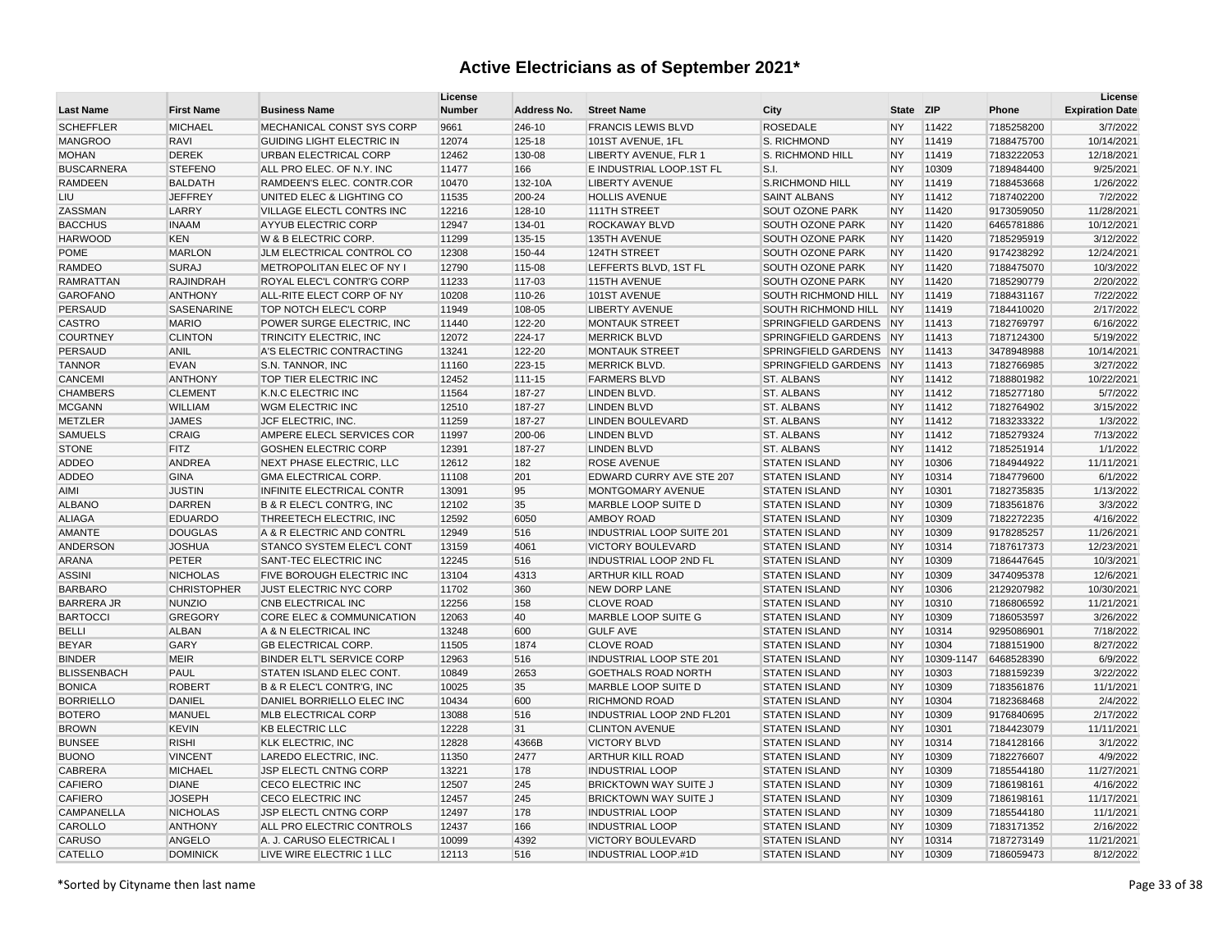# Active Electricians as of September 2021*

| Last Name | First Name | Business Name | License Number | Address No. | Street Name | City | State | ZIP | Phone | License Expiration Date |
|---|---|---|---|---|---|---|---|---|---|---|
| SCHEFFLER | MICHAEL | MECHANICAL CONST SYS CORP | 9661 | 246-10 | FRANCIS LEWIS BLVD | ROSEDALE | NY | 11422 | 7185258200 | 3/7/2022 |
| MANGROO | RAVI | GUIDING LIGHT ELECTRIC IN | 12074 | 125-18 | 101ST AVENUE, 1FL | S. RICHMOND | NY | 11419 | 7188475700 | 10/14/2021 |
| MOHAN | DEREK | URBAN ELECTRICAL CORP | 12462 | 130-08 | LIBERTY AVENUE, FLR 1 | S. RICHMOND HILL | NY | 11419 | 7183222053 | 12/18/2021 |
| BUSCARNERA | STEFENO | ALL PRO ELEC. OF N.Y. INC | 11477 | 166 | E INDUSTRIAL LOOP.1ST FL | S.I. | NY | 10309 | 7189484400 | 9/25/2021 |
| RAMDEEN | BALDATH | RAMDEEN'S ELEC. CONTR.COR | 10470 | 132-10A | LIBERTY AVENUE | S.RICHMOND HILL | NY | 11419 | 7188453668 | 1/26/2022 |
| LIU | JEFFREY | UNITED ELEC & LIGHTING CO | 11535 | 200-24 | HOLLIS AVENUE | SAINT ALBANS | NY | 11412 | 7187402200 | 7/2/2022 |
| ZASSMAN | LARRY | VILLAGE ELECTL CONTRS INC | 12216 | 128-10 | 111TH STREET | SOUT OZONE PARK | NY | 11420 | 9173059050 | 11/28/2021 |
| BACCHUS | INAAM | AYYUB ELECTRIC CORP | 12947 | 134-01 | ROCKAWAY BLVD | SOUTH OZONE PARK | NY | 11420 | 6465781886 | 10/12/2021 |
| HARWOOD | KEN | W & B ELECTRIC CORP. | 11299 | 135-15 | 135TH AVENUE | SOUTH OZONE PARK | NY | 11420 | 7185295919 | 3/12/2022 |
| POME | MARLON | JLM ELECTRICAL CONTROL CO | 12308 | 150-44 | 124TH STREET | SOUTH OZONE PARK | NY | 11420 | 9174238292 | 12/24/2021 |
| RAMDEO | SURAJ | METROPOLITAN ELEC OF NY I | 12790 | 115-08 | LEFFERTS BLVD, 1ST FL | SOUTH OZONE PARK | NY | 11420 | 7188475070 | 10/3/2022 |
| RAMRATTAN | RAJINDRAH | ROYAL ELEC'L CONTR'G CORP | 11233 | 117-03 | 115TH AVENUE | SOUTH OZONE PARK | NY | 11420 | 7185290779 | 2/20/2022 |
| GAROFANO | ANTHONY | ALL-RITE ELECT CORP OF NY | 10208 | 110-26 | 101ST AVENUE | SOUTH RICHMOND HILL | NY | 11419 | 7188431167 | 7/22/2022 |
| PERSAUD | SASENARINE | TOP NOTCH ELEC'L CORP | 11949 | 108-05 | LIBERTY AVENUE | SOUTH RICHMOND HILL | NY | 11419 | 7184410020 | 2/17/2022 |
| CASTRO | MARIO | POWER SURGE ELECTRIC, INC | 11440 | 122-20 | MONTAUK STREET | SPRINGFIELD GARDENS | NY | 11413 | 7182769797 | 6/16/2022 |
| COURTNEY | CLINTON | TRINCITY ELECTRIC, INC | 12072 | 224-17 | MERRICK BLVD | SPRINGFIELD GARDENS | NY | 11413 | 7187124300 | 5/19/2022 |
| PERSAUD | ANIL | A'S ELECTRIC CONTRACTING | 13241 | 122-20 | MONTAUK STREET | SPRINGFIELD GARDENS | NY | 11413 | 3478948988 | 10/14/2021 |
| TANNOR | EVAN | S.N. TANNOR, INC | 11160 | 223-15 | MERRICK BLVD. | SPRINGFIELD GARDENS | NY | 11413 | 7182766985 | 3/27/2022 |
| CANCEMI | ANTHONY | TOP TIER ELECTRIC INC | 12452 | 111-15 | FARMERS BLVD | ST. ALBANS | NY | 11412 | 7188801982 | 10/22/2021 |
| CHAMBERS | CLEMENT | K.N.C ELECTRIC INC | 11564 | 187-27 | LINDEN BLVD. | ST. ALBANS | NY | 11412 | 7185277180 | 5/7/2022 |
| MCGANN | WILLIAM | WGM ELECTRIC INC | 12510 | 187-27 | LINDEN BLVD | ST. ALBANS | NY | 11412 | 7182764902 | 3/15/2022 |
| METZLER | JAMES | JCF ELECTRIC, INC. | 11259 | 187-27 | LINDEN BOULEVARD | ST. ALBANS | NY | 11412 | 7183233322 | 1/3/2022 |
| SAMUELS | CRAIG | AMPERE ELECL SERVICES COR | 11997 | 200-06 | LINDEN BLVD | ST. ALBANS | NY | 11412 | 7185279324 | 7/13/2022 |
| STONE | FITZ | GOSHEN ELECTRIC CORP | 12391 | 187-27 | LINDEN BLVD | ST. ALBANS | NY | 11412 | 7185251914 | 1/1/2022 |
| ADDEO | ANDREA | NEXT PHASE ELECTRIC, LLC | 12612 | 182 | ROSE AVENUE | STATEN ISLAND | NY | 10306 | 7184944922 | 11/11/2021 |
| ADDEO | GINA | GMA ELECTRICAL CORP. | 11108 | 201 | EDWARD CURRY AVE STE 207 | STATEN ISLAND | NY | 10314 | 7184779600 | 6/1/2022 |
| AIMI | JUSTIN | INFINITE ELECTRICAL CONTR | 13091 | 95 | MONTGOMARY AVENUE | STATEN ISLAND | NY | 10301 | 7182735835 | 1/13/2022 |
| ALBANO | DARREN | B & R ELEC'L CONTR'G, INC | 12102 | 35 | MARBLE LOOP SUITE D | STATEN ISLAND | NY | 10309 | 7183561876 | 3/3/2022 |
| ALIAGA | EDUARDO | THREETECH ELECTRIC, INC | 12592 | 6050 | AMBOY ROAD | STATEN ISLAND | NY | 10309 | 7182272235 | 4/16/2022 |
| AMANTE | DOUGLAS | A & R ELECTRIC AND CONTRL | 12949 | 516 | INDUSTRIAL LOOP SUITE 201 | STATEN ISLAND | NY | 10309 | 9178285257 | 11/26/2021 |
| ANDERSON | JOSHUA | STANCO SYSTEM ELEC'L CONT | 13159 | 4061 | VICTORY BOULEVARD | STATEN ISLAND | NY | 10314 | 7187617373 | 12/23/2021 |
| ARANA | PETER | SANT-TEC ELECTRIC INC | 12245 | 516 | INDUSTRIAL LOOP 2ND FL | STATEN ISLAND | NY | 10309 | 7186447645 | 10/3/2021 |
| ASSINI | NICHOLAS | FIVE BOROUGH ELECTRIC INC | 13104 | 4313 | ARTHUR KILL ROAD | STATEN ISLAND | NY | 10309 | 3474095378 | 12/6/2021 |
| BARBARO | CHRISTOPHER | JUST ELECTRIC NYC CORP | 11702 | 360 | NEW DORP LANE | STATEN ISLAND | NY | 10306 | 2129207982 | 10/30/2021 |
| BARRERA JR | NUNZIO | CNB ELECTRICAL INC | 12256 | 158 | CLOVE ROAD | STATEN ISLAND | NY | 10310 | 7186806592 | 11/21/2021 |
| BARTOCCI | GREGORY | CORE ELEC & COMMUNICATION | 12063 | 40 | MARBLE LOOP SUITE G | STATEN ISLAND | NY | 10309 | 7186053597 | 3/26/2022 |
| BELLI | ALBAN | A & N ELECTRICAL INC | 13248 | 600 | GULF AVE | STATEN ISLAND | NY | 10314 | 9295086901 | 7/18/2022 |
| BEYAR | GARY | GB ELECTRICAL CORP. | 11505 | 1874 | CLOVE ROAD | STATEN ISLAND | NY | 10304 | 7188151900 | 8/27/2022 |
| BINDER | MEIR | BINDER ELT'L SERVICE CORP | 12963 | 516 | INDUSTRIAL LOOP STE 201 | STATEN ISLAND | NY | 10309-1147 | 6468528390 | 6/9/2022 |
| BLISSENBACH | PAUL | STATEN ISLAND ELEC CONT. | 10849 | 2653 | GOETHALS ROAD NORTH | STATEN ISLAND | NY | 10303 | 7188159239 | 3/22/2022 |
| BONICA | ROBERT | B & R ELEC'L CONTR'G, INC | 10025 | 35 | MARBLE LOOP SUITE D | STATEN ISLAND | NY | 10309 | 7183561876 | 11/1/2021 |
| BORRIELLO | DANIEL | DANIEL BORRIELLO ELEC INC | 10434 | 600 | RICHMOND ROAD | STATEN ISLAND | NY | 10304 | 7182368468 | 2/4/2022 |
| BOTERO | MANUEL | MLB ELECTRICAL CORP | 13088 | 516 | INDUSTRIAL LOOP 2ND FL201 | STATEN ISLAND | NY | 10309 | 9176840695 | 2/17/2022 |
| BROWN | KEVIN | KB ELECTRIC LLC | 12228 | 31 | CLINTON AVENUE | STATEN ISLAND | NY | 10301 | 7184423079 | 11/11/2021 |
| BUNSEE | RISHI | KLK ELECTRIC, INC | 12828 | 4366B | VICTORY BLVD | STATEN ISLAND | NY | 10314 | 7184128166 | 3/1/2022 |
| BUONO | VINCENT | LAREDO ELECTRIC, INC. | 11350 | 2477 | ARTHUR KILL ROAD | STATEN ISLAND | NY | 10309 | 7182276607 | 4/9/2022 |
| CABRERA | MICHAEL | JSP ELECTL CNTNG CORP | 13221 | 178 | INDUSTRIAL LOOP | STATEN ISLAND | NY | 10309 | 7185544180 | 11/27/2021 |
| CAFIERO | DIANE | CECO ELECTRIC INC | 12507 | 245 | BRICKTOWN WAY SUITE J | STATEN ISLAND | NY | 10309 | 7186198161 | 4/16/2022 |
| CAFIERO | JOSEPH | CECO ELECTRIC INC | 12457 | 245 | BRICKTOWN WAY SUITE J | STATEN ISLAND | NY | 10309 | 7186198161 | 11/17/2021 |
| CAMPANELLA | NICHOLAS | JSP ELECTL CNTNG CORP | 12497 | 178 | INDUSTRIAL LOOP | STATEN ISLAND | NY | 10309 | 7185544180 | 11/1/2021 |
| CAROLLO | ANTHONY | ALL PRO ELECTRIC CONTROLS | 12437 | 166 | INDUSTRIAL LOOP | STATEN ISLAND | NY | 10309 | 7183171352 | 2/16/2022 |
| CARUSO | ANGELO | A. J. CARUSO ELECTRICAL I | 10099 | 4392 | VICTORY BOULEVARD | STATEN ISLAND | NY | 10314 | 7187273149 | 11/21/2021 |
| CATELLO | DOMINICK | LIVE WIRE ELECTRIC 1 LLC | 12113 | 516 | INDUSTRIAL LOOP.#1D | STATEN ISLAND | NY | 10309 | 7186059473 | 8/12/2022 |

*Sorted by Cityname then last name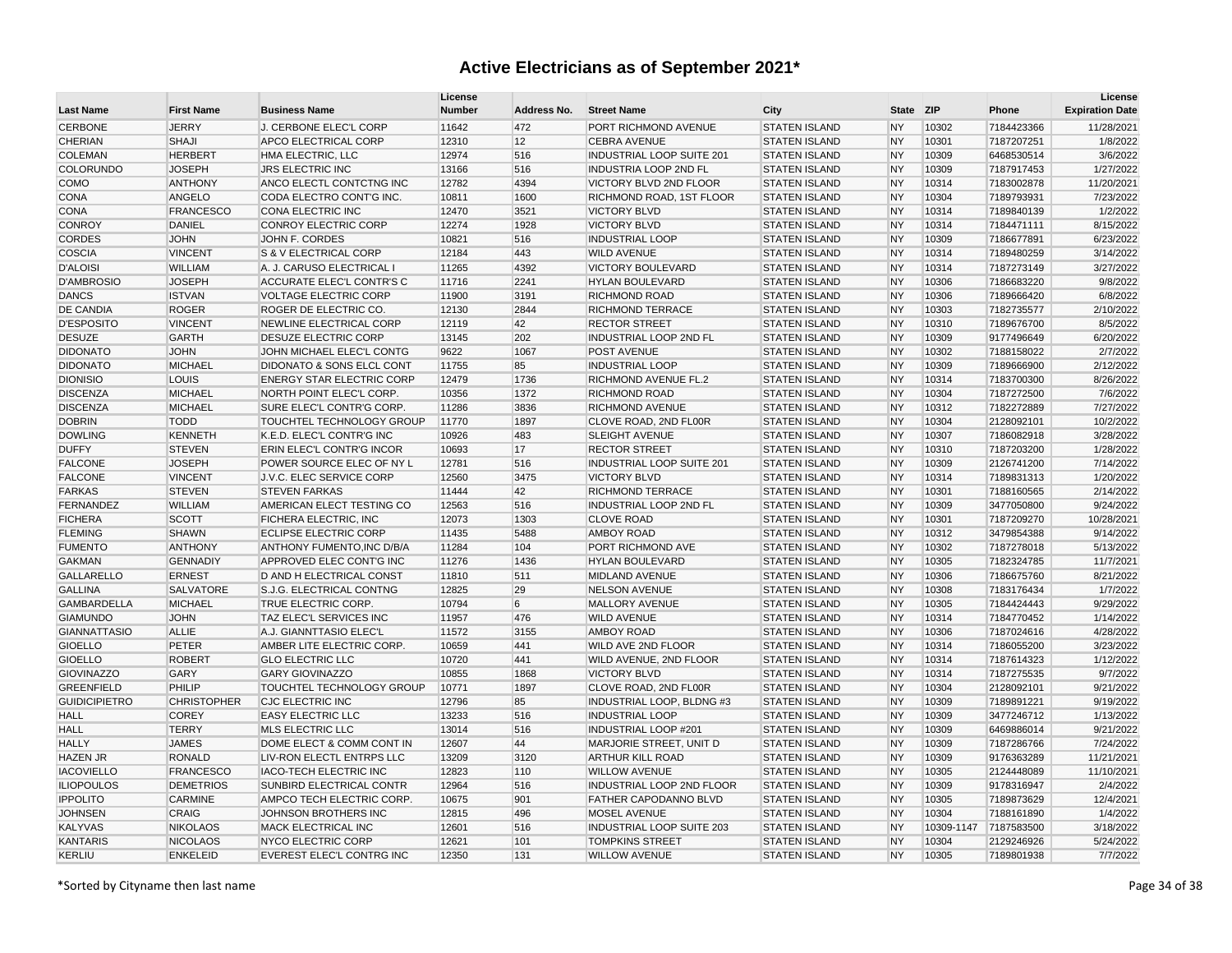# Active Electricians as of September 2021*

| Last Name | First Name | Business Name | License Number | Address No. | Street Name | City | State | ZIP | Phone | License Expiration Date |
|---|---|---|---|---|---|---|---|---|---|---|
| CERBONE | JERRY | J. CERBONE ELEC'L CORP | 11642 | 472 | PORT RICHMOND AVENUE | STATEN ISLAND | NY | 10302 | 7184423366 | 11/28/2021 |
| CHERIAN | SHAJI | APCO ELECTRICAL CORP | 12310 | 12 | CEBRA AVENUE | STATEN ISLAND | NY | 10301 | 7187207251 | 1/8/2022 |
| COLEMAN | HERBERT | HMA ELECTRIC, LLC | 12974 | 516 | INDUSTRIAL LOOP SUITE 201 | STATEN ISLAND | NY | 10309 | 6468530514 | 3/6/2022 |
| COLORUNDO | JOSEPH | JRS ELECTRIC INC | 13166 | 516 | INDUSTRIA LOOP 2ND FL | STATEN ISLAND | NY | 10309 | 7187917453 | 1/27/2022 |
| COMO | ANTHONY | ANCO ELECTL CONTCTNG INC | 12782 | 4394 | VICTORY BLVD 2ND FLOOR | STATEN ISLAND | NY | 10314 | 7183002878 | 11/20/2021 |
| CONA | ANGELO | CODA ELECTRO CONT'G INC. | 10811 | 1600 | RICHMOND ROAD, 1ST FLOOR | STATEN ISLAND | NY | 10304 | 7189793931 | 7/23/2022 |
| CONA | FRANCESCO | CONA ELECTRIC INC | 12470 | 3521 | VICTORY BLVD | STATEN ISLAND | NY | 10314 | 7189840139 | 1/2/2022 |
| CONROY | DANIEL | CONROY ELECTRIC CORP | 12274 | 1928 | VICTORY BLVD | STATEN ISLAND | NY | 10314 | 7184471111 | 8/15/2022 |
| CORDES | JOHN | JOHN F. CORDES | 10821 | 516 | INDUSTRIAL LOOP | STATEN ISLAND | NY | 10309 | 7186677891 | 6/23/2022 |
| COSCIA | VINCENT | S & V ELECTRICAL CORP | 12184 | 443 | WILD AVENUE | STATEN ISLAND | NY | 10314 | 7189480259 | 3/14/2022 |
| D'ALOISI | WILLIAM | A. J. CARUSO ELECTRICAL I | 11265 | 4392 | VICTORY BOULEVARD | STATEN ISLAND | NY | 10314 | 7187273149 | 3/27/2022 |
| D'AMBROSIO | JOSEPH | ACCURATE ELEC'L CONTR'S C | 11716 | 2241 | HYLAN BOULEVARD | STATEN ISLAND | NY | 10306 | 7186683220 | 9/8/2022 |
| DANCS | ISTVAN | VOLTAGE ELECTRIC CORP | 11900 | 3191 | RICHMOND ROAD | STATEN ISLAND | NY | 10306 | 7189666420 | 6/8/2022 |
| DE CANDIA | ROGER | ROGER DE ELECTRIC CO. | 12130 | 2844 | RICHMOND TERRACE | STATEN ISLAND | NY | 10303 | 7182735577 | 2/10/2022 |
| D'ESPOSITO | VINCENT | NEWLINE ELECTRICAL CORP | 12119 | 42 | RECTOR STREET | STATEN ISLAND | NY | 10310 | 7189676700 | 8/5/2022 |
| DESUZE | GARTH | DESUZE ELECTRIC CORP | 13145 | 202 | INDUSTRIAL LOOP 2ND FL | STATEN ISLAND | NY | 10309 | 9177496649 | 6/20/2022 |
| DIDONATO | JOHN | JOHN MICHAEL ELEC'L CONTG | 9622 | 1067 | POST AVENUE | STATEN ISLAND | NY | 10302 | 7188158022 | 2/7/2022 |
| DIDONATO | MICHAEL | DIDONATO & SONS ELCL CONT | 11755 | 85 | INDUSTRIAL LOOP | STATEN ISLAND | NY | 10309 | 7189666900 | 2/12/2022 |
| DIONISIO | LOUIS | ENERGY STAR ELECTRIC CORP | 12479 | 1736 | RICHMOND AVENUE FL.2 | STATEN ISLAND | NY | 10314 | 7183700300 | 8/26/2022 |
| DISCENZA | MICHAEL | NORTH POINT ELEC'L CORP. | 10356 | 1372 | RICHMOND ROAD | STATEN ISLAND | NY | 10304 | 7187272500 | 7/6/2022 |
| DISCENZA | MICHAEL | SURE ELEC'L CONTR'G CORP. | 11286 | 3836 | RICHMOND AVENUE | STATEN ISLAND | NY | 10312 | 7182272889 | 7/27/2022 |
| DOBRIN | TODD | TOUCHTEL TECHNOLOGY GROUP | 11770 | 1897 | CLOVE ROAD, 2ND FL00R | STATEN ISLAND | NY | 10304 | 2128092101 | 10/2/2022 |
| DOWLING | KENNETH | K.E.D. ELEC'L CONTR'G INC | 10926 | 483 | SLEIGHT AVENUE | STATEN ISLAND | NY | 10307 | 7186082918 | 3/28/2022 |
| DUFFY | STEVEN | ERIN ELEC'L CONTR'G INCOR | 10693 | 17 | RECTOR STREET | STATEN ISLAND | NY | 10310 | 7187203200 | 1/28/2022 |
| FALCONE | JOSEPH | POWER SOURCE ELEC OF NY L | 12781 | 516 | INDUSTRIAL LOOP SUITE 201 | STATEN ISLAND | NY | 10309 | 2126741200 | 7/14/2022 |
| FALCONE | VINCENT | J.V.C. ELEC SERVICE CORP | 12560 | 3475 | VICTORY BLVD | STATEN ISLAND | NY | 10314 | 7189831313 | 1/20/2022 |
| FARKAS | STEVEN | STEVEN FARKAS | 11444 | 42 | RICHMOND TERRACE | STATEN ISLAND | NY | 10301 | 7188160565 | 2/14/2022 |
| FERNANDEZ | WILLIAM | AMERICAN ELECT TESTING CO | 12563 | 516 | INDUSTRIAL LOOP 2ND FL | STATEN ISLAND | NY | 10309 | 3477050800 | 9/24/2022 |
| FICHERA | SCOTT | FICHERA ELECTRIC, INC | 12073 | 1303 | CLOVE ROAD | STATEN ISLAND | NY | 10301 | 7187209270 | 10/28/2021 |
| FLEMING | SHAWN | ECLIPSE ELECTRIC CORP | 11435 | 5488 | AMBOY ROAD | STATEN ISLAND | NY | 10312 | 3479854388 | 9/14/2022 |
| FUMENTO | ANTHONY | ANTHONY FUMENTO,INC D/B/A | 11284 | 104 | PORT RICHMOND AVE | STATEN ISLAND | NY | 10302 | 7187278018 | 5/13/2022 |
| GAKMAN | GENNADIY | APPROVED ELEC CONT'G INC | 11276 | 1436 | HYLAN BOULEVARD | STATEN ISLAND | NY | 10305 | 7182324785 | 11/7/2021 |
| GALLARELLO | ERNEST | D AND H ELECTRICAL CONST | 11810 | 511 | MIDLAND AVENUE | STATEN ISLAND | NY | 10306 | 7186675760 | 8/21/2022 |
| GALLINA | SALVATORE | S.J.G. ELECTRICAL CONTNG | 12825 | 29 | NELSON AVENUE | STATEN ISLAND | NY | 10308 | 7183176434 | 1/7/2022 |
| GAMBARDELLA | MICHAEL | TRUE ELECTRIC CORP. | 10794 | 6 | MALLORY AVENUE | STATEN ISLAND | NY | 10305 | 7184424443 | 9/29/2022 |
| GIAMUNDO | JOHN | TAZ ELEC'L SERVICES INC | 11957 | 476 | WILD AVENUE | STATEN ISLAND | NY | 10314 | 7184770452 | 1/14/2022 |
| GIANNATTASIO | ALLIE | A.J. GIANNTTASIO ELEC'L | 11572 | 3155 | AMBOY ROAD | STATEN ISLAND | NY | 10306 | 7187024616 | 4/28/2022 |
| GIOELLO | PETER | AMBER LITE ELECTRIC CORP. | 10659 | 441 | WILD AVE 2ND FLOOR | STATEN ISLAND | NY | 10314 | 7186055200 | 3/23/2022 |
| GIOELLO | ROBERT | GLO ELECTRIC LLC | 10720 | 441 | WILD AVENUE, 2ND FLOOR | STATEN ISLAND | NY | 10314 | 7187614323 | 1/12/2022 |
| GIOVINAZZO | GARY | GARY GIOVINAZZO | 10855 | 1868 | VICTORY BLVD | STATEN ISLAND | NY | 10314 | 7187275535 | 9/7/2022 |
| GREENFIELD | PHILIP | TOUCHTEL TECHNOLOGY GROUP | 10771 | 1897 | CLOVE ROAD, 2ND FL00R | STATEN ISLAND | NY | 10304 | 2128092101 | 9/21/2022 |
| GUIDICIPIETRO | CHRISTOPHER | CJC ELECTRIC INC | 12796 | 85 | INDUSTRIAL LOOP, BLDNG #3 | STATEN ISLAND | NY | 10309 | 7189891221 | 9/19/2022 |
| HALL | COREY | EASY ELECTRIC LLC | 13233 | 516 | INDUSTRIAL LOOP | STATEN ISLAND | NY | 10309 | 3477246712 | 1/13/2022 |
| HALL | TERRY | MLS ELECTRIC LLC | 13014 | 516 | INDUSTRIAL LOOP #201 | STATEN ISLAND | NY | 10309 | 6469886014 | 9/21/2022 |
| HALLY | JAMES | DOME ELECT & COMM CONT IN | 12607 | 44 | MARJORIE STREET, UNIT D | STATEN ISLAND | NY | 10309 | 7187286766 | 7/24/2022 |
| HAZEN JR | RONALD | LIV-RON ELECTL ENTRPS LLC | 13209 | 3120 | ARTHUR KILL ROAD | STATEN ISLAND | NY | 10309 | 9176363289 | 11/21/2021 |
| IACOVIELLO | FRANCESCO | IACO-TECH ELECTRIC INC | 12823 | 110 | WILLOW AVENUE | STATEN ISLAND | NY | 10305 | 2124448089 | 11/10/2021 |
| ILIOPOULOS | DEMETRIOS | SUNBIRD ELECTRICAL CONTR | 12964 | 516 | INDUSTRIAL LOOP 2ND FLOOR | STATEN ISLAND | NY | 10309 | 9178316947 | 2/4/2022 |
| IPPOLITO | CARMINE | AMPCO TECH ELECTRIC CORP. | 10675 | 901 | FATHER CAPODANNO BLVD | STATEN ISLAND | NY | 10305 | 7189873629 | 12/4/2021 |
| JOHNSEN | CRAIG | JOHNSON BROTHERS INC | 12815 | 496 | MOSEL AVENUE | STATEN ISLAND | NY | 10304 | 7188161890 | 1/4/2022 |
| KALYVAS | NIKOLAOS | MACK ELECTRICAL INC | 12601 | 516 | INDUSTRIAL LOOP SUITE 203 | STATEN ISLAND | NY | 10309-1147 | 7187583500 | 3/18/2022 |
| KANTARIS | NICOLAOS | NYCO ELECTRIC CORP | 12621 | 101 | TOMPKINS STREET | STATEN ISLAND | NY | 10304 | 2129246926 | 5/24/2022 |
| KERLIU | ENKELEID | EVEREST ELEC'L CONTRG INC | 12350 | 131 | WILLOW AVENUE | STATEN ISLAND | NY | 10305 | 7189801938 | 7/7/2022 |

*Sorted by Cityname then last name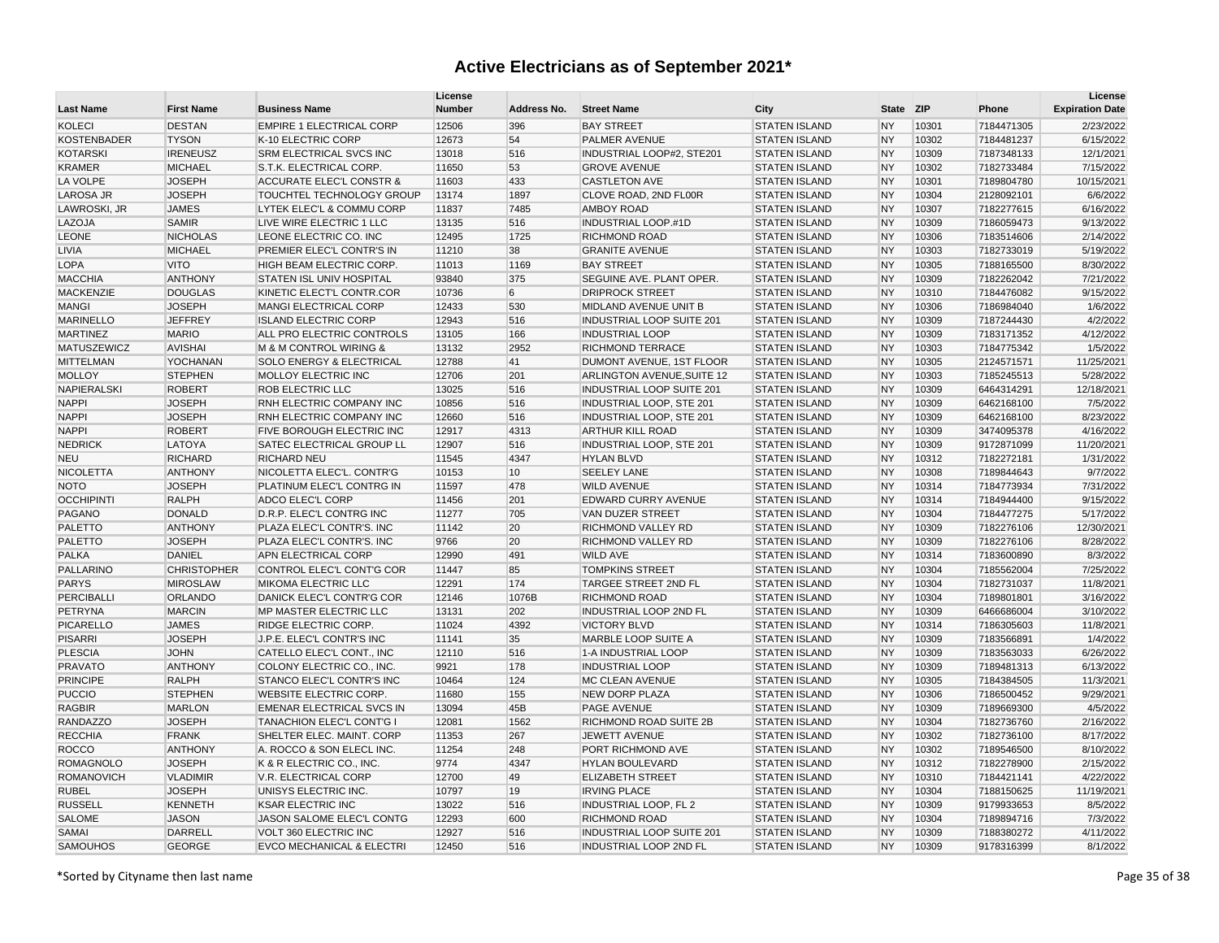# Active Electricians as of September 2021*

| Last Name | First Name | Business Name | License Number | Address No. | Street Name | City | State | ZIP | Phone | License Expiration Date |
|---|---|---|---|---|---|---|---|---|---|---|
| KOLECI | DESTAN | EMPIRE 1 ELECTRICAL CORP | 12506 | 396 | BAY STREET | STATEN ISLAND | NY | 10301 | 7184471305 | 2/23/2022 |
| KOSTENBADER | TYSON | K-10 ELECTRIC CORP | 12673 | 54 | PALMER AVENUE | STATEN ISLAND | NY | 10302 | 7184481237 | 6/15/2022 |
| KOTARSKI | IRENEUSZ | SRM ELECTRICAL SVCS INC | 13018 | 516 | INDUSTRIAL LOOP#2, STE201 | STATEN ISLAND | NY | 10309 | 7187348133 | 12/1/2021 |
| KRAMER | MICHAEL | S.T.K. ELECTRICAL CORP. | 11650 | 53 | GROVE AVENUE | STATEN ISLAND | NY | 10302 | 7182733484 | 7/15/2022 |
| LA VOLPE | JOSEPH | ACCURATE ELEC'L CONSTR & | 11603 | 433 | CASTLETON AVE | STATEN ISLAND | NY | 10301 | 7189804780 | 10/15/2021 |
| LAROSA JR | JOSEPH | TOUCHTEL TECHNOLOGY GROUP | 13174 | 1897 | CLOVE ROAD, 2ND FL00R | STATEN ISLAND | NY | 10304 | 2128092101 | 6/6/2022 |
| LAWROSKI, JR | JAMES | LYTEK ELEC'L & COMMU CORP | 11837 | 7485 | AMBOY ROAD | STATEN ISLAND | NY | 10307 | 7182277615 | 6/16/2022 |
| LAZOJA | SAMIR | LIVE WIRE ELECTRIC 1 LLC | 13135 | 516 | INDUSTRIAL LOOP.#1D | STATEN ISLAND | NY | 10309 | 7186059473 | 9/13/2022 |
| LEONE | NICHOLAS | LEONE ELECTRIC CO. INC | 12495 | 1725 | RICHMOND ROAD | STATEN ISLAND | NY | 10306 | 7183514606 | 2/14/2022 |
| LIVIA | MICHAEL | PREMIER ELEC'L CONTR'S IN | 11210 | 38 | GRANITE AVENUE | STATEN ISLAND | NY | 10303 | 7182733019 | 5/19/2022 |
| LOPA | VITO | HIGH BEAM ELECTRIC CORP. | 11013 | 1169 | BAY STREET | STATEN ISLAND | NY | 10305 | 7188165500 | 8/30/2022 |
| MACCHIA | ANTHONY | STATEN ISL UNIV HOSPITAL | 93840 | 375 | SEGUINE AVE. PLANT OPER. | STATEN ISLAND | NY | 10309 | 7182262042 | 7/21/2022 |
| MACKENZIE | DOUGLAS | KINETIC ELECT'L CONTR.COR | 10736 | 6 | DRIPROCK STREET | STATEN ISLAND | NY | 10310 | 7184476082 | 9/15/2022 |
| MANGI | JOSEPH | MANGI ELECTRICAL CORP | 12433 | 530 | MIDLAND AVENUE UNIT B | STATEN ISLAND | NY | 10306 | 7186984040 | 1/6/2022 |
| MARINELLO | JEFFREY | ISLAND ELECTRIC CORP | 12943 | 516 | INDUSTRIAL LOOP SUITE 201 | STATEN ISLAND | NY | 10309 | 7187244430 | 4/2/2022 |
| MARTINEZ | MARIO | ALL PRO ELECTRIC CONTROLS | 13105 | 166 | INDUSTRIAL LOOP | STATEN ISLAND | NY | 10309 | 7183171352 | 4/12/2022 |
| MATUSZEWICZ | AVISHAI | M & M CONTROL WIRING & | 13132 | 2952 | RICHMOND TERRACE | STATEN ISLAND | NY | 10303 | 7184775342 | 1/5/2022 |
| MITTELMAN | YOCHANAN | SOLO ENERGY & ELECTRICAL | 12788 | 41 | DUMONT AVENUE, 1ST FLOOR | STATEN ISLAND | NY | 10305 | 2124571571 | 11/25/2021 |
| MOLLOY | STEPHEN | MOLLOY ELECTRIC INC | 12706 | 201 | ARLINGTON AVENUE,SUITE 12 | STATEN ISLAND | NY | 10303 | 7185245513 | 5/28/2022 |
| NAPIERALSKI | ROBERT | ROB ELECTRIC LLC | 13025 | 516 | INDUSTRIAL LOOP SUITE 201 | STATEN ISLAND | NY | 10309 | 6464314291 | 12/18/2021 |
| NAPPI | JOSEPH | RNH ELECTRIC COMPANY INC | 10856 | 516 | INDUSTRIAL LOOP, STE 201 | STATEN ISLAND | NY | 10309 | 6462168100 | 7/5/2022 |
| NAPPI | JOSEPH | RNH ELECTRIC COMPANY INC | 12660 | 516 | INDUSTRIAL LOOP, STE 201 | STATEN ISLAND | NY | 10309 | 6462168100 | 8/23/2022 |
| NAPPI | ROBERT | FIVE BOROUGH ELECTRIC INC | 12917 | 4313 | ARTHUR KILL ROAD | STATEN ISLAND | NY | 10309 | 3474095378 | 4/16/2022 |
| NEDRICK | LATOYA | SATEC ELECTRICAL GROUP LL | 12907 | 516 | INDUSTRIAL LOOP, STE 201 | STATEN ISLAND | NY | 10309 | 9172871099 | 11/20/2021 |
| NEU | RICHARD | RICHARD NEU | 11545 | 4347 | HYLAN BLVD | STATEN ISLAND | NY | 10312 | 7182272181 | 1/31/2022 |
| NICOLETTA | ANTHONY | NICOLETTA ELEC'L. CONTR'G | 10153 | 10 | SEELEY LANE | STATEN ISLAND | NY | 10308 | 7189844643 | 9/7/2022 |
| NOTO | JOSEPH | PLATINUM ELEC'L CONTRG IN | 11597 | 478 | WILD AVENUE | STATEN ISLAND | NY | 10314 | 7184773934 | 7/31/2022 |
| OCCHIPINTI | RALPH | ADCO ELEC'L CORP | 11456 | 201 | EDWARD CURRY AVENUE | STATEN ISLAND | NY | 10314 | 7184944400 | 9/15/2022 |
| PAGANO | DONALD | D.R.P. ELEC'L CONTRG INC | 11277 | 705 | VAN DUZER STREET | STATEN ISLAND | NY | 10304 | 7184477275 | 5/17/2022 |
| PALETTO | ANTHONY | PLAZA ELEC'L CONTR'S. INC | 11142 | 20 | RICHMOND VALLEY RD | STATEN ISLAND | NY | 10309 | 7182276106 | 12/30/2021 |
| PALETTO | JOSEPH | PLAZA ELEC'L CONTR'S. INC | 9766 | 20 | RICHMOND VALLEY RD | STATEN ISLAND | NY | 10309 | 7182276106 | 8/28/2022 |
| PALKA | DANIEL | APN ELECTRICAL CORP | 12990 | 491 | WILD AVE | STATEN ISLAND | NY | 10314 | 7183600890 | 8/3/2022 |
| PALLARINO | CHRISTOPHER | CONTROL ELEC'L CONT'G COR | 11447 | 85 | TOMPKINS STREET | STATEN ISLAND | NY | 10304 | 7185562004 | 7/25/2022 |
| PARYS | MIROSLAW | MIKOMA ELECTRIC LLC | 12291 | 174 | TARGEE STREET 2ND FL | STATEN ISLAND | NY | 10304 | 7182731037 | 11/8/2021 |
| PERCIBALLI | ORLANDO | DANICK ELEC'L CONTR'G COR | 12146 | 1076B | RICHMOND ROAD | STATEN ISLAND | NY | 10304 | 7189801801 | 3/16/2022 |
| PETRYNA | MARCIN | MP MASTER ELECTRIC LLC | 13131 | 202 | INDUSTRIAL LOOP 2ND FL | STATEN ISLAND | NY | 10309 | 6466686004 | 3/10/2022 |
| PICARELLO | JAMES | RIDGE ELECTRIC CORP. | 11024 | 4392 | VICTORY BLVD | STATEN ISLAND | NY | 10314 | 7186305603 | 11/8/2021 |
| PISARRI | JOSEPH | J.P.E. ELEC'L CONTR'S INC | 11141 | 35 | MARBLE LOOP SUITE A | STATEN ISLAND | NY | 10309 | 7183566891 | 1/4/2022 |
| PLESCIA | JOHN | CATELLO ELEC'L CONT., INC | 12110 | 516 | 1-A INDUSTRIAL LOOP | STATEN ISLAND | NY | 10309 | 7183563033 | 6/26/2022 |
| PRAVATO | ANTHONY | COLONY ELECTRIC CO., INC. | 9921 | 178 | INDUSTRIAL LOOP | STATEN ISLAND | NY | 10309 | 7189481313 | 6/13/2022 |
| PRINCIPE | RALPH | STANCO ELEC'L CONTR'S INC | 10464 | 124 | MC CLEAN AVENUE | STATEN ISLAND | NY | 10305 | 7184384505 | 11/3/2021 |
| PUCCIO | STEPHEN | WEBSITE ELECTRIC CORP. | 11680 | 155 | NEW DORP PLAZA | STATEN ISLAND | NY | 10306 | 7186500452 | 9/29/2021 |
| RAGBIR | MARLON | EMENAR ELECTRICAL SVCS IN | 13094 | 45B | PAGE AVENUE | STATEN ISLAND | NY | 10309 | 7189669300 | 4/5/2022 |
| RANDAZZO | JOSEPH | TANACHION ELEC'L CONT'G I | 12081 | 1562 | RICHMOND ROAD SUITE 2B | STATEN ISLAND | NY | 10304 | 7182736760 | 2/16/2022 |
| RECCHIA | FRANK | SHELTER ELEC. MAINT. CORP | 11353 | 267 | JEWETT AVENUE | STATEN ISLAND | NY | 10302 | 7182736100 | 8/17/2022 |
| ROCCO | ANTHONY | A. ROCCO & SON ELECL INC. | 11254 | 248 | PORT RICHMOND AVE | STATEN ISLAND | NY | 10302 | 7189546500 | 8/10/2022 |
| ROMAGNOLO | JOSEPH | K & R ELECTRIC CO., INC. | 9774 | 4347 | HYLAN BOULEVARD | STATEN ISLAND | NY | 10312 | 7182278900 | 2/15/2022 |
| ROMANOVICH | VLADIMIR | V.R. ELECTRICAL CORP | 12700 | 49 | ELIZABETH STREET | STATEN ISLAND | NY | 10310 | 7184421141 | 4/22/2022 |
| RUBEL | JOSEPH | UNISYS ELECTRIC INC. | 10797 | 19 | IRVING PLACE | STATEN ISLAND | NY | 10304 | 7188150625 | 11/19/2021 |
| RUSSELL | KENNETH | KSAR ELECTRIC INC | 13022 | 516 | INDUSTRIAL LOOP, FL 2 | STATEN ISLAND | NY | 10309 | 9179933653 | 8/5/2022 |
| SALOME | JASON | JASON SALOME ELEC'L CONTG | 12293 | 600 | RICHMOND ROAD | STATEN ISLAND | NY | 10304 | 7189894716 | 7/3/2022 |
| SAMAI | DARRELL | VOLT 360 ELECTRIC INC | 12927 | 516 | INDUSTRIAL LOOP SUITE 201 | STATEN ISLAND | NY | 10309 | 7188380272 | 4/11/2022 |
| SAMOUHOS | GEORGE | EVCO MECHANICAL & ELECTRI | 12450 | 516 | INDUSTRIAL LOOP 2ND FL | STATEN ISLAND | NY | 10309 | 9178316399 | 8/1/2022 |

*Sorted by Cityname then last name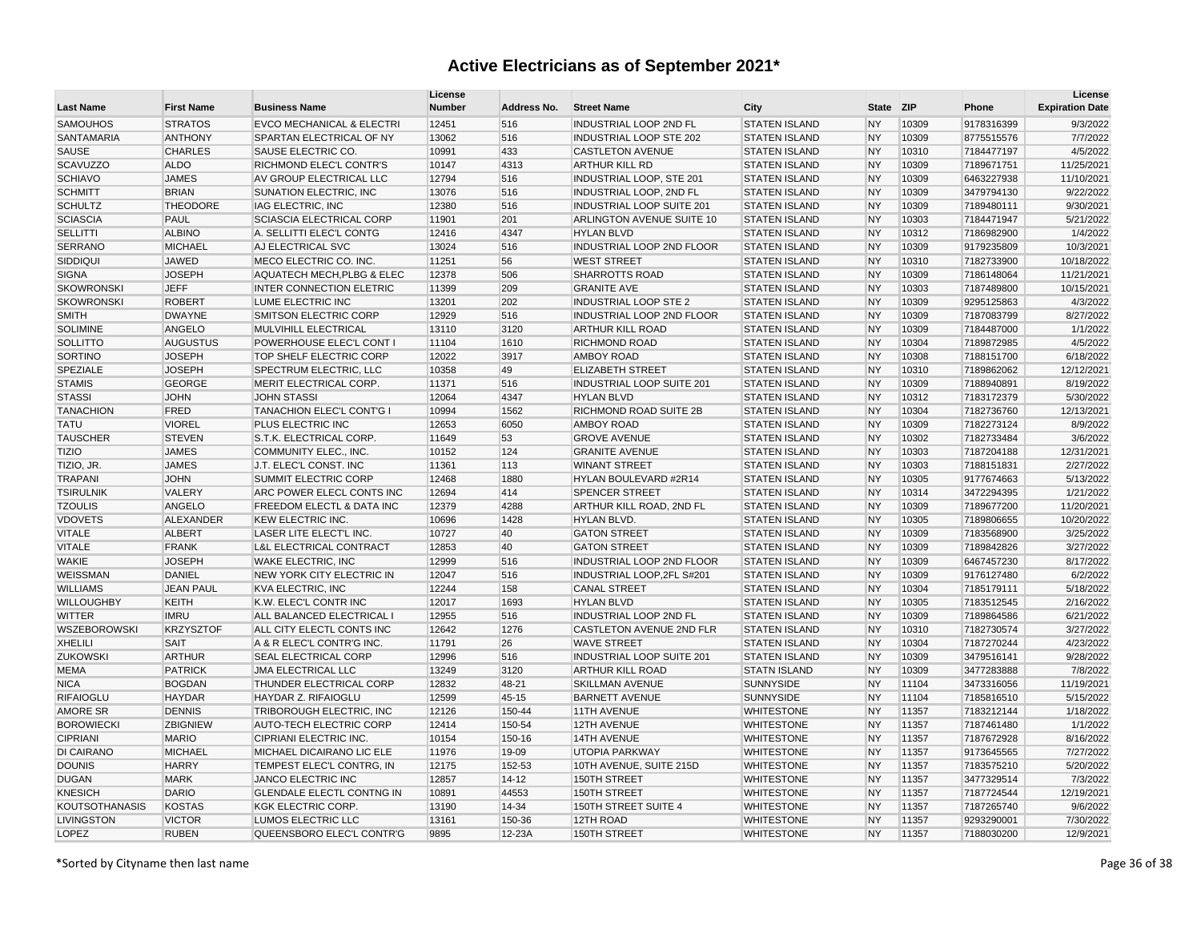# Active Electricians as of September 2021*

| Last Name | First Name | Business Name | License Number | Address No. | Street Name | City | State | ZIP | Phone | License Expiration Date |
|---|---|---|---|---|---|---|---|---|---|---|
| SAMOUHOS | STRATOS | EVCO MECHANICAL & ELECTRI | 12451 | 516 | INDUSTRIAL LOOP 2ND FL | STATEN ISLAND | NY | 10309 | 9178316399 | 9/3/2022 |
| SANTAMARIA | ANTHONY | SPARTAN ELECTRICAL OF NY | 13062 | 516 | INDUSTRIAL LOOP STE 202 | STATEN ISLAND | NY | 10309 | 8775515576 | 7/7/2022 |
| SAUSE | CHARLES | SAUSE ELECTRIC CO. | 10991 | 433 | CASTLETON AVENUE | STATEN ISLAND | NY | 10310 | 7184477197 | 4/5/2022 |
| SCAVUZZO | ALDO | RICHMOND ELEC'L CONTR'S | 10147 | 4313 | ARTHUR KILL RD | STATEN ISLAND | NY | 10309 | 7189671751 | 11/25/2021 |
| SCHIAVO | JAMES | AV GROUP ELECTRICAL LLC | 12794 | 516 | INDUSTRIAL LOOP, STE 201 | STATEN ISLAND | NY | 10309 | 6463227938 | 11/10/2021 |
| SCHMITT | BRIAN | SUNATION ELECTRIC, INC | 13076 | 516 | INDUSTRIAL LOOP, 2ND FL | STATEN ISLAND | NY | 10309 | 3479794130 | 9/22/2022 |
| SCHULTZ | THEODORE | IAG ELECTRIC, INC | 12380 | 516 | INDUSTRIAL LOOP SUITE 201 | STATEN ISLAND | NY | 10309 | 7189480111 | 9/30/2021 |
| SCIASCIA | PAUL | SCIASCIA ELECTRICAL CORP | 11901 | 201 | ARLINGTON AVENUE SUITE 10 | STATEN ISLAND | NY | 10303 | 7184471947 | 5/21/2022 |
| SELLITTI | ALBINO | A. SELLITTI ELEC'L CONTG | 12416 | 4347 | HYLAN BLVD | STATEN ISLAND | NY | 10312 | 7186982900 | 1/4/2022 |
| SERRANO | MICHAEL | AJ ELECTRICAL SVC | 13024 | 516 | INDUSTRIAL LOOP 2ND FLOOR | STATEN ISLAND | NY | 10309 | 9179235809 | 10/3/2021 |
| SIDDIQUI | JAWED | MECO ELECTRIC CO. INC. | 11251 | 56 | WEST STREET | STATEN ISLAND | NY | 10310 | 7182733900 | 10/18/2022 |
| SIGNA | JOSEPH | AQUATECH MECH,PLBG & ELEC | 12378 | 506 | SHARROTTS ROAD | STATEN ISLAND | NY | 10309 | 7186148064 | 11/21/2021 |
| SKOWRONSKI | JEFF | INTER CONNECTION ELETRIC | 11399 | 209 | GRANITE AVE | STATEN ISLAND | NY | 10303 | 7187489800 | 10/15/2021 |
| SKOWRONSKI | ROBERT | LUME ELECTRIC INC | 13201 | 202 | INDUSTRIAL LOOP STE 2 | STATEN ISLAND | NY | 10309 | 9295125863 | 4/3/2022 |
| SMITH | DWAYNE | SMITSON ELECTRIC CORP | 12929 | 516 | INDUSTRIAL LOOP 2ND FLOOR | STATEN ISLAND | NY | 10309 | 7187083799 | 8/27/2022 |
| SOLIMINE | ANGELO | MULVIHILL ELECTRICAL | 13110 | 3120 | ARTHUR KILL ROAD | STATEN ISLAND | NY | 10309 | 7184487000 | 1/1/2022 |
| SOLLITTO | AUGUSTUS | POWERHOUSE ELEC'L CONT I | 11104 | 1610 | RICHMOND ROAD | STATEN ISLAND | NY | 10304 | 7189872985 | 4/5/2022 |
| SORTINO | JOSEPH | TOP SHELF ELECTRIC CORP | 12022 | 3917 | AMBOY ROAD | STATEN ISLAND | NY | 10308 | 7188151700 | 6/18/2022 |
| SPEZIALE | JOSEPH | SPECTRUM ELECTRIC, LLC | 10358 | 49 | ELIZABETH STREET | STATEN ISLAND | NY | 10310 | 7189862062 | 12/12/2021 |
| STAMIS | GEORGE | MERIT ELECTRICAL CORP. | 11371 | 516 | INDUSTRIAL LOOP SUITE 201 | STATEN ISLAND | NY | 10309 | 7188940891 | 8/19/2022 |
| STASSI | JOHN | JOHN STASSI | 12064 | 4347 | HYLAN BLVD | STATEN ISLAND | NY | 10312 | 7183172379 | 5/30/2022 |
| TANACHION | FRED | TANACHION ELEC'L CONT'G I | 10994 | 1562 | RICHMOND ROAD SUITE 2B | STATEN ISLAND | NY | 10304 | 7182736760 | 12/13/2021 |
| TATU | VIOREL | PLUS ELECTRIC INC | 12653 | 6050 | AMBOY ROAD | STATEN ISLAND | NY | 10309 | 7182273124 | 8/9/2022 |
| TAUSCHER | STEVEN | S.T.K. ELECTRICAL CORP. | 11649 | 53 | GROVE AVENUE | STATEN ISLAND | NY | 10302 | 7182733484 | 3/6/2022 |
| TIZIO | JAMES | COMMUNITY ELEC., INC. | 10152 | 124 | GRANITE AVENUE | STATEN ISLAND | NY | 10303 | 7187204188 | 12/31/2021 |
| TIZIO, JR. | JAMES | J.T. ELEC'L CONST. INC | 11361 | 113 | WINANT STREET | STATEN ISLAND | NY | 10303 | 7188151831 | 2/27/2022 |
| TRAPANI | JOHN | SUMMIT ELECTRIC CORP | 12468 | 1880 | HYLAN BOULEVARD #2R14 | STATEN ISLAND | NY | 10305 | 9177674663 | 5/13/2022 |
| TSIRULNIK | VALERY | ARC POWER ELECL CONTS INC | 12694 | 414 | SPENCER STREET | STATEN ISLAND | NY | 10314 | 3472294395 | 1/21/2022 |
| TZOULIS | ANGELO | FREEDOM ELECTL & DATA INC | 12379 | 4288 | ARTHUR KILL ROAD, 2ND FL | STATEN ISLAND | NY | 10309 | 7189677200 | 11/20/2021 |
| VDOVETS | ALEXANDER | KEW ELECTRIC INC. | 10696 | 1428 | HYLAN BLVD. | STATEN ISLAND | NY | 10305 | 7189806655 | 10/20/2022 |
| VITALE | ALBERT | LASER LITE ELECT'L INC. | 10727 | 40 | GATON STREET | STATEN ISLAND | NY | 10309 | 7183568900 | 3/25/2022 |
| VITALE | FRANK | L&L ELECTRICAL CONTRACT | 12853 | 40 | GATON STREET | STATEN ISLAND | NY | 10309 | 7189842826 | 3/27/2022 |
| WAKIE | JOSEPH | WAKE ELECTRIC, INC | 12999 | 516 | INDUSTRIAL LOOP 2ND FLOOR | STATEN ISLAND | NY | 10309 | 6467457230 | 8/17/2022 |
| WEISSMAN | DANIEL | NEW YORK CITY ELECTRIC IN | 12047 | 516 | INDUSTRIAL LOOP,2FL S#201 | STATEN ISLAND | NY | 10309 | 9176127480 | 6/2/2022 |
| WILLIAMS | JEAN PAUL | KVA ELECTRIC, INC | 12244 | 158 | CANAL STREET | STATEN ISLAND | NY | 10304 | 7185179111 | 5/18/2022 |
| WILLOUGHBY | KEITH | K.W. ELEC'L CONTR INC | 12017 | 1693 | HYLAN BLVD | STATEN ISLAND | NY | 10305 | 7183512545 | 2/16/2022 |
| WITTER | IMRU | ALL BALANCED ELECTRICAL I | 12955 | 516 | INDUSTRIAL LOOP 2ND FL | STATEN ISLAND | NY | 10309 | 7189864586 | 6/21/2022 |
| WSZEBOROWSKI | KRZYSZTOF | ALL CITY ELECTL CONTS INC | 12642 | 1276 | CASTLETON AVENUE 2ND FLR | STATEN ISLAND | NY | 10310 | 7182730574 | 3/27/2022 |
| XHELILI | SAIT | A & R ELEC'L CONTR'G INC. | 11791 | 26 | WAVE STREET | STATEN ISLAND | NY | 10304 | 7187270244 | 4/23/2022 |
| ZUKOWSKI | ARTHUR | SEAL ELECTRICAL CORP | 12996 | 516 | INDUSTRIAL LOOP SUITE 201 | STATEN ISLAND | NY | 10309 | 3479516141 | 9/28/2022 |
| MEMA | PATRICK | JMA ELECTRICAL LLC | 13249 | 3120 | ARTHUR KILL ROAD | STATN ISLAND | NY | 10309 | 3477283888 | 7/8/2022 |
| NICA | BOGDAN | THUNDER ELECTRICAL CORP | 12832 | 48-21 | SKILLMAN AVENUE | SUNNYSIDE | NY | 11104 | 3473316056 | 11/19/2021 |
| RIFAIOGLU | HAYDAR | HAYDAR Z. RIFAIOGLU | 12599 | 45-15 | BARNETT AVENUE | SUNNYSIDE | NY | 11104 | 7185816510 | 5/15/2022 |
| AMORE SR | DENNIS | TRIBOROUGH ELECTRIC, INC | 12126 | 150-44 | 11TH AVENUE | WHITESTONE | NY | 11357 | 7183212144 | 1/18/2022 |
| BOROWIECKI | ZBIGNIEW | AUTO-TECH ELECTRIC CORP | 12414 | 150-54 | 12TH AVENUE | WHITESTONE | NY | 11357 | 7187461480 | 1/1/2022 |
| CIPRIANI | MARIO | CIPRIANI ELECTRIC INC. | 10154 | 150-16 | 14TH AVENUE | WHITESTONE | NY | 11357 | 7187672928 | 8/16/2022 |
| DI CAIRANO | MICHAEL | MICHAEL DICAIRANO LIC ELE | 11976 | 19-09 | UTOPIA PARKWAY | WHITESTONE | NY | 11357 | 9173645565 | 7/27/2022 |
| DOUNIS | HARRY | TEMPEST ELEC'L CONTRG, IN | 12175 | 152-53 | 10TH AVENUE, SUITE 215D | WHITESTONE | NY | 11357 | 7183575210 | 5/20/2022 |
| DUGAN | MARK | JANCO ELECTRIC INC | 12857 | 14-12 | 150TH STREET | WHITESTONE | NY | 11357 | 3477329514 | 7/3/2022 |
| KNESICH | DARIO | GLENDALE ELECTL CONTNG IN | 10891 | 44553 | 150TH STREET | WHITESTONE | NY | 11357 | 7187724544 | 12/19/2021 |
| KOUTSOTHANASIS | KOSTAS | KGK ELECTRIC CORP. | 13190 | 14-34 | 150TH STREET SUITE 4 | WHITESTONE | NY | 11357 | 7187265740 | 9/6/2022 |
| LIVINGSTON | VICTOR | LUMOS ELECTRIC LLC | 13161 | 150-36 | 12TH ROAD | WHITESTONE | NY | 11357 | 9293290001 | 7/30/2022 |
| LOPEZ | RUBEN | QUEENSBORO ELEC'L CONTR'G | 9895 | 12-23A | 150TH STREET | WHITESTONE | NY | 11357 | 7188030200 | 12/9/2021 |

*Sorted by Cityname then last name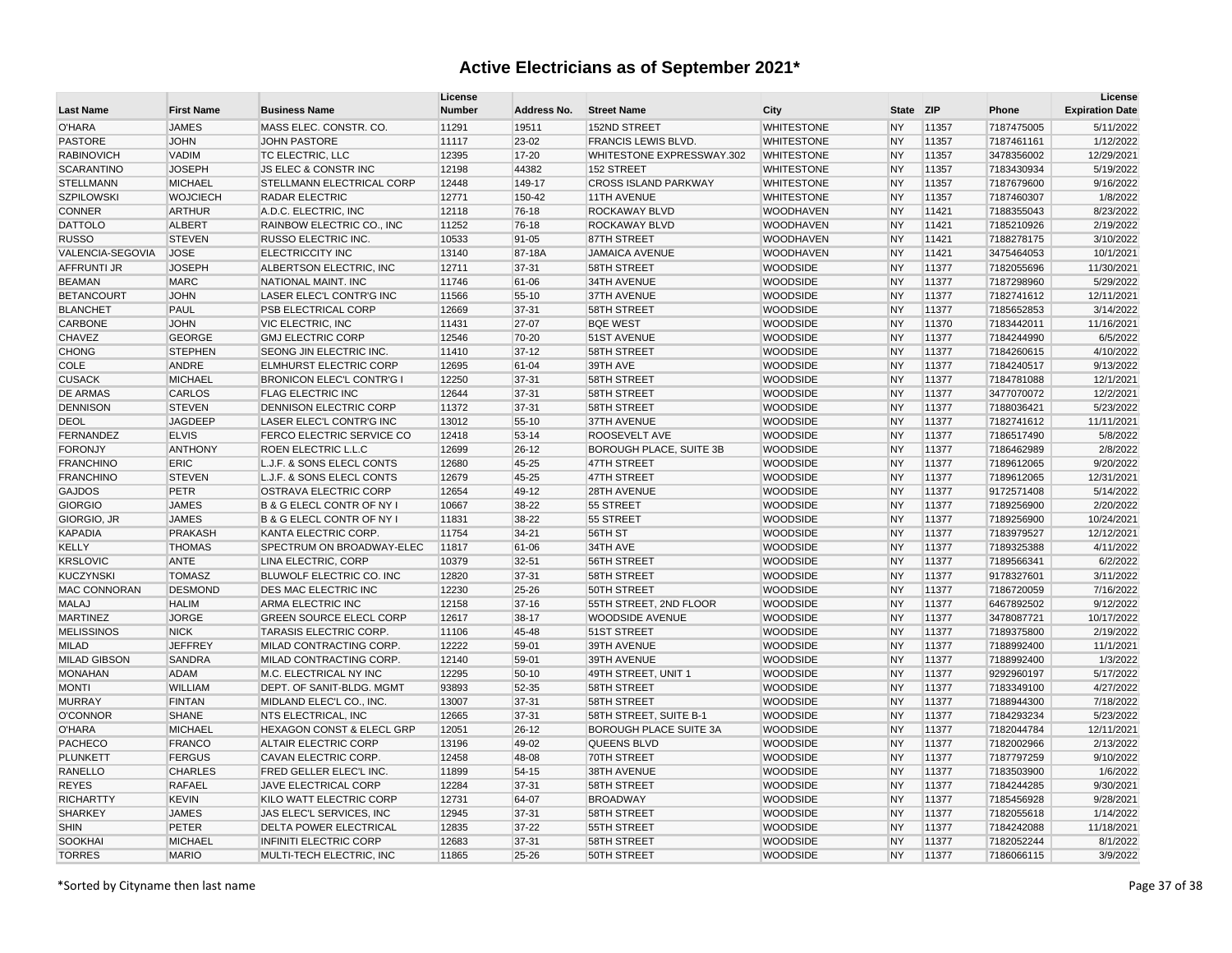# Active Electricians as of September 2021*

| Last Name | First Name | Business Name | License Number | Address No. | Street Name | City | State | ZIP | Phone | License Expiration Date |
|---|---|---|---|---|---|---|---|---|---|---|
| O'HARA | JAMES | MASS ELEC. CONSTR. CO. | 11291 | 19511 | 152ND STREET | WHITESTONE | NY | 11357 | 7187475005 | 5/11/2022 |
| PASTORE | JOHN | JOHN PASTORE | 11117 | 23-02 | FRANCIS LEWIS BLVD. | WHITESTONE | NY | 11357 | 7187461161 | 1/12/2022 |
| RABINOVICH | VADIM | TC ELECTRIC, LLC | 12395 | 17-20 | WHITESTONE EXPRESSWAY.302 | WHITESTONE | NY | 11357 | 3478356002 | 12/29/2021 |
| SCARANTINO | JOSEPH | JS ELEC & CONSTR INC | 12198 | 44382 | 152 STREET | WHITESTONE | NY | 11357 | 7183430934 | 5/19/2022 |
| STELLMANN | MICHAEL | STELLMANN ELECTRICAL CORP | 12448 | 149-17 | CROSS ISLAND PARKWAY | WHITESTONE | NY | 11357 | 7187679600 | 9/16/2022 |
| SZPILOWSKI | WOJCIECH | RADAR ELECTRIC | 12771 | 150-42 | 11TH AVENUE | WHITESTONE | NY | 11357 | 7187460307 | 1/8/2022 |
| CONNER | ARTHUR | A.D.C. ELECTRIC, INC | 12118 | 76-18 | ROCKAWAY BLVD | WOODHAVEN | NY | 11421 | 7188355043 | 8/23/2022 |
| DATTOLO | ALBERT | RAINBOW ELECTRIC CO., INC | 11252 | 76-18 | ROCKAWAY BLVD | WOODHAVEN | NY | 11421 | 7185210926 | 2/19/2022 |
| RUSSO | STEVEN | RUSSO ELECTRIC INC. | 10533 | 91-05 | 87TH STREET | WOODHAVEN | NY | 11421 | 7188278175 | 3/10/2022 |
| VALENCIA-SEGOVIA | JOSE | ELECTRICCITY INC | 13140 | 87-18A | JAMAICA AVENUE | WOODHAVEN | NY | 11421 | 3475464053 | 10/1/2021 |
| AFFRUNTI JR | JOSEPH | ALBERTSON ELECTRIC, INC | 12711 | 37-31 | 58TH STREET | WOODSIDE | NY | 11377 | 7182055696 | 11/30/2021 |
| BEAMAN | MARC | NATIONAL MAINT. INC | 11746 | 61-06 | 34TH AVENUE | WOODSIDE | NY | 11377 | 7187298960 | 5/29/2022 |
| BETANCOURT | JOHN | LASER ELEC'L CONTR'G INC | 11566 | 55-10 | 37TH AVENUE | WOODSIDE | NY | 11377 | 7182741612 | 12/11/2021 |
| BLANCHET | PAUL | PSB ELECTRICAL CORP | 12669 | 37-31 | 58TH STREET | WOODSIDE | NY | 11377 | 7185652853 | 3/14/2022 |
| CARBONE | JOHN | VIC ELECTRIC, INC | 11431 | 27-07 | BQE WEST | WOODSIDE | NY | 11370 | 7183442011 | 11/16/2021 |
| CHAVEZ | GEORGE | GMJ ELECTRIC CORP | 12546 | 70-20 | 51ST AVENUE | WOODSIDE | NY | 11377 | 7184244990 | 6/5/2022 |
| CHONG | STEPHEN | SEONG JIN ELECTRIC INC. | 11410 | 37-12 | 58TH STREET | WOODSIDE | NY | 11377 | 7184260615 | 4/10/2022 |
| COLE | ANDRE | ELMHURST ELECTRIC CORP | 12695 | 61-04 | 39TH AVE | WOODSIDE | NY | 11377 | 7184240517 | 9/13/2022 |
| CUSACK | MICHAEL | BRONICON ELEC'L CONTR'G I | 12250 | 37-31 | 58TH STREET | WOODSIDE | NY | 11377 | 7184781088 | 12/1/2021 |
| DE ARMAS | CARLOS | FLAG ELECTRIC INC | 12644 | 37-31 | 58TH STREET | WOODSIDE | NY | 11377 | 3477070072 | 12/2/2021 |
| DENNISON | STEVEN | DENNISON ELECTRIC CORP | 11372 | 37-31 | 58TH STREET | WOODSIDE | NY | 11377 | 7188036421 | 5/23/2022 |
| DEOL | JAGDEEP | LASER ELEC'L CONTR'G INC | 13012 | 55-10 | 37TH AVENUE | WOODSIDE | NY | 11377 | 7182741612 | 11/11/2021 |
| FERNANDEZ | ELVIS | FERCO ELECTRIC SERVICE CO | 12418 | 53-14 | ROOSEVELT AVE | WOODSIDE | NY | 11377 | 7186517490 | 5/8/2022 |
| FORONJY | ANTHONY | ROEN ELECTRIC L.L.C | 12699 | 26-12 | BOROUGH PLACE, SUITE 3B | WOODSIDE | NY | 11377 | 7186462989 | 2/8/2022 |
| FRANCHINO | ERIC | L.J.F. & SONS ELECL CONTS | 12680 | 45-25 | 47TH STREET | WOODSIDE | NY | 11377 | 7189612065 | 9/20/2022 |
| FRANCHINO | STEVEN | L.J.F. & SONS ELECL CONTS | 12679 | 45-25 | 47TH STREET | WOODSIDE | NY | 11377 | 7189612065 | 12/31/2021 |
| GAJDOS | PETR | OSTRAVA ELECTRIC CORP | 12654 | 49-12 | 28TH AVENUE | WOODSIDE | NY | 11377 | 9172571408 | 5/14/2022 |
| GIORGIO | JAMES | B & G ELECL CONTR OF NY I | 10667 | 38-22 | 55 STREET | WOODSIDE | NY | 11377 | 7189256900 | 2/20/2022 |
| GIORGIO, JR | JAMES | B & G ELECL CONTR OF NY I | 11831 | 38-22 | 55 STREET | WOODSIDE | NY | 11377 | 7189256900 | 10/24/2021 |
| KAPADIA | PRAKASH | KANTA ELECTRIC CORP. | 11754 | 34-21 | 56TH ST | WOODSIDE | NY | 11377 | 7183979527 | 12/12/2021 |
| KELLY | THOMAS | SPECTRUM ON BROADWAY-ELEC | 11817 | 61-06 | 34TH AVE | WOODSIDE | NY | 11377 | 7189325388 | 4/11/2022 |
| KRSLOVIC | ANTE | LINA ELECTRIC, CORP | 10379 | 32-51 | 56TH STREET | WOODSIDE | NY | 11377 | 7189566341 | 6/2/2022 |
| KUCZYNSKI | TOMASZ | BLUWOLF ELECTRIC CO. INC | 12820 | 37-31 | 58TH STREET | WOODSIDE | NY | 11377 | 9178327601 | 3/11/2022 |
| MAC CONNORAN | DESMOND | DES MAC ELECTRIC INC | 12230 | 25-26 | 50TH STREET | WOODSIDE | NY | 11377 | 7186720059 | 7/16/2022 |
| MALAJ | HALIM | ARMA ELECTRIC INC | 12158 | 37-16 | 55TH STREET, 2ND FLOOR | WOODSIDE | NY | 11377 | 6467892502 | 9/12/2022 |
| MARTINEZ | JORGE | GREEN SOURCE ELECL CORP | 12617 | 38-17 | WOODSIDE AVENUE | WOODSIDE | NY | 11377 | 3478087721 | 10/17/2022 |
| MELISSINOS | NICK | TARASIS ELECTRIC CORP. | 11106 | 45-48 | 51ST STREET | WOODSIDE | NY | 11377 | 7189375800 | 2/19/2022 |
| MILAD | JEFFREY | MILAD CONTRACTING CORP. | 12222 | 59-01 | 39TH AVENUE | WOODSIDE | NY | 11377 | 7188992400 | 11/1/2021 |
| MILAD GIBSON | SANDRA | MILAD CONTRACTING CORP. | 12140 | 59-01 | 39TH AVENUE | WOODSIDE | NY | 11377 | 7188992400 | 1/3/2022 |
| MONAHAN | ADAM | M.C. ELECTRICAL NY INC | 12295 | 50-10 | 49TH STREET, UNIT 1 | WOODSIDE | NY | 11377 | 9292960197 | 5/17/2022 |
| MONTI | WILLIAM | DEPT. OF SANIT-BLDG. MGMT | 93893 | 52-35 | 58TH STREET | WOODSIDE | NY | 11377 | 7183349100 | 4/27/2022 |
| MURRAY | FINTAN | MIDLAND ELEC'L CO., INC. | 13007 | 37-31 | 58TH STREET | WOODSIDE | NY | 11377 | 7188944300 | 7/18/2022 |
| O'CONNOR | SHANE | NTS ELECTRICAL, INC | 12665 | 37-31 | 58TH STREET, SUITE B-1 | WOODSIDE | NY | 11377 | 7184293234 | 5/23/2022 |
| O'HARA | MICHAEL | HEXAGON CONST & ELECL GRP | 12051 | 26-12 | BOROUGH PLACE SUITE 3A | WOODSIDE | NY | 11377 | 7182044784 | 12/11/2021 |
| PACHECO | FRANCO | ALTAIR ELECTRIC CORP | 13196 | 49-02 | QUEENS BLVD | WOODSIDE | NY | 11377 | 7182002966 | 2/13/2022 |
| PLUNKETT | FERGUS | CAVAN ELECTRIC CORP. | 12458 | 48-08 | 70TH STREET | WOODSIDE | NY | 11377 | 7187797259 | 9/10/2022 |
| RANELLO | CHARLES | FRED GELLER ELEC'L INC. | 11899 | 54-15 | 38TH AVENUE | WOODSIDE | NY | 11377 | 7183503900 | 1/6/2022 |
| REYES | RAFAEL | JAVE ELECTRICAL CORP | 12284 | 37-31 | 58TH STREET | WOODSIDE | NY | 11377 | 7184244285 | 9/30/2021 |
| RICHARTTY | KEVIN | KILO WATT ELECTRIC CORP | 12731 | 64-07 | BROADWAY | WOODSIDE | NY | 11377 | 7185456928 | 9/28/2021 |
| SHARKEY | JAMES | JAS ELEC'L SERVICES, INC | 12945 | 37-31 | 58TH STREET | WOODSIDE | NY | 11377 | 7182055618 | 1/14/2022 |
| SHIN | PETER | DELTA POWER ELECTRICAL | 12835 | 37-22 | 55TH STREET | WOODSIDE | NY | 11377 | 7184242088 | 11/18/2021 |
| SOOKHAI | MICHAEL | INFINITI ELECTRIC CORP | 12683 | 37-31 | 58TH STREET | WOODSIDE | NY | 11377 | 7182052244 | 8/1/2022 |
| TORRES | MARIO | MULTI-TECH ELECTRIC, INC | 11865 | 25-26 | 50TH STREET | WOODSIDE | NY | 11377 | 7186066115 | 3/9/2022 |

*Sorted by Cityname then last name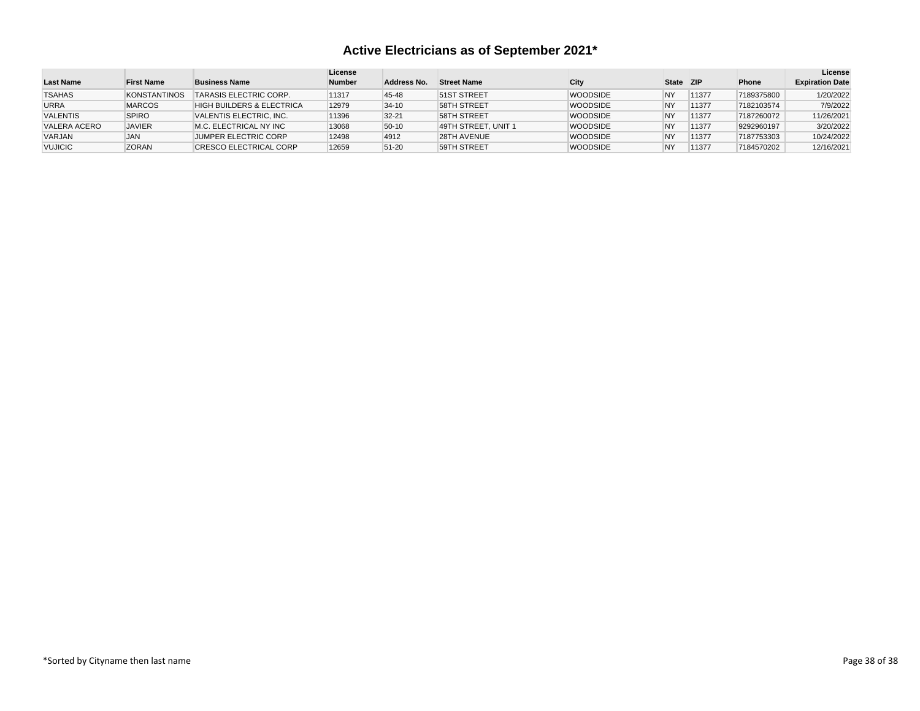# Active Electricians as of September 2021*

| Last Name | First Name | Business Name | License Number | Address No. | Street Name | City | State | ZIP | Phone | License Expiration Date |
|---|---|---|---|---|---|---|---|---|---|---|
| TSAHAS | KONSTANTINOS | TARASIS ELECTRIC CORP. | 11317 | 45-48 | 51ST STREET | WOODSIDE | NY | 11377 | 7189375800 | 1/20/2022 |
| URRA | MARCOS | HIGH BUILDERS & ELECTRICA | 12979 | 34-10 | 58TH STREET | WOODSIDE | NY | 11377 | 7182103574 | 7/9/2022 |
| VALENTIS | SPIRO | VALENTIS ELECTRIC, INC. | 11396 | 32-21 | 58TH STREET | WOODSIDE | NY | 11377 | 7187260072 | 11/26/2021 |
| VALERA ACERO | JAVIER | M.C. ELECTRICAL NY INC | 13068 | 50-10 | 49TH STREET, UNIT 1 | WOODSIDE | NY | 11377 | 9292960197 | 3/20/2022 |
| VARJAN | JAN | JUMPER ELECTRIC CORP | 12498 | 4912 | 28TH AVENUE | WOODSIDE | NY | 11377 | 7187753303 | 10/24/2022 |
| VUJICIC | ZORAN | CRESCO ELECTRICAL CORP | 12659 | 51-20 | 59TH STREET | WOODSIDE | NY | 11377 | 7184570202 | 12/16/2021 |

*Sorted by Cityname then last name